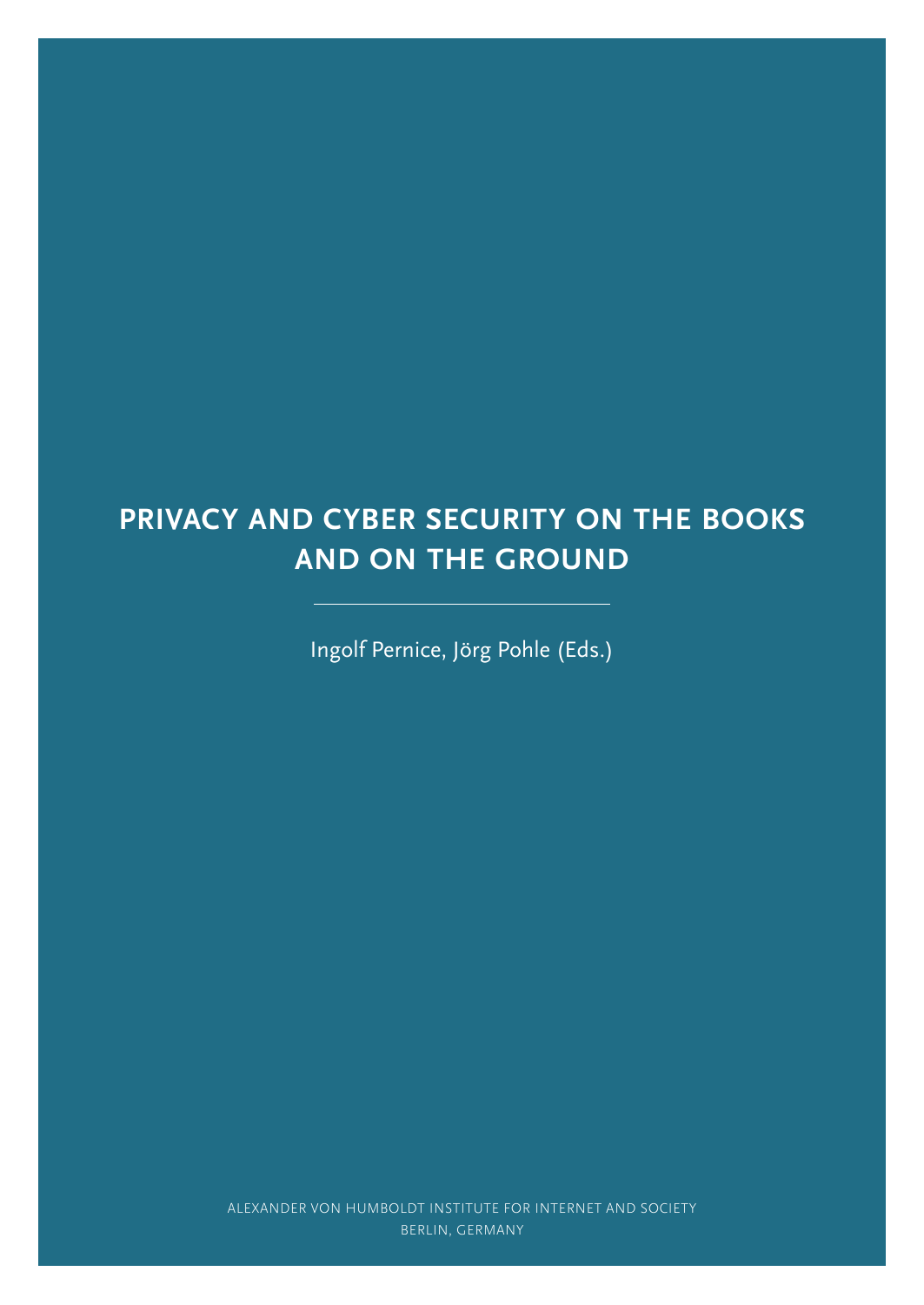# PRIVACY AND CYBER SECURITY ON THE BOOKS AND ON THE GROUND

Ingolf Pernice, Jörg Pohle (Eds.)

ALEXANDER VON HUMBOLDT INSTITUTE FOR INTERNET AND SOCIETY

BERLIN, GERMANY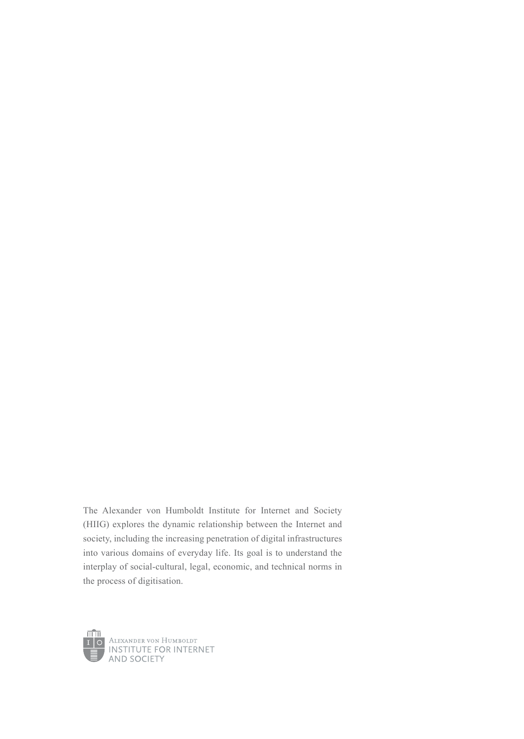The Alexander von Humboldt Institute for Internet and Society (HIIG) explores the dynamic relationship between the Internet and society, including the increasing penetration of digital infrastructures into various domains of everyday life. Its goal is to understand the interplay of social-cultural, legal, economic, and technical norms in the process of digitisation.

Alexander von Humboldt
INSTITUTE FOR INTERNET
AND SOCIETY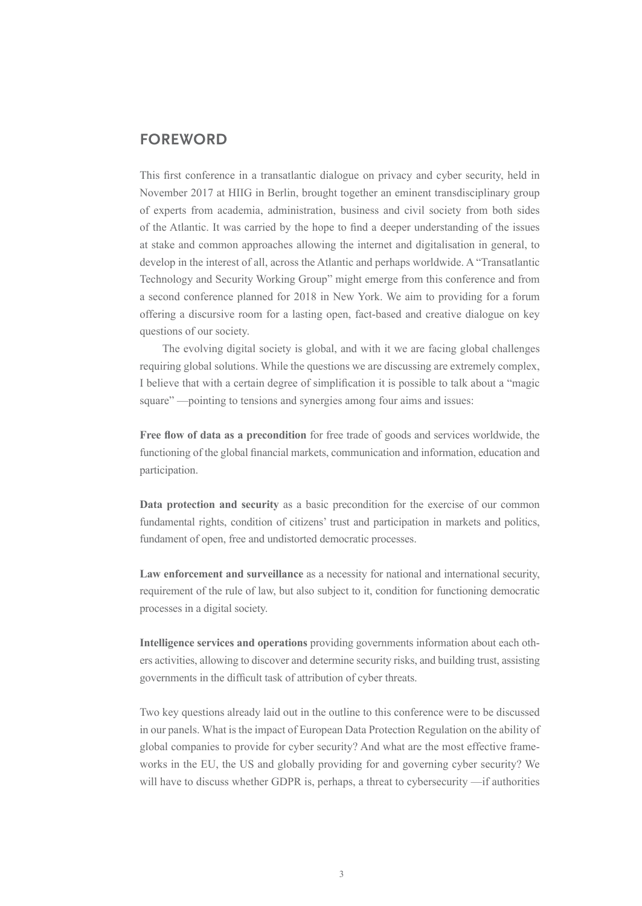## FOREWORD

This first conference in a transatlantic dialogue on privacy and cyber security, held in November 2017 at HIIG in Berlin, brought together an eminent transdisciplinary group of experts from academia, administration, business and civil society from both sides of the Atlantic. It was carried by the hope to find a deeper understanding of the issues at stake and common approaches allowing the internet and digitalisation in general, to develop in the interest of all, across the Atlantic and perhaps worldwide. A "Transatlantic Technology and Security Working Group" might emerge from this conference and from a second conference planned for 2018 in New York. We aim to providing for a forum offering a discursive room for a lasting open, fact-based and creative dialogue on key questions of our society.

The evolving digital society is global, and with it we are facing global challenges requiring global solutions. While the questions we are discussing are extremely complex, I believe that with a certain degree of simplification it is possible to talk about a "magic square" —pointing to tensions and synergies among four aims and issues:

**Free flow of data as a precondition** for free trade of goods and services worldwide, the functioning of the global financial markets, communication and information, education and participation.

**Data protection and security** as a basic precondition for the exercise of our common fundamental rights, condition of citizens' trust and participation in markets and politics, fundament of open, free and undistorted democratic processes.

**Law enforcement and surveillance** as a necessity for national and international security, requirement of the rule of law, but also subject to it, condition for functioning democratic processes in a digital society.

**Intelligence services and operations** providing governments information about each others activities, allowing to discover and determine security risks, and building trust, assisting governments in the difficult task of attribution of cyber threats.

Two key questions already laid out in the outline to this conference were to be discussed in our panels. What is the impact of European Data Protection Regulation on the ability of global companies to provide for cyber security? And what are the most effective frameworks in the EU, the US and globally providing for and governing cyber security? We will have to discuss whether GDPR is, perhaps, a threat to cybersecurity —if authorities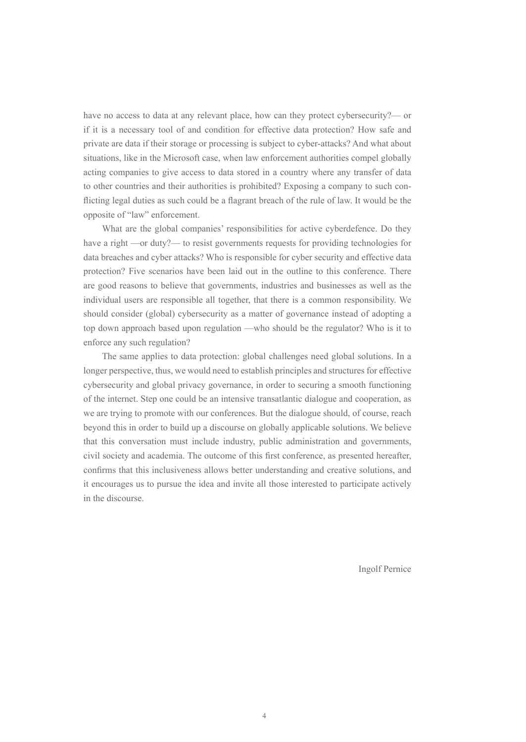have no access to data at any relevant place, how can they protect cybersecurity?— or if it is a necessary tool of and condition for effective data protection? How safe and private are data if their storage or processing is subject to cyber-attacks? And what about situations, like in the Microsoft case, when law enforcement authorities compel globally acting companies to give access to data stored in a country where any transfer of data to other countries and their authorities is prohibited? Exposing a company to such conflicting legal duties as such could be a flagrant breach of the rule of law. It would be the opposite of "law" enforcement.

What are the global companies' responsibilities for active cyberdefence. Do they have a right —or duty?— to resist governments requests for providing technologies for data breaches and cyber attacks? Who is responsible for cyber security and effective data protection? Five scenarios have been laid out in the outline to this conference. There are good reasons to believe that governments, industries and businesses as well as the individual users are responsible all together, that there is a common responsibility. We should consider (global) cybersecurity as a matter of governance instead of adopting a top down approach based upon regulation —who should be the regulator? Who is it to enforce any such regulation?

The same applies to data protection: global challenges need global solutions. In a longer perspective, thus, we would need to establish principles and structures for effective cybersecurity and global privacy governance, in order to securing a smooth functioning of the internet. Step one could be an intensive transatlantic dialogue and cooperation, as we are trying to promote with our conferences. But the dialogue should, of course, reach beyond this in order to build up a discourse on globally applicable solutions. We believe that this conversation must include industry, public administration and governments, civil society and academia. The outcome of this first conference, as presented hereafter, confirms that this inclusiveness allows better understanding and creative solutions, and it encourages us to pursue the idea and invite all those interested to participate actively in the discourse.

Ingolf Pernice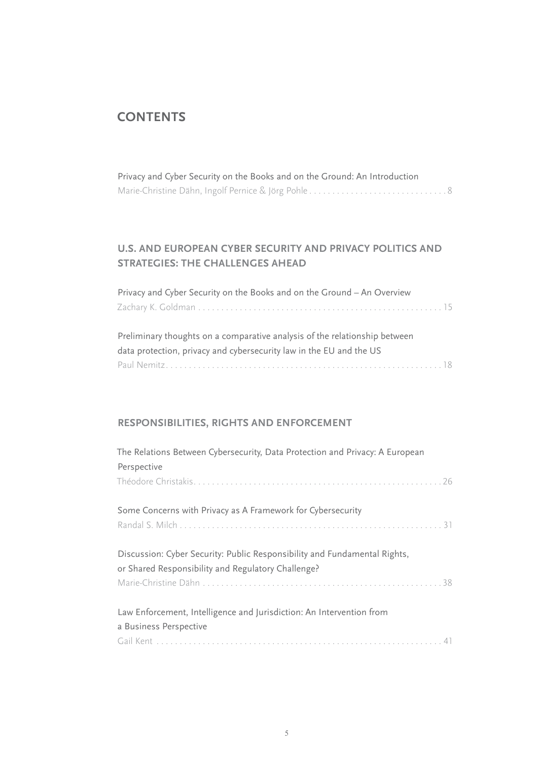# CONTENTS

Privacy and Cyber Security on the Books and on the Ground: An Introduction
Marie-Christine Dähn, Ingolf Pernice & Jörg Pohle . . . . . . . . . . . . . . . . . . . . . . . . . . . . . . 8

## U.S. AND EUROPEAN CYBER SECURITY AND PRIVACY POLITICS AND STRATEGIES: THE CHALLENGES AHEAD

Privacy and Cyber Security on the Books and on the Ground – An Overview
Zachary K. Goldman . . . . . . . . . . . . . . . . . . . . . . . . . . . . . . . . . . . . . . . . . . . . . . . . . . . . . 15

Preliminary thoughts on a comparative analysis of the relationship between data protection, privacy and cybersecurity law in the EU and the US
Paul Nemitz . . . . . . . . . . . . . . . . . . . . . . . . . . . . . . . . . . . . . . . . . . . . . . . . . . . . . . . . . . . . 18

## RESPONSIBILITIES, RIGHTS AND ENFORCEMENT

The Relations Between Cybersecurity, Data Protection and Privacy: A European Perspective
Théodore Christakis . . . . . . . . . . . . . . . . . . . . . . . . . . . . . . . . . . . . . . . . . . . . . . . . . . . . . . 26

Some Concerns with Privacy as A Framework for Cybersecurity
Randal S. Milch . . . . . . . . . . . . . . . . . . . . . . . . . . . . . . . . . . . . . . . . . . . . . . . . . . . . . . . . . 31

Discussion: Cyber Security: Public Responsibility and Fundamental Rights, or Shared Responsibility and Regulatory Challenge?
Marie-Christine Dähn . . . . . . . . . . . . . . . . . . . . . . . . . . . . . . . . . . . . . . . . . . . . . . . . . . . . 38

Law Enforcement, Intelligence and Jurisdiction: An Intervention from a Business Perspective
Gail Kent . . . . . . . . . . . . . . . . . . . . . . . . . . . . . . . . . . . . . . . . . . . . . . . . . . . . . . . . . . . . . . 41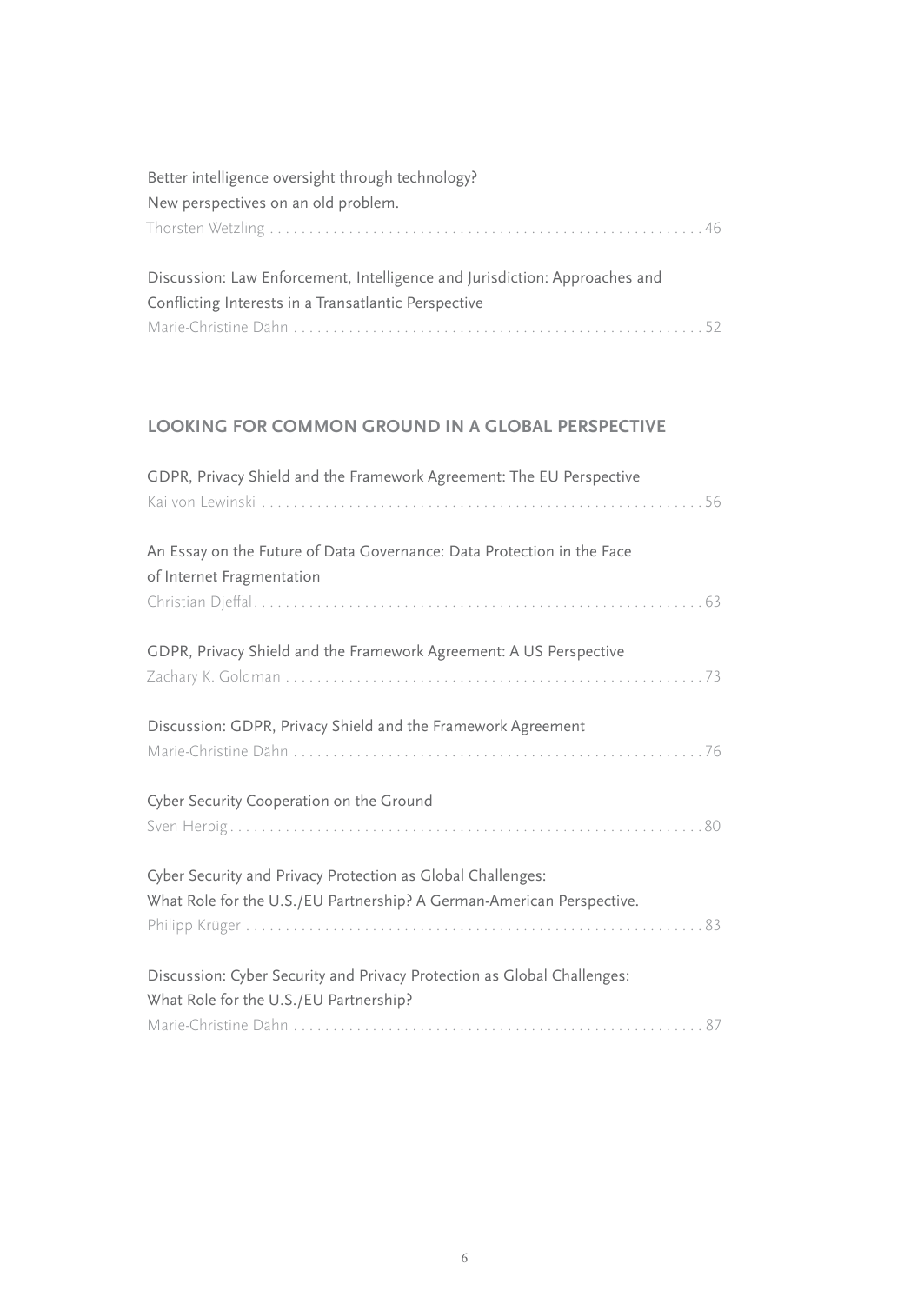Better intelligence oversight through technology?
New perspectives on an old problem.
Thorsten Wetzling . . . . . . . . . . . . . . . . . . . . . . . . . . . . . . . . . . . . . . . . . . . . . . . . . . . . . . . 46

Discussion: Law Enforcement, Intelligence and Jurisdiction: Approaches and Conflicting Interests in a Transatlantic Perspective
Marie-Christine Dähn . . . . . . . . . . . . . . . . . . . . . . . . . . . . . . . . . . . . . . . . . . . . . . . . . . . . 52

## LOOKING FOR COMMON GROUND IN A GLOBAL PERSPECTIVE

GDPR, Privacy Shield and the Framework Agreement: The EU Perspective
Kai von Lewinski . . . . . . . . . . . . . . . . . . . . . . . . . . . . . . . . . . . . . . . . . . . . . . . . . . . . . . . 56

An Essay on the Future of Data Governance: Data Protection in the Face of Internet Fragmentation
Christian Djeffal . . . . . . . . . . . . . . . . . . . . . . . . . . . . . . . . . . . . . . . . . . . . . . . . . . . . . . . . 63

GDPR, Privacy Shield and the Framework Agreement: A US Perspective
Zachary K. Goldman . . . . . . . . . . . . . . . . . . . . . . . . . . . . . . . . . . . . . . . . . . . . . . . . . . . . 73

Discussion: GDPR, Privacy Shield and the Framework Agreement
Marie-Christine Dähn . . . . . . . . . . . . . . . . . . . . . . . . . . . . . . . . . . . . . . . . . . . . . . . . . . . . 76

Cyber Security Cooperation on the Ground
Sven Herpig . . . . . . . . . . . . . . . . . . . . . . . . . . . . . . . . . . . . . . . . . . . . . . . . . . . . . . . . . . . 80

Cyber Security and Privacy Protection as Global Challenges:
What Role for the U.S./EU Partnership? A German-American Perspective.
Philipp Krüger . . . . . . . . . . . . . . . . . . . . . . . . . . . . . . . . . . . . . . . . . . . . . . . . . . . . . . . . . 83

Discussion: Cyber Security and Privacy Protection as Global Challenges:
What Role for the U.S./EU Partnership?
Marie-Christine Dähn . . . . . . . . . . . . . . . . . . . . . . . . . . . . . . . . . . . . . . . . . . . . . . . . . . . . 87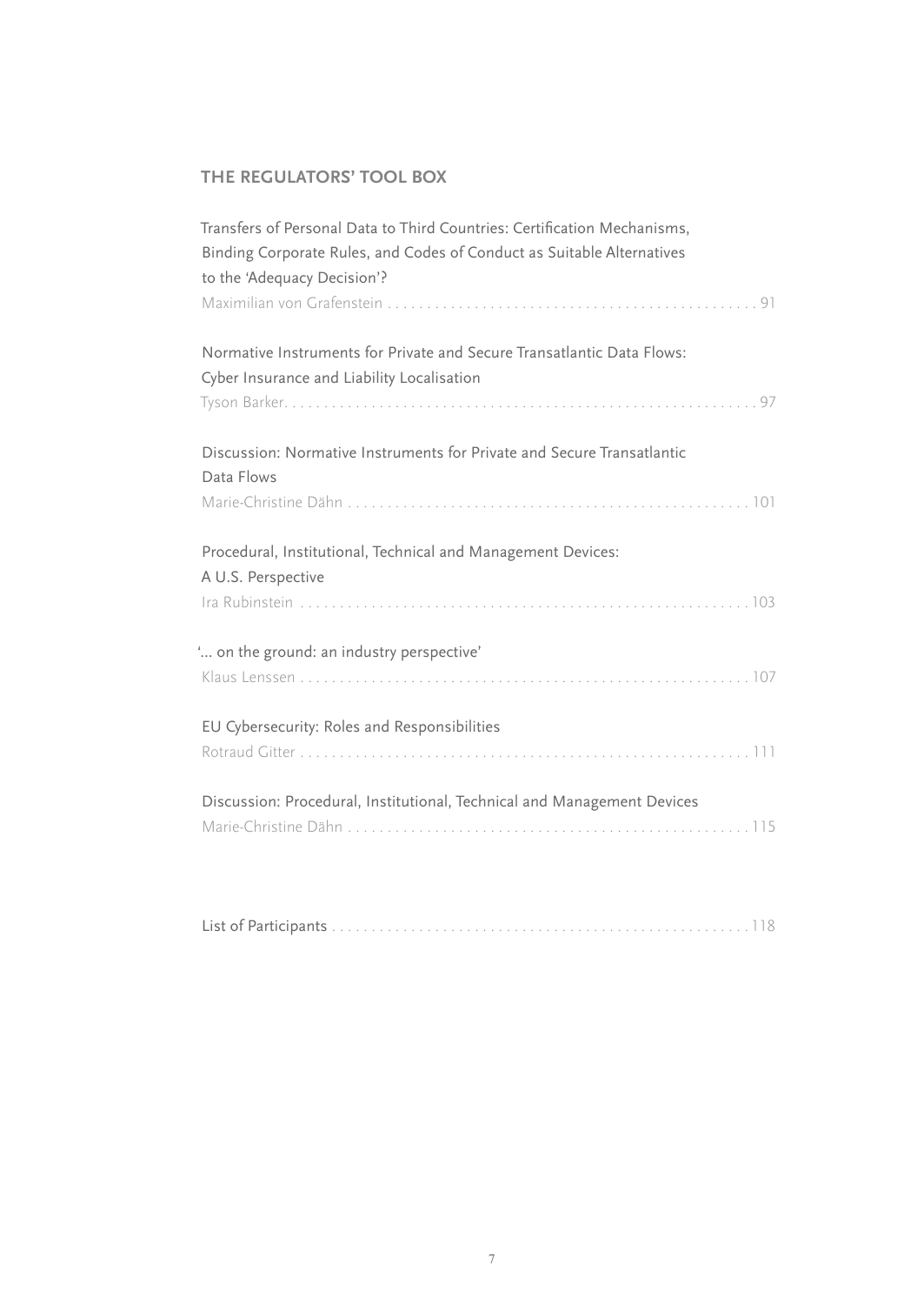## THE REGULATORS' TOOL BOX

Transfers of Personal Data to Third Countries: Certification Mechanisms, Binding Corporate Rules, and Codes of Conduct as Suitable Alternatives to the 'Adequacy Decision'?
Maximilian von Grafenstein . . . . . . . . . . . . . . . . . . . . . . . . . . . . . . . . . . . . . . . . . . . . . . . 91

Normative Instruments for Private and Secure Transatlantic Data Flows: Cyber Insurance and Liability Localisation
Tyson Barker. . . . . . . . . . . . . . . . . . . . . . . . . . . . . . . . . . . . . . . . . . . . . . . . . . . . . . . . . . . . 97

Discussion: Normative Instruments for Private and Secure Transatlantic Data Flows
Marie-Christine Dähn . . . . . . . . . . . . . . . . . . . . . . . . . . . . . . . . . . . . . . . . . . . . . . . . . . . 101

Procedural, Institutional, Technical and Management Devices: A U.S. Perspective
Ira Rubinstein . . . . . . . . . . . . . . . . . . . . . . . . . . . . . . . . . . . . . . . . . . . . . . . . . . . . . . . . . 103

'... on the ground: an industry perspective'
Klaus Lenssen . . . . . . . . . . . . . . . . . . . . . . . . . . . . . . . . . . . . . . . . . . . . . . . . . . . . . . . . . 107

EU Cybersecurity: Roles and Responsibilities
Rotraud Gitter . . . . . . . . . . . . . . . . . . . . . . . . . . . . . . . . . . . . . . . . . . . . . . . . . . . . . . . . . 111

Discussion: Procedural, Institutional, Technical and Management Devices
Marie-Christine Dähn . . . . . . . . . . . . . . . . . . . . . . . . . . . . . . . . . . . . . . . . . . . . . . . . . . . 115

List of Participants . . . . . . . . . . . . . . . . . . . . . . . . . . . . . . . . . . . . . . . . . . . . . . . . . . . . 118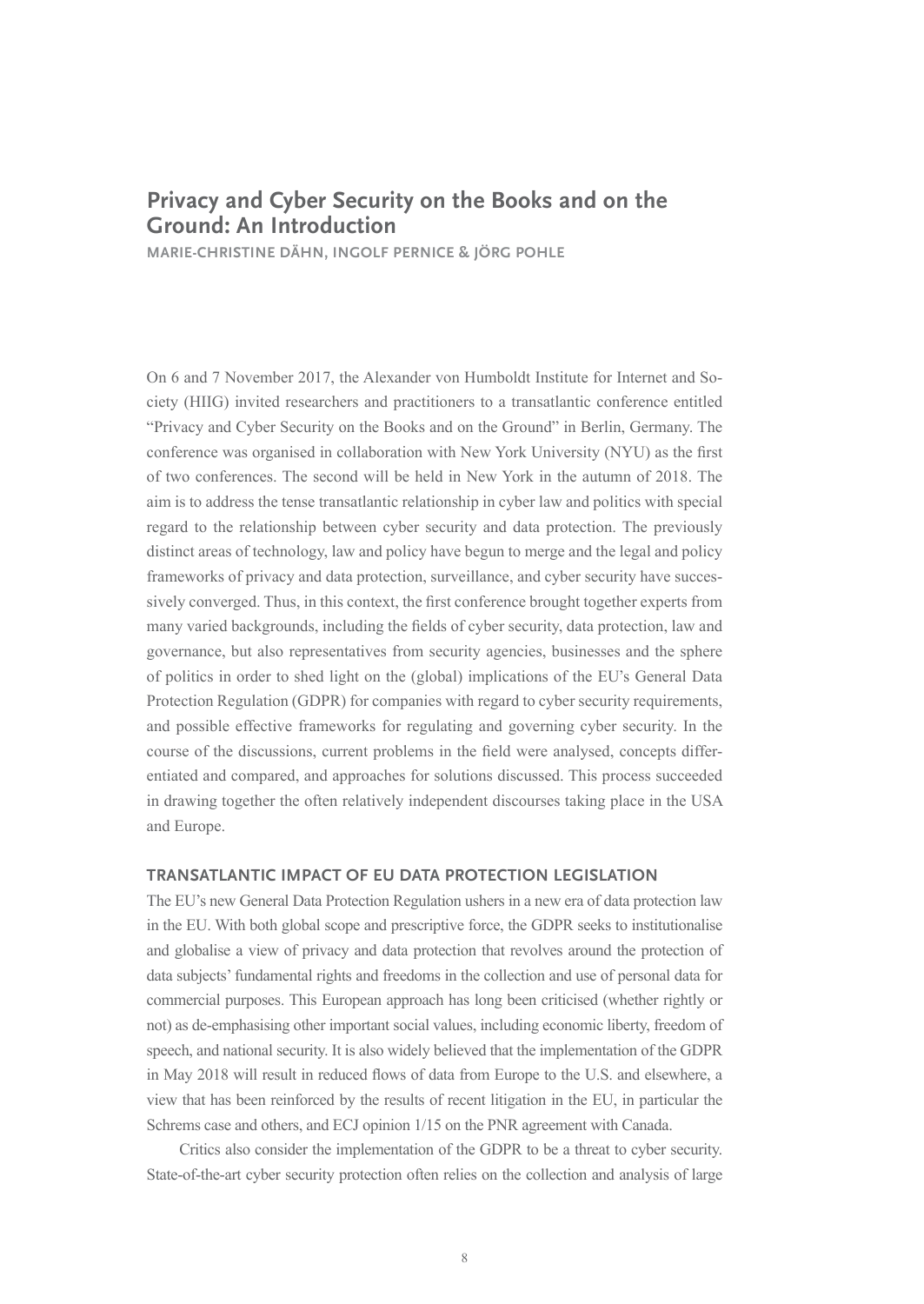# Privacy and Cyber Security on the Books and on the Ground: An Introduction

MARIE-CHRISTINE DÄHN, INGOLF PERNICE & JÖRG POHLE

On 6 and 7 November 2017, the Alexander von Humboldt Institute for Internet and Society (HIIG) invited researchers and practitioners to a transatlantic conference entitled "Privacy and Cyber Security on the Books and on the Ground" in Berlin, Germany. The conference was organised in collaboration with New York University (NYU) as the first of two conferences. The second will be held in New York in the autumn of 2018. The aim is to address the tense transatlantic relationship in cyber law and politics with special regard to the relationship between cyber security and data protection. The previously distinct areas of technology, law and policy have begun to merge and the legal and policy frameworks of privacy and data protection, surveillance, and cyber security have successively converged. Thus, in this context, the first conference brought together experts from many varied backgrounds, including the fields of cyber security, data protection, law and governance, but also representatives from security agencies, businesses and the sphere of politics in order to shed light on the (global) implications of the EU's General Data Protection Regulation (GDPR) for companies with regard to cyber security requirements, and possible effective frameworks for regulating and governing cyber security. In the course of the discussions, current problems in the field were analysed, concepts differentiated and compared, and approaches for solutions discussed. This process succeeded in drawing together the often relatively independent discourses taking place in the USA and Europe.

## TRANSATLANTIC IMPACT OF EU DATA PROTECTION LEGISLATION

The EU's new General Data Protection Regulation ushers in a new era of data protection law in the EU. With both global scope and prescriptive force, the GDPR seeks to institutionalise and globalise a view of privacy and data protection that revolves around the protection of data subjects' fundamental rights and freedoms in the collection and use of personal data for commercial purposes. This European approach has long been criticised (whether rightly or not) as de-emphasising other important social values, including economic liberty, freedom of speech, and national security. It is also widely believed that the implementation of the GDPR in May 2018 will result in reduced flows of data from Europe to the U.S. and elsewhere, a view that has been reinforced by the results of recent litigation in the EU, in particular the Schrems case and others, and ECJ opinion 1/15 on the PNR agreement with Canada.

Critics also consider the implementation of the GDPR to be a threat to cyber security. State-of-the-art cyber security protection often relies on the collection and analysis of large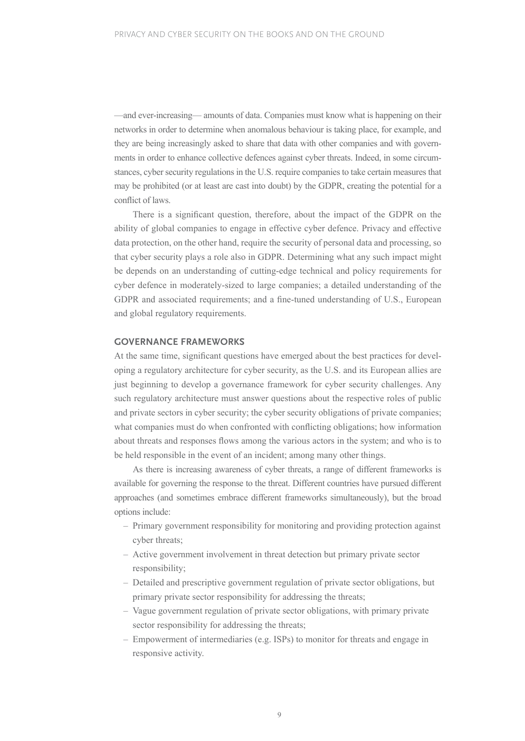—and ever-increasing— amounts of data. Companies must know what is happening on their networks in order to determine when anomalous behaviour is taking place, for example, and they are being increasingly asked to share that data with other companies and with governments in order to enhance collective defences against cyber threats. Indeed, in some circumstances, cyber security regulations in the U.S. require companies to take certain measures that may be prohibited (or at least are cast into doubt) by the GDPR, creating the potential for a conflict of laws.

There is a significant question, therefore, about the impact of the GDPR on the ability of global companies to engage in effective cyber defence. Privacy and effective data protection, on the other hand, require the security of personal data and processing, so that cyber security plays a role also in GDPR. Determining what any such impact might be depends on an understanding of cutting-edge technical and policy requirements for cyber defence in moderately-sized to large companies; a detailed understanding of the GDPR and associated requirements; and a fine-tuned understanding of U.S., European and global regulatory requirements.

## GOVERNANCE FRAMEWORKS

At the same time, significant questions have emerged about the best practices for developing a regulatory architecture for cyber security, as the U.S. and its European allies are just beginning to develop a governance framework for cyber security challenges. Any such regulatory architecture must answer questions about the respective roles of public and private sectors in cyber security; the cyber security obligations of private companies; what companies must do when confronted with conflicting obligations; how information about threats and responses flows among the various actors in the system; and who is to be held responsible in the event of an incident; among many other things.

As there is increasing awareness of cyber threats, a range of different frameworks is available for governing the response to the threat. Different countries have pursued different approaches (and sometimes embrace different frameworks simultaneously), but the broad options include:

- Primary government responsibility for monitoring and providing protection against cyber threats;
- Active government involvement in threat detection but primary private sector responsibility;
- Detailed and prescriptive government regulation of private sector obligations, but primary private sector responsibility for addressing the threats;
- Vague government regulation of private sector obligations, with primary private sector responsibility for addressing the threats;
- Empowerment of intermediaries (e.g. ISPs) to monitor for threats and engage in responsive activity.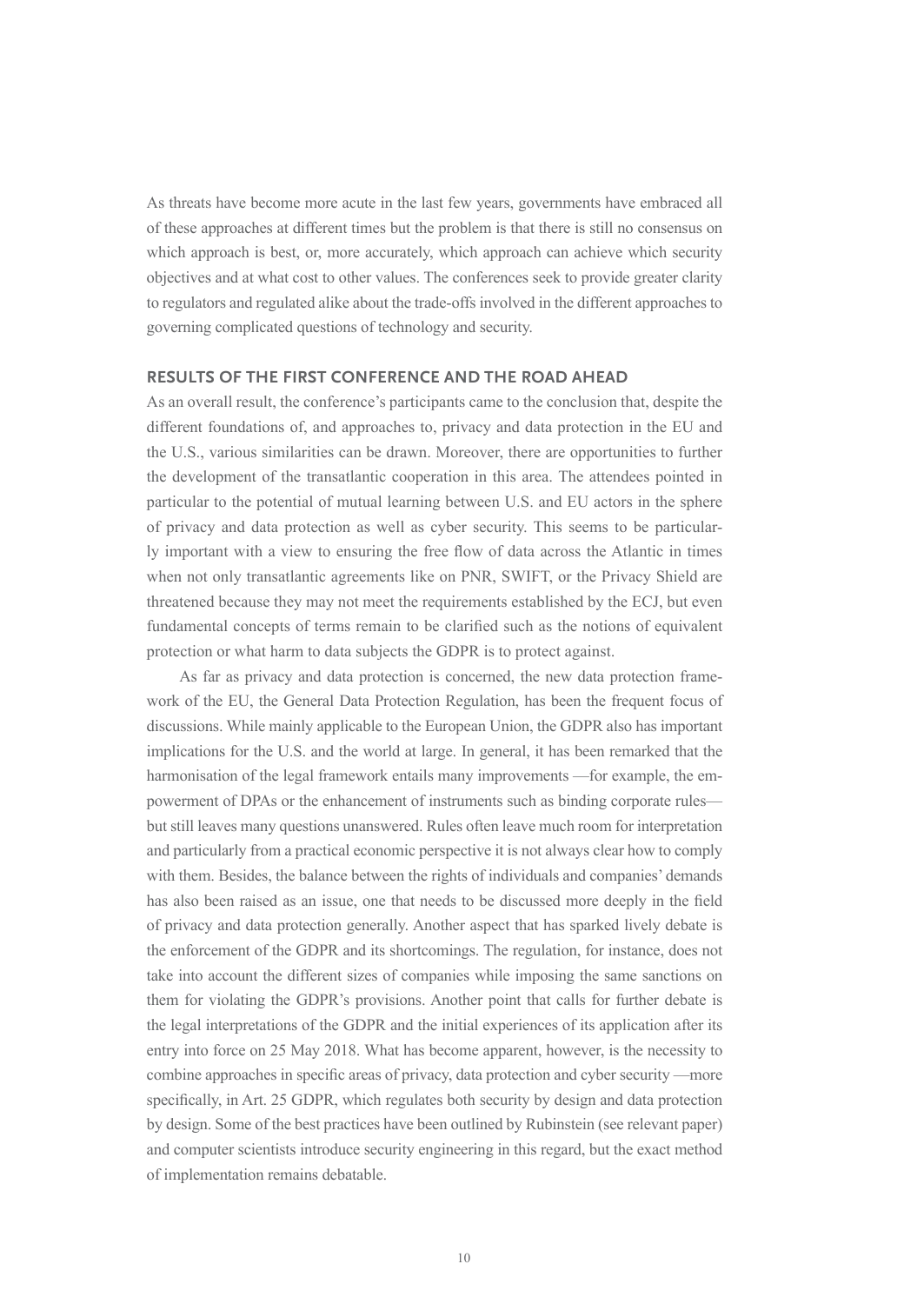As threats have become more acute in the last few years, governments have embraced all of these approaches at different times but the problem is that there is still no consensus on which approach is best, or, more accurately, which approach can achieve which security objectives and at what cost to other values. The conferences seek to provide greater clarity to regulators and regulated alike about the trade-offs involved in the different approaches to governing complicated questions of technology and security.

## RESULTS OF THE FIRST CONFERENCE AND THE ROAD AHEAD

As an overall result, the conference's participants came to the conclusion that, despite the different foundations of, and approaches to, privacy and data protection in the EU and the U.S., various similarities can be drawn. Moreover, there are opportunities to further the development of the transatlantic cooperation in this area. The attendees pointed in particular to the potential of mutual learning between U.S. and EU actors in the sphere of privacy and data protection as well as cyber security. This seems to be particularly important with a view to ensuring the free flow of data across the Atlantic in times when not only transatlantic agreements like on PNR, SWIFT, or the Privacy Shield are threatened because they may not meet the requirements established by the ECJ, but even fundamental concepts of terms remain to be clarified such as the notions of equivalent protection or what harm to data subjects the GDPR is to protect against.

As far as privacy and data protection is concerned, the new data protection framework of the EU, the General Data Protection Regulation, has been the frequent focus of discussions. While mainly applicable to the European Union, the GDPR also has important implications for the U.S. and the world at large. In general, it has been remarked that the harmonisation of the legal framework entails many improvements —for example, the empowerment of DPAs or the enhancement of instruments such as binding corporate rules— but still leaves many questions unanswered. Rules often leave much room for interpretation and particularly from a practical economic perspective it is not always clear how to comply with them. Besides, the balance between the rights of individuals and companies' demands has also been raised as an issue, one that needs to be discussed more deeply in the field of privacy and data protection generally. Another aspect that has sparked lively debate is the enforcement of the GDPR and its shortcomings. The regulation, for instance, does not take into account the different sizes of companies while imposing the same sanctions on them for violating the GDPR's provisions. Another point that calls for further debate is the legal interpretations of the GDPR and the initial experiences of its application after its entry into force on 25 May 2018. What has become apparent, however, is the necessity to combine approaches in specific areas of privacy, data protection and cyber security —more specifically, in Art. 25 GDPR, which regulates both security by design and data protection by design. Some of the best practices have been outlined by Rubinstein (see relevant paper) and computer scientists introduce security engineering in this regard, but the exact method of implementation remains debatable.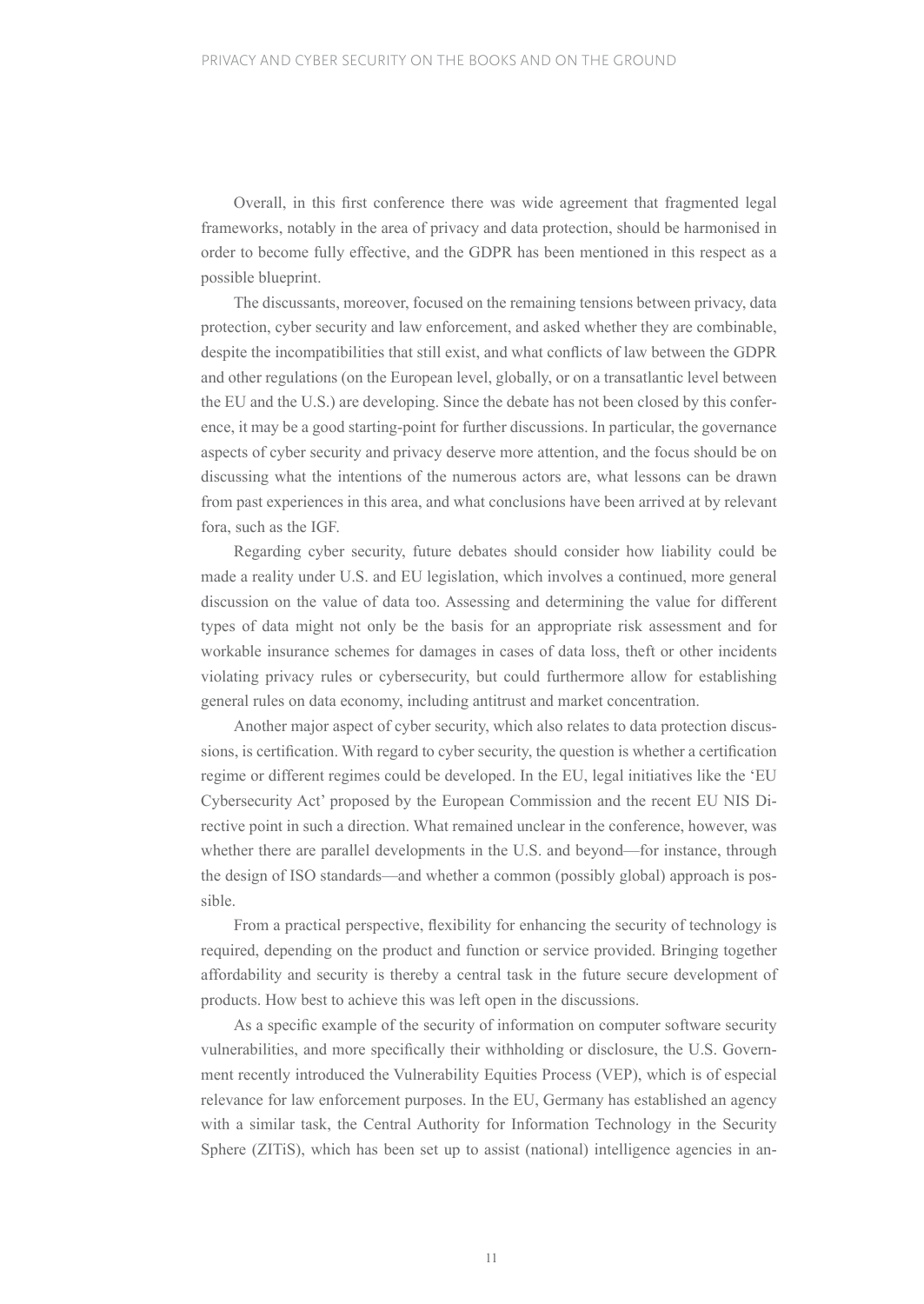Overall, in this first conference there was wide agreement that fragmented legal frameworks, notably in the area of privacy and data protection, should be harmonised in order to become fully effective, and the GDPR has been mentioned in this respect as a possible blueprint.

The discussants, moreover, focused on the remaining tensions between privacy, data protection, cyber security and law enforcement, and asked whether they are combinable, despite the incompatibilities that still exist, and what conflicts of law between the GDPR and other regulations (on the European level, globally, or on a transatlantic level between the EU and the U.S.) are developing. Since the debate has not been closed by this conference, it may be a good starting-point for further discussions. In particular, the governance aspects of cyber security and privacy deserve more attention, and the focus should be on discussing what the intentions of the numerous actors are, what lessons can be drawn from past experiences in this area, and what conclusions have been arrived at by relevant fora, such as the IGF.

Regarding cyber security, future debates should consider how liability could be made a reality under U.S. and EU legislation, which involves a continued, more general discussion on the value of data too. Assessing and determining the value for different types of data might not only be the basis for an appropriate risk assessment and for workable insurance schemes for damages in cases of data loss, theft or other incidents violating privacy rules or cybersecurity, but could furthermore allow for establishing general rules on data economy, including antitrust and market concentration.

Another major aspect of cyber security, which also relates to data protection discussions, is certification. With regard to cyber security, the question is whether a certification regime or different regimes could be developed. In the EU, legal initiatives like the 'EU Cybersecurity Act' proposed by the European Commission and the recent EU NIS Directive point in such a direction. What remained unclear in the conference, however, was whether there are parallel developments in the U.S. and beyond—for instance, through the design of ISO standards—and whether a common (possibly global) approach is possible.

From a practical perspective, flexibility for enhancing the security of technology is required, depending on the product and function or service provided. Bringing together affordability and security is thereby a central task in the future secure development of products. How best to achieve this was left open in the discussions.

As a specific example of the security of information on computer software security vulnerabilities, and more specifically their withholding or disclosure, the U.S. Government recently introduced the Vulnerability Equities Process (VEP), which is of especial relevance for law enforcement purposes. In the EU, Germany has established an agency with a similar task, the Central Authority for Information Technology in the Security Sphere (ZITiS), which has been set up to assist (national) intelligence agencies in an-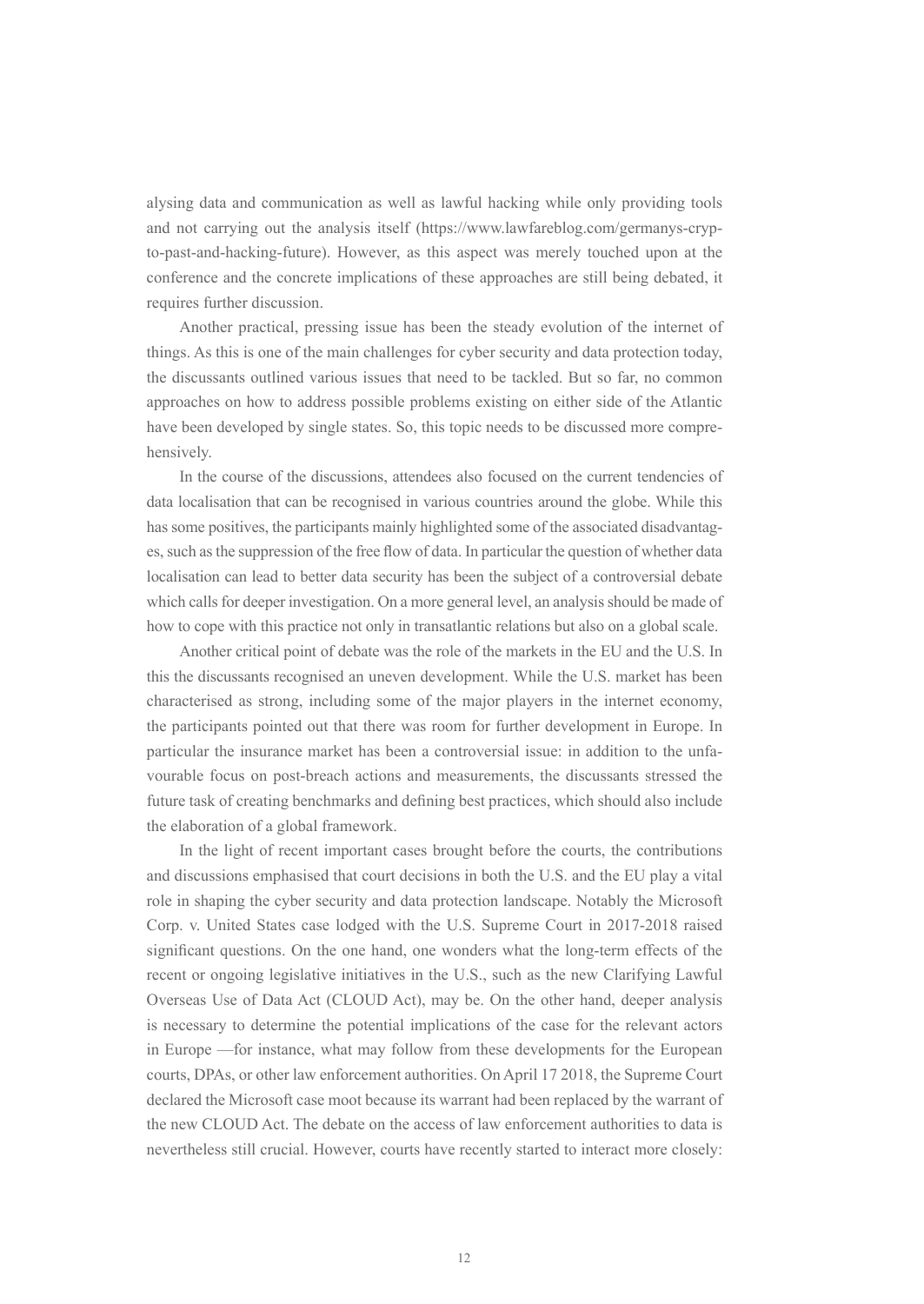alysing data and communication as well as lawful hacking while only providing tools and not carrying out the analysis itself (https://www.lawfareblog.com/germanys-crypto-past-and-hacking-future). However, as this aspect was merely touched upon at the conference and the concrete implications of these approaches are still being debated, it requires further discussion.

Another practical, pressing issue has been the steady evolution of the internet of things. As this is one of the main challenges for cyber security and data protection today, the discussants outlined various issues that need to be tackled. But so far, no common approaches on how to address possible problems existing on either side of the Atlantic have been developed by single states. So, this topic needs to be discussed more comprehensively.

In the course of the discussions, attendees also focused on the current tendencies of data localisation that can be recognised in various countries around the globe. While this has some positives, the participants mainly highlighted some of the associated disadvantages, such as the suppression of the free flow of data. In particular the question of whether data localisation can lead to better data security has been the subject of a controversial debate which calls for deeper investigation. On a more general level, an analysis should be made of how to cope with this practice not only in transatlantic relations but also on a global scale.

Another critical point of debate was the role of the markets in the EU and the U.S. In this the discussants recognised an uneven development. While the U.S. market has been characterised as strong, including some of the major players in the internet economy, the participants pointed out that there was room for further development in Europe. In particular the insurance market has been a controversial issue: in addition to the unfavourable focus on post-breach actions and measurements, the discussants stressed the future task of creating benchmarks and defining best practices, which should also include the elaboration of a global framework.

In the light of recent important cases brought before the courts, the contributions and discussions emphasised that court decisions in both the U.S. and the EU play a vital role in shaping the cyber security and data protection landscape. Notably the Microsoft Corp. v. United States case lodged with the U.S. Supreme Court in 2017-2018 raised significant questions. On the one hand, one wonders what the long-term effects of the recent or ongoing legislative initiatives in the U.S., such as the new Clarifying Lawful Overseas Use of Data Act (CLOUD Act), may be. On the other hand, deeper analysis is necessary to determine the potential implications of the case for the relevant actors in Europe —for instance, what may follow from these developments for the European courts, DPAs, or other law enforcement authorities. On April 17 2018, the Supreme Court declared the Microsoft case moot because its warrant had been replaced by the warrant of the new CLOUD Act. The debate on the access of law enforcement authorities to data is nevertheless still crucial. However, courts have recently started to interact more closely: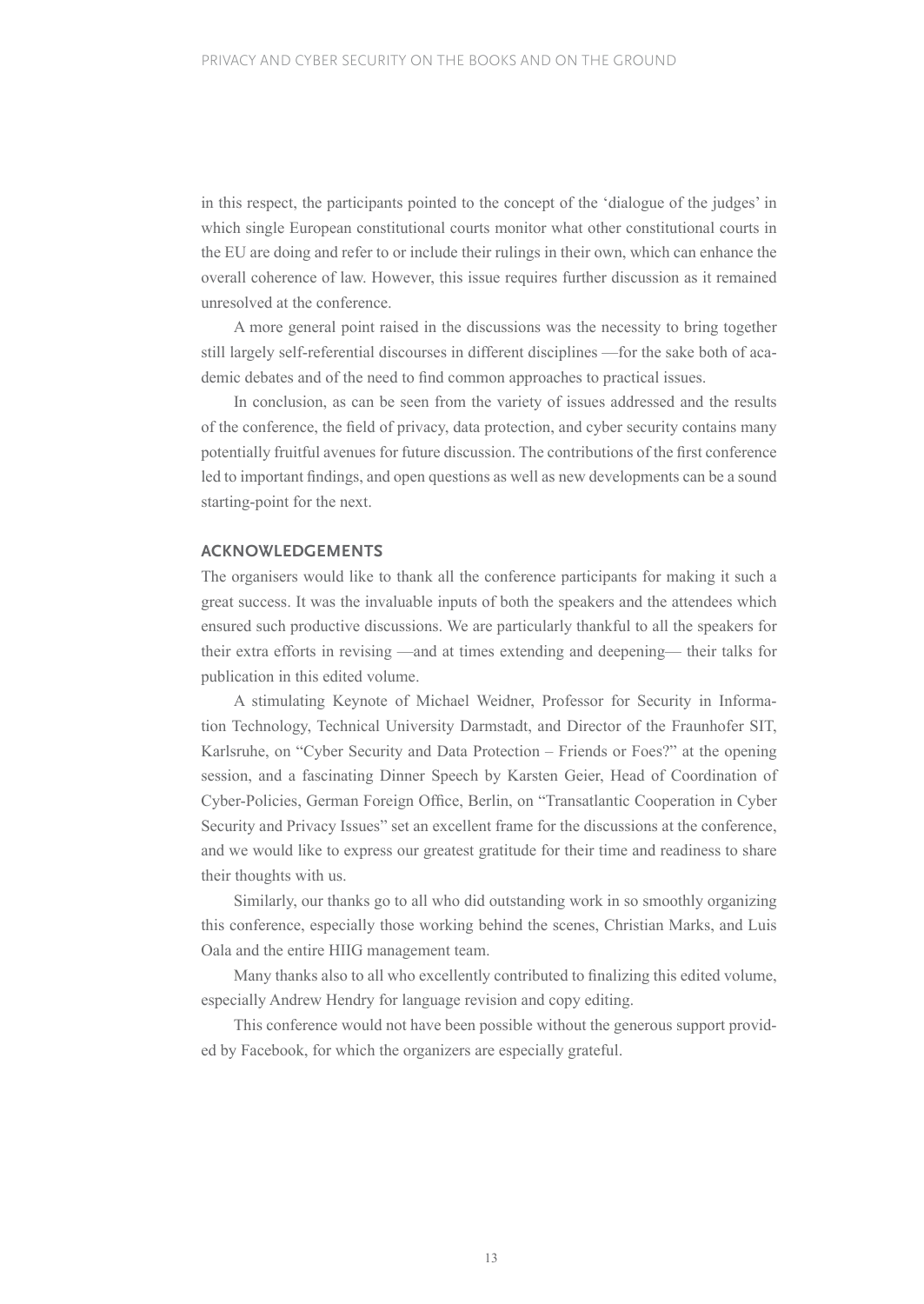in this respect, the participants pointed to the concept of the 'dialogue of the judges' in which single European constitutional courts monitor what other constitutional courts in the EU are doing and refer to or include their rulings in their own, which can enhance the overall coherence of law. However, this issue requires further discussion as it remained unresolved at the conference.

A more general point raised in the discussions was the necessity to bring together still largely self-referential discourses in different disciplines —for the sake both of academic debates and of the need to find common approaches to practical issues.

In conclusion, as can be seen from the variety of issues addressed and the results of the conference, the field of privacy, data protection, and cyber security contains many potentially fruitful avenues for future discussion. The contributions of the first conference led to important findings, and open questions as well as new developments can be a sound starting-point for the next.

## ACKNOWLEDGEMENTS

The organisers would like to thank all the conference participants for making it such a great success. It was the invaluable inputs of both the speakers and the attendees which ensured such productive discussions. We are particularly thankful to all the speakers for their extra efforts in revising —and at times extending and deepening— their talks for publication in this edited volume.

A stimulating Keynote of Michael Weidner, Professor for Security in Information Technology, Technical University Darmstadt, and Director of the Fraunhofer SIT, Karlsruhe, on "Cyber Security and Data Protection – Friends or Foes?" at the opening session, and a fascinating Dinner Speech by Karsten Geier, Head of Coordination of Cyber-Policies, German Foreign Office, Berlin, on "Transatlantic Cooperation in Cyber Security and Privacy Issues" set an excellent frame for the discussions at the conference, and we would like to express our greatest gratitude for their time and readiness to share their thoughts with us.

Similarly, our thanks go to all who did outstanding work in so smoothly organizing this conference, especially those working behind the scenes, Christian Marks, and Luis Oala and the entire HIIG management team.

Many thanks also to all who excellently contributed to finalizing this edited volume, especially Andrew Hendry for language revision and copy editing.

This conference would not have been possible without the generous support provided by Facebook, for which the organizers are especially grateful.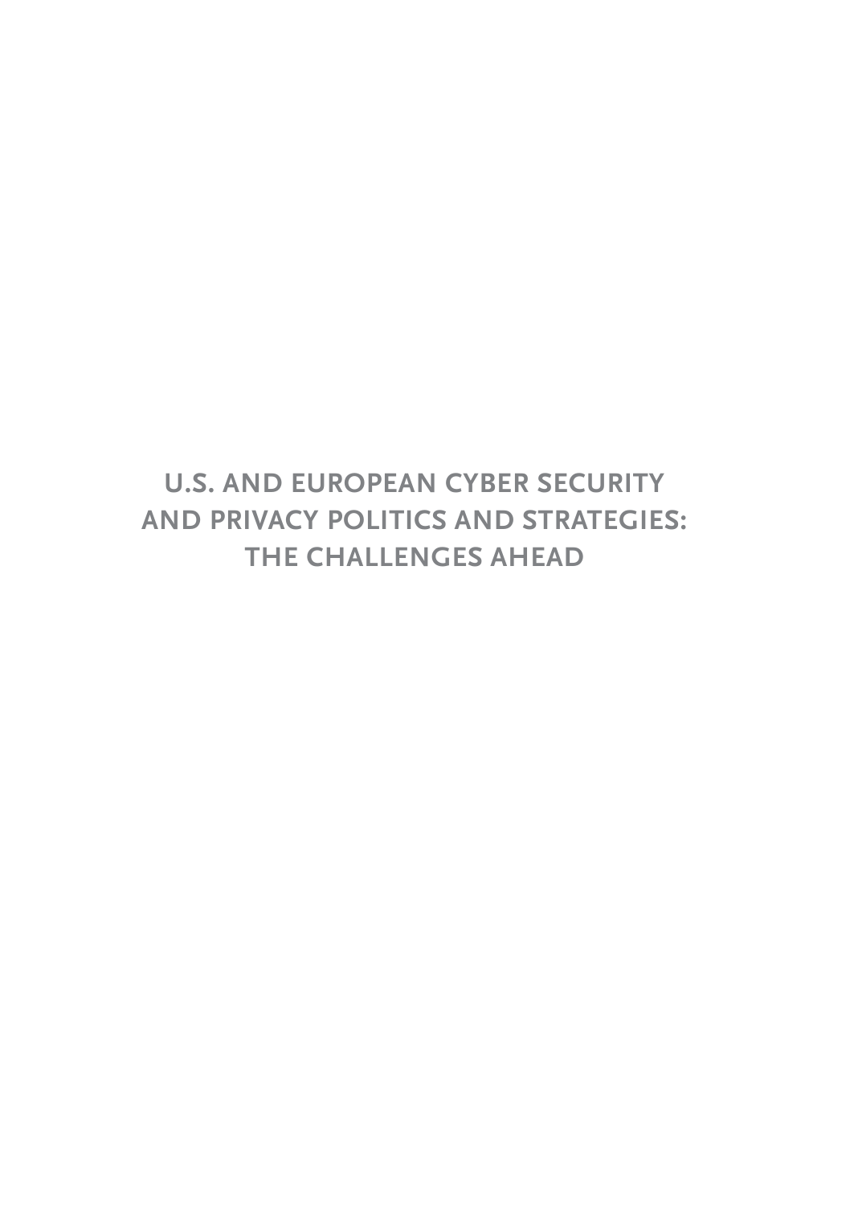# U.S. AND EUROPEAN CYBER SECURITY AND PRIVACY POLITICS AND STRATEGIES: THE CHALLENGES AHEAD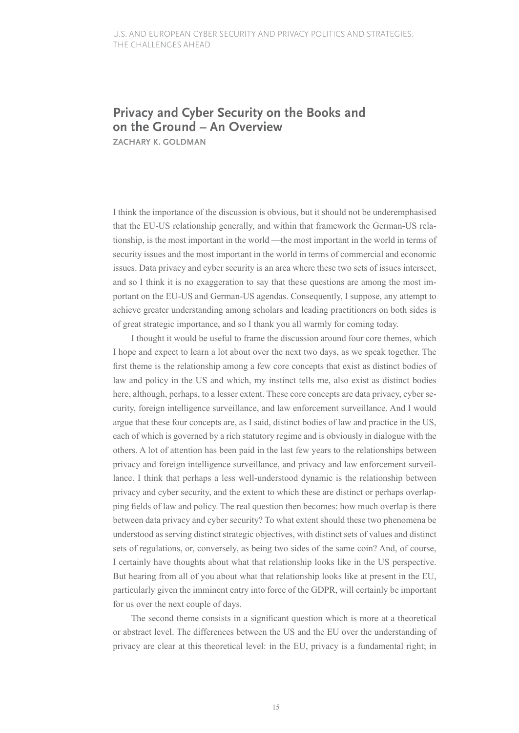## Privacy and Cyber Security on the Books and on the Ground – An Overview

**ZACHARY K. GOLDMAN**

I think the importance of the discussion is obvious, but it should not be underemphasised that the EU-US relationship generally, and within that framework the German-US relationship, is the most important in the world —the most important in the world in terms of security issues and the most important in the world in terms of commercial and economic issues. Data privacy and cyber security is an area where these two sets of issues intersect, and so I think it is no exaggeration to say that these questions are among the most important on the EU-US and German-US agendas. Consequently, I suppose, any attempt to achieve greater understanding among scholars and leading practitioners on both sides is of great strategic importance, and so I thank you all warmly for coming today.

I thought it would be useful to frame the discussion around four core themes, which I hope and expect to learn a lot about over the next two days, as we speak together. The first theme is the relationship among a few core concepts that exist as distinct bodies of law and policy in the US and which, my instinct tells me, also exist as distinct bodies here, although, perhaps, to a lesser extent. These core concepts are data privacy, cyber security, foreign intelligence surveillance, and law enforcement surveillance. And I would argue that these four concepts are, as I said, distinct bodies of law and practice in the US, each of which is governed by a rich statutory regime and is obviously in dialogue with the others. A lot of attention has been paid in the last few years to the relationships between privacy and foreign intelligence surveillance, and privacy and law enforcement surveillance. I think that perhaps a less well-understood dynamic is the relationship between privacy and cyber security, and the extent to which these are distinct or perhaps overlapping fields of law and policy. The real question then becomes: how much overlap is there between data privacy and cyber security? To what extent should these two phenomena be understood as serving distinct strategic objectives, with distinct sets of values and distinct sets of regulations, or, conversely, as being two sides of the same coin? And, of course, I certainly have thoughts about what that relationship looks like in the US perspective. But hearing from all of you about what that relationship looks like at present in the EU, particularly given the imminent entry into force of the GDPR, will certainly be important for us over the next couple of days.

The second theme consists in a significant question which is more at a theoretical or abstract level. The differences between the US and the EU over the understanding of privacy are clear at this theoretical level: in the EU, privacy is a fundamental right; in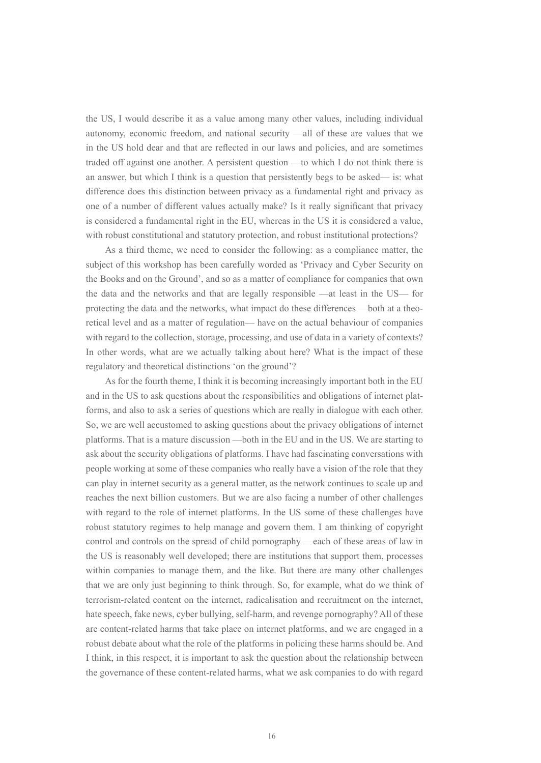the US, I would describe it as a value among many other values, including individual autonomy, economic freedom, and national security —all of these are values that we in the US hold dear and that are reflected in our laws and policies, and are sometimes traded off against one another. A persistent question —to which I do not think there is an answer, but which I think is a question that persistently begs to be asked— is: what difference does this distinction between privacy as a fundamental right and privacy as one of a number of different values actually make? Is it really significant that privacy is considered a fundamental right in the EU, whereas in the US it is considered a value, with robust constitutional and statutory protection, and robust institutional protections?

As a third theme, we need to consider the following: as a compliance matter, the subject of this workshop has been carefully worded as 'Privacy and Cyber Security on the Books and on the Ground', and so as a matter of compliance for companies that own the data and the networks and that are legally responsible —at least in the US— for protecting the data and the networks, what impact do these differences —both at a theoretical level and as a matter of regulation— have on the actual behaviour of companies with regard to the collection, storage, processing, and use of data in a variety of contexts? In other words, what are we actually talking about here? What is the impact of these regulatory and theoretical distinctions 'on the ground'?

As for the fourth theme, I think it is becoming increasingly important both in the EU and in the US to ask questions about the responsibilities and obligations of internet platforms, and also to ask a series of questions which are really in dialogue with each other. So, we are well accustomed to asking questions about the privacy obligations of internet platforms. That is a mature discussion —both in the EU and in the US. We are starting to ask about the security obligations of platforms. I have had fascinating conversations with people working at some of these companies who really have a vision of the role that they can play in internet security as a general matter, as the network continues to scale up and reaches the next billion customers. But we are also facing a number of other challenges with regard to the role of internet platforms. In the US some of these challenges have robust statutory regimes to help manage and govern them. I am thinking of copyright control and controls on the spread of child pornography —each of these areas of law in the US is reasonably well developed; there are institutions that support them, processes within companies to manage them, and the like. But there are many other challenges that we are only just beginning to think through. So, for example, what do we think of terrorism-related content on the internet, radicalisation and recruitment on the internet, hate speech, fake news, cyber bullying, self-harm, and revenge pornography? All of these are content-related harms that take place on internet platforms, and we are engaged in a robust debate about what the role of the platforms in policing these harms should be. And I think, in this respect, it is important to ask the question about the relationship between the governance of these content-related harms, what we ask companies to do with regard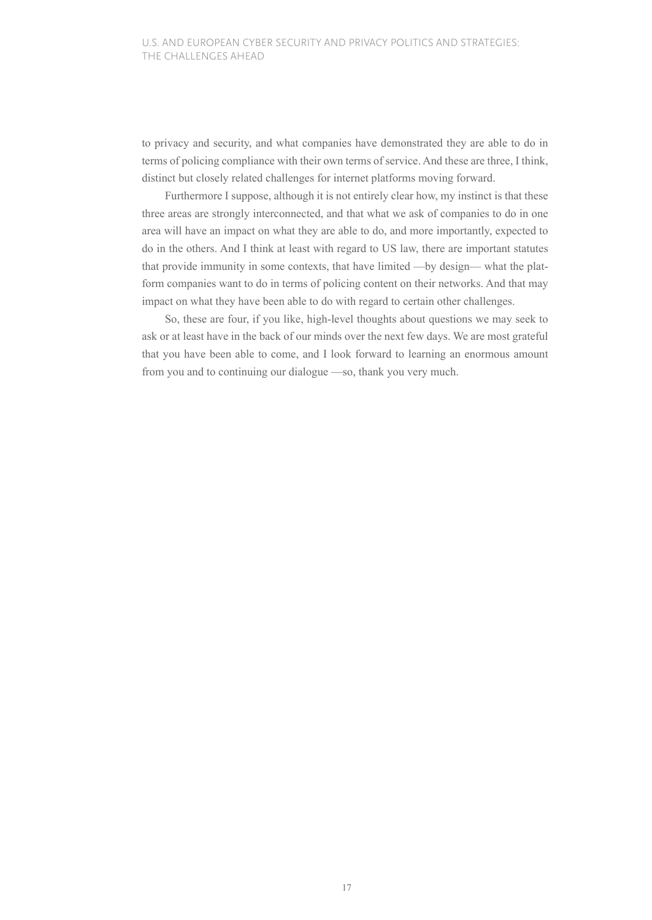to privacy and security, and what companies have demonstrated they are able to do in terms of policing compliance with their own terms of service. And these are three, I think, distinct but closely related challenges for internet platforms moving forward.

Furthermore I suppose, although it is not entirely clear how, my instinct is that these three areas are strongly interconnected, and that what we ask of companies to do in one area will have an impact on what they are able to do, and more importantly, expected to do in the others. And I think at least with regard to US law, there are important statutes that provide immunity in some contexts, that have limited —by design— what the platform companies want to do in terms of policing content on their networks. And that may impact on what they have been able to do with regard to certain other challenges.

So, these are four, if you like, high-level thoughts about questions we may seek to ask or at least have in the back of our minds over the next few days. We are most grateful that you have been able to come, and I look forward to learning an enormous amount from you and to continuing our dialogue —so, thank you very much.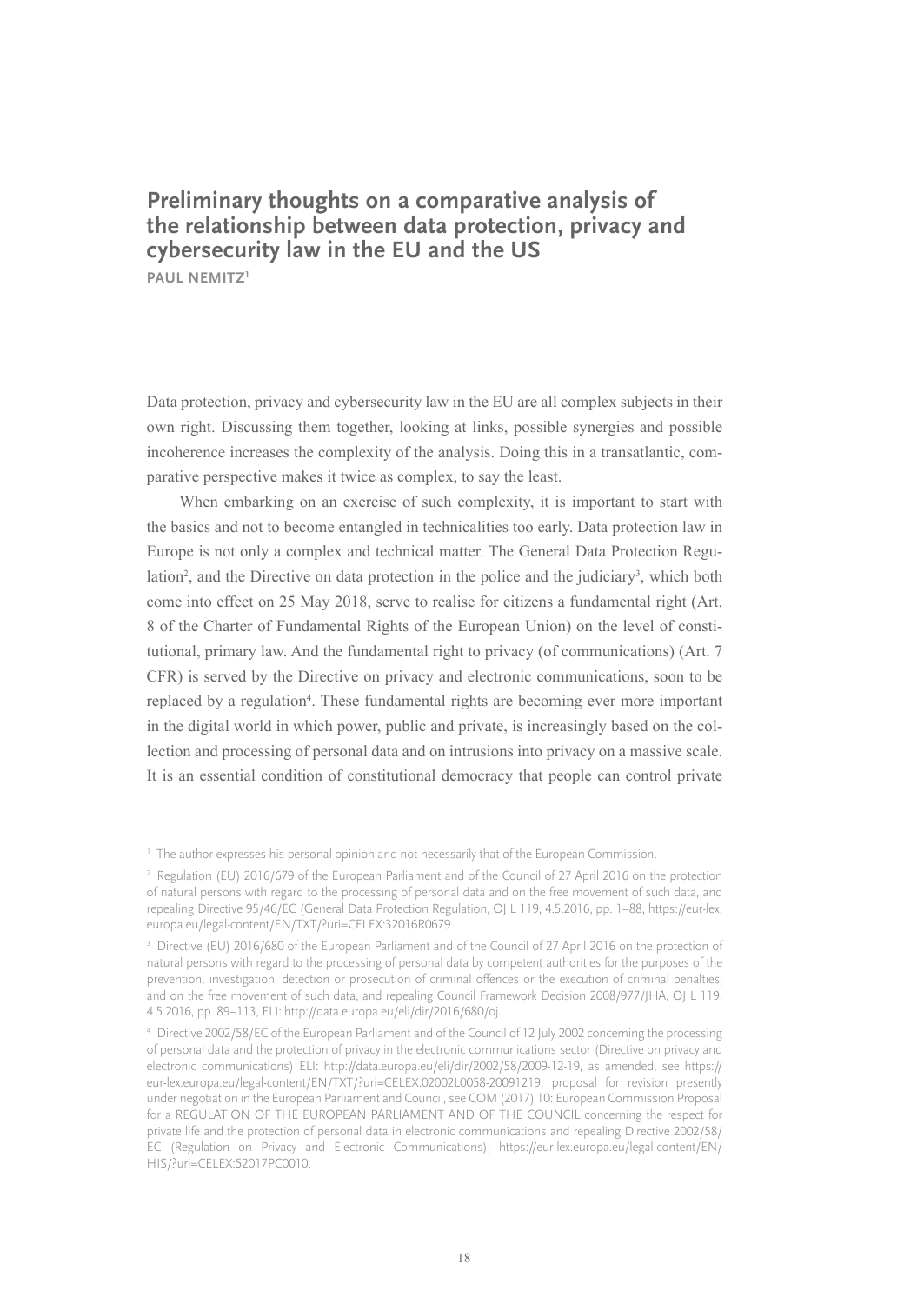# Preliminary thoughts on a comparative analysis of the relationship between data protection, privacy and cybersecurity law in the EU and the US

**PAUL NEMITZ**[1]

Data protection, privacy and cybersecurity law in the EU are all complex subjects in their own right. Discussing them together, looking at links, possible synergies and possible incoherence increases the complexity of the analysis. Doing this in a transatlantic, comparative perspective makes it twice as complex, to say the least.

When embarking on an exercise of such complexity, it is important to start with the basics and not to become entangled in technicalities too early. Data protection law in Europe is not only a complex and technical matter. The General Data Protection Regulation[2], and the Directive on data protection in the police and the judiciary[3], which both come into effect on 25 May 2018, serve to realise for citizens a fundamental right (Art. 8 of the Charter of Fundamental Rights of the European Union) on the level of constitutional, primary law. And the fundamental right to privacy (of communications) (Art. 7 CFR) is served by the Directive on privacy and electronic communications, soon to be replaced by a regulation[4]. These fundamental rights are becoming ever more important in the digital world in which power, public and private, is increasingly based on the collection and processing of personal data and on intrusions into privacy on a massive scale. It is an essential condition of constitutional democracy that people can control private

---

[1] The author expresses his personal opinion and not necessarily that of the European Commission.

[2] Regulation (EU) 2016/679 of the European Parliament and of the Council of 27 April 2016 on the protection of natural persons with regard to the processing of personal data and on the free movement of such data, and repealing Directive 95/46/EC (General Data Protection Regulation, OJ L 119, 4.5.2016, pp. 1–88, https://eur-lex.europa.eu/legal-content/EN/TXT/?uri=CELEX:32016R0679.

[3] Directive (EU) 2016/680 of the European Parliament and of the Council of 27 April 2016 on the protection of natural persons with regard to the processing of personal data by competent authorities for the purposes of the prevention, investigation, detection or prosecution of criminal offences or the execution of criminal penalties, and on the free movement of such data, and repealing Council Framework Decision 2008/977/JHA, OJ L 119, 4.5.2016, pp. 89–113, ELI: http://data.europa.eu/eli/dir/2016/680/oj.

[4] Directive 2002/58/EC of the European Parliament and of the Council of 12 July 2002 concerning the processing of personal data and the protection of privacy in the electronic communications sector (Directive on privacy and electronic communications) ELI: http://data.europa.eu/eli/dir/2002/58/2009-12-19, as amended, see https://eur-lex.europa.eu/legal-content/EN/TXT/?uri=CELEX:02002L0058-20091219; proposal for revision presently under negotiation in the European Parliament and Council, see COM (2017) 10: European Commission Proposal for a REGULATION OF THE EUROPEAN PARLIAMENT AND OF THE COUNCIL concerning the respect for private life and the protection of personal data in electronic communications and repealing Directive 2002/58/EC (Regulation on Privacy and Electronic Communications), https://eur-lex.europa.eu/legal-content/EN/HIS/?uri=CELEX:52017PC0010.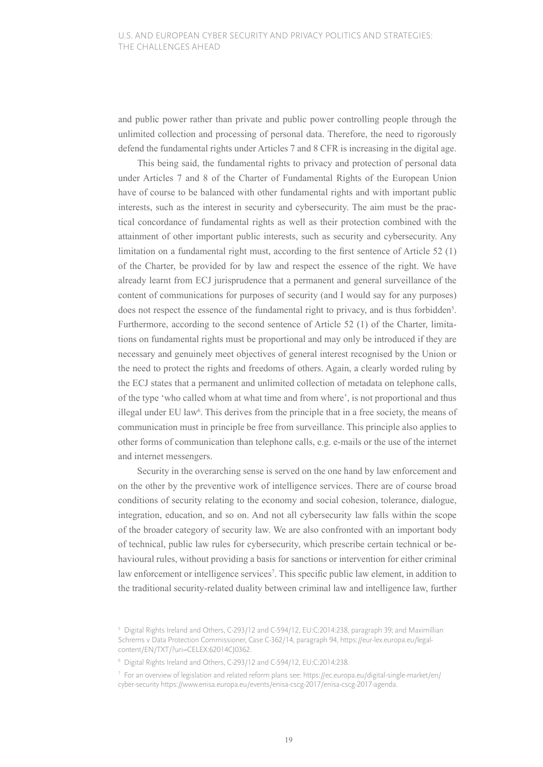and public power rather than private and public power controlling people through the unlimited collection and processing of personal data. Therefore, the need to rigorously defend the fundamental rights under Articles 7 and 8 CFR is increasing in the digital age.

This being said, the fundamental rights to privacy and protection of personal data under Articles 7 and 8 of the Charter of Fundamental Rights of the European Union have of course to be balanced with other fundamental rights and with important public interests, such as the interest in security and cybersecurity. The aim must be the practical concordance of fundamental rights as well as their protection combined with the attainment of other important public interests, such as security and cybersecurity. Any limitation on a fundamental right must, according to the first sentence of Article 52 (1) of the Charter, be provided for by law and respect the essence of the right. We have already learnt from ECJ jurisprudence that a permanent and general surveillance of the content of communications for purposes of security (and I would say for any purposes) does not respect the essence of the fundamental right to privacy, and is thus forbidden[5]. Furthermore, according to the second sentence of Article 52 (1) of the Charter, limitations on fundamental rights must be proportional and may only be introduced if they are necessary and genuinely meet objectives of general interest recognised by the Union or the need to protect the rights and freedoms of others. Again, a clearly worded ruling by the ECJ states that a permanent and unlimited collection of metadata on telephone calls, of the type 'who called whom at what time and from where', is not proportional and thus illegal under EU law[6]. This derives from the principle that in a free society, the means of communication must in principle be free from surveillance. This principle also applies to other forms of communication than telephone calls, e.g. e-mails or the use of the internet and internet messengers.

Security in the overarching sense is served on the one hand by law enforcement and on the other by the preventive work of intelligence services. There are of course broad conditions of security relating to the economy and social cohesion, tolerance, dialogue, integration, education, and so on. And not all cybersecurity law falls within the scope of the broader category of security law. We are also confronted with an important body of technical, public law rules for cybersecurity, which prescribe certain technical or behavioural rules, without providing a basis for sanctions or intervention for either criminal law enforcement or intelligence services[7]. This specific public law element, in addition to the traditional security-related duality between criminal law and intelligence law, further

[5] Digital Rights Ireland and Others, C-293/12 and C-594/12, EU:C:2014:238, paragraph 39; and Maximillian Schrems v Data Protection Commissioner, Case C-362/14, paragraph 94, https://eur-lex.europa.eu/legal-content/EN/TXT/?uri=CELEX:62014CJ0362.

[6] Digital Rights Ireland and Others, C-293/12 and C-594/12, EU:C:2014:238.

[7] For an overview of legislation and related reform plans see: https://ec.europa.eu/digital-single-market/en/cyber-security https://www.enisa.europa.eu/events/enisa-cscg-2017/enisa-cscg-2017-agenda.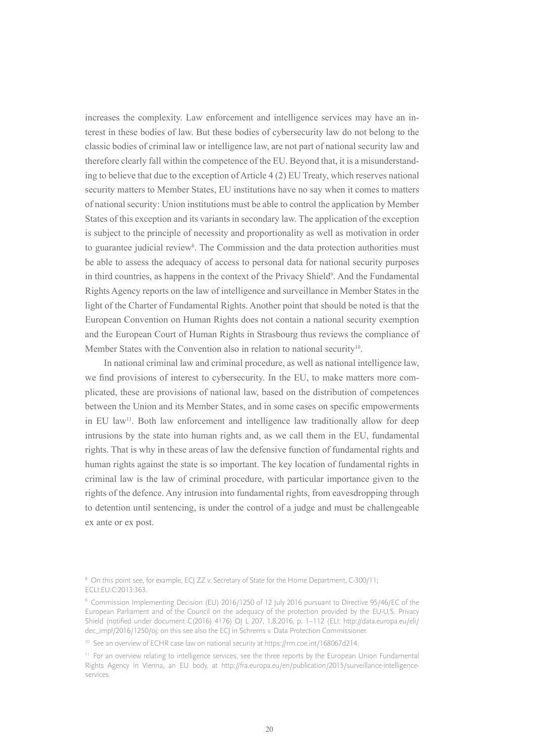increases the complexity. Law enforcement and intelligence services may have an interest in these bodies of law. But these bodies of cybersecurity law do not belong to the classic bodies of criminal law or intelligence law, are not part of national security law and therefore clearly fall within the competence of the EU. Beyond that, it is a misunderstanding to believe that due to the exception of Article 4 (2) EU Treaty, which reserves national security matters to Member States, EU institutions have no say when it comes to matters of national security: Union institutions must be able to control the application by Member States of this exception and its variants in secondary law. The application of the exception is subject to the principle of necessity and proportionality as well as motivation in order to guarantee judicial review[8]. The Commission and the data protection authorities must be able to assess the adequacy of access to personal data for national security purposes in third countries, as happens in the context of the Privacy Shield[9]. And the Fundamental Rights Agency reports on the law of intelligence and surveillance in Member States in the light of the Charter of Fundamental Rights. Another point that should be noted is that the European Convention on Human Rights does not contain a national security exemption and the European Court of Human Rights in Strasbourg thus reviews the compliance of Member States with the Convention also in relation to national security[10].

In national criminal law and criminal procedure, as well as national intelligence law, we find provisions of interest to cybersecurity. In the EU, to make matters more complicated, these are provisions of national law, based on the distribution of competences between the Union and its Member States, and in some cases on specific empowerments in EU law[11]. Both law enforcement and intelligence law traditionally allow for deep intrusions by the state into human rights and, as we call them in the EU, fundamental rights. That is why in these areas of law the defensive function of fundamental rights and human rights against the state is so important. The key location of fundamental rights in criminal law is the law of criminal procedure, with particular importance given to the rights of the defence. Any intrusion into fundamental rights, from eavesdropping through to detention until sentencing, is under the control of a judge and must be challengeable ex ante or ex post.

---

[8] On this point see, for example, ECJ ZZ v. Secretary of State for the Home Department, C-300/11; ECLI:EU:C:2013:363.

[9] Commission Implementing Decision (EU) 2016/1250 of 12 July 2016 pursuant to Directive 95/46/EC of the European Parliament and of the Council on the adequacy of the protection provided by the EU-U.S. Privacy Shield (notified under document C(2016) 4176) OJ L 207, 1.8.2016, p. 1–112 (ELI: http://data.europa.eu/eli/dec_impl/2016/1250/oj; on this see also the ECJ in Schrems v. Data Protection Commissioner.

[10] See an overview of ECHR case law on national security at https://rm.coe.int/168067d214.

[11] For an overview relating to intelligence services, see the three reports by the European Union Fundamental Rights Agency in Vienna, an EU body, at http://fra.europa.eu/en/publication/2015/surveillance-intelligence-services.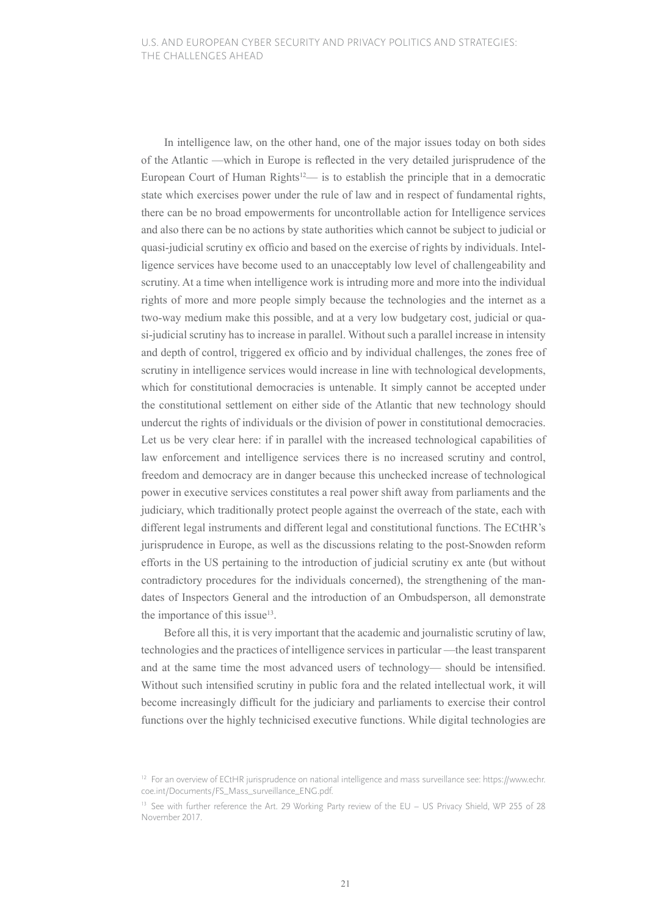In intelligence law, on the other hand, one of the major issues today on both sides of the Atlantic —which in Europe is reflected in the very detailed jurisprudence of the European Court of Human Rights[12]— is to establish the principle that in a democratic state which exercises power under the rule of law and in respect of fundamental rights, there can be no broad empowerments for uncontrollable action for Intelligence services and also there can be no actions by state authorities which cannot be subject to judicial or quasi-judicial scrutiny ex officio and based on the exercise of rights by individuals. Intelligence services have become used to an unacceptably low level of challengeability and scrutiny. At a time when intelligence work is intruding more and more into the individual rights of more and more people simply because the technologies and the internet as a two-way medium make this possible, and at a very low budgetary cost, judicial or quasi-judicial scrutiny has to increase in parallel. Without such a parallel increase in intensity and depth of control, triggered ex officio and by individual challenges, the zones free of scrutiny in intelligence services would increase in line with technological developments, which for constitutional democracies is untenable. It simply cannot be accepted under the constitutional settlement on either side of the Atlantic that new technology should undercut the rights of individuals or the division of power in constitutional democracies. Let us be very clear here: if in parallel with the increased technological capabilities of law enforcement and intelligence services there is no increased scrutiny and control, freedom and democracy are in danger because this unchecked increase of technological power in executive services constitutes a real power shift away from parliaments and the judiciary, which traditionally protect people against the overreach of the state, each with different legal instruments and different legal and constitutional functions. The ECtHR's jurisprudence in Europe, as well as the discussions relating to the post-Snowden reform efforts in the US pertaining to the introduction of judicial scrutiny ex ante (but without contradictory procedures for the individuals concerned), the strengthening of the mandates of Inspectors General and the introduction of an Ombudsperson, all demonstrate the importance of this issue[13].

Before all this, it is very important that the academic and journalistic scrutiny of law, technologies and the practices of intelligence services in particular —the least transparent and at the same time the most advanced users of technology— should be intensified. Without such intensified scrutiny in public fora and the related intellectual work, it will become increasingly difficult for the judiciary and parliaments to exercise their control functions over the highly technicised executive functions. While digital technologies are

[12] For an overview of ECtHR jurisprudence on national intelligence and mass surveillance see: https://www.echr.coe.int/Documents/FS_Mass_surveillance_ENG.pdf.

[13] See with further reference the Art. 29 Working Party review of the EU – US Privacy Shield, WP 255 of 28 November 2017.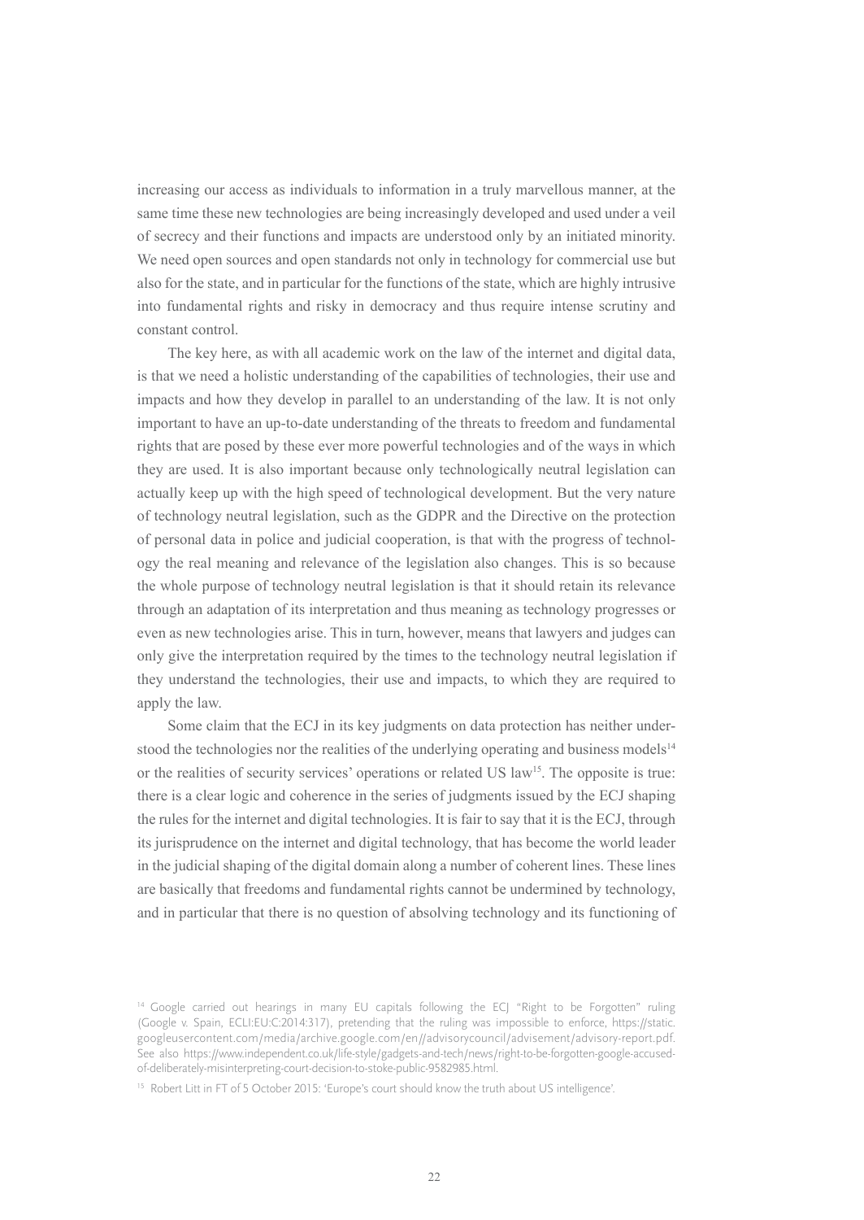increasing our access as individuals to information in a truly marvellous manner, at the same time these new technologies are being increasingly developed and used under a veil of secrecy and their functions and impacts are understood only by an initiated minority. We need open sources and open standards not only in technology for commercial use but also for the state, and in particular for the functions of the state, which are highly intrusive into fundamental rights and risky in democracy and thus require intense scrutiny and constant control.

The key here, as with all academic work on the law of the internet and digital data, is that we need a holistic understanding of the capabilities of technologies, their use and impacts and how they develop in parallel to an understanding of the law. It is not only important to have an up-to-date understanding of the threats to freedom and fundamental rights that are posed by these ever more powerful technologies and of the ways in which they are used. It is also important because only technologically neutral legislation can actually keep up with the high speed of technological development. But the very nature of technology neutral legislation, such as the GDPR and the Directive on the protection of personal data in police and judicial cooperation, is that with the progress of technology the real meaning and relevance of the legislation also changes. This is so because the whole purpose of technology neutral legislation is that it should retain its relevance through an adaptation of its interpretation and thus meaning as technology progresses or even as new technologies arise. This in turn, however, means that lawyers and judges can only give the interpretation required by the times to the technology neutral legislation if they understand the technologies, their use and impacts, to which they are required to apply the law.

Some claim that the ECJ in its key judgments on data protection has neither understood the technologies nor the realities of the underlying operating and business models[14] or the realities of security services' operations or related US law[15]. The opposite is true: there is a clear logic and coherence in the series of judgments issued by the ECJ shaping the rules for the internet and digital technologies. It is fair to say that it is the ECJ, through its jurisprudence on the internet and digital technology, that has become the world leader in the judicial shaping of the digital domain along a number of coherent lines. These lines are basically that freedoms and fundamental rights cannot be undermined by technology, and in particular that there is no question of absolving technology and its functioning of

[14] Google carried out hearings in many EU capitals following the ECJ "Right to be Forgotten" ruling (Google v. Spain, ECLI:EU:C:2014:317), pretending that the ruling was impossible to enforce, https://static.googleusercontent.com/media/archive.google.com/en//advisorycouncil/advisement/advisory-report.pdf. See also https://www.independent.co.uk/life-style/gadgets-and-tech/news/right-to-be-forgotten-google-accused-of-deliberately-misinterpreting-court-decision-to-stoke-public-9582985.html.

[15] Robert Litt in FT of 5 October 2015: 'Europe's court should know the truth about US intelligence'.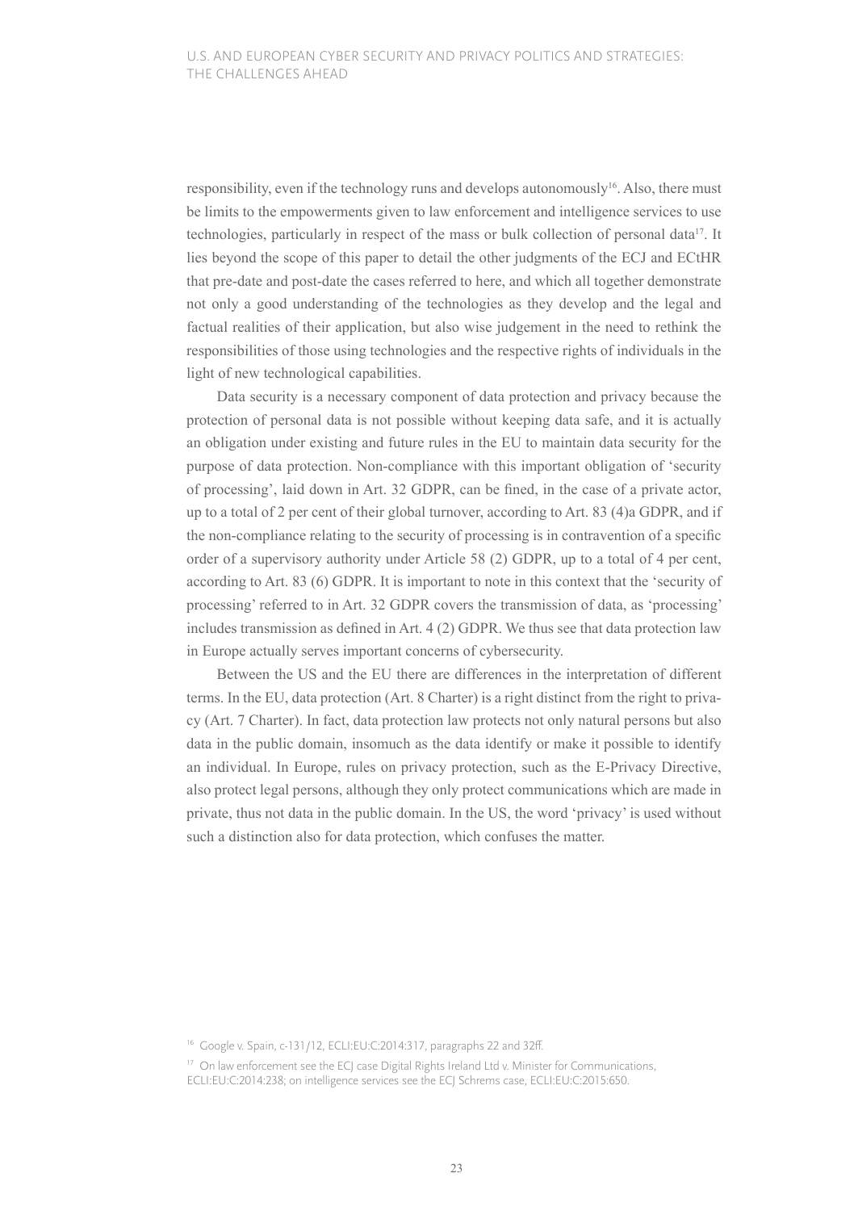responsibility, even if the technology runs and develops autonomously[16]. Also, there must be limits to the empowerments given to law enforcement and intelligence services to use technologies, particularly in respect of the mass or bulk collection of personal data[17]. It lies beyond the scope of this paper to detail the other judgments of the ECJ and ECtHR that pre-date and post-date the cases referred to here, and which all together demonstrate not only a good understanding of the technologies as they develop and the legal and factual realities of their application, but also wise judgement in the need to rethink the responsibilities of those using technologies and the respective rights of individuals in the light of new technological capabilities.

Data security is a necessary component of data protection and privacy because the protection of personal data is not possible without keeping data safe, and it is actually an obligation under existing and future rules in the EU to maintain data security for the purpose of data protection. Non-compliance with this important obligation of 'security of processing', laid down in Art. 32 GDPR, can be fined, in the case of a private actor, up to a total of 2 per cent of their global turnover, according to Art. 83 (4)a GDPR, and if the non-compliance relating to the security of processing is in contravention of a specific order of a supervisory authority under Article 58 (2) GDPR, up to a total of 4 per cent, according to Art. 83 (6) GDPR. It is important to note in this context that the 'security of processing' referred to in Art. 32 GDPR covers the transmission of data, as 'processing' includes transmission as defined in Art. 4 (2) GDPR. We thus see that data protection law in Europe actually serves important concerns of cybersecurity.

Between the US and the EU there are differences in the interpretation of different terms. In the EU, data protection (Art. 8 Charter) is a right distinct from the right to privacy (Art. 7 Charter). In fact, data protection law protects not only natural persons but also data in the public domain, insomuch as the data identify or make it possible to identify an individual. In Europe, rules on privacy protection, such as the E-Privacy Directive, also protect legal persons, although they only protect communications which are made in private, thus not data in the public domain. In the US, the word 'privacy' is used without such a distinction also for data protection, which confuses the matter.

[16] Google v. Spain, c-131/12, ECLI:EU:C:2014:317, paragraphs 22 and 32ff.

[17] On law enforcement see the ECJ case Digital Rights Ireland Ltd v. Minister for Communications, ECLI:EU:C:2014:238; on intelligence services see the ECJ Schrems case, ECLI:EU:C:2015:650.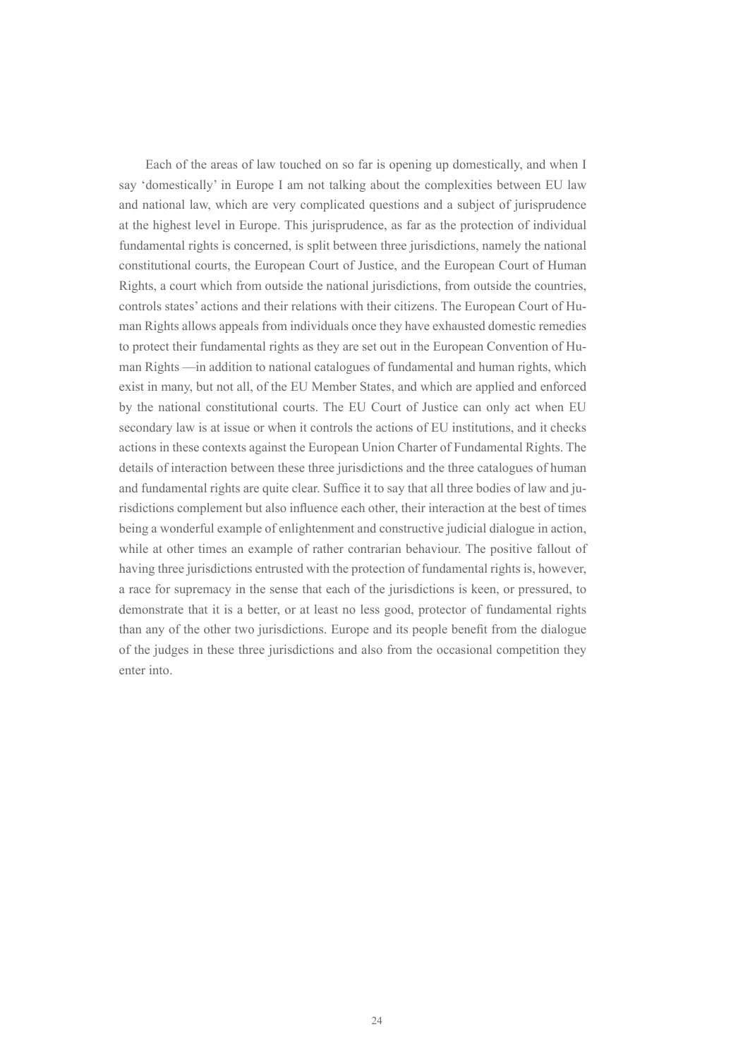Each of the areas of law touched on so far is opening up domestically, and when I say 'domestically' in Europe I am not talking about the complexities between EU law and national law, which are very complicated questions and a subject of jurisprudence at the highest level in Europe. This jurisprudence, as far as the protection of individual fundamental rights is concerned, is split between three jurisdictions, namely the national constitutional courts, the European Court of Justice, and the European Court of Human Rights, a court which from outside the national jurisdictions, from outside the countries, controls states' actions and their relations with their citizens. The European Court of Human Rights allows appeals from individuals once they have exhausted domestic remedies to protect their fundamental rights as they are set out in the European Convention of Human Rights —in addition to national catalogues of fundamental and human rights, which exist in many, but not all, of the EU Member States, and which are applied and enforced by the national constitutional courts. The EU Court of Justice can only act when EU secondary law is at issue or when it controls the actions of EU institutions, and it checks actions in these contexts against the European Union Charter of Fundamental Rights. The details of interaction between these three jurisdictions and the three catalogues of human and fundamental rights are quite clear. Suffice it to say that all three bodies of law and jurisdictions complement but also influence each other, their interaction at the best of times being a wonderful example of enlightenment and constructive judicial dialogue in action, while at other times an example of rather contrarian behaviour. The positive fallout of having three jurisdictions entrusted with the protection of fundamental rights is, however, a race for supremacy in the sense that each of the jurisdictions is keen, or pressured, to demonstrate that it is a better, or at least no less good, protector of fundamental rights than any of the other two jurisdictions. Europe and its people benefit from the dialogue of the judges in these three jurisdictions and also from the occasional competition they enter into.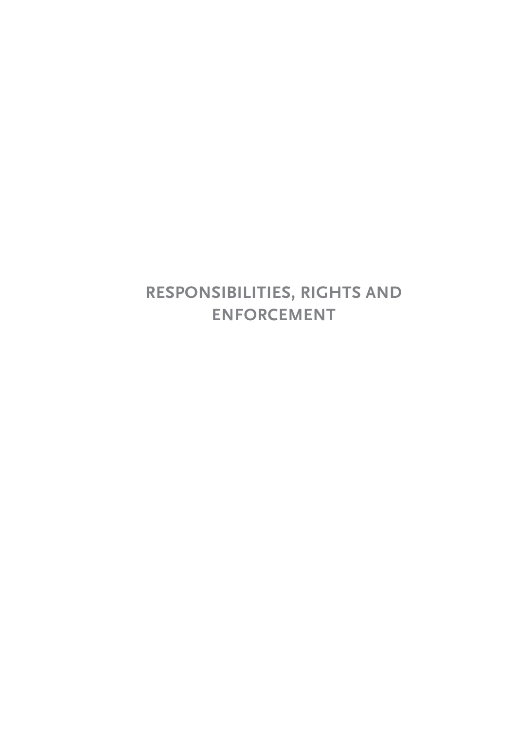# RESPONSIBILITIES, RIGHTS AND ENFORCEMENT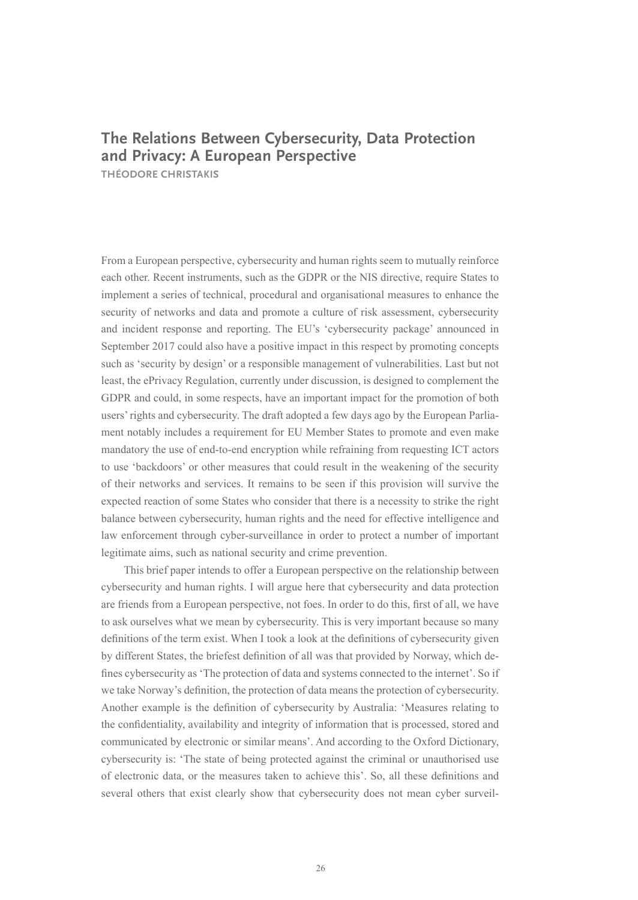## The Relations Between Cybersecurity, Data Protection and Privacy: A European Perspective

**THÉODORE CHRISTAKIS**

From a European perspective, cybersecurity and human rights seem to mutually reinforce each other. Recent instruments, such as the GDPR or the NIS directive, require States to implement a series of technical, procedural and organisational measures to enhance the security of networks and data and promote a culture of risk assessment, cybersecurity and incident response and reporting. The EU's 'cybersecurity package' announced in September 2017 could also have a positive impact in this respect by promoting concepts such as 'security by design' or a responsible management of vulnerabilities. Last but not least, the ePrivacy Regulation, currently under discussion, is designed to complement the GDPR and could, in some respects, have an important impact for the promotion of both users' rights and cybersecurity. The draft adopted a few days ago by the European Parliament notably includes a requirement for EU Member States to promote and even make mandatory the use of end-to-end encryption while refraining from requesting ICT actors to use 'backdoors' or other measures that could result in the weakening of the security of their networks and services. It remains to be seen if this provision will survive the expected reaction of some States who consider that there is a necessity to strike the right balance between cybersecurity, human rights and the need for effective intelligence and law enforcement through cyber-surveillance in order to protect a number of important legitimate aims, such as national security and crime prevention.

This brief paper intends to offer a European perspective on the relationship between cybersecurity and human rights. I will argue here that cybersecurity and data protection are friends from a European perspective, not foes. In order to do this, first of all, we have to ask ourselves what we mean by cybersecurity. This is very important because so many definitions of the term exist. When I took a look at the definitions of cybersecurity given by different States, the briefest definition of all was that provided by Norway, which defines cybersecurity as 'The protection of data and systems connected to the internet'. So if we take Norway's definition, the protection of data means the protection of cybersecurity. Another example is the definition of cybersecurity by Australia: 'Measures relating to the confidentiality, availability and integrity of information that is processed, stored and communicated by electronic or similar means'. And according to the Oxford Dictionary, cybersecurity is: 'The state of being protected against the criminal or unauthorised use of electronic data, or the measures taken to achieve this'. So, all these definitions and several others that exist clearly show that cybersecurity does not mean cyber surveil-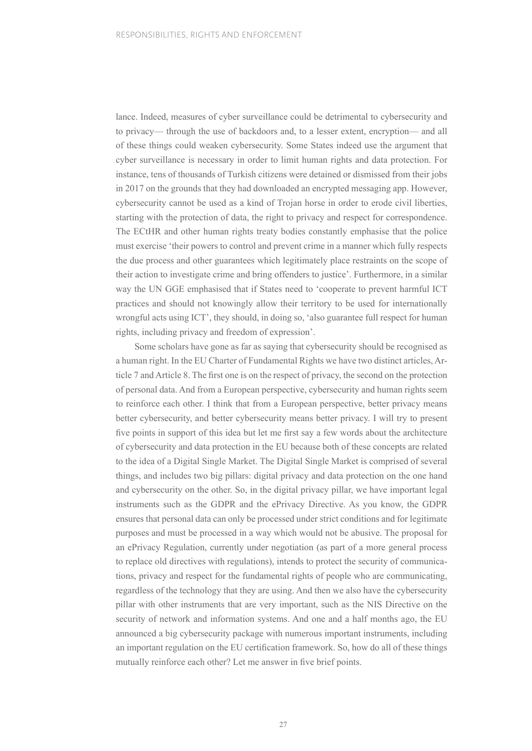lance. Indeed, measures of cyber surveillance could be detrimental to cybersecurity and to privacy— through the use of backdoors and, to a lesser extent, encryption— and all of these things could weaken cybersecurity. Some States indeed use the argument that cyber surveillance is necessary in order to limit human rights and data protection. For instance, tens of thousands of Turkish citizens were detained or dismissed from their jobs in 2017 on the grounds that they had downloaded an encrypted messaging app. However, cybersecurity cannot be used as a kind of Trojan horse in order to erode civil liberties, starting with the protection of data, the right to privacy and respect for correspondence. The ECtHR and other human rights treaty bodies constantly emphasise that the police must exercise 'their powers to control and prevent crime in a manner which fully respects the due process and other guarantees which legitimately place restraints on the scope of their action to investigate crime and bring offenders to justice'. Furthermore, in a similar way the UN GGE emphasised that if States need to 'cooperate to prevent harmful ICT practices and should not knowingly allow their territory to be used for internationally wrongful acts using ICT', they should, in doing so, 'also guarantee full respect for human rights, including privacy and freedom of expression'.

Some scholars have gone as far as saying that cybersecurity should be recognised as a human right. In the EU Charter of Fundamental Rights we have two distinct articles, Article 7 and Article 8. The first one is on the respect of privacy, the second on the protection of personal data. And from a European perspective, cybersecurity and human rights seem to reinforce each other. I think that from a European perspective, better privacy means better cybersecurity, and better cybersecurity means better privacy. I will try to present five points in support of this idea but let me first say a few words about the architecture of cybersecurity and data protection in the EU because both of these concepts are related to the idea of a Digital Single Market. The Digital Single Market is comprised of several things, and includes two big pillars: digital privacy and data protection on the one hand and cybersecurity on the other. So, in the digital privacy pillar, we have important legal instruments such as the GDPR and the ePrivacy Directive. As you know, the GDPR ensures that personal data can only be processed under strict conditions and for legitimate purposes and must be processed in a way which would not be abusive. The proposal for an ePrivacy Regulation, currently under negotiation (as part of a more general process to replace old directives with regulations), intends to protect the security of communications, privacy and respect for the fundamental rights of people who are communicating, regardless of the technology that they are using. And then we also have the cybersecurity pillar with other instruments that are very important, such as the NIS Directive on the security of network and information systems. And one and a half months ago, the EU announced a big cybersecurity package with numerous important instruments, including an important regulation on the EU certification framework. So, how do all of these things mutually reinforce each other? Let me answer in five brief points.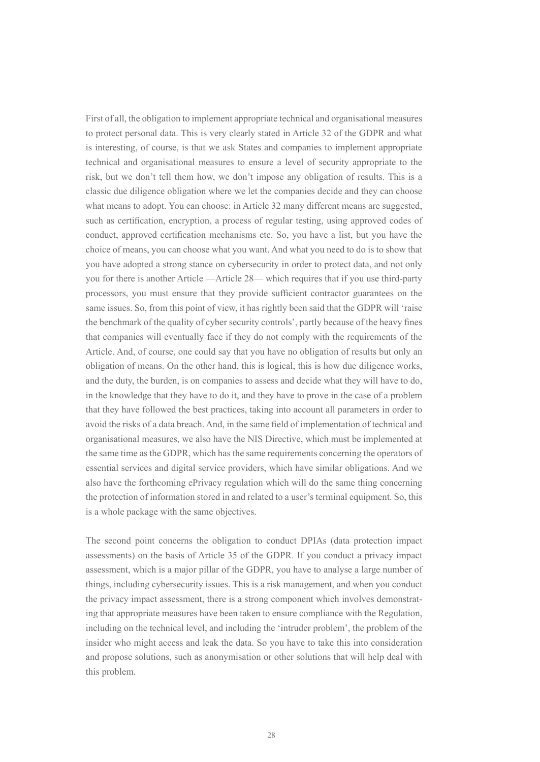First of all, the obligation to implement appropriate technical and organisational measures to protect personal data. This is very clearly stated in Article 32 of the GDPR and what is interesting, of course, is that we ask States and companies to implement appropriate technical and organisational measures to ensure a level of security appropriate to the risk, but we don't tell them how, we don't impose any obligation of results. This is a classic due diligence obligation where we let the companies decide and they can choose what means to adopt. You can choose: in Article 32 many different means are suggested, such as certification, encryption, a process of regular testing, using approved codes of conduct, approved certification mechanisms etc. So, you have a list, but you have the choice of means, you can choose what you want. And what you need to do is to show that you have adopted a strong stance on cybersecurity in order to protect data, and not only you for there is another Article —Article 28— which requires that if you use third-party processors, you must ensure that they provide sufficient contractor guarantees on the same issues. So, from this point of view, it has rightly been said that the GDPR will 'raise the benchmark of the quality of cyber security controls', partly because of the heavy fines that companies will eventually face if they do not comply with the requirements of the Article. And, of course, one could say that you have no obligation of results but only an obligation of means. On the other hand, this is logical, this is how due diligence works, and the duty, the burden, is on companies to assess and decide what they will have to do, in the knowledge that they have to do it, and they have to prove in the case of a problem that they have followed the best practices, taking into account all parameters in order to avoid the risks of a data breach. And, in the same field of implementation of technical and organisational measures, we also have the NIS Directive, which must be implemented at the same time as the GDPR, which has the same requirements concerning the operators of essential services and digital service providers, which have similar obligations. And we also have the forthcoming ePrivacy regulation which will do the same thing concerning the protection of information stored in and related to a user's terminal equipment. So, this is a whole package with the same objectives.

The second point concerns the obligation to conduct DPIAs (data protection impact assessments) on the basis of Article 35 of the GDPR. If you conduct a privacy impact assessment, which is a major pillar of the GDPR, you have to analyse a large number of things, including cybersecurity issues. This is a risk management, and when you conduct the privacy impact assessment, there is a strong component which involves demonstrating that appropriate measures have been taken to ensure compliance with the Regulation, including on the technical level, and including the 'intruder problem', the problem of the insider who might access and leak the data. So you have to take this into consideration and propose solutions, such as anonymisation or other solutions that will help deal with this problem.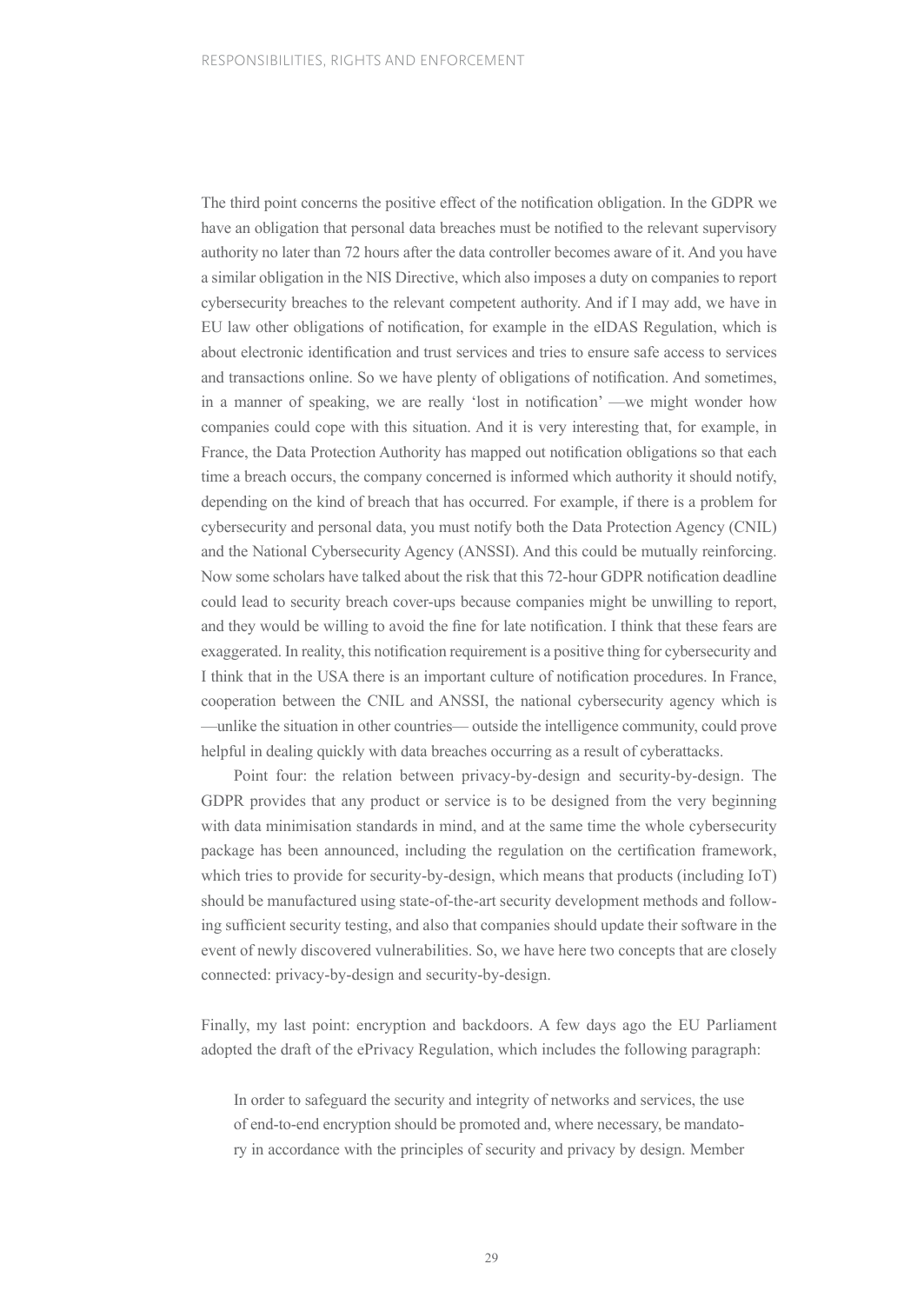The third point concerns the positive effect of the notification obligation. In the GDPR we have an obligation that personal data breaches must be notified to the relevant supervisory authority no later than 72 hours after the data controller becomes aware of it. And you have a similar obligation in the NIS Directive, which also imposes a duty on companies to report cybersecurity breaches to the relevant competent authority. And if I may add, we have in EU law other obligations of notification, for example in the eIDAS Regulation, which is about electronic identification and trust services and tries to ensure safe access to services and transactions online. So we have plenty of obligations of notification. And sometimes, in a manner of speaking, we are really 'lost in notification' —we might wonder how companies could cope with this situation. And it is very interesting that, for example, in France, the Data Protection Authority has mapped out notification obligations so that each time a breach occurs, the company concerned is informed which authority it should notify, depending on the kind of breach that has occurred. For example, if there is a problem for cybersecurity and personal data, you must notify both the Data Protection Agency (CNIL) and the National Cybersecurity Agency (ANSSI). And this could be mutually reinforcing. Now some scholars have talked about the risk that this 72-hour GDPR notification deadline could lead to security breach cover-ups because companies might be unwilling to report, and they would be willing to avoid the fine for late notification. I think that these fears are exaggerated. In reality, this notification requirement is a positive thing for cybersecurity and I think that in the USA there is an important culture of notification procedures. In France, cooperation between the CNIL and ANSSI, the national cybersecurity agency which is —unlike the situation in other countries— outside the intelligence community, could prove helpful in dealing quickly with data breaches occurring as a result of cyberattacks.

Point four: the relation between privacy-by-design and security-by-design. The GDPR provides that any product or service is to be designed from the very beginning with data minimisation standards in mind, and at the same time the whole cybersecurity package has been announced, including the regulation on the certification framework, which tries to provide for security-by-design, which means that products (including IoT) should be manufactured using state-of-the-art security development methods and following sufficient security testing, and also that companies should update their software in the event of newly discovered vulnerabilities. So, we have here two concepts that are closely connected: privacy-by-design and security-by-design.

Finally, my last point: encryption and backdoors. A few days ago the EU Parliament adopted the draft of the ePrivacy Regulation, which includes the following paragraph:

> In order to safeguard the security and integrity of networks and services, the use of end-to-end encryption should be promoted and, where necessary, be mandatory in accordance with the principles of security and privacy by design. Member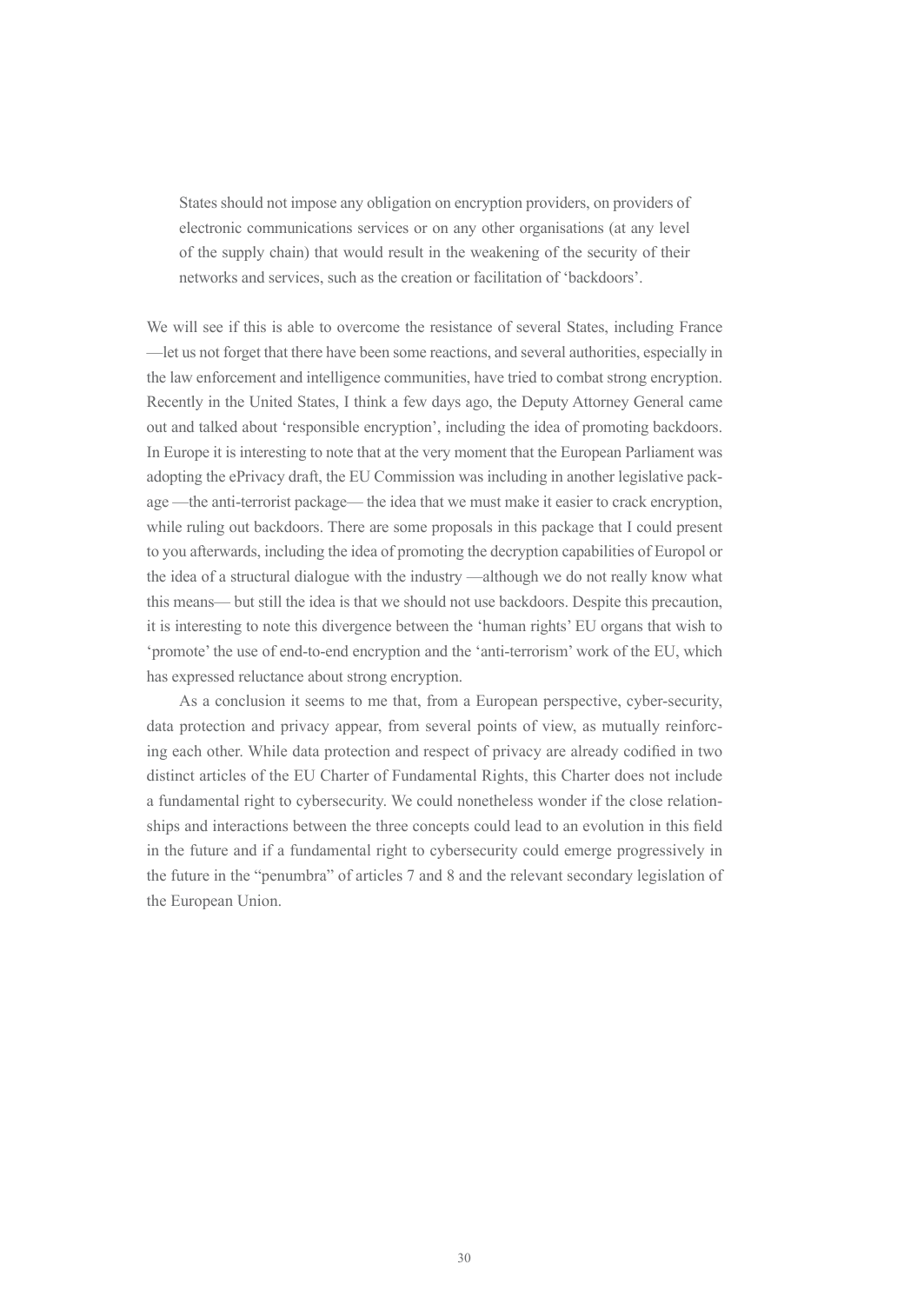> States should not impose any obligation on encryption providers, on providers of electronic communications services or on any other organisations (at any level of the supply chain) that would result in the weakening of the security of their networks and services, such as the creation or facilitation of 'backdoors'.

We will see if this is able to overcome the resistance of several States, including France —let us not forget that there have been some reactions, and several authorities, especially in the law enforcement and intelligence communities, have tried to combat strong encryption. Recently in the United States, I think a few days ago, the Deputy Attorney General came out and talked about 'responsible encryption', including the idea of promoting backdoors. In Europe it is interesting to note that at the very moment that the European Parliament was adopting the ePrivacy draft, the EU Commission was including in another legislative package —the anti-terrorist package— the idea that we must make it easier to crack encryption, while ruling out backdoors. There are some proposals in this package that I could present to you afterwards, including the idea of promoting the decryption capabilities of Europol or the idea of a structural dialogue with the industry —although we do not really know what this means— but still the idea is that we should not use backdoors. Despite this precaution, it is interesting to note this divergence between the 'human rights' EU organs that wish to 'promote' the use of end-to-end encryption and the 'anti-terrorism' work of the EU, which has expressed reluctance about strong encryption.

As a conclusion it seems to me that, from a European perspective, cyber-security, data protection and privacy appear, from several points of view, as mutually reinforcing each other. While data protection and respect of privacy are already codified in two distinct articles of the EU Charter of Fundamental Rights, this Charter does not include a fundamental right to cybersecurity. We could nonetheless wonder if the close relationships and interactions between the three concepts could lead to an evolution in this field in the future and if a fundamental right to cybersecurity could emerge progressively in the future in the "penumbra" of articles 7 and 8 and the relevant secondary legislation of the European Union.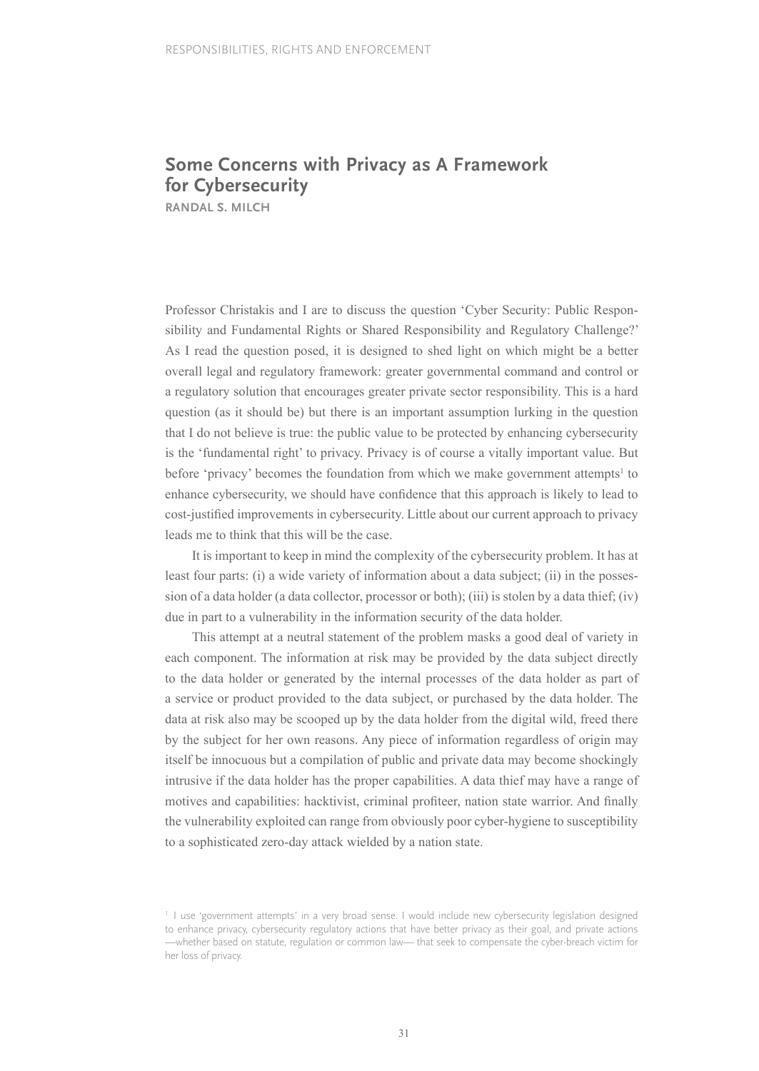## Some Concerns with Privacy as A Framework for Cybersecurity

**RANDAL S. MILCH**

Professor Christakis and I are to discuss the question 'Cyber Security: Public Responsibility and Fundamental Rights or Shared Responsibility and Regulatory Challenge?' As I read the question posed, it is designed to shed light on which might be a better overall legal and regulatory framework: greater governmental command and control or a regulatory solution that encourages greater private sector responsibility. This is a hard question (as it should be) but there is an important assumption lurking in the question that I do not believe is true: the public value to be protected by enhancing cybersecurity is the 'fundamental right' to privacy. Privacy is of course a vitally important value. But before 'privacy' becomes the foundation from which we make government attempts[1] to enhance cybersecurity, we should have confidence that this approach is likely to lead to cost-justified improvements in cybersecurity. Little about our current approach to privacy leads me to think that this will be the case.

It is important to keep in mind the complexity of the cybersecurity problem. It has at least four parts: (i) a wide variety of information about a data subject; (ii) in the possession of a data holder (a data collector, processor or both); (iii) is stolen by a data thief; (iv) due in part to a vulnerability in the information security of the data holder.

This attempt at a neutral statement of the problem masks a good deal of variety in each component. The information at risk may be provided by the data subject directly to the data holder or generated by the internal processes of the data holder as part of a service or product provided to the data subject, or purchased by the data holder. The data at risk also may be scooped up by the data holder from the digital wild, freed there by the subject for her own reasons. Any piece of information regardless of origin may itself be innocuous but a compilation of public and private data may become shockingly intrusive if the data holder has the proper capabilities. A data thief may have a range of motives and capabilities: hacktivist, criminal profiteer, nation state warrior. And finally the vulnerability exploited can range from obviously poor cyber-hygiene to susceptibility to a sophisticated zero-day attack wielded by a nation state.

[1] I use 'government attempts' in a very broad sense. I would include new cybersecurity legislation designed to enhance privacy, cybersecurity regulatory actions that have better privacy as their goal, and private actions —whether based on statute, regulation or common law— that seek to compensate the cyber-breach victim for her loss of privacy.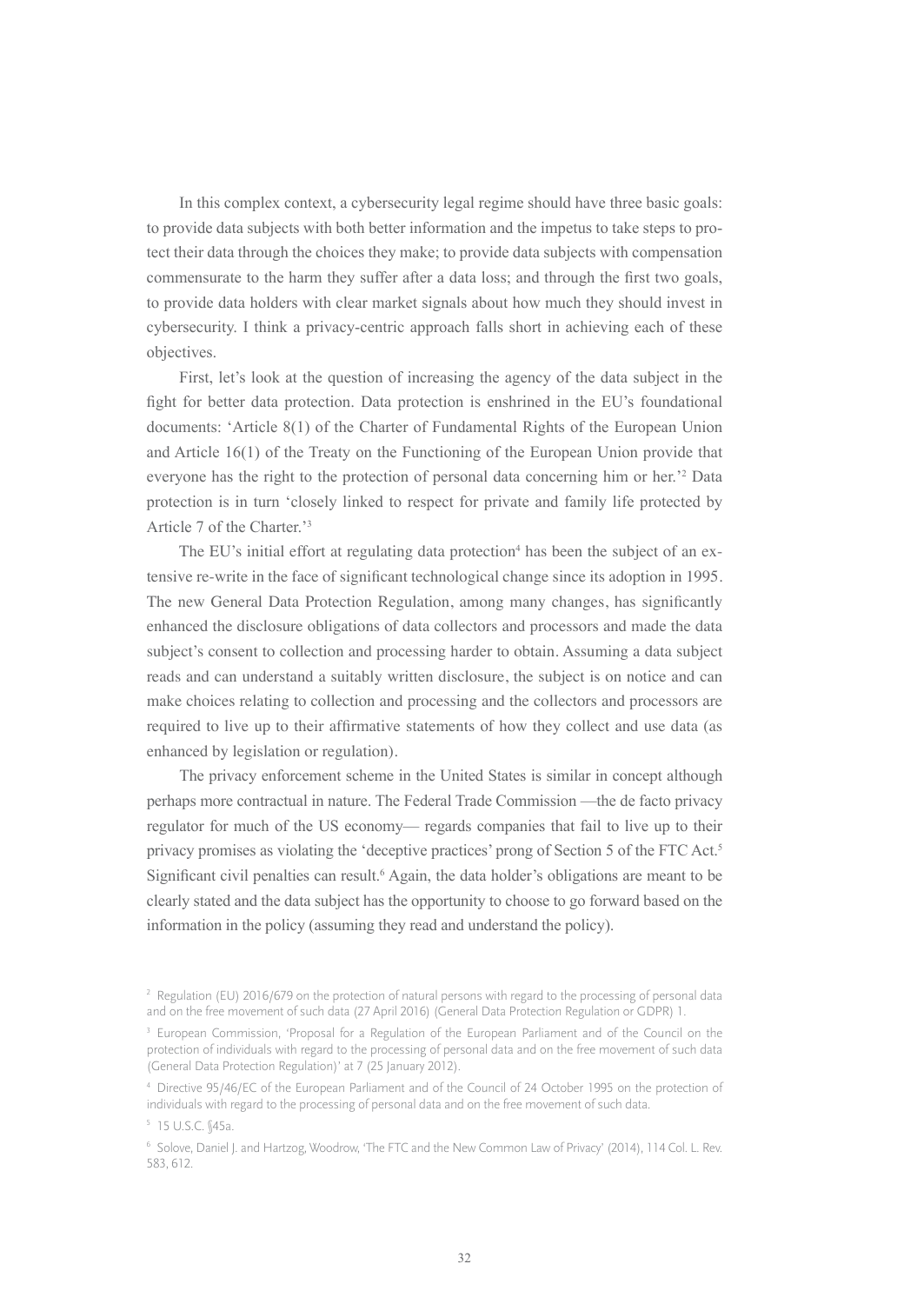In this complex context, a cybersecurity legal regime should have three basic goals: to provide data subjects with both better information and the impetus to take steps to protect their data through the choices they make; to provide data subjects with compensation commensurate to the harm they suffer after a data loss; and through the first two goals, to provide data holders with clear market signals about how much they should invest in cybersecurity. I think a privacy-centric approach falls short in achieving each of these objectives.

First, let's look at the question of increasing the agency of the data subject in the fight for better data protection. Data protection is enshrined in the EU's foundational documents: 'Article 8(1) of the Charter of Fundamental Rights of the European Union and Article 16(1) of the Treaty on the Functioning of the European Union provide that everyone has the right to the protection of personal data concerning him or her.'[2] Data protection is in turn 'closely linked to respect for private and family life protected by Article 7 of the Charter.'[3]

The EU's initial effort at regulating data protection[4] has been the subject of an extensive re-write in the face of significant technological change since its adoption in 1995. The new General Data Protection Regulation, among many changes, has significantly enhanced the disclosure obligations of data collectors and processors and made the data subject's consent to collection and processing harder to obtain. Assuming a data subject reads and can understand a suitably written disclosure, the subject is on notice and can make choices relating to collection and processing and the collectors and processors are required to live up to their affirmative statements of how they collect and use data (as enhanced by legislation or regulation).

The privacy enforcement scheme in the United States is similar in concept although perhaps more contractual in nature. The Federal Trade Commission —the de facto privacy regulator for much of the US economy— regards companies that fail to live up to their privacy promises as violating the 'deceptive practices' prong of Section 5 of the FTC Act.[5] Significant civil penalties can result.[6] Again, the data holder's obligations are meant to be clearly stated and the data subject has the opportunity to choose to go forward based on the information in the policy (assuming they read and understand the policy).

---

[2] Regulation (EU) 2016/679 on the protection of natural persons with regard to the processing of personal data and on the free movement of such data (27 April 2016) (General Data Protection Regulation or GDPR) 1.

[3] European Commission, 'Proposal for a Regulation of the European Parliament and of the Council on the protection of individuals with regard to the processing of personal data and on the free movement of such data (General Data Protection Regulation)' at 7 (25 January 2012).

[4] Directive 95/46/EC of the European Parliament and of the Council of 24 October 1995 on the protection of individuals with regard to the processing of personal data and on the free movement of such data.

[5] 15 U.S.C. §45a.

[6] Solove, Daniel J. and Hartzog, Woodrow, 'The FTC and the New Common Law of Privacy' (2014), 114 Col. L. Rev. 583, 612.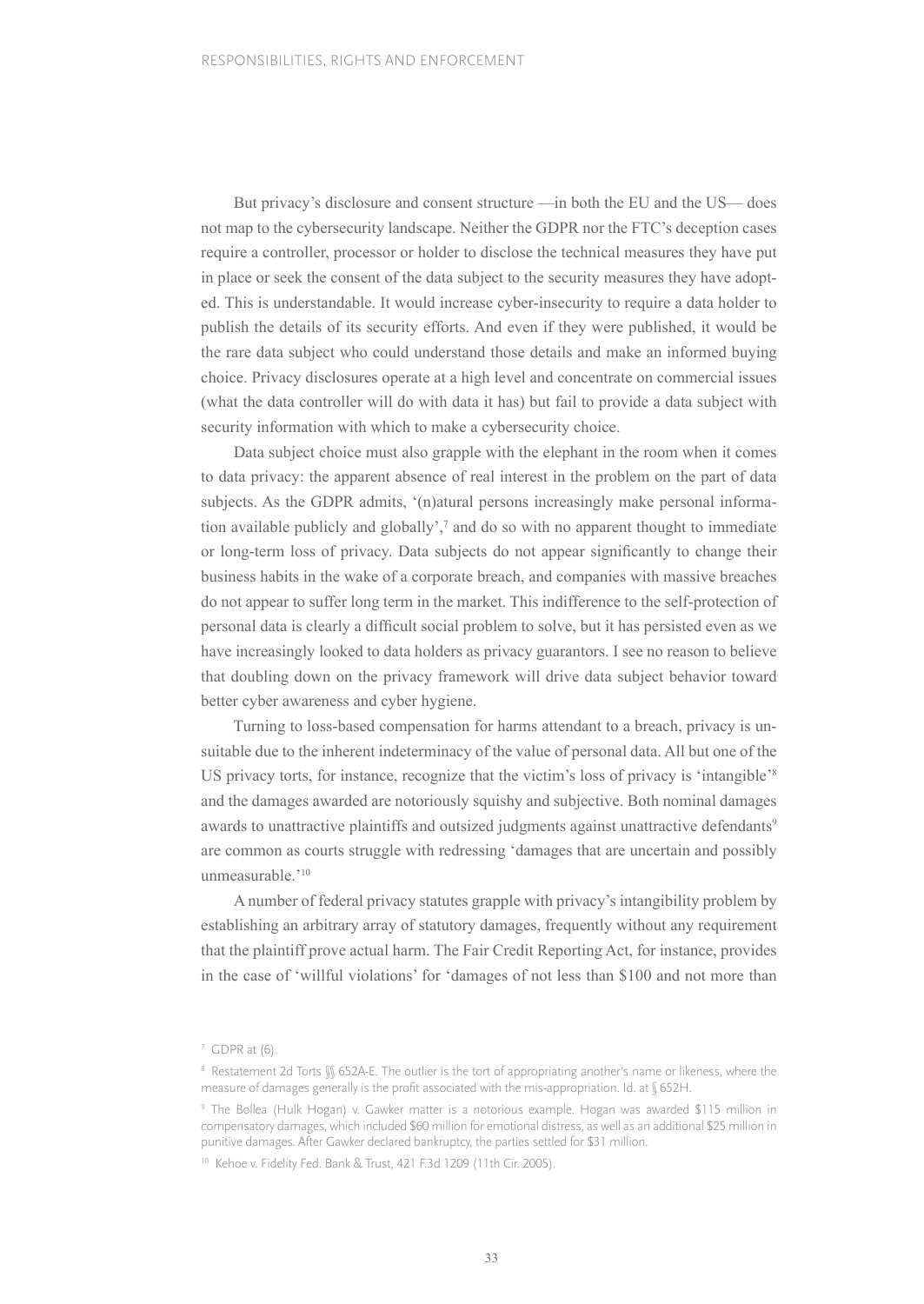But privacy's disclosure and consent structure —in both the EU and the US— does not map to the cybersecurity landscape. Neither the GDPR nor the FTC's deception cases require a controller, processor or holder to disclose the technical measures they have put in place or seek the consent of the data subject to the security measures they have adopted. This is understandable. It would increase cyber-insecurity to require a data holder to publish the details of its security efforts. And even if they were published, it would be the rare data subject who could understand those details and make an informed buying choice. Privacy disclosures operate at a high level and concentrate on commercial issues (what the data controller will do with data it has) but fail to provide a data subject with security information with which to make a cybersecurity choice.

Data subject choice must also grapple with the elephant in the room when it comes to data privacy: the apparent absence of real interest in the problem on the part of data subjects. As the GDPR admits, '(n)atural persons increasingly make personal information available publicly and globally',[7] and do so with no apparent thought to immediate or long-term loss of privacy. Data subjects do not appear significantly to change their business habits in the wake of a corporate breach, and companies with massive breaches do not appear to suffer long term in the market. This indifference to the self-protection of personal data is clearly a difficult social problem to solve, but it has persisted even as we have increasingly looked to data holders as privacy guarantors. I see no reason to believe that doubling down on the privacy framework will drive data subject behavior toward better cyber awareness and cyber hygiene.

Turning to loss-based compensation for harms attendant to a breach, privacy is unsuitable due to the inherent indeterminacy of the value of personal data. All but one of the US privacy torts, for instance, recognize that the victim's loss of privacy is 'intangible'[8] and the damages awarded are notoriously squishy and subjective. Both nominal damages awards to unattractive plaintiffs and outsized judgments against unattractive defendants[9] are common as courts struggle with redressing 'damages that are uncertain and possibly unmeasurable.'[10]

A number of federal privacy statutes grapple with privacy's intangibility problem by establishing an arbitrary array of statutory damages, frequently without any requirement that the plaintiff prove actual harm. The Fair Credit Reporting Act, for instance, provides in the case of 'willful violations' for 'damages of not less than $100 and not more than

---

[7] GDPR at (6).

[8] Restatement 2d Torts §§ 652A-E. The outlier is the tort of appropriating another's name or likeness, where the measure of damages generally is the profit associated with the mis-appropriation. Id. at § 652H.

[9] The Bollea (Hulk Hogan) v. Gawker matter is a notorious example. Hogan was awarded $115 million in compensatory damages, which included $60 million for emotional distress, as well as an additional $25 million in punitive damages. After Gawker declared bankruptcy, the parties settled for $31 million.

[10] Kehoe v. Fidelity Fed. Bank & Trust, 421 F.3d 1209 (11th Cir. 2005).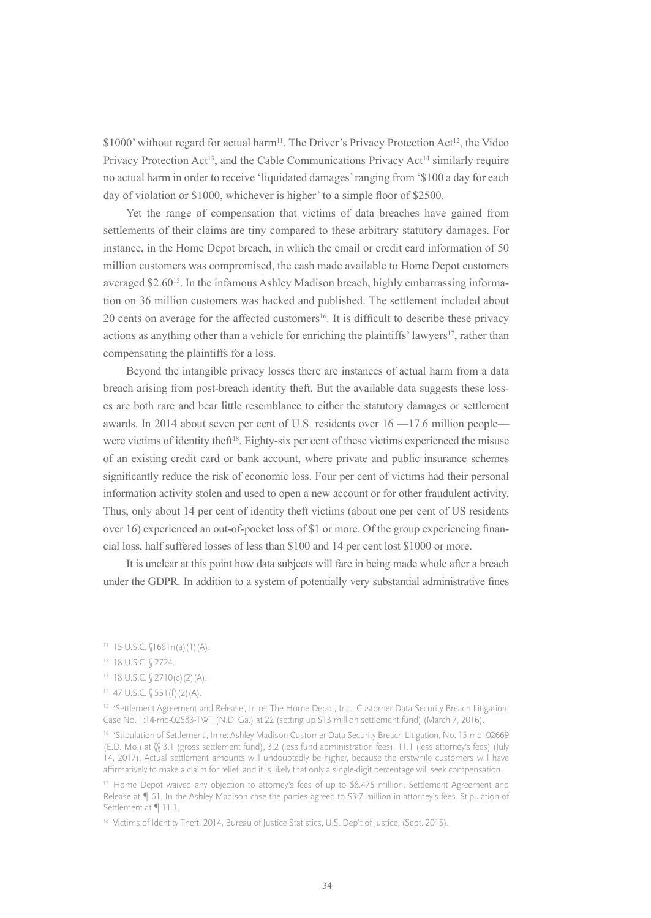$1000' without regard for actual harm[11]. The Driver's Privacy Protection Act[12], the Video Privacy Protection Act[13], and the Cable Communications Privacy Act[14] similarly require no actual harm in order to receive 'liquidated damages' ranging from '$100 a day for each day of violation or $1000, whichever is higher' to a simple floor of $2500.

Yet the range of compensation that victims of data breaches have gained from settlements of their claims are tiny compared to these arbitrary statutory damages. For instance, in the Home Depot breach, in which the email or credit card information of 50 million customers was compromised, the cash made available to Home Depot customers averaged $2.60[15]. In the infamous Ashley Madison breach, highly embarrassing information on 36 million customers was hacked and published. The settlement included about 20 cents on average for the affected customers[16]. It is difficult to describe these privacy actions as anything other than a vehicle for enriching the plaintiffs' lawyers[17], rather than compensating the plaintiffs for a loss.

Beyond the intangible privacy losses there are instances of actual harm from a data breach arising from post-breach identity theft. But the available data suggests these losses are both rare and bear little resemblance to either the statutory damages or settlement awards. In 2014 about seven per cent of U.S. residents over 16 —17.6 million people— were victims of identity theft[18]. Eighty-six per cent of these victims experienced the misuse of an existing credit card or bank account, where private and public insurance schemes significantly reduce the risk of economic loss. Four per cent of victims had their personal information activity stolen and used to open a new account or for other fraudulent activity. Thus, only about 14 per cent of identity theft victims (about one per cent of US residents over 16) experienced an out-of-pocket loss of $1 or more. Of the group experiencing financial loss, half suffered losses of less than $100 and 14 per cent lost $1000 or more.

It is unclear at this point how data subjects will fare in being made whole after a breach under the GDPR. In addition to a system of potentially very substantial administrative fines

---

[11] 15 U.S.C. §1681n(a)(1)(A).

[12] 18 U.S.C. § 2724.

[13] 18 U.S.C. § 2710(c)(2)(A).

[14] 47 U.S.C. § 551(f)(2)(A).

[15] 'Settlement Agreement and Release', In re: The Home Depot, Inc., Customer Data Security Breach Litigation, Case No. 1:14-md-02583-TWT (N.D. Ga.) at 22 (setting up $13 million settlement fund) (March 7, 2016).

[16] 'Stipulation of Settlement', In re: Ashley Madison Customer Data Security Breach Litigation, No. 15-md- 02669 (E.D. Mo.) at §§ 3.1 (gross settlement fund), 3.2 (less fund administration fees), 11.1 (less attorney's fees) (July 14, 2017). Actual settlement amounts will undoubtedly be higher, because the erstwhile customers will have affirmatively to make a claim for relief, and it is likely that only a single-digit percentage will seek compensation.

[17] Home Depot waived any objection to attorney's fees of up to $8.475 million. Settlement Agreement and Release at ¶ 61. In the Ashley Madison case the parties agreed to $3.7 million in attorney's fees. Stipulation of Settlement at ¶ 11.1.

[18] Victims of Identity Theft, 2014, Bureau of Justice Statistics, U.S. Dep't of Justice, (Sept. 2015).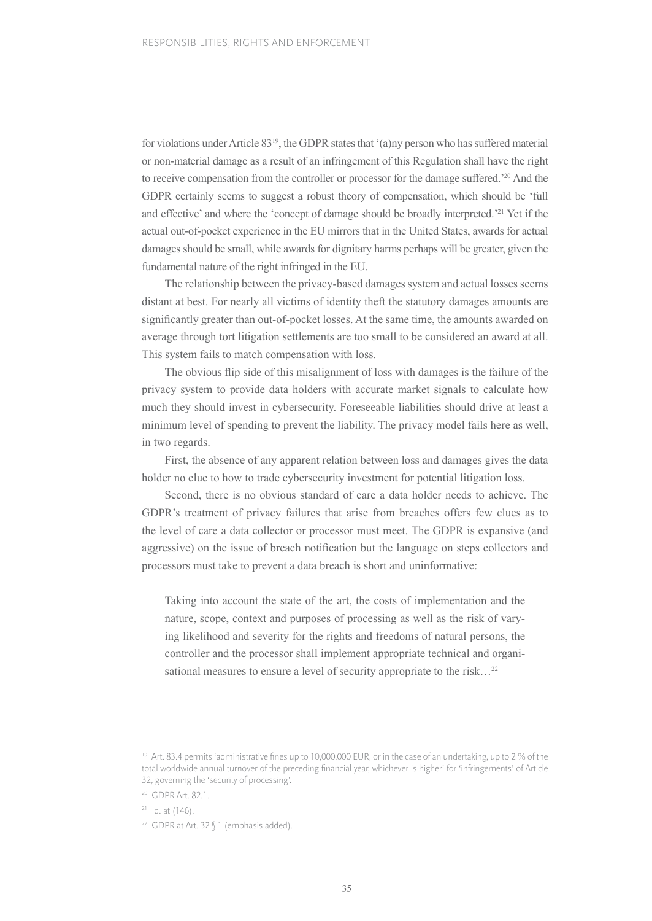for violations under Article 83[19], the GDPR states that '(a)ny person who has suffered material or non-material damage as a result of an infringement of this Regulation shall have the right to receive compensation from the controller or processor for the damage suffered.'[20] And the GDPR certainly seems to suggest a robust theory of compensation, which should be 'full and effective' and where the 'concept of damage should be broadly interpreted.'[21] Yet if the actual out-of-pocket experience in the EU mirrors that in the United States, awards for actual damages should be small, while awards for dignitary harms perhaps will be greater, given the fundamental nature of the right infringed in the EU.

The relationship between the privacy-based damages system and actual losses seems distant at best. For nearly all victims of identity theft the statutory damages amounts are significantly greater than out-of-pocket losses. At the same time, the amounts awarded on average through tort litigation settlements are too small to be considered an award at all. This system fails to match compensation with loss.

The obvious flip side of this misalignment of loss with damages is the failure of the privacy system to provide data holders with accurate market signals to calculate how much they should invest in cybersecurity. Foreseeable liabilities should drive at least a minimum level of spending to prevent the liability. The privacy model fails here as well, in two regards.

First, the absence of any apparent relation between loss and damages gives the data holder no clue to how to trade cybersecurity investment for potential litigation loss.

Second, there is no obvious standard of care a data holder needs to achieve. The GDPR's treatment of privacy failures that arise from breaches offers few clues as to the level of care a data collector or processor must meet. The GDPR is expansive (and aggressive) on the issue of breach notification but the language on steps collectors and processors must take to prevent a data breach is short and uninformative:

> Taking into account the state of the art, the costs of implementation and the nature, scope, context and purposes of processing as well as the risk of varying likelihood and severity for the rights and freedoms of natural persons, the controller and the processor shall implement appropriate technical and organisational measures to ensure a level of security appropriate to the risk…[22]

[19] Art. 83.4 permits 'administrative fines up to 10,000,000 EUR, or in the case of an undertaking, up to 2 % of the total worldwide annual turnover of the preceding financial year, whichever is higher' for 'infringements' of Article 32, governing the 'security of processing'.

[20] GDPR Art. 82.1.

[21] Id. at (146).

[22] GDPR at Art. 32 § 1 (emphasis added).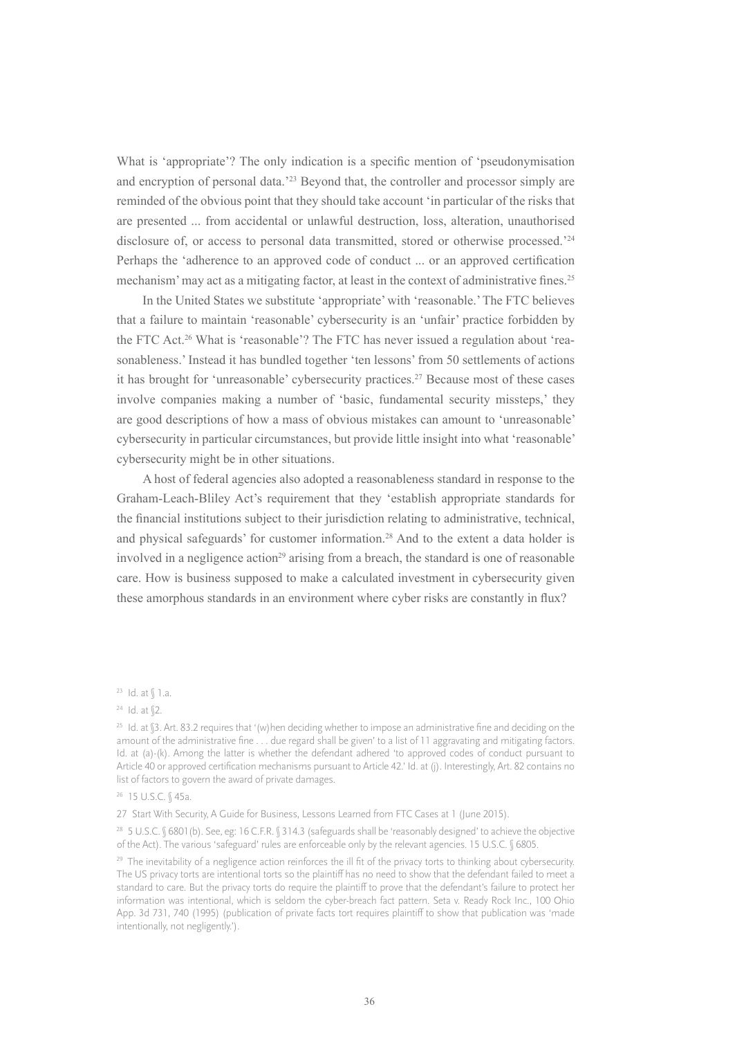What is 'appropriate'? The only indication is a specific mention of 'pseudonymisation and encryption of personal data.'[23] Beyond that, the controller and processor simply are reminded of the obvious point that they should take account 'in particular of the risks that are presented ... from accidental or unlawful destruction, loss, alteration, unauthorised disclosure of, or access to personal data transmitted, stored or otherwise processed.'[24] Perhaps the 'adherence to an approved code of conduct ... or an approved certification mechanism' may act as a mitigating factor, at least in the context of administrative fines.[25]

In the United States we substitute 'appropriate' with 'reasonable.' The FTC believes that a failure to maintain 'reasonable' cybersecurity is an 'unfair' practice forbidden by the FTC Act.[26] What is 'reasonable'? The FTC has never issued a regulation about 'reasonableness.' Instead it has bundled together 'ten lessons' from 50 settlements of actions it has brought for 'unreasonable' cybersecurity practices.[27] Because most of these cases involve companies making a number of 'basic, fundamental security missteps,' they are good descriptions of how a mass of obvious mistakes can amount to 'unreasonable' cybersecurity in particular circumstances, but provide little insight into what 'reasonable' cybersecurity might be in other situations.

A host of federal agencies also adopted a reasonableness standard in response to the Graham-Leach-Bliley Act's requirement that they 'establish appropriate standards for the financial institutions subject to their jurisdiction relating to administrative, technical, and physical safeguards' for customer information.[28] And to the extent a data holder is involved in a negligence action[29] arising from a breach, the standard is one of reasonable care. How is business supposed to make a calculated investment in cybersecurity given these amorphous standards in an environment where cyber risks are constantly in flux?

---

[23] Id. at § 1.a.

[24] Id. at §2.

[25] Id. at §3. Art. 83.2 requires that '(w)hen deciding whether to impose an administrative fine and deciding on the amount of the administrative fine . . . due regard shall be given' to a list of 11 aggravating and mitigating factors. Id. at (a)-(k). Among the latter is whether the defendant adhered 'to approved codes of conduct pursuant to Article 40 or approved certification mechanisms pursuant to Article 42.' Id. at (j). Interestingly, Art. 82 contains no list of factors to govern the award of private damages.

[26] 15 U.S.C. § 45a.

[27] Start With Security, A Guide for Business, Lessons Learned from FTC Cases at 1 (June 2015).

[28] 5 U.S.C. § 6801(b). See, eg: 16 C.F.R. § 314.3 (safeguards shall be 'reasonably designed' to achieve the objective of the Act). The various 'safeguard' rules are enforceable only by the relevant agencies. 15 U.S.C. § 6805.

[29] The inevitability of a negligence action reinforces the ill fit of the privacy torts to thinking about cybersecurity. The US privacy torts are intentional torts so the plaintiff has no need to show that the defendant failed to meet a standard to care. But the privacy torts do require the plaintiff to prove that the defendant's failure to protect her information was intentional, which is seldom the cyber-breach fact pattern. Seta v. Ready Rock Inc., 100 Ohio App. 3d 731, 740 (1995) (publication of private facts tort requires plaintiff to show that publication was 'made intentionally, not negligently.').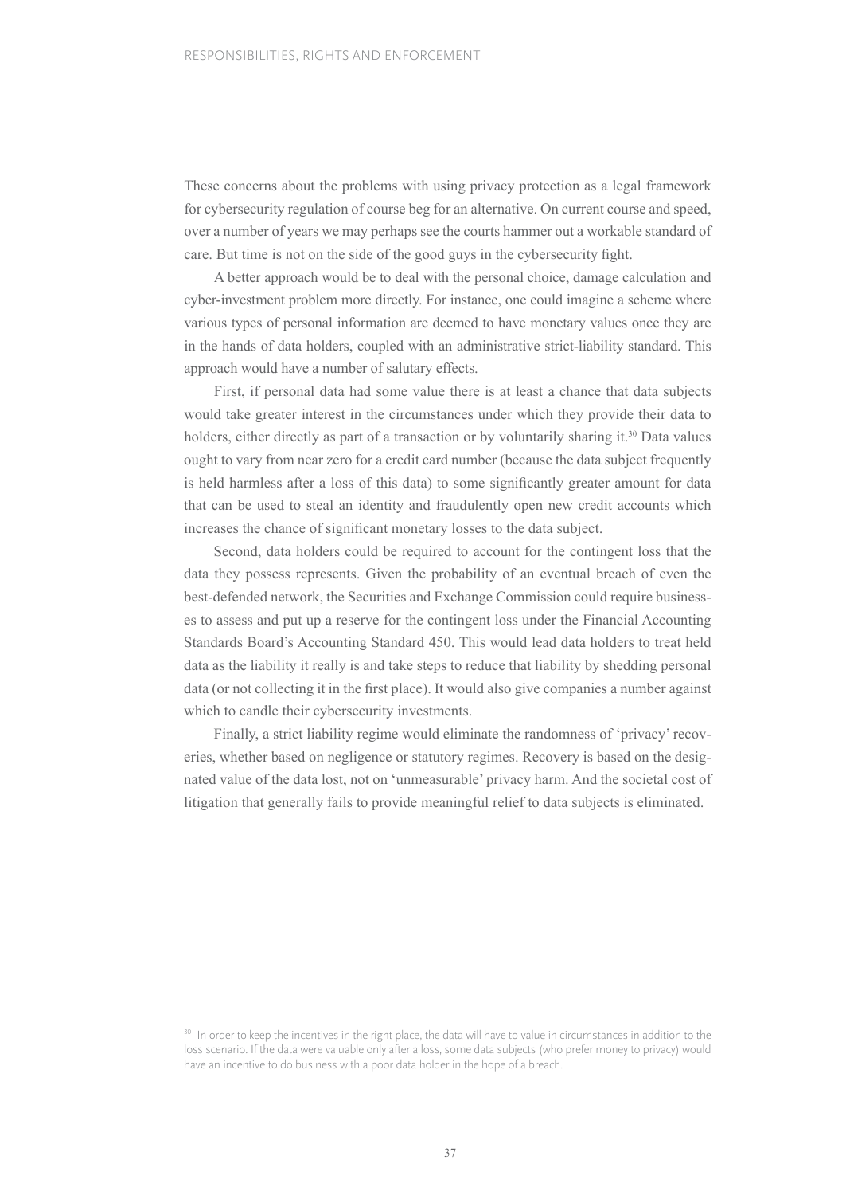These concerns about the problems with using privacy protection as a legal framework for cybersecurity regulation of course beg for an alternative. On current course and speed, over a number of years we may perhaps see the courts hammer out a workable standard of care. But time is not on the side of the good guys in the cybersecurity fight.

A better approach would be to deal with the personal choice, damage calculation and cyber-investment problem more directly. For instance, one could imagine a scheme where various types of personal information are deemed to have monetary values once they are in the hands of data holders, coupled with an administrative strict-liability standard. This approach would have a number of salutary effects.

First, if personal data had some value there is at least a chance that data subjects would take greater interest in the circumstances under which they provide their data to holders, either directly as part of a transaction or by voluntarily sharing it.[30] Data values ought to vary from near zero for a credit card number (because the data subject frequently is held harmless after a loss of this data) to some significantly greater amount for data that can be used to steal an identity and fraudulently open new credit accounts which increases the chance of significant monetary losses to the data subject.

Second, data holders could be required to account for the contingent loss that the data they possess represents. Given the probability of an eventual breach of even the best-defended network, the Securities and Exchange Commission could require businesses to assess and put up a reserve for the contingent loss under the Financial Accounting Standards Board's Accounting Standard 450. This would lead data holders to treat held data as the liability it really is and take steps to reduce that liability by shedding personal data (or not collecting it in the first place). It would also give companies a number against which to candle their cybersecurity investments.

Finally, a strict liability regime would eliminate the randomness of 'privacy' recoveries, whether based on negligence or statutory regimes. Recovery is based on the designated value of the data lost, not on 'unmeasurable' privacy harm. And the societal cost of litigation that generally fails to provide meaningful relief to data subjects is eliminated.

[30] In order to keep the incentives in the right place, the data will have to value in circumstances in addition to the loss scenario. If the data were valuable only after a loss, some data subjects (who prefer money to privacy) would have an incentive to do business with a poor data holder in the hope of a breach.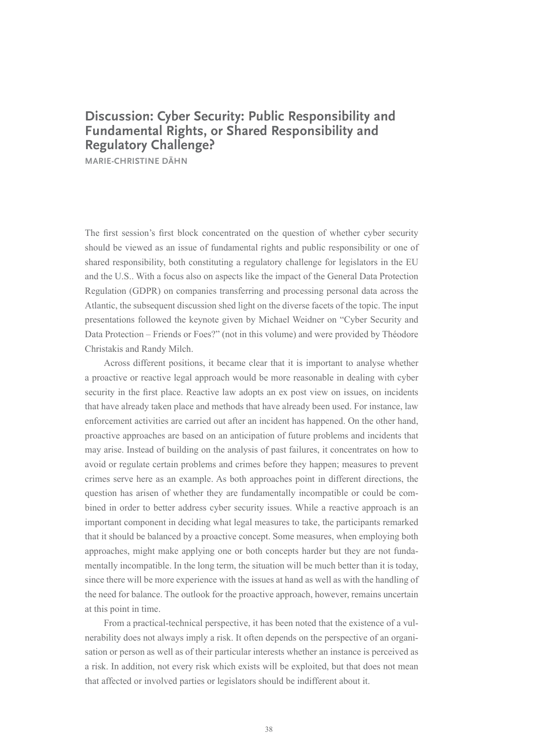## Discussion: Cyber Security: Public Responsibility and Fundamental Rights, or Shared Responsibility and Regulatory Challenge?

MARIE-CHRISTINE DÄHN

The first session's first block concentrated on the question of whether cyber security should be viewed as an issue of fundamental rights and public responsibility or one of shared responsibility, both constituting a regulatory challenge for legislators in the EU and the U.S.. With a focus also on aspects like the impact of the General Data Protection Regulation (GDPR) on companies transferring and processing personal data across the Atlantic, the subsequent discussion shed light on the diverse facets of the topic. The input presentations followed the keynote given by Michael Weidner on "Cyber Security and Data Protection – Friends or Foes?" (not in this volume) and were provided by Théodore Christakis and Randy Milch.

Across different positions, it became clear that it is important to analyse whether a proactive or reactive legal approach would be more reasonable in dealing with cyber security in the first place. Reactive law adopts an ex post view on issues, on incidents that have already taken place and methods that have already been used. For instance, law enforcement activities are carried out after an incident has happened. On the other hand, proactive approaches are based on an anticipation of future problems and incidents that may arise. Instead of building on the analysis of past failures, it concentrates on how to avoid or regulate certain problems and crimes before they happen; measures to prevent crimes serve here as an example. As both approaches point in different directions, the question has arisen of whether they are fundamentally incompatible or could be combined in order to better address cyber security issues. While a reactive approach is an important component in deciding what legal measures to take, the participants remarked that it should be balanced by a proactive concept. Some measures, when employing both approaches, might make applying one or both concepts harder but they are not fundamentally incompatible. In the long term, the situation will be much better than it is today, since there will be more experience with the issues at hand as well as with the handling of the need for balance. The outlook for the proactive approach, however, remains uncertain at this point in time.

From a practical-technical perspective, it has been noted that the existence of a vulnerability does not always imply a risk. It often depends on the perspective of an organisation or person as well as of their particular interests whether an instance is perceived as a risk. In addition, not every risk which exists will be exploited, but that does not mean that affected or involved parties or legislators should be indifferent about it.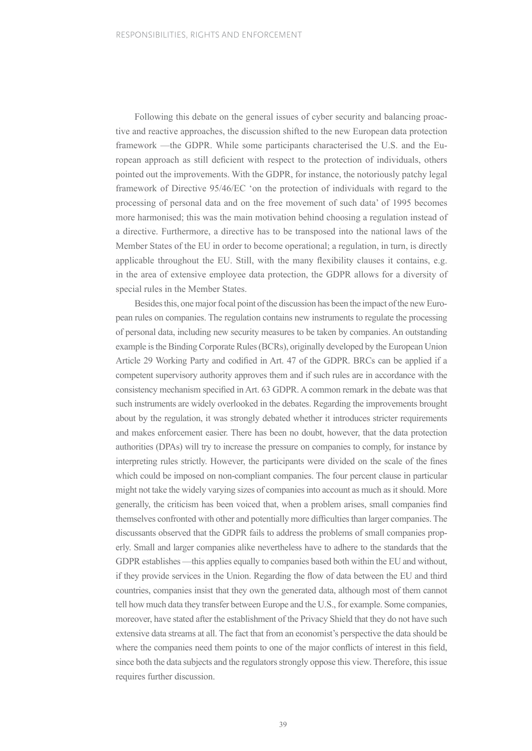Following this debate on the general issues of cyber security and balancing proactive and reactive approaches, the discussion shifted to the new European data protection framework —the GDPR. While some participants characterised the U.S. and the European approach as still deficient with respect to the protection of individuals, others pointed out the improvements. With the GDPR, for instance, the notoriously patchy legal framework of Directive 95/46/EC 'on the protection of individuals with regard to the processing of personal data and on the free movement of such data' of 1995 becomes more harmonised; this was the main motivation behind choosing a regulation instead of a directive. Furthermore, a directive has to be transposed into the national laws of the Member States of the EU in order to become operational; a regulation, in turn, is directly applicable throughout the EU. Still, with the many flexibility clauses it contains, e.g. in the area of extensive employee data protection, the GDPR allows for a diversity of special rules in the Member States.

Besides this, one major focal point of the discussion has been the impact of the new European rules on companies. The regulation contains new instruments to regulate the processing of personal data, including new security measures to be taken by companies. An outstanding example is the Binding Corporate Rules (BCRs), originally developed by the European Union Article 29 Working Party and codified in Art. 47 of the GDPR. BRCs can be applied if a competent supervisory authority approves them and if such rules are in accordance with the consistency mechanism specified in Art. 63 GDPR. A common remark in the debate was that such instruments are widely overlooked in the debates. Regarding the improvements brought about by the regulation, it was strongly debated whether it introduces stricter requirements and makes enforcement easier. There has been no doubt, however, that the data protection authorities (DPAs) will try to increase the pressure on companies to comply, for instance by interpreting rules strictly. However, the participants were divided on the scale of the fines which could be imposed on non-compliant companies. The four percent clause in particular might not take the widely varying sizes of companies into account as much as it should. More generally, the criticism has been voiced that, when a problem arises, small companies find themselves confronted with other and potentially more difficulties than larger companies. The discussants observed that the GDPR fails to address the problems of small companies properly. Small and larger companies alike nevertheless have to adhere to the standards that the GDPR establishes —this applies equally to companies based both within the EU and without, if they provide services in the Union. Regarding the flow of data between the EU and third countries, companies insist that they own the generated data, although most of them cannot tell how much data they transfer between Europe and the U.S., for example. Some companies, moreover, have stated after the establishment of the Privacy Shield that they do not have such extensive data streams at all. The fact that from an economist's perspective the data should be where the companies need them points to one of the major conflicts of interest in this field, since both the data subjects and the regulators strongly oppose this view. Therefore, this issue requires further discussion.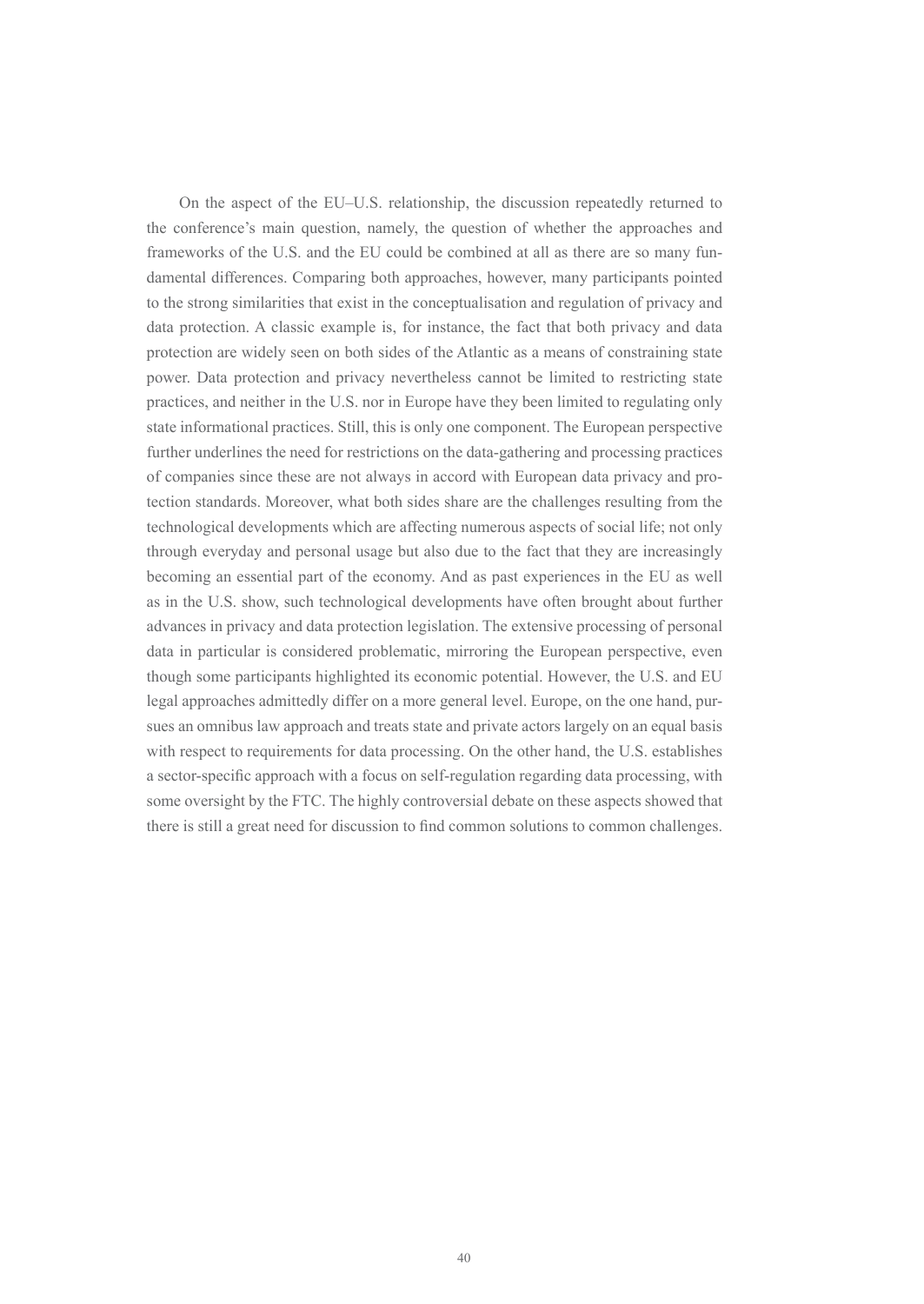On the aspect of the EU–U.S. relationship, the discussion repeatedly returned to the conference's main question, namely, the question of whether the approaches and frameworks of the U.S. and the EU could be combined at all as there are so many fundamental differences. Comparing both approaches, however, many participants pointed to the strong similarities that exist in the conceptualisation and regulation of privacy and data protection. A classic example is, for instance, the fact that both privacy and data protection are widely seen on both sides of the Atlantic as a means of constraining state power. Data protection and privacy nevertheless cannot be limited to restricting state practices, and neither in the U.S. nor in Europe have they been limited to regulating only state informational practices. Still, this is only one component. The European perspective further underlines the need for restrictions on the data-gathering and processing practices of companies since these are not always in accord with European data privacy and protection standards. Moreover, what both sides share are the challenges resulting from the technological developments which are affecting numerous aspects of social life; not only through everyday and personal usage but also due to the fact that they are increasingly becoming an essential part of the economy. And as past experiences in the EU as well as in the U.S. show, such technological developments have often brought about further advances in privacy and data protection legislation. The extensive processing of personal data in particular is considered problematic, mirroring the European perspective, even though some participants highlighted its economic potential. However, the U.S. and EU legal approaches admittedly differ on a more general level. Europe, on the one hand, pursues an omnibus law approach and treats state and private actors largely on an equal basis with respect to requirements for data processing. On the other hand, the U.S. establishes a sector-specific approach with a focus on self-regulation regarding data processing, with some oversight by the FTC. The highly controversial debate on these aspects showed that there is still a great need for discussion to find common solutions to common challenges.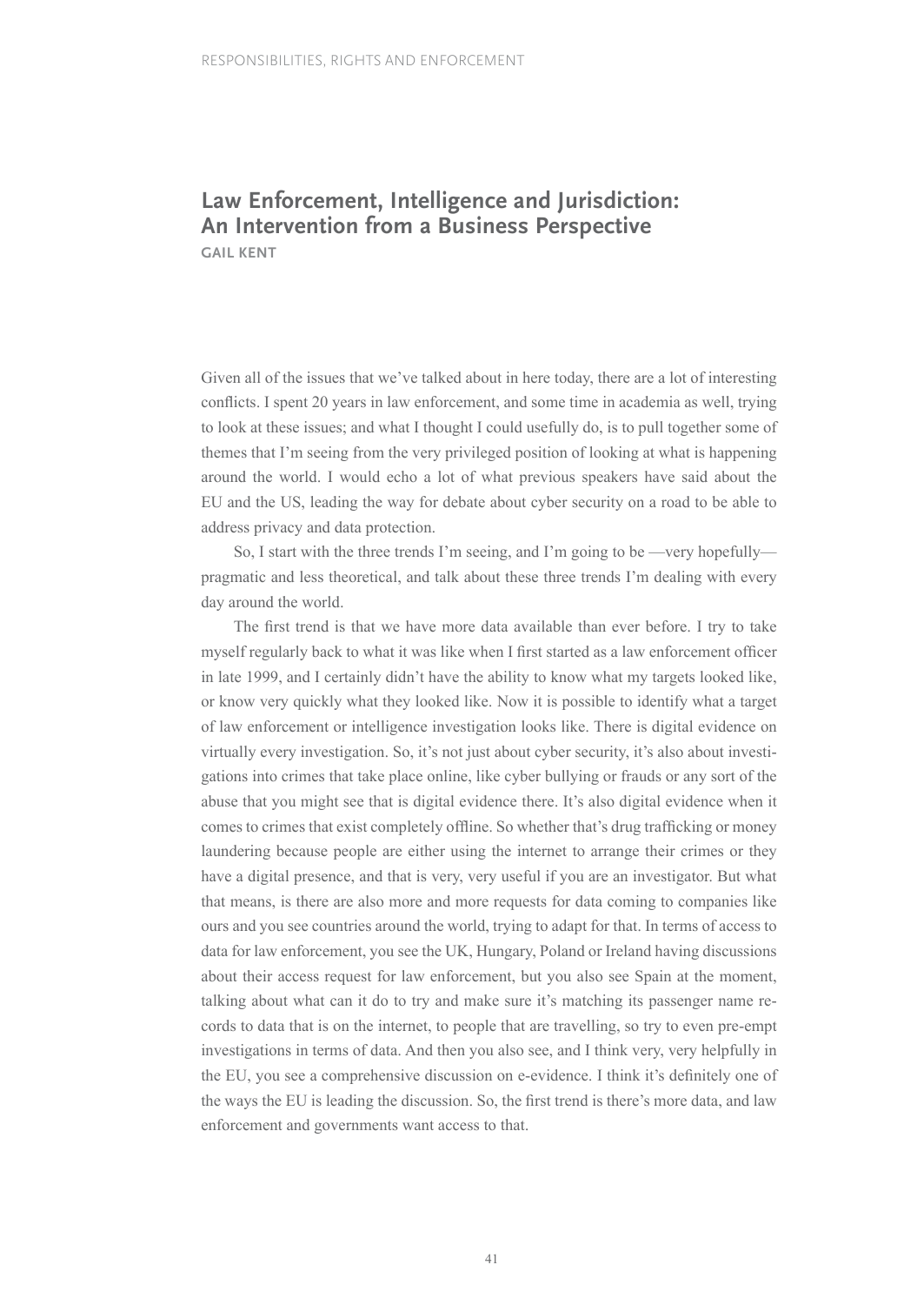## Law Enforcement, Intelligence and Jurisdiction: An Intervention from a Business Perspective

**GAIL KENT**

Given all of the issues that we've talked about in here today, there are a lot of interesting conflicts. I spent 20 years in law enforcement, and some time in academia as well, trying to look at these issues; and what I thought I could usefully do, is to pull together some of themes that I'm seeing from the very privileged position of looking at what is happening around the world. I would echo a lot of what previous speakers have said about the EU and the US, leading the way for debate about cyber security on a road to be able to address privacy and data protection.

So, I start with the three trends I'm seeing, and I'm going to be —very hopefully— pragmatic and less theoretical, and talk about these three trends I'm dealing with every day around the world.

The first trend is that we have more data available than ever before. I try to take myself regularly back to what it was like when I first started as a law enforcement officer in late 1999, and I certainly didn't have the ability to know what my targets looked like, or know very quickly what they looked like. Now it is possible to identify what a target of law enforcement or intelligence investigation looks like. There is digital evidence on virtually every investigation. So, it's not just about cyber security, it's also about investigations into crimes that take place online, like cyber bullying or frauds or any sort of the abuse that you might see that is digital evidence there. It's also digital evidence when it comes to crimes that exist completely offline. So whether that's drug trafficking or money laundering because people are either using the internet to arrange their crimes or they have a digital presence, and that is very, very useful if you are an investigator. But what that means, is there are also more and more requests for data coming to companies like ours and you see countries around the world, trying to adapt for that. In terms of access to data for law enforcement, you see the UK, Hungary, Poland or Ireland having discussions about their access request for law enforcement, but you also see Spain at the moment, talking about what can it do to try and make sure it's matching its passenger name records to data that is on the internet, to people that are travelling, so try to even pre-empt investigations in terms of data. And then you also see, and I think very, very helpfully in the EU, you see a comprehensive discussion on e-evidence. I think it's definitely one of the ways the EU is leading the discussion. So, the first trend is there's more data, and law enforcement and governments want access to that.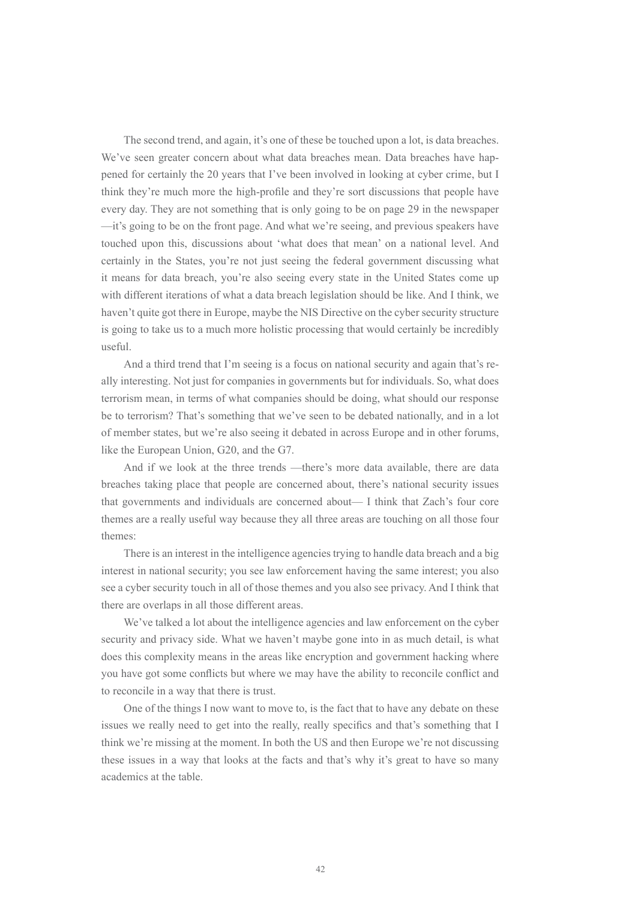The second trend, and again, it's one of these be touched upon a lot, is data breaches. We've seen greater concern about what data breaches mean. Data breaches have happened for certainly the 20 years that I've been involved in looking at cyber crime, but I think they're much more the high-profile and they're sort discussions that people have every day. They are not something that is only going to be on page 29 in the newspaper —it's going to be on the front page. And what we're seeing, and previous speakers have touched upon this, discussions about 'what does that mean' on a national level. And certainly in the States, you're not just seeing the federal government discussing what it means for data breach, you're also seeing every state in the United States come up with different iterations of what a data breach legislation should be like. And I think, we haven't quite got there in Europe, maybe the NIS Directive on the cyber security structure is going to take us to a much more holistic processing that would certainly be incredibly useful.

And a third trend that I'm seeing is a focus on national security and again that's really interesting. Not just for companies in governments but for individuals. So, what does terrorism mean, in terms of what companies should be doing, what should our response be to terrorism? That's something that we've seen to be debated nationally, and in a lot of member states, but we're also seeing it debated in across Europe and in other forums, like the European Union, G20, and the G7.

And if we look at the three trends —there's more data available, there are data breaches taking place that people are concerned about, there's national security issues that governments and individuals are concerned about— I think that Zach's four core themes are a really useful way because they all three areas are touching on all those four themes:

There is an interest in the intelligence agencies trying to handle data breach and a big interest in national security; you see law enforcement having the same interest; you also see a cyber security touch in all of those themes and you also see privacy. And I think that there are overlaps in all those different areas.

We've talked a lot about the intelligence agencies and law enforcement on the cyber security and privacy side. What we haven't maybe gone into in as much detail, is what does this complexity means in the areas like encryption and government hacking where you have got some conflicts but where we may have the ability to reconcile conflict and to reconcile in a way that there is trust.

One of the things I now want to move to, is the fact that to have any debate on these issues we really need to get into the really, really specifics and that's something that I think we're missing at the moment. In both the US and then Europe we're not discussing these issues in a way that looks at the facts and that's why it's great to have so many academics at the table.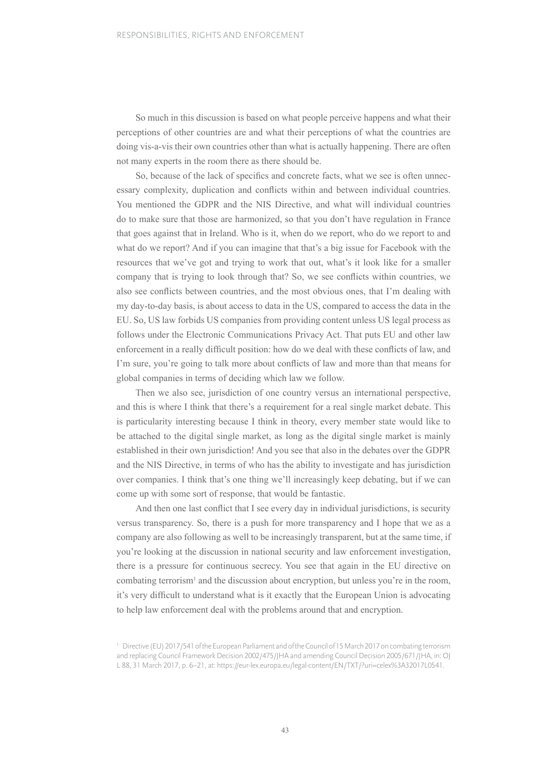So much in this discussion is based on what people perceive happens and what their perceptions of other countries are and what their perceptions of what the countries are doing vis-a-vis their own countries other than what is actually happening. There are often not many experts in the room there as there should be.

So, because of the lack of specifics and concrete facts, what we see is often unnecessary complexity, duplication and conflicts within and between individual countries. You mentioned the GDPR and the NIS Directive, and what will individual countries do to make sure that those are harmonized, so that you don't have regulation in France that goes against that in Ireland. Who is it, when do we report, who do we report to and what do we report? And if you can imagine that that's a big issue for Facebook with the resources that we've got and trying to work that out, what's it look like for a smaller company that is trying to look through that? So, we see conflicts within countries, we also see conflicts between countries, and the most obvious ones, that I'm dealing with my day-to-day basis, is about access to data in the US, compared to access the data in the EU. So, US law forbids US companies from providing content unless US legal process as follows under the Electronic Communications Privacy Act. That puts EU and other law enforcement in a really difficult position: how do we deal with these conflicts of law, and I'm sure, you're going to talk more about conflicts of law and more than that means for global companies in terms of deciding which law we follow.

Then we also see, jurisdiction of one country versus an international perspective, and this is where I think that there's a requirement for a real single market debate. This is particularity interesting because I think in theory, every member state would like to be attached to the digital single market, as long as the digital single market is mainly established in their own jurisdiction! And you see that also in the debates over the GDPR and the NIS Directive, in terms of who has the ability to investigate and has jurisdiction over companies. I think that's one thing we'll increasingly keep debating, but if we can come up with some sort of response, that would be fantastic.

And then one last conflict that I see every day in individual jurisdictions, is security versus transparency. So, there is a push for more transparency and I hope that we as a company are also following as well to be increasingly transparent, but at the same time, if you're looking at the discussion in national security and law enforcement investigation, there is a pressure for continuous secrecy. You see that again in the EU directive on combating terrorism[1] and the discussion about encryption, but unless you're in the room, it's very difficult to understand what is it exactly that the European Union is advocating to help law enforcement deal with the problems around that and encryption.

[1] Directive (EU) 2017/541 of the European Parliament and of the Council of 15 March 2017 on combating terrorism and replacing Council Framework Decision 2002/475/JHA and amending Council Decision 2005/671/JHA, in: OJ L 88, 31 March 2017, p. 6–21, at: https://eur-lex.europa.eu/legal-content/EN/TXT/?uri=celex%3A32017L0541.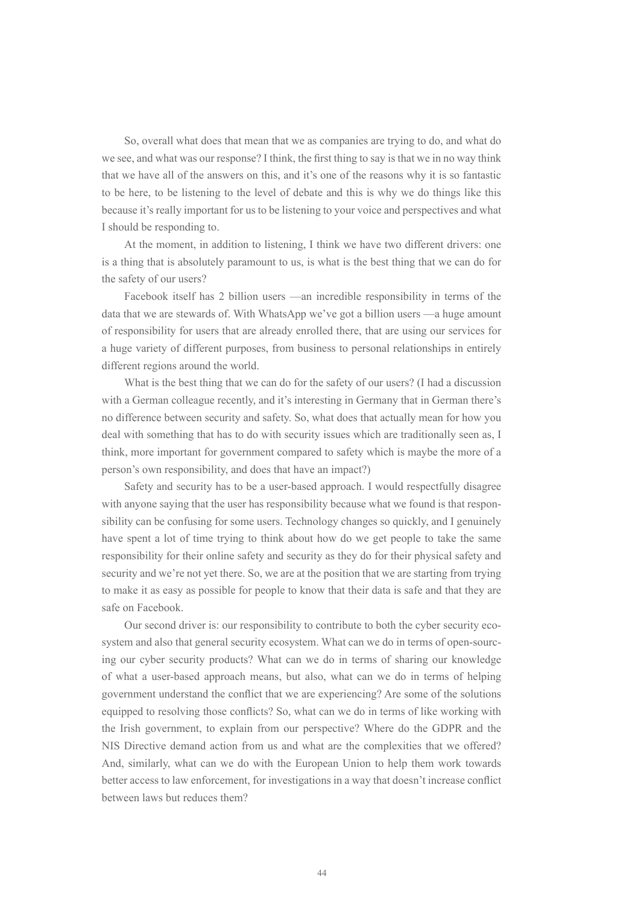So, overall what does that mean that we as companies are trying to do, and what do we see, and what was our response? I think, the first thing to say is that we in no way think that we have all of the answers on this, and it's one of the reasons why it is so fantastic to be here, to be listening to the level of debate and this is why we do things like this because it's really important for us to be listening to your voice and perspectives and what I should be responding to.

At the moment, in addition to listening, I think we have two different drivers: one is a thing that is absolutely paramount to us, is what is the best thing that we can do for the safety of our users?

Facebook itself has 2 billion users —an incredible responsibility in terms of the data that we are stewards of. With WhatsApp we've got a billion users —a huge amount of responsibility for users that are already enrolled there, that are using our services for a huge variety of different purposes, from business to personal relationships in entirely different regions around the world.

What is the best thing that we can do for the safety of our users? (I had a discussion with a German colleague recently, and it's interesting in Germany that in German there's no difference between security and safety. So, what does that actually mean for how you deal with something that has to do with security issues which are traditionally seen as, I think, more important for government compared to safety which is maybe the more of a person's own responsibility, and does that have an impact?)

Safety and security has to be a user-based approach. I would respectfully disagree with anyone saying that the user has responsibility because what we found is that responsibility can be confusing for some users. Technology changes so quickly, and I genuinely have spent a lot of time trying to think about how do we get people to take the same responsibility for their online safety and security as they do for their physical safety and security and we're not yet there. So, we are at the position that we are starting from trying to make it as easy as possible for people to know that their data is safe and that they are safe on Facebook.

Our second driver is: our responsibility to contribute to both the cyber security ecosystem and also that general security ecosystem. What can we do in terms of open-sourcing our cyber security products? What can we do in terms of sharing our knowledge of what a user-based approach means, but also, what can we do in terms of helping government understand the conflict that we are experiencing? Are some of the solutions equipped to resolving those conflicts? So, what can we do in terms of like working with the Irish government, to explain from our perspective? Where do the GDPR and the NIS Directive demand action from us and what are the complexities that we offered? And, similarly, what can we do with the European Union to help them work towards better access to law enforcement, for investigations in a way that doesn't increase conflict between laws but reduces them?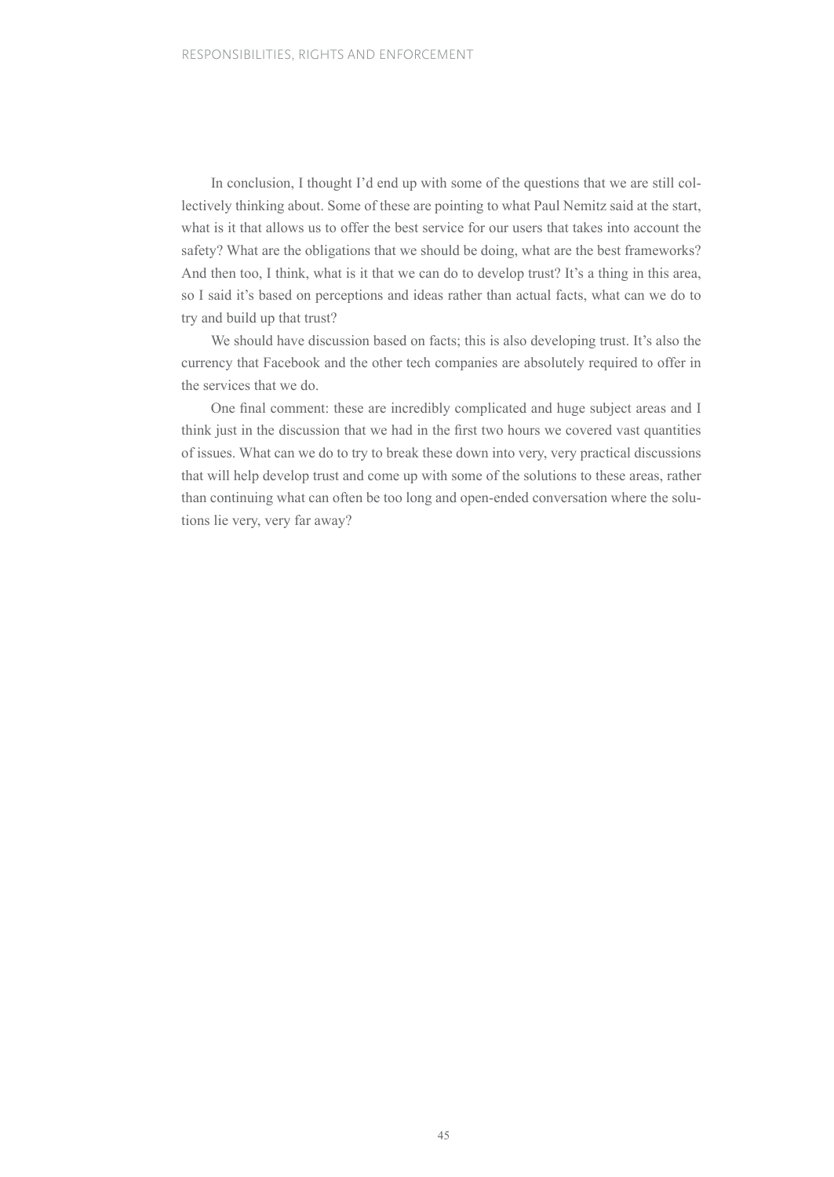In conclusion, I thought I'd end up with some of the questions that we are still collectively thinking about. Some of these are pointing to what Paul Nemitz said at the start, what is it that allows us to offer the best service for our users that takes into account the safety? What are the obligations that we should be doing, what are the best frameworks? And then too, I think, what is it that we can do to develop trust? It's a thing in this area, so I said it's based on perceptions and ideas rather than actual facts, what can we do to try and build up that trust?

We should have discussion based on facts; this is also developing trust. It's also the currency that Facebook and the other tech companies are absolutely required to offer in the services that we do.

One final comment: these are incredibly complicated and huge subject areas and I think just in the discussion that we had in the first two hours we covered vast quantities of issues. What can we do to try to break these down into very, very practical discussions that will help develop trust and come up with some of the solutions to these areas, rather than continuing what can often be too long and open-ended conversation where the solutions lie very, very far away?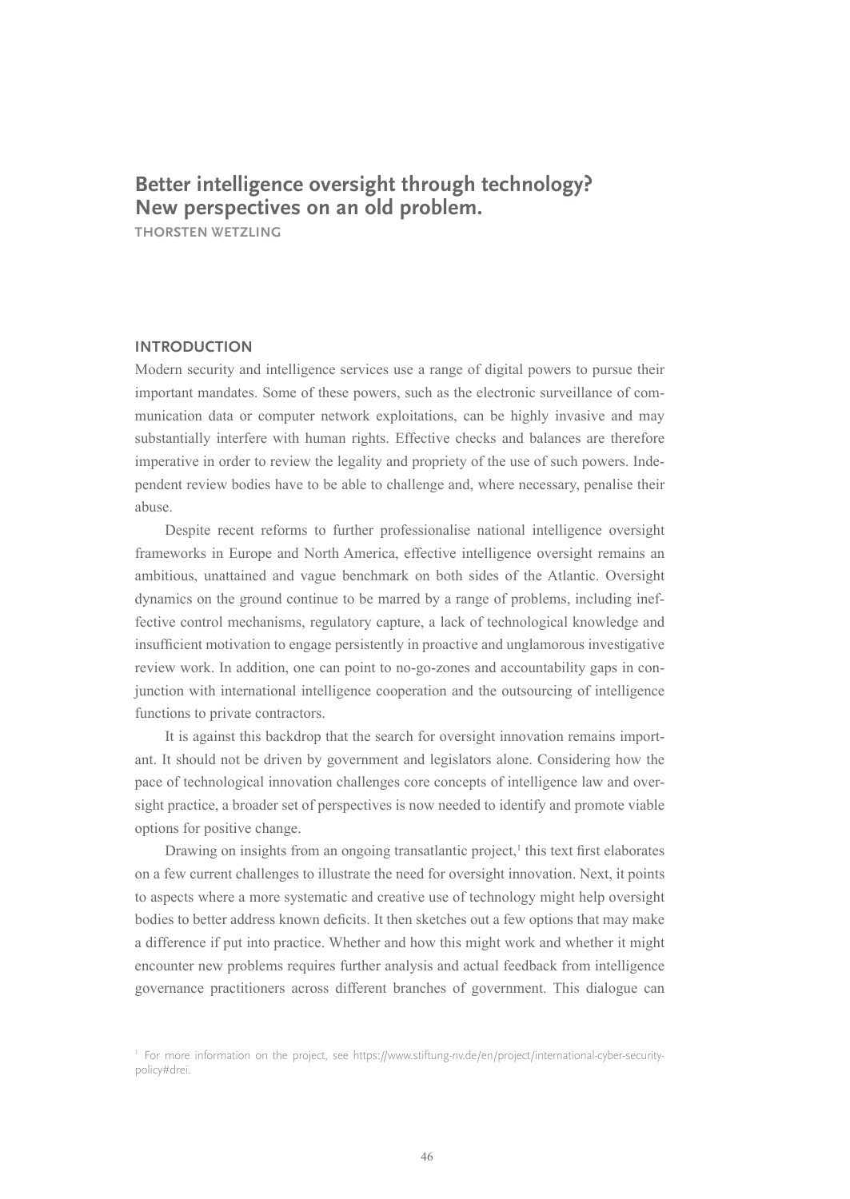# Better intelligence oversight through technology? New perspectives on an old problem.

THORSTEN WETZLING

## INTRODUCTION

Modern security and intelligence services use a range of digital powers to pursue their important mandates. Some of these powers, such as the electronic surveillance of communication data or computer network exploitations, can be highly invasive and may substantially interfere with human rights. Effective checks and balances are therefore imperative in order to review the legality and propriety of the use of such powers. Independent review bodies have to be able to challenge and, where necessary, penalise their abuse.

Despite recent reforms to further professionalise national intelligence oversight frameworks in Europe and North America, effective intelligence oversight remains an ambitious, unattained and vague benchmark on both sides of the Atlantic. Oversight dynamics on the ground continue to be marred by a range of problems, including ineffective control mechanisms, regulatory capture, a lack of technological knowledge and insufficient motivation to engage persistently in proactive and unglamorous investigative review work. In addition, one can point to no-go-zones and accountability gaps in conjunction with international intelligence cooperation and the outsourcing of intelligence functions to private contractors.

It is against this backdrop that the search for oversight innovation remains important. It should not be driven by government and legislators alone. Considering how the pace of technological innovation challenges core concepts of intelligence law and oversight practice, a broader set of perspectives is now needed to identify and promote viable options for positive change.

Drawing on insights from an ongoing transatlantic project,[1] this text first elaborates on a few current challenges to illustrate the need for oversight innovation. Next, it points to aspects where a more systematic and creative use of technology might help oversight bodies to better address known deficits. It then sketches out a few options that may make a difference if put into practice. Whether and how this might work and whether it might encounter new problems requires further analysis and actual feedback from intelligence governance practitioners across different branches of government. This dialogue can

[1] For more information on the project, see https://www.stiftung-nv.de/en/project/international-cyber-security-policy#drei.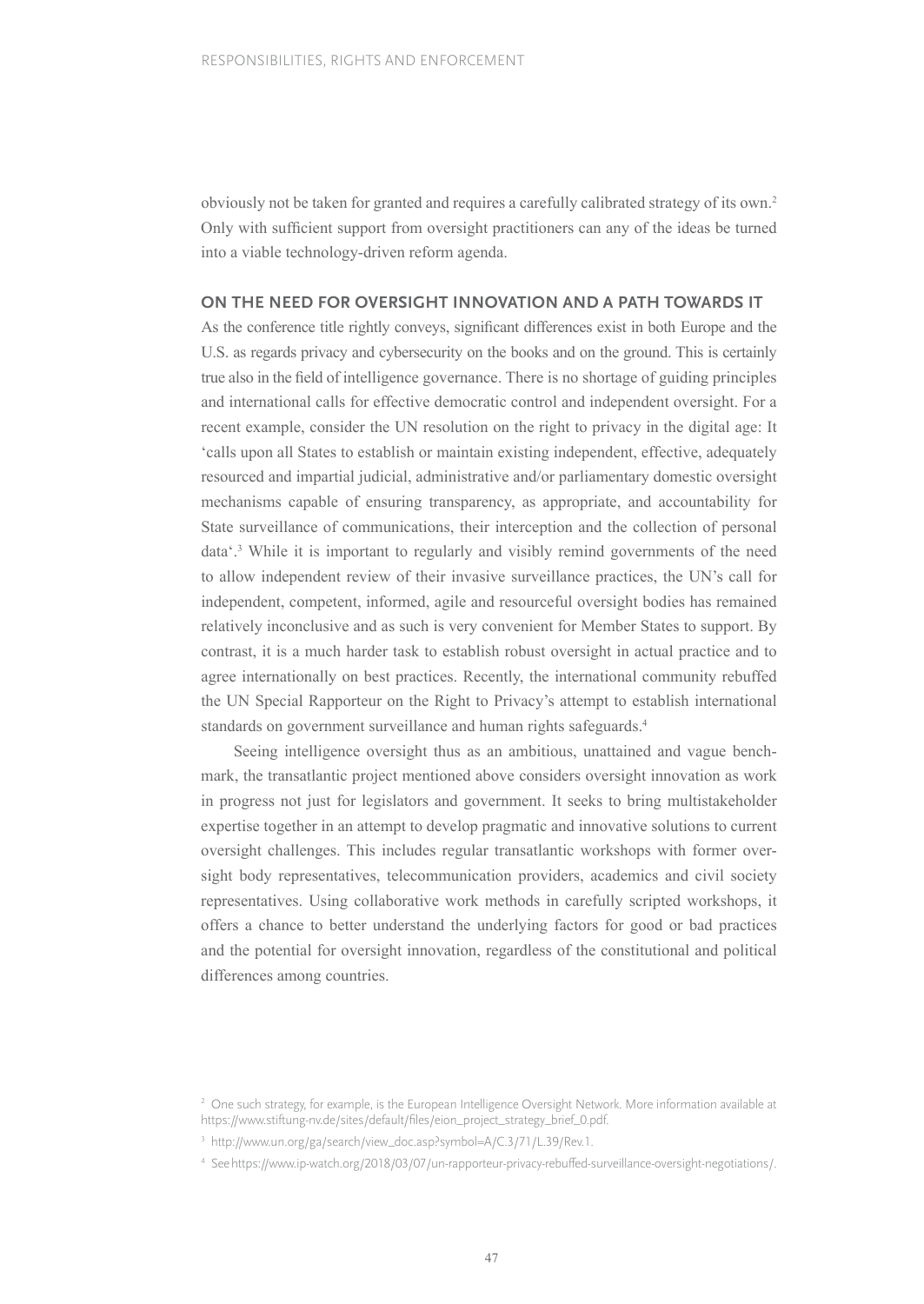obviously not be taken for granted and requires a carefully calibrated strategy of its own.[2] Only with sufficient support from oversight practitioners can any of the ideas be turned into a viable technology-driven reform agenda.

## ON THE NEED FOR OVERSIGHT INNOVATION AND A PATH TOWARDS IT

As the conference title rightly conveys, significant differences exist in both Europe and the U.S. as regards privacy and cybersecurity on the books and on the ground. This is certainly true also in the field of intelligence governance. There is no shortage of guiding principles and international calls for effective democratic control and independent oversight. For a recent example, consider the UN resolution on the right to privacy in the digital age: It 'calls upon all States to establish or maintain existing independent, effective, adequately resourced and impartial judicial, administrative and/or parliamentary domestic oversight mechanisms capable of ensuring transparency, as appropriate, and accountability for State surveillance of communications, their interception and the collection of personal data'.[3] While it is important to regularly and visibly remind governments of the need to allow independent review of their invasive surveillance practices, the UN's call for independent, competent, informed, agile and resourceful oversight bodies has remained relatively inconclusive and as such is very convenient for Member States to support. By contrast, it is a much harder task to establish robust oversight in actual practice and to agree internationally on best practices. Recently, the international community rebuffed the UN Special Rapporteur on the Right to Privacy's attempt to establish international standards on government surveillance and human rights safeguards.[4]

Seeing intelligence oversight thus as an ambitious, unattained and vague benchmark, the transatlantic project mentioned above considers oversight innovation as work in progress not just for legislators and government. It seeks to bring multistakeholder expertise together in an attempt to develop pragmatic and innovative solutions to current oversight challenges. This includes regular transatlantic workshops with former oversight body representatives, telecommunication providers, academics and civil society representatives. Using collaborative work methods in carefully scripted workshops, it offers a chance to better understand the underlying factors for good or bad practices and the potential for oversight innovation, regardless of the constitutional and political differences among countries.

---

[2] One such strategy, for example, is the European Intelligence Oversight Network. More information available at https://www.stiftung-nv.de/sites/default/files/eion_project_strategy_brief_0.pdf.

[3] http://www.un.org/ga/search/view_doc.asp?symbol=A/C.3/71/L.39/Rev.1.

[4] See https://www.ip-watch.org/2018/03/07/un-rapporteur-privacy-rebuffed-surveillance-oversight-negotiations/.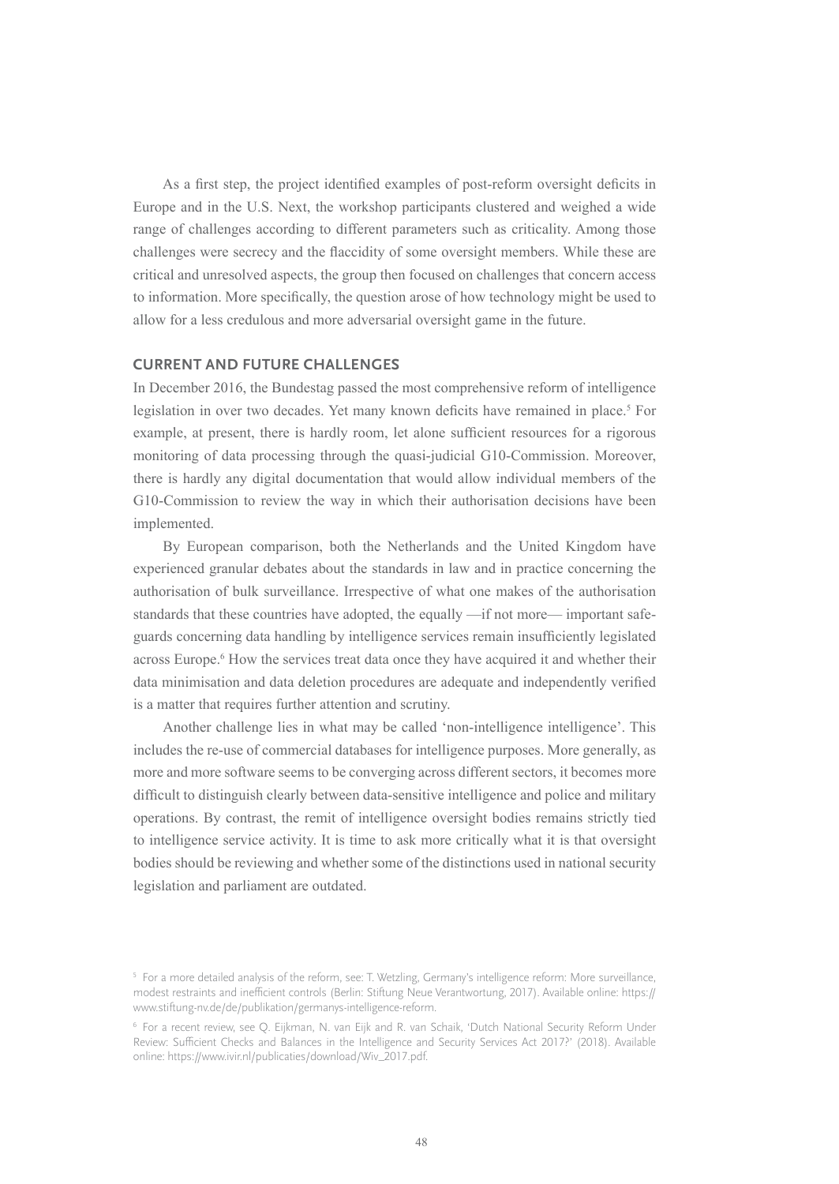As a first step, the project identified examples of post-reform oversight deficits in Europe and in the U.S. Next, the workshop participants clustered and weighed a wide range of challenges according to different parameters such as criticality. Among those challenges were secrecy and the flaccidity of some oversight members. While these are critical and unresolved aspects, the group then focused on challenges that concern access to information. More specifically, the question arose of how technology might be used to allow for a less credulous and more adversarial oversight game in the future.

## CURRENT AND FUTURE CHALLENGES

In December 2016, the Bundestag passed the most comprehensive reform of intelligence legislation in over two decades. Yet many known deficits have remained in place.[5] For example, at present, there is hardly room, let alone sufficient resources for a rigorous monitoring of data processing through the quasi-judicial G10-Commission. Moreover, there is hardly any digital documentation that would allow individual members of the G10-Commission to review the way in which their authorisation decisions have been implemented.

By European comparison, both the Netherlands and the United Kingdom have experienced granular debates about the standards in law and in practice concerning the authorisation of bulk surveillance. Irrespective of what one makes of the authorisation standards that these countries have adopted, the equally —if not more— important safeguards concerning data handling by intelligence services remain insufficiently legislated across Europe.[6] How the services treat data once they have acquired it and whether their data minimisation and data deletion procedures are adequate and independently verified is a matter that requires further attention and scrutiny.

Another challenge lies in what may be called 'non-intelligence intelligence'. This includes the re-use of commercial databases for intelligence purposes. More generally, as more and more software seems to be converging across different sectors, it becomes more difficult to distinguish clearly between data-sensitive intelligence and police and military operations. By contrast, the remit of intelligence oversight bodies remains strictly tied to intelligence service activity. It is time to ask more critically what it is that oversight bodies should be reviewing and whether some of the distinctions used in national security legislation and parliament are outdated.

---

[5] For a more detailed analysis of the reform, see: T. Wetzling, Germany's intelligence reform: More surveillance, modest restraints and inefficient controls (Berlin: Stiftung Neue Verantwortung, 2017). Available online: https://www.stiftung-nv.de/de/publikation/germanys-intelligence-reform.

[6] For a recent review, see Q. Eijkman, N. van Eijk and R. van Schaik, 'Dutch National Security Reform Under Review: Sufficient Checks and Balances in the Intelligence and Security Services Act 2017?' (2018). Available online: https://www.ivir.nl/publicaties/download/Wiv_2017.pdf.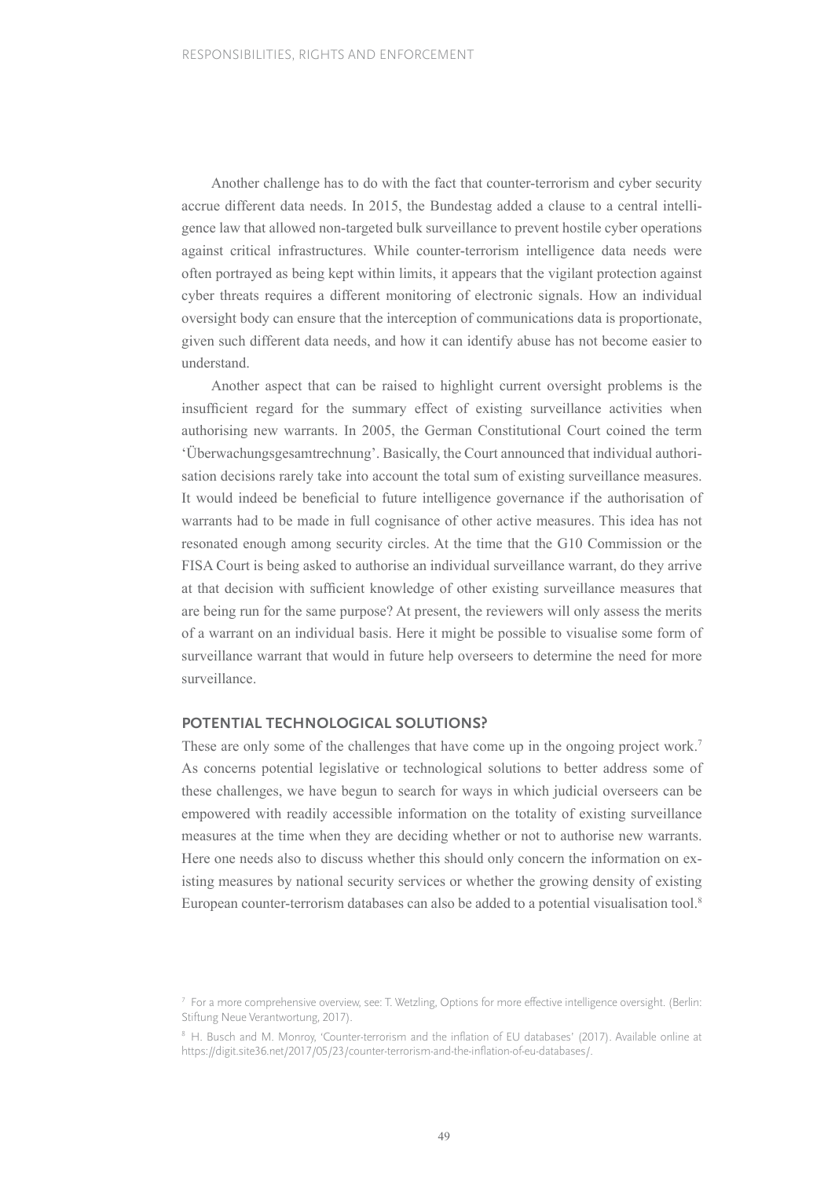Another challenge has to do with the fact that counter-terrorism and cyber security accrue different data needs. In 2015, the Bundestag added a clause to a central intelligence law that allowed non-targeted bulk surveillance to prevent hostile cyber operations against critical infrastructures. While counter-terrorism intelligence data needs were often portrayed as being kept within limits, it appears that the vigilant protection against cyber threats requires a different monitoring of electronic signals. How an individual oversight body can ensure that the interception of communications data is proportionate, given such different data needs, and how it can identify abuse has not become easier to understand.

Another aspect that can be raised to highlight current oversight problems is the insufficient regard for the summary effect of existing surveillance activities when authorising new warrants. In 2005, the German Constitutional Court coined the term 'Überwachungsgesamtrechnung'. Basically, the Court announced that individual authorisation decisions rarely take into account the total sum of existing surveillance measures. It would indeed be beneficial to future intelligence governance if the authorisation of warrants had to be made in full cognisance of other active measures. This idea has not resonated enough among security circles. At the time that the G10 Commission or the FISA Court is being asked to authorise an individual surveillance warrant, do they arrive at that decision with sufficient knowledge of other existing surveillance measures that are being run for the same purpose? At present, the reviewers will only assess the merits of a warrant on an individual basis. Here it might be possible to visualise some form of surveillance warrant that would in future help overseers to determine the need for more surveillance.

## POTENTIAL TECHNOLOGICAL SOLUTIONS?

These are only some of the challenges that have come up in the ongoing project work.[7] As concerns potential legislative or technological solutions to better address some of these challenges, we have begun to search for ways in which judicial overseers can be empowered with readily accessible information on the totality of existing surveillance measures at the time when they are deciding whether or not to authorise new warrants. Here one needs also to discuss whether this should only concern the information on existing measures by national security services or whether the growing density of existing European counter-terrorism databases can also be added to a potential visualisation tool.[8]

[7] For a more comprehensive overview, see: T. Wetzling, Options for more effective intelligence oversight. (Berlin: Stiftung Neue Verantwortung, 2017).

[8] H. Busch and M. Monroy, 'Counter-terrorism and the inflation of EU databases' (2017). Available online at https://digit.site36.net/2017/05/23/counter-terrorism-and-the-inflation-of-eu-databases/.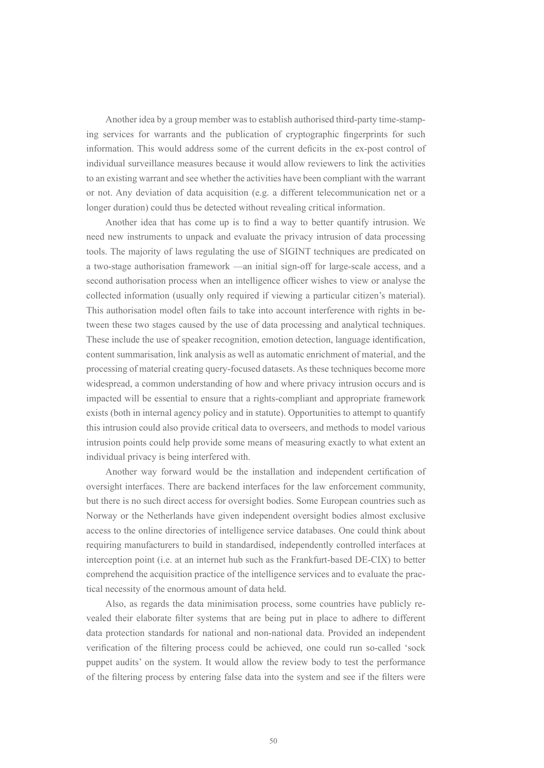Another idea by a group member was to establish authorised third-party time-stamping services for warrants and the publication of cryptographic fingerprints for such information. This would address some of the current deficits in the ex-post control of individual surveillance measures because it would allow reviewers to link the activities to an existing warrant and see whether the activities have been compliant with the warrant or not. Any deviation of data acquisition (e.g. a different telecommunication net or a longer duration) could thus be detected without revealing critical information.

Another idea that has come up is to find a way to better quantify intrusion. We need new instruments to unpack and evaluate the privacy intrusion of data processing tools. The majority of laws regulating the use of SIGINT techniques are predicated on a two-stage authorisation framework —an initial sign-off for large-scale access, and a second authorisation process when an intelligence officer wishes to view or analyse the collected information (usually only required if viewing a particular citizen's material). This authorisation model often fails to take into account interference with rights in between these two stages caused by the use of data processing and analytical techniques. These include the use of speaker recognition, emotion detection, language identification, content summarisation, link analysis as well as automatic enrichment of material, and the processing of material creating query-focused datasets. As these techniques become more widespread, a common understanding of how and where privacy intrusion occurs and is impacted will be essential to ensure that a rights-compliant and appropriate framework exists (both in internal agency policy and in statute). Opportunities to attempt to quantify this intrusion could also provide critical data to overseers, and methods to model various intrusion points could help provide some means of measuring exactly to what extent an individual privacy is being interfered with.

Another way forward would be the installation and independent certification of oversight interfaces. There are backend interfaces for the law enforcement community, but there is no such direct access for oversight bodies. Some European countries such as Norway or the Netherlands have given independent oversight bodies almost exclusive access to the online directories of intelligence service databases. One could think about requiring manufacturers to build in standardised, independently controlled interfaces at interception point (i.e. at an internet hub such as the Frankfurt-based DE-CIX) to better comprehend the acquisition practice of the intelligence services and to evaluate the practical necessity of the enormous amount of data held.

Also, as regards the data minimisation process, some countries have publicly revealed their elaborate filter systems that are being put in place to adhere to different data protection standards for national and non-national data. Provided an independent verification of the filtering process could be achieved, one could run so-called 'sock puppet audits' on the system. It would allow the review body to test the performance of the filtering process by entering false data into the system and see if the filters were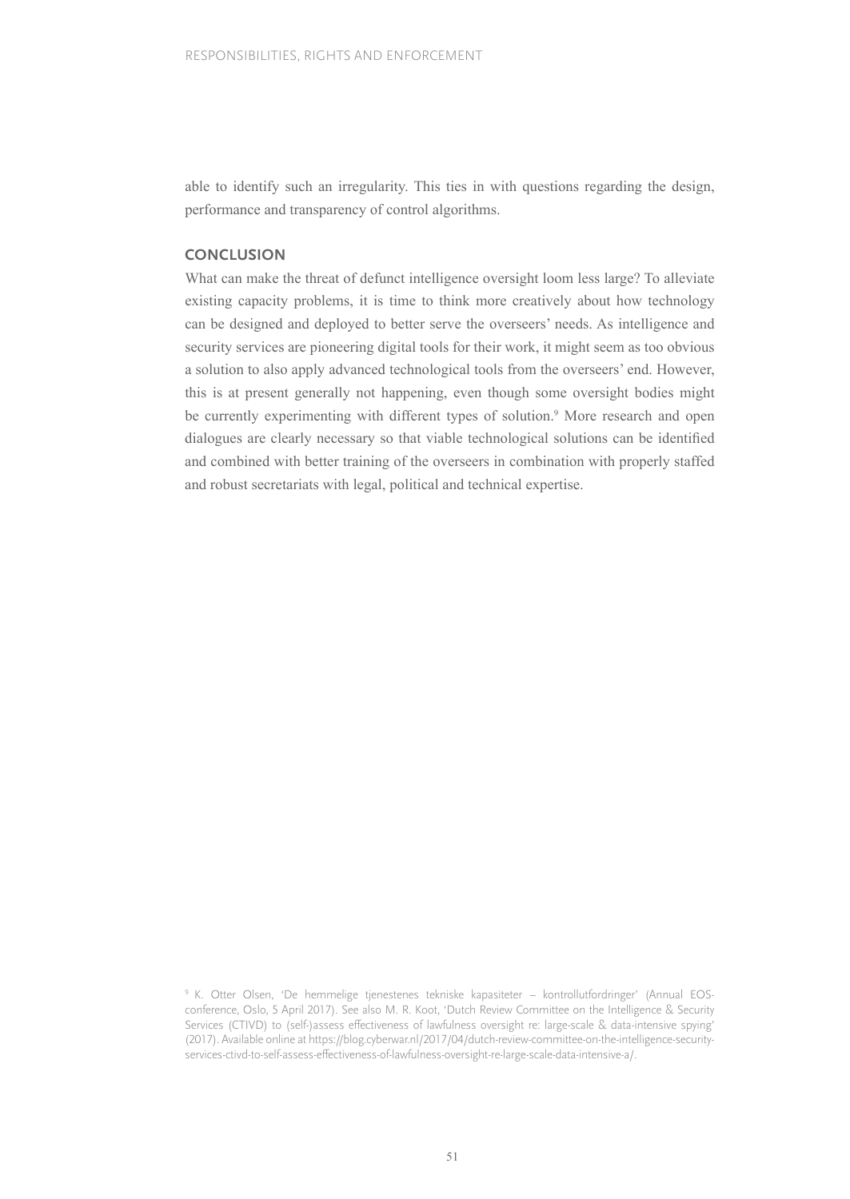able to identify such an irregularity. This ties in with questions regarding the design, performance and transparency of control algorithms.

## CONCLUSION

What can make the threat of defunct intelligence oversight loom less large? To alleviate existing capacity problems, it is time to think more creatively about how technology can be designed and deployed to better serve the overseers' needs. As intelligence and security services are pioneering digital tools for their work, it might seem as too obvious a solution to also apply advanced technological tools from the overseers' end. However, this is at present generally not happening, even though some oversight bodies might be currently experimenting with different types of solution.[9] More research and open dialogues are clearly necessary so that viable technological solutions can be identified and combined with better training of the overseers in combination with properly staffed and robust secretariats with legal, political and technical expertise.

[9] K. Otter Olsen, 'De hemmelige tjenestenes tekniske kapasiteter – kontrollutfordringer' (Annual EOS-conference, Oslo, 5 April 2017). See also M. R. Koot, 'Dutch Review Committee on the Intelligence & Security Services (CTIVD) to (self-)assess effectiveness of lawfulness oversight re: large-scale & data-intensive spying' (2017). Available online at https://blog.cyberwar.nl/2017/04/dutch-review-committee-on-the-intelligence-security-services-ctivd-to-self-assess-effectiveness-of-lawfulness-oversight-re-large-scale-data-intensive-a/.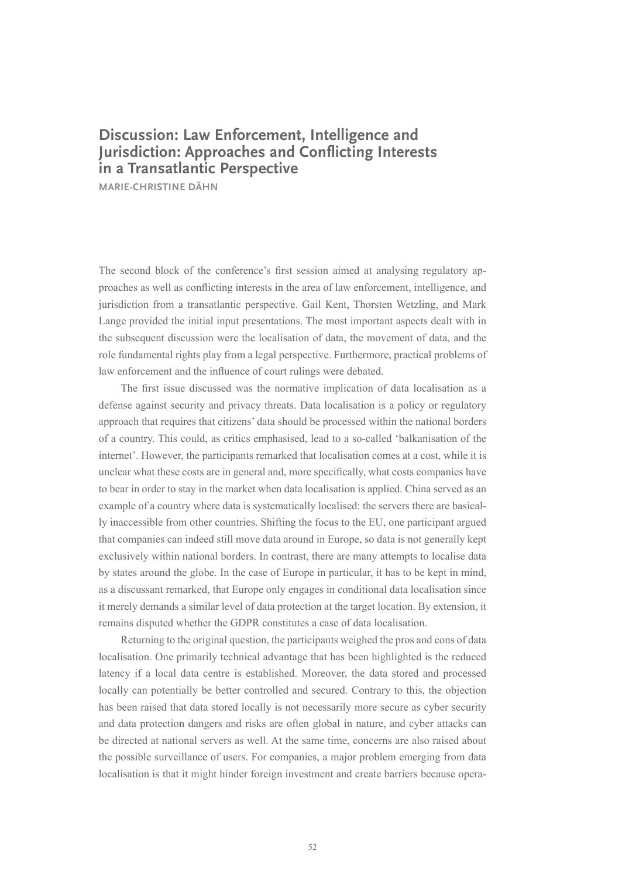## Discussion: Law Enforcement, Intelligence and Jurisdiction: Approaches and Conflicting Interests in a Transatlantic Perspective

MARIE-CHRISTINE DÄHN

The second block of the conference's first session aimed at analysing regulatory approaches as well as conflicting interests in the area of law enforcement, intelligence, and jurisdiction from a transatlantic perspective. Gail Kent, Thorsten Wetzling, and Mark Lange provided the initial input presentations. The most important aspects dealt with in the subsequent discussion were the localisation of data, the movement of data, and the role fundamental rights play from a legal perspective. Furthermore, practical problems of law enforcement and the influence of court rulings were debated.

The first issue discussed was the normative implication of data localisation as a defense against security and privacy threats. Data localisation is a policy or regulatory approach that requires that citizens' data should be processed within the national borders of a country. This could, as critics emphasised, lead to a so-called 'balkanisation of the internet'. However, the participants remarked that localisation comes at a cost, while it is unclear what these costs are in general and, more specifically, what costs companies have to bear in order to stay in the market when data localisation is applied. China served as an example of a country where data is systematically localised: the servers there are basically inaccessible from other countries. Shifting the focus to the EU, one participant argued that companies can indeed still move data around in Europe, so data is not generally kept exclusively within national borders. In contrast, there are many attempts to localise data by states around the globe. In the case of Europe in particular, it has to be kept in mind, as a discussant remarked, that Europe only engages in conditional data localisation since it merely demands a similar level of data protection at the target location. By extension, it remains disputed whether the GDPR constitutes a case of data localisation.

Returning to the original question, the participants weighed the pros and cons of data localisation. One primarily technical advantage that has been highlighted is the reduced latency if a local data centre is established. Moreover, the data stored and processed locally can potentially be better controlled and secured. Contrary to this, the objection has been raised that data stored locally is not necessarily more secure as cyber security and data protection dangers and risks are often global in nature, and cyber attacks can be directed at national servers as well. At the same time, concerns are also raised about the possible surveillance of users. For companies, a major problem emerging from data localisation is that it might hinder foreign investment and create barriers because opera-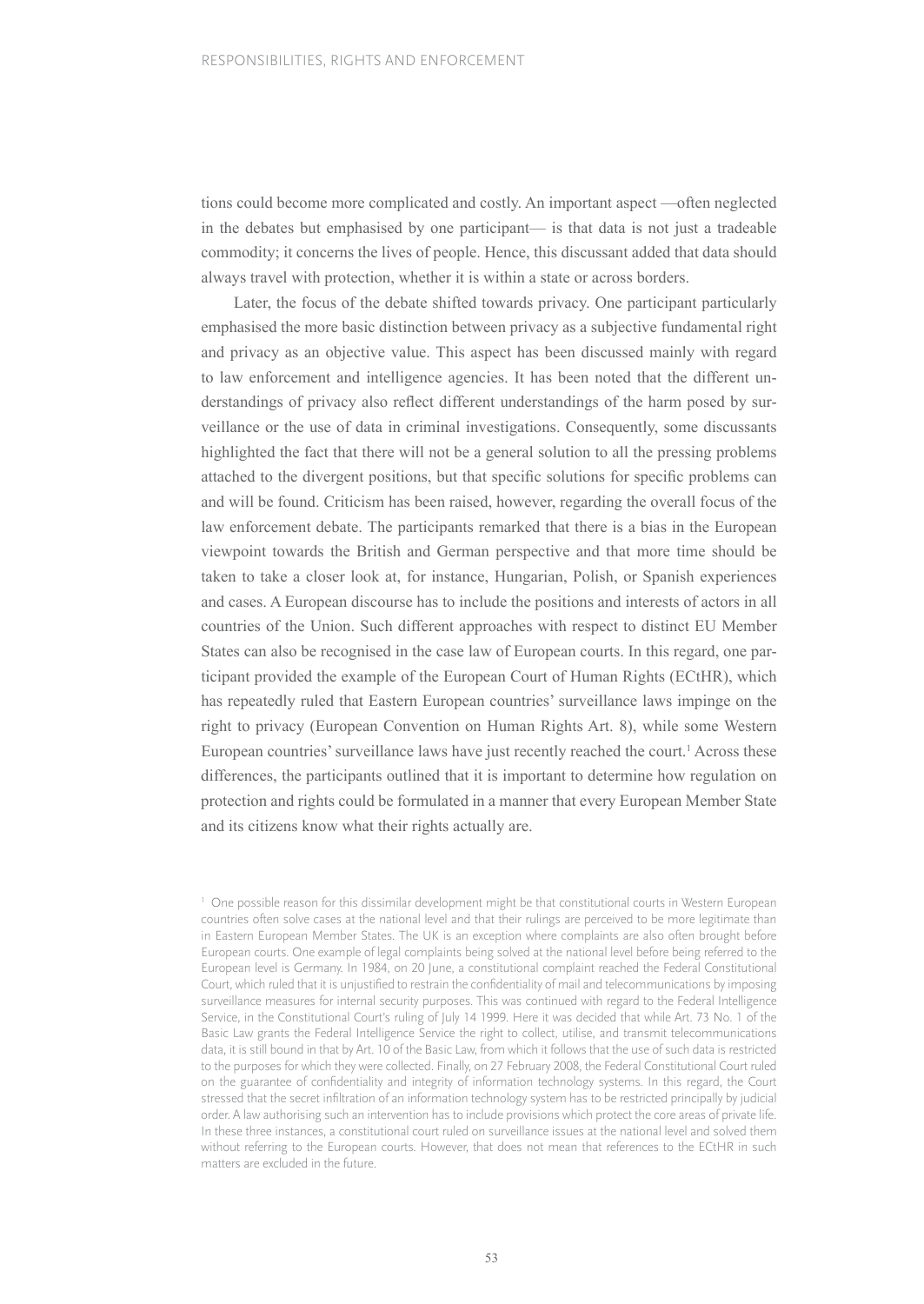tions could become more complicated and costly. An important aspect —often neglected in the debates but emphasised by one participant— is that data is not just a tradeable commodity; it concerns the lives of people. Hence, this discussant added that data should always travel with protection, whether it is within a state or across borders.

Later, the focus of the debate shifted towards privacy. One participant particularly emphasised the more basic distinction between privacy as a subjective fundamental right and privacy as an objective value. This aspect has been discussed mainly with regard to law enforcement and intelligence agencies. It has been noted that the different understandings of privacy also reflect different understandings of the harm posed by surveillance or the use of data in criminal investigations. Consequently, some discussants highlighted the fact that there will not be a general solution to all the pressing problems attached to the divergent positions, but that specific solutions for specific problems can and will be found. Criticism has been raised, however, regarding the overall focus of the law enforcement debate. The participants remarked that there is a bias in the European viewpoint towards the British and German perspective and that more time should be taken to take a closer look at, for instance, Hungarian, Polish, or Spanish experiences and cases. A European discourse has to include the positions and interests of actors in all countries of the Union. Such different approaches with respect to distinct EU Member States can also be recognised in the case law of European courts. In this regard, one participant provided the example of the European Court of Human Rights (ECtHR), which has repeatedly ruled that Eastern European countries' surveillance laws impinge on the right to privacy (European Convention on Human Rights Art. 8), while some Western European countries' surveillance laws have just recently reached the court.[1] Across these differences, the participants outlined that it is important to determine how regulation on protection and rights could be formulated in a manner that every European Member State and its citizens know what their rights actually are.

[1] One possible reason for this dissimilar development might be that constitutional courts in Western European countries often solve cases at the national level and that their rulings are perceived to be more legitimate than in Eastern European Member States. The UK is an exception where complaints are also often brought before European courts. One example of legal complaints being solved at the national level before being referred to the European level is Germany. In 1984, on 20 June, a constitutional complaint reached the Federal Constitutional Court, which ruled that it is unjustified to restrain the confidentiality of mail and telecommunications by imposing surveillance measures for internal security purposes. This was continued with regard to the Federal Intelligence Service, in the Constitutional Court's ruling of July 14 1999. Here it was decided that while Art. 73 No. 1 of the Basic Law grants the Federal Intelligence Service the right to collect, utilise, and transmit telecommunications data, it is still bound in that by Art. 10 of the Basic Law, from which it follows that the use of such data is restricted to the purposes for which they were collected. Finally, on 27 February 2008, the Federal Constitutional Court ruled on the guarantee of confidentiality and integrity of information technology systems. In this regard, the Court stressed that the secret infiltration of an information technology system has to be restricted principally by judicial order. A law authorising such an intervention has to include provisions which protect the core areas of private life. In these three instances, a constitutional court ruled on surveillance issues at the national level and solved them without referring to the European courts. However, that does not mean that references to the ECtHR in such matters are excluded in the future.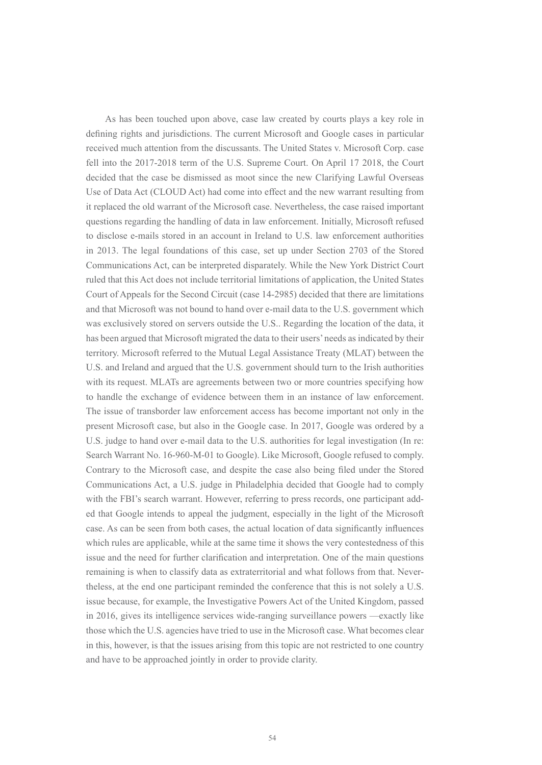As has been touched upon above, case law created by courts plays a key role in defining rights and jurisdictions. The current Microsoft and Google cases in particular received much attention from the discussants. The United States v. Microsoft Corp. case fell into the 2017-2018 term of the U.S. Supreme Court. On April 17 2018, the Court decided that the case be dismissed as moot since the new Clarifying Lawful Overseas Use of Data Act (CLOUD Act) had come into effect and the new warrant resulting from it replaced the old warrant of the Microsoft case. Nevertheless, the case raised important questions regarding the handling of data in law enforcement. Initially, Microsoft refused to disclose e-mails stored in an account in Ireland to U.S. law enforcement authorities in 2013. The legal foundations of this case, set up under Section 2703 of the Stored Communications Act, can be interpreted disparately. While the New York District Court ruled that this Act does not include territorial limitations of application, the United States Court of Appeals for the Second Circuit (case 14-2985) decided that there are limitations and that Microsoft was not bound to hand over e-mail data to the U.S. government which was exclusively stored on servers outside the U.S.. Regarding the location of the data, it has been argued that Microsoft migrated the data to their users' needs as indicated by their territory. Microsoft referred to the Mutual Legal Assistance Treaty (MLAT) between the U.S. and Ireland and argued that the U.S. government should turn to the Irish authorities with its request. MLATs are agreements between two or more countries specifying how to handle the exchange of evidence between them in an instance of law enforcement. The issue of transborder law enforcement access has become important not only in the present Microsoft case, but also in the Google case. In 2017, Google was ordered by a U.S. judge to hand over e-mail data to the U.S. authorities for legal investigation (In re: Search Warrant No. 16-960-M-01 to Google). Like Microsoft, Google refused to comply. Contrary to the Microsoft case, and despite the case also being filed under the Stored Communications Act, a U.S. judge in Philadelphia decided that Google had to comply with the FBI's search warrant. However, referring to press records, one participant added that Google intends to appeal the judgment, especially in the light of the Microsoft case. As can be seen from both cases, the actual location of data significantly influences which rules are applicable, while at the same time it shows the very contestedness of this issue and the need for further clarification and interpretation. One of the main questions remaining is when to classify data as extraterritorial and what follows from that. Nevertheless, at the end one participant reminded the conference that this is not solely a U.S. issue because, for example, the Investigative Powers Act of the United Kingdom, passed in 2016, gives its intelligence services wide-ranging surveillance powers —exactly like those which the U.S. agencies have tried to use in the Microsoft case. What becomes clear in this, however, is that the issues arising from this topic are not restricted to one country and have to be approached jointly in order to provide clarity.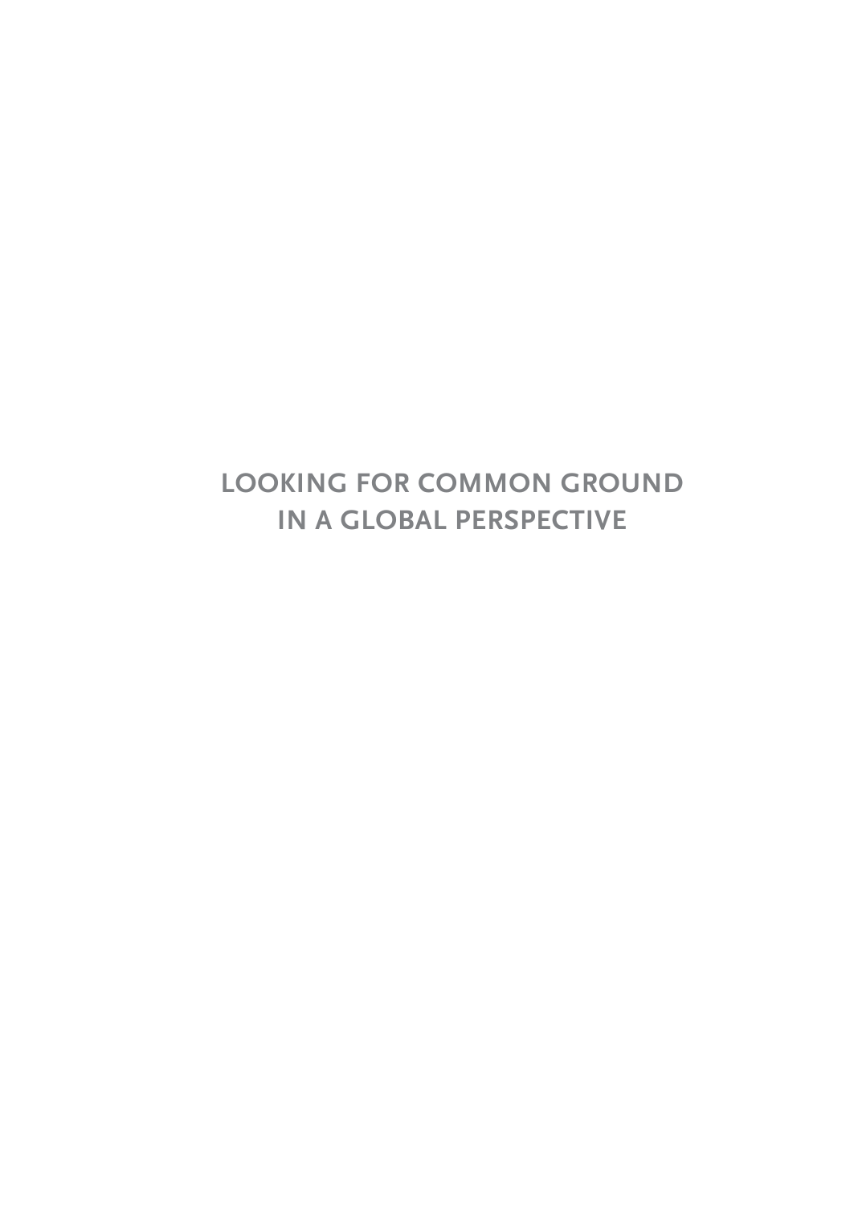# LOOKING FOR COMMON GROUND IN A GLOBAL PERSPECTIVE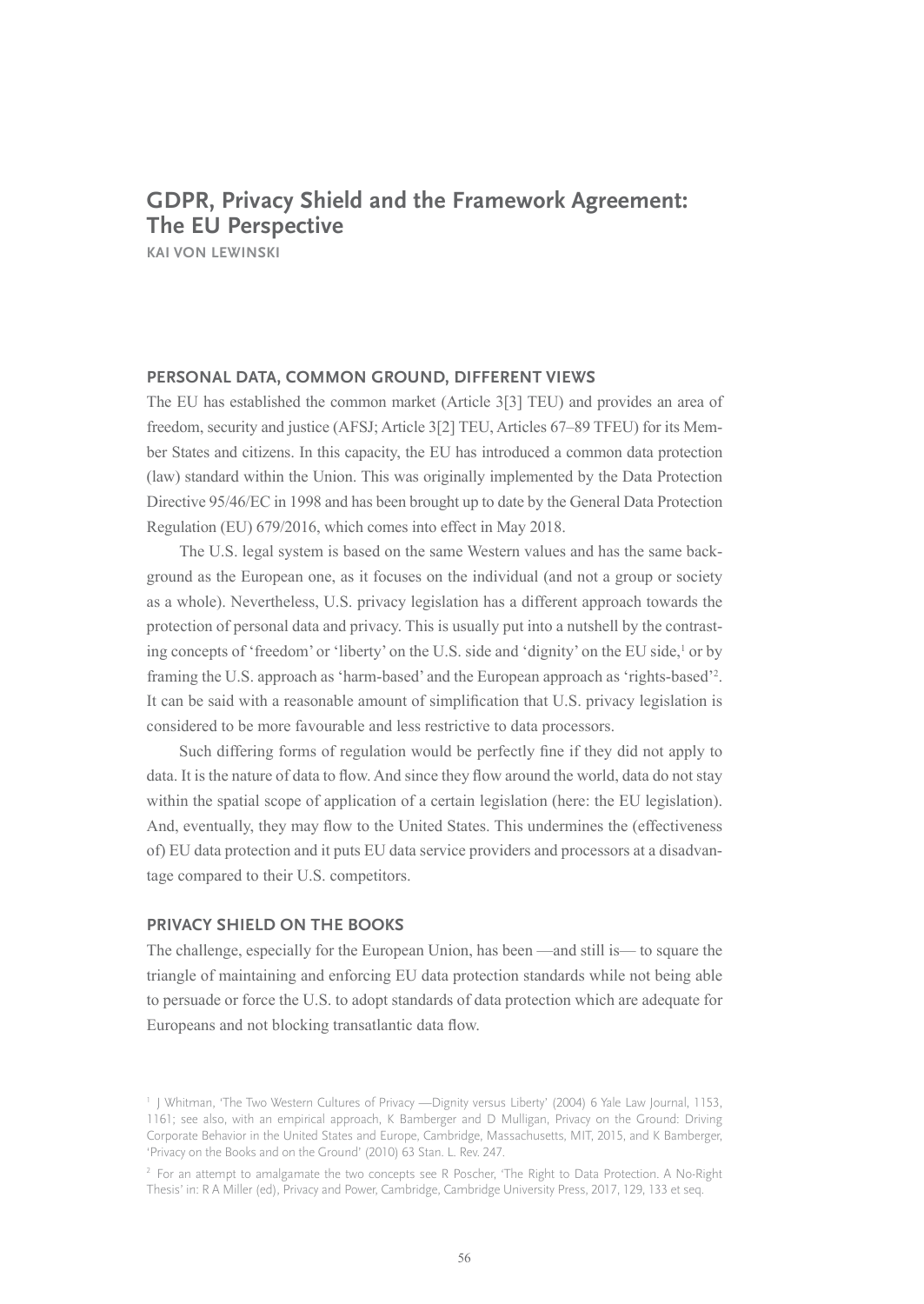# GDPR, Privacy Shield and the Framework Agreement: The EU Perspective

KAI VON LEWINSKI

## PERSONAL DATA, COMMON GROUND, DIFFERENT VIEWS

The EU has established the common market (Article 3[3] TEU) and provides an area of freedom, security and justice (AFSJ; Article 3[2] TEU, Articles 67–89 TFEU) for its Member States and citizens. In this capacity, the EU has introduced a common data protection (law) standard within the Union. This was originally implemented by the Data Protection Directive 95/46/EC in 1998 and has been brought up to date by the General Data Protection Regulation (EU) 679/2016, which comes into effect in May 2018.

The U.S. legal system is based on the same Western values and has the same background as the European one, as it focuses on the individual (and not a group or society as a whole). Nevertheless, U.S. privacy legislation has a different approach towards the protection of personal data and privacy. This is usually put into a nutshell by the contrasting concepts of 'freedom' or 'liberty' on the U.S. side and 'dignity' on the EU side,[1] or by framing the U.S. approach as 'harm-based' and the European approach as 'rights-based'[2]. It can be said with a reasonable amount of simplification that U.S. privacy legislation is considered to be more favourable and less restrictive to data processors.

Such differing forms of regulation would be perfectly fine if they did not apply to data. It is the nature of data to flow. And since they flow around the world, data do not stay within the spatial scope of application of a certain legislation (here: the EU legislation). And, eventually, they may flow to the United States. This undermines the (effectiveness of) EU data protection and it puts EU data service providers and processors at a disadvantage compared to their U.S. competitors.

## PRIVACY SHIELD ON THE BOOKS

The challenge, especially for the European Union, has been —and still is— to square the triangle of maintaining and enforcing EU data protection standards while not being able to persuade or force the U.S. to adopt standards of data protection which are adequate for Europeans and not blocking transatlantic data flow.

---

[1] J Whitman, 'The Two Western Cultures of Privacy —Dignity versus Liberty' (2004) 6 Yale Law Journal, 1153, 1161; see also, with an empirical approach, K Bamberger and D Mulligan, Privacy on the Ground: Driving Corporate Behavior in the United States and Europe, Cambridge, Massachusetts, MIT, 2015, and K Bamberger, 'Privacy on the Books and on the Ground' (2010) 63 Stan. L. Rev. 247.

[2] For an attempt to amalgamate the two concepts see R Poscher, 'The Right to Data Protection. A No-Right Thesis' in: R A Miller (ed), Privacy and Power, Cambridge, Cambridge University Press, 2017, 129, 133 et seq.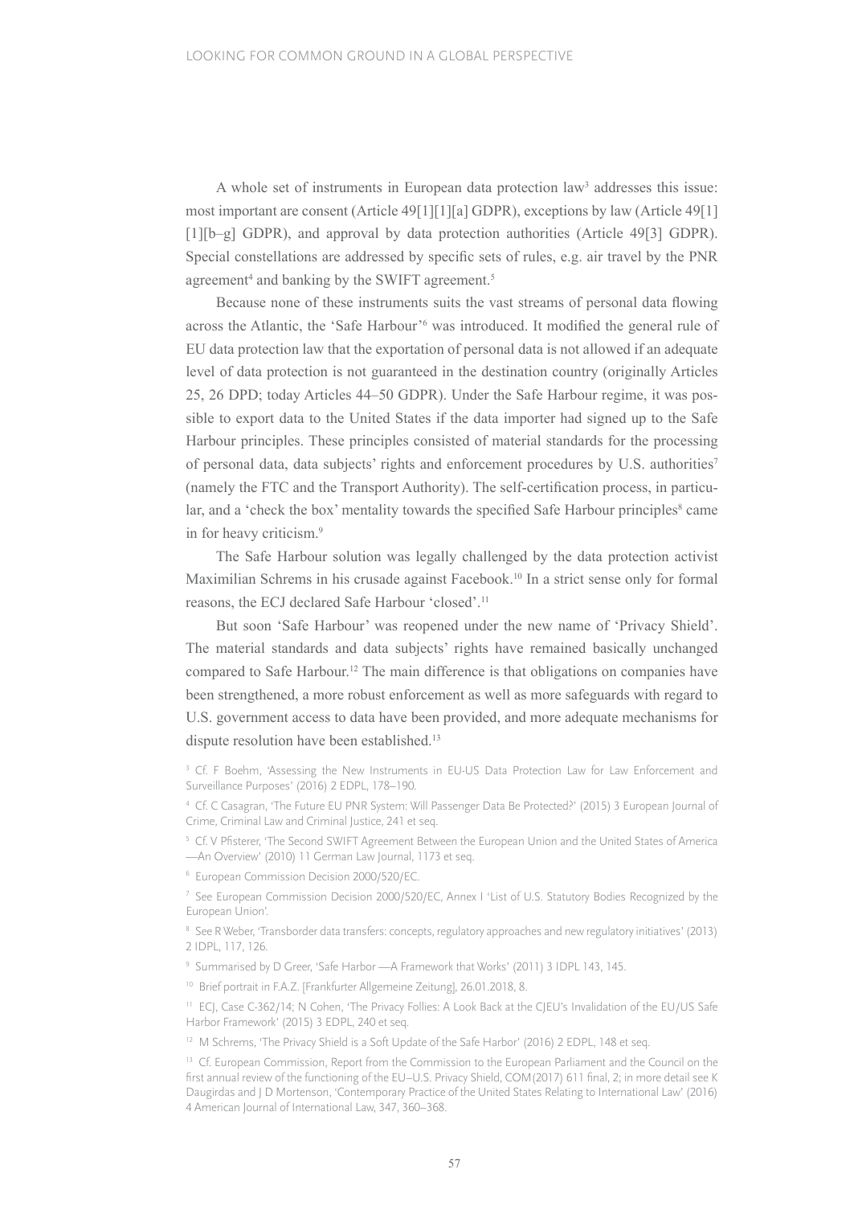A whole set of instruments in European data protection law[3] addresses this issue: most important are consent (Article 49[1][1][a] GDPR), exceptions by law (Article 49[1][1][b–g] GDPR), and approval by data protection authorities (Article 49[3] GDPR). Special constellations are addressed by specific sets of rules, e.g. air travel by the PNR agreement[4] and banking by the SWIFT agreement.[5]

Because none of these instruments suits the vast streams of personal data flowing across the Atlantic, the 'Safe Harbour'[6] was introduced. It modified the general rule of EU data protection law that the exportation of personal data is not allowed if an adequate level of data protection is not guaranteed in the destination country (originally Articles 25, 26 DPD; today Articles 44–50 GDPR). Under the Safe Harbour regime, it was possible to export data to the United States if the data importer had signed up to the Safe Harbour principles. These principles consisted of material standards for the processing of personal data, data subjects' rights and enforcement procedures by U.S. authorities[7] (namely the FTC and the Transport Authority). The self-certification process, in particular, and a 'check the box' mentality towards the specified Safe Harbour principles[8] came in for heavy criticism.[9]

The Safe Harbour solution was legally challenged by the data protection activist Maximilian Schrems in his crusade against Facebook.[10] In a strict sense only for formal reasons, the ECJ declared Safe Harbour 'closed'.[11]

But soon 'Safe Harbour' was reopened under the new name of 'Privacy Shield'. The material standards and data subjects' rights have remained basically unchanged compared to Safe Harbour.[12] The main difference is that obligations on companies have been strengthened, a more robust enforcement as well as more safeguards with regard to U.S. government access to data have been provided, and more adequate mechanisms for dispute resolution have been established.[13]

[3] Cf. F Boehm, 'Assessing the New Instruments in EU-US Data Protection Law for Law Enforcement and Surveillance Purposes' (2016) 2 EDPL, 178–190.

[4] Cf. C Casagran, 'The Future EU PNR System: Will Passenger Data Be Protected?' (2015) 3 European Journal of Crime, Criminal Law and Criminal Justice, 241 et seq.

[5] Cf. V Pfisterer, 'The Second SWIFT Agreement Between the European Union and the United States of America —An Overview' (2010) 11 German Law Journal, 1173 et seq.

[6] European Commission Decision 2000/520/EC.

[7] See European Commission Decision 2000/520/EC, Annex I 'List of U.S. Statutory Bodies Recognized by the European Union'.

[8] See R Weber, 'Transborder data transfers: concepts, regulatory approaches and new regulatory initiatives' (2013) 2 IDPL, 117, 126.

[9] Summarised by D Greer, 'Safe Harbor —A Framework that Works' (2011) 3 IDPL 143, 145.

[10] Brief portrait in F.A.Z. [Frankfurter Allgemeine Zeitung], 26.01.2018, 8.

[11] ECJ, Case C-362/14; N Cohen, 'The Privacy Follies: A Look Back at the CJEU's Invalidation of the EU/US Safe Harbor Framework' (2015) 3 EDPL, 240 et seq.

[12] M Schrems, 'The Privacy Shield is a Soft Update of the Safe Harbor' (2016) 2 EDPL, 148 et seq.

[13] Cf. European Commission, Report from the Commission to the European Parliament and the Council on the first annual review of the functioning of the EU–U.S. Privacy Shield, COM(2017) 611 final, 2; in more detail see K Daugirdas and J D Mortenson, 'Contemporary Practice of the United States Relating to International Law' (2016) 4 American Journal of International Law, 347, 360–368.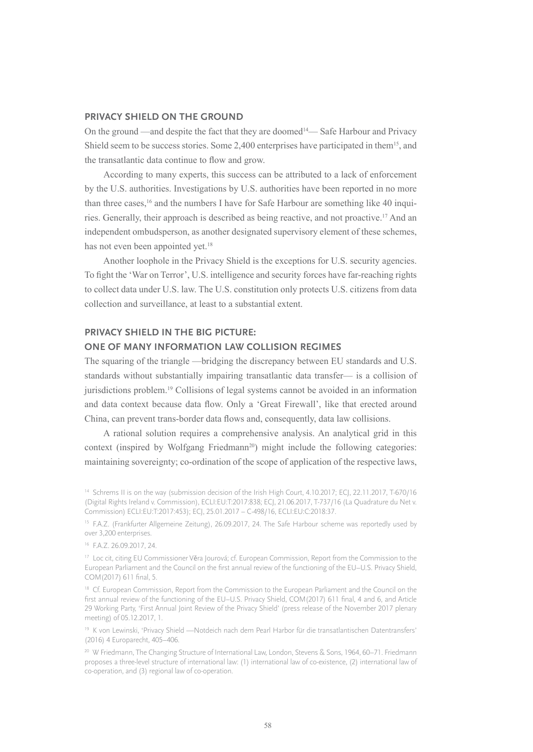## PRIVACY SHIELD ON THE GROUND

On the ground —and despite the fact that they are doomed[14]— Safe Harbour and Privacy Shield seem to be success stories. Some 2,400 enterprises have participated in them[15], and the transatlantic data continue to flow and grow.

According to many experts, this success can be attributed to a lack of enforcement by the U.S. authorities. Investigations by U.S. authorities have been reported in no more than three cases,[16] and the numbers I have for Safe Harbour are something like 40 inquiries. Generally, their approach is described as being reactive, and not proactive.[17] And an independent ombudsperson, as another designated supervisory element of these schemes, has not even been appointed yet.[18]

Another loophole in the Privacy Shield is the exceptions for U.S. security agencies. To fight the 'War on Terror', U.S. intelligence and security forces have far-reaching rights to collect data under U.S. law. The U.S. constitution only protects U.S. citizens from data collection and surveillance, at least to a substantial extent.

## PRIVACY SHIELD IN THE BIG PICTURE: ONE OF MANY INFORMATION LAW COLLISION REGIMES

The squaring of the triangle —bridging the discrepancy between EU standards and U.S. standards without substantially impairing transatlantic data transfer— is a collision of jurisdictions problem.[19] Collisions of legal systems cannot be avoided in an information and data context because data flow. Only a 'Great Firewall', like that erected around China, can prevent trans-border data flows and, consequently, data law collisions.

A rational solution requires a comprehensive analysis. An analytical grid in this context (inspired by Wolfgang Friedmann[20]) might include the following categories: maintaining sovereignty; co-ordination of the scope of application of the respective laws,

---

[14] Schrems II is on the way (submission decision of the Irish High Court, 4.10.2017; ECJ, 22.11.2017, T-670/16 (Digital Rights Ireland v. Commission), ECLI:EU:T:2017:838; ECJ, 21.06.2017, T-737/16 (La Quadrature du Net v. Commission) ECLI:EU:T:2017:453); ECJ, 25.01.2017 – C-498/16, ECLI:EU:C:2018:37.

[15] F.A.Z. (Frankfurter Allgemeine Zeitung), 26.09.2017, 24. The Safe Harbour scheme was reportedly used by over 3,200 enterprises.

[16] F.A.Z. 26.09.2017, 24.

[17] Loc cit, citing EU Commissioner Věra Jourová; cf. European Commission, Report from the Commission to the European Parliament and the Council on the first annual review of the functioning of the EU–U.S. Privacy Shield, COM(2017) 611 final, 5.

[18] Cf. European Commission, Report from the Commission to the European Parliament and the Council on the first annual review of the functioning of the EU–U.S. Privacy Shield, COM(2017) 611 final, 4 and 6, and Article 29 Working Party, 'First Annual Joint Review of the Privacy Shield' (press release of the November 2017 plenary meeting) of 05.12.2017, 1.

[19] K von Lewinski, 'Privacy Shield —Notdeich nach dem Pearl Harbor für die transatlantischen Datentransfers' (2016) 4 Europarecht, 405–406.

[20] W Friedmann, The Changing Structure of International Law, London, Stevens & Sons, 1964, 60–71. Friedmann proposes a three-level structure of international law: (1) international law of co-existence, (2) international law of co-operation, and (3) regional law of co-operation.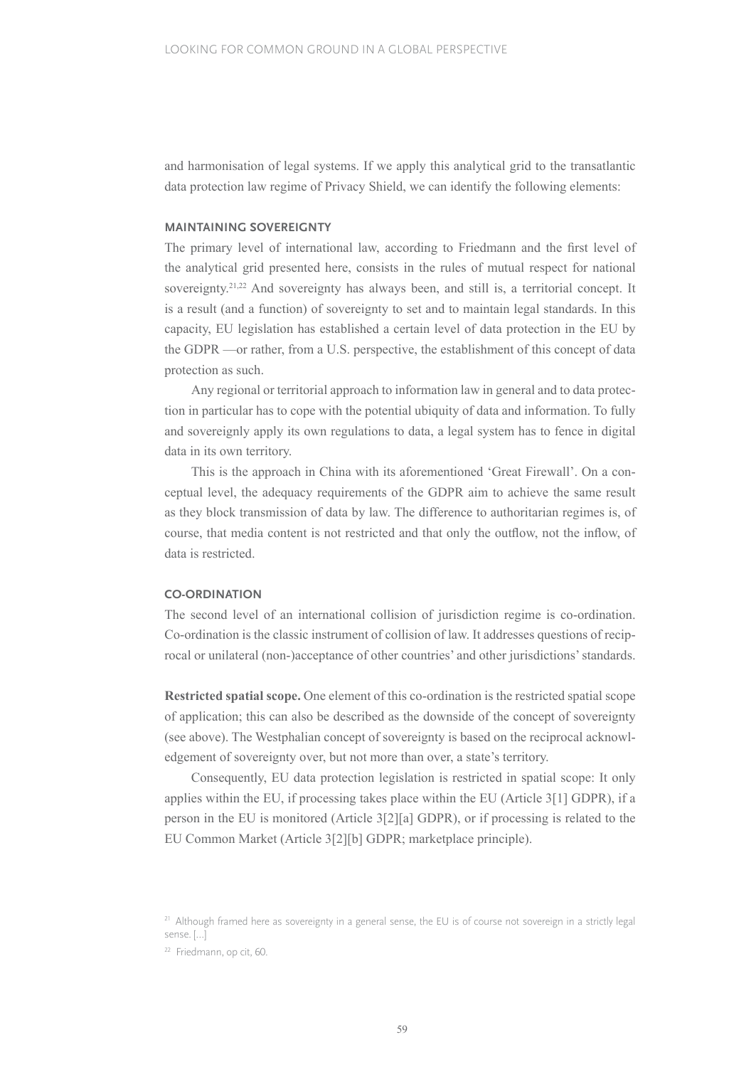and harmonisation of legal systems. If we apply this analytical grid to the transatlantic data protection law regime of Privacy Shield, we can identify the following elements:

### MAINTAINING SOVEREIGNTY

The primary level of international law, according to Friedmann and the first level of the analytical grid presented here, consists in the rules of mutual respect for national sovereignty.[21,22] And sovereignty has always been, and still is, a territorial concept. It is a result (and a function) of sovereignty to set and to maintain legal standards. In this capacity, EU legislation has established a certain level of data protection in the EU by the GDPR —or rather, from a U.S. perspective, the establishment of this concept of data protection as such.

Any regional or territorial approach to information law in general and to data protection in particular has to cope with the potential ubiquity of data and information. To fully and sovereignly apply its own regulations to data, a legal system has to fence in digital data in its own territory.

This is the approach in China with its aforementioned 'Great Firewall'. On a conceptual level, the adequacy requirements of the GDPR aim to achieve the same result as they block transmission of data by law. The difference to authoritarian regimes is, of course, that media content is not restricted and that only the outflow, not the inflow, of data is restricted.

### CO-ORDINATION

The second level of an international collision of jurisdiction regime is co-ordination. Co-ordination is the classic instrument of collision of law. It addresses questions of reciprocal or unilateral (non-)acceptance of other countries' and other jurisdictions' standards.

**Restricted spatial scope.** One element of this co-ordination is the restricted spatial scope of application; this can also be described as the downside of the concept of sovereignty (see above). The Westphalian concept of sovereignty is based on the reciprocal acknowledgement of sovereignty over, but not more than over, a state's territory.

Consequently, EU data protection legislation is restricted in spatial scope: It only applies within the EU, if processing takes place within the EU (Article 3[1] GDPR), if a person in the EU is monitored (Article 3[2][a] GDPR), or if processing is related to the EU Common Market (Article 3[2][b] GDPR; marketplace principle).

---

[21] Although framed here as sovereignty in a general sense, the EU is of course not sovereign in a strictly legal sense. [...]

[22] Friedmann, op cit, 60.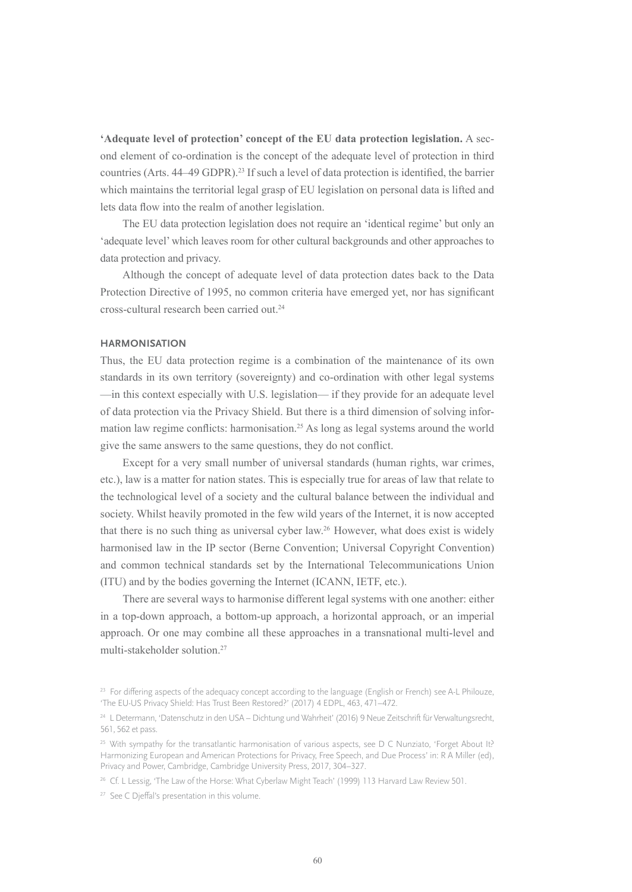**'Adequate level of protection' concept of the EU data protection legislation.** A second element of co-ordination is the concept of the adequate level of protection in third countries (Arts. 44–49 GDPR).[23] If such a level of data protection is identified, the barrier which maintains the territorial legal grasp of EU legislation on personal data is lifted and lets data flow into the realm of another legislation.

The EU data protection legislation does not require an 'identical regime' but only an 'adequate level' which leaves room for other cultural backgrounds and other approaches to data protection and privacy.

Although the concept of adequate level of data protection dates back to the Data Protection Directive of 1995, no common criteria have emerged yet, nor has significant cross-cultural research been carried out.[24]

### HARMONISATION

Thus, the EU data protection regime is a combination of the maintenance of its own standards in its own territory (sovereignty) and co-ordination with other legal systems —in this context especially with U.S. legislation— if they provide for an adequate level of data protection via the Privacy Shield. But there is a third dimension of solving information law regime conflicts: harmonisation.[25] As long as legal systems around the world give the same answers to the same questions, they do not conflict.

Except for a very small number of universal standards (human rights, war crimes, etc.), law is a matter for nation states. This is especially true for areas of law that relate to the technological level of a society and the cultural balance between the individual and society. Whilst heavily promoted in the few wild years of the Internet, it is now accepted that there is no such thing as universal cyber law.[26] However, what does exist is widely harmonised law in the IP sector (Berne Convention; Universal Copyright Convention) and common technical standards set by the International Telecommunications Union (ITU) and by the bodies governing the Internet (ICANN, IETF, etc.).

There are several ways to harmonise different legal systems with one another: either in a top-down approach, a bottom-up approach, a horizontal approach, or an imperial approach. Or one may combine all these approaches in a transnational multi-level and multi-stakeholder solution.[27]

---

[23] For differing aspects of the adequacy concept according to the language (English or French) see A-L Philouze, 'The EU-US Privacy Shield: Has Trust Been Restored?' (2017) 4 EDPL, 463, 471–472.

[24] L Determann, 'Datenschutz in den USA – Dichtung und Wahrheit' (2016) 9 Neue Zeitschrift für Verwaltungsrecht, 561, 562 et pass.

[25] With sympathy for the transatlantic harmonisation of various aspects, see D C Nunziato, 'Forget About It? Harmonizing European and American Protections for Privacy, Free Speech, and Due Process' in: R A Miller (ed), Privacy and Power, Cambridge, Cambridge University Press, 2017, 304–327.

[26] Cf. L Lessig, 'The Law of the Horse: What Cyberlaw Might Teach' (1999) 113 Harvard Law Review 501.

[27] See C Djeffal's presentation in this volume.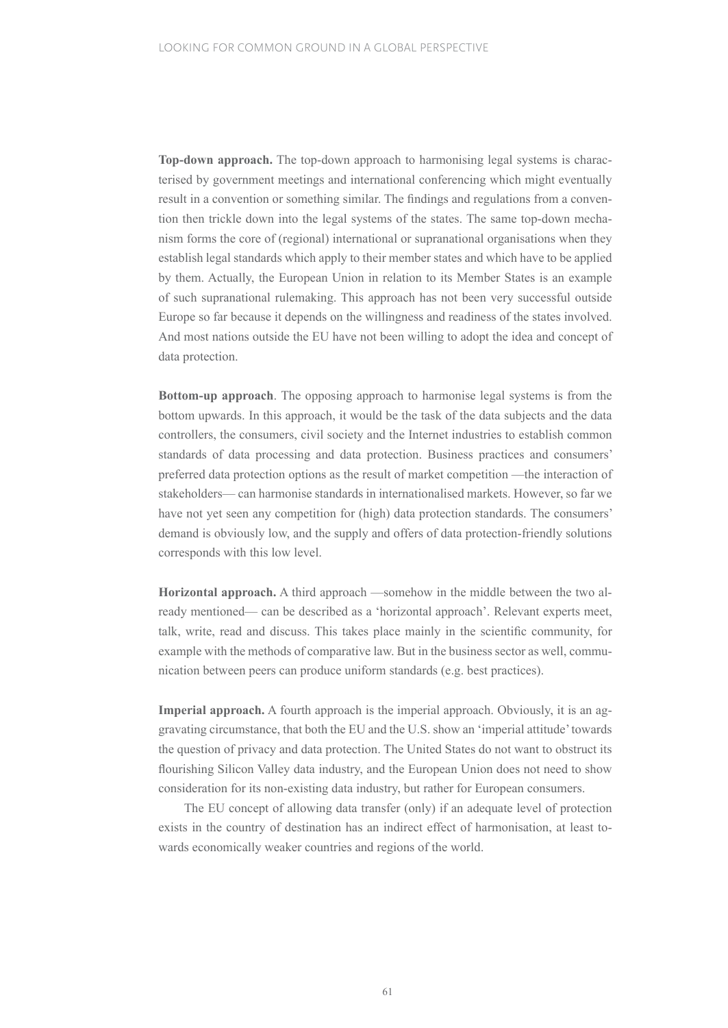**Top-down approach.** The top-down approach to harmonising legal systems is characterised by government meetings and international conferencing which might eventually result in a convention or something similar. The findings and regulations from a convention then trickle down into the legal systems of the states. The same top-down mechanism forms the core of (regional) international or supranational organisations when they establish legal standards which apply to their member states and which have to be applied by them. Actually, the European Union in relation to its Member States is an example of such supranational rulemaking. This approach has not been very successful outside Europe so far because it depends on the willingness and readiness of the states involved. And most nations outside the EU have not been willing to adopt the idea and concept of data protection.

**Bottom-up approach**. The opposing approach to harmonise legal systems is from the bottom upwards. In this approach, it would be the task of the data subjects and the data controllers, the consumers, civil society and the Internet industries to establish common standards of data processing and data protection. Business practices and consumers' preferred data protection options as the result of market competition —the interaction of stakeholders— can harmonise standards in internationalised markets. However, so far we have not yet seen any competition for (high) data protection standards. The consumers' demand is obviously low, and the supply and offers of data protection-friendly solutions corresponds with this low level.

**Horizontal approach.** A third approach —somehow in the middle between the two already mentioned— can be described as a 'horizontal approach'. Relevant experts meet, talk, write, read and discuss. This takes place mainly in the scientific community, for example with the methods of comparative law. But in the business sector as well, communication between peers can produce uniform standards (e.g. best practices).

**Imperial approach.** A fourth approach is the imperial approach. Obviously, it is an aggravating circumstance, that both the EU and the U.S. show an 'imperial attitude' towards the question of privacy and data protection. The United States do not want to obstruct its flourishing Silicon Valley data industry, and the European Union does not need to show consideration for its non-existing data industry, but rather for European consumers.

The EU concept of allowing data transfer (only) if an adequate level of protection exists in the country of destination has an indirect effect of harmonisation, at least towards economically weaker countries and regions of the world.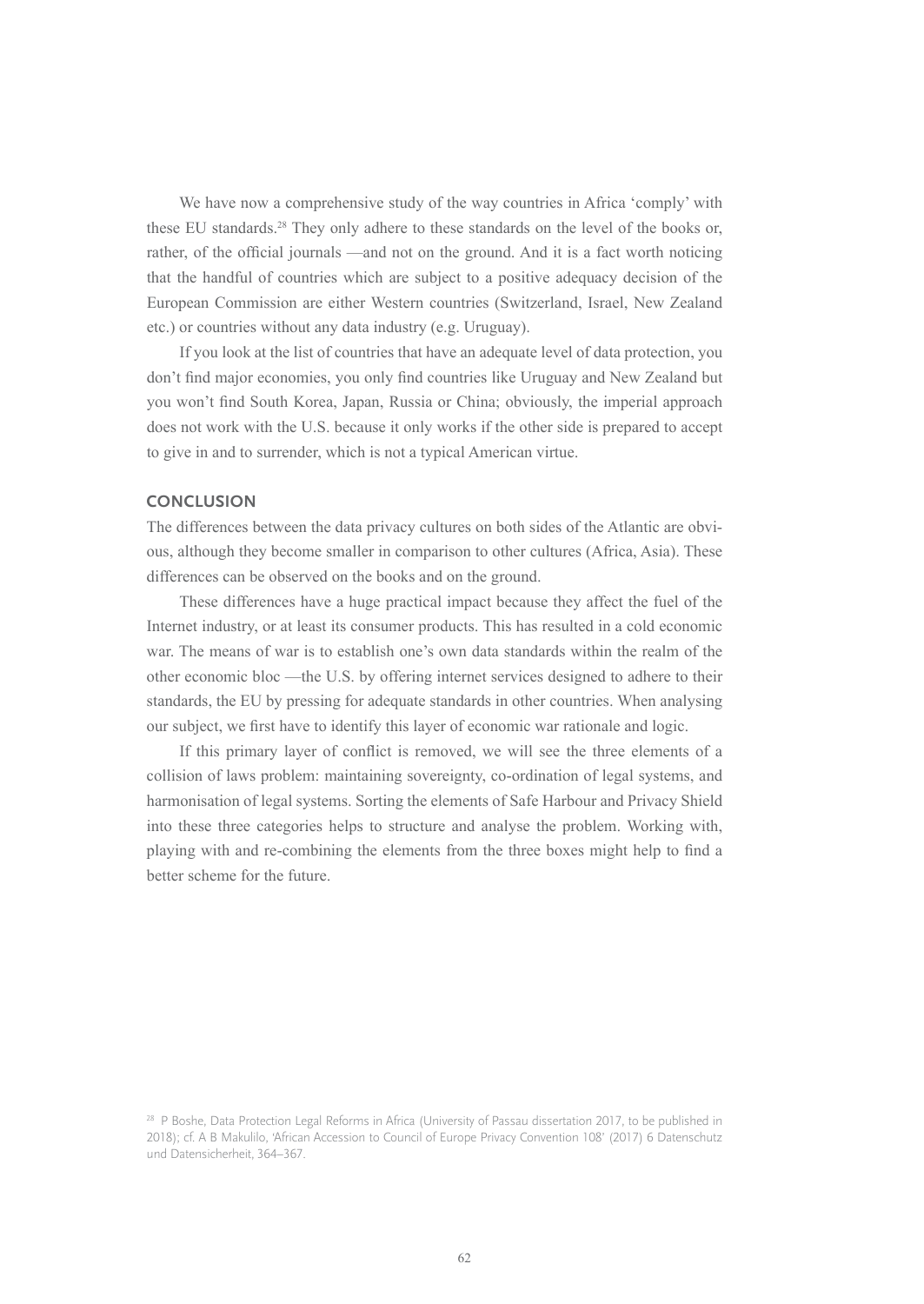We have now a comprehensive study of the way countries in Africa 'comply' with these EU standards.[28] They only adhere to these standards on the level of the books or, rather, of the official journals —and not on the ground. And it is a fact worth noticing that the handful of countries which are subject to a positive adequacy decision of the European Commission are either Western countries (Switzerland, Israel, New Zealand etc.) or countries without any data industry (e.g. Uruguay).

If you look at the list of countries that have an adequate level of data protection, you don't find major economies, you only find countries like Uruguay and New Zealand but you won't find South Korea, Japan, Russia or China; obviously, the imperial approach does not work with the U.S. because it only works if the other side is prepared to accept to give in and to surrender, which is not a typical American virtue.

## CONCLUSION

The differences between the data privacy cultures on both sides of the Atlantic are obvious, although they become smaller in comparison to other cultures (Africa, Asia). These differences can be observed on the books and on the ground.

These differences have a huge practical impact because they affect the fuel of the Internet industry, or at least its consumer products. This has resulted in a cold economic war. The means of war is to establish one's own data standards within the realm of the other economic bloc —the U.S. by offering internet services designed to adhere to their standards, the EU by pressing for adequate standards in other countries. When analysing our subject, we first have to identify this layer of economic war rationale and logic.

If this primary layer of conflict is removed, we will see the three elements of a collision of laws problem: maintaining sovereignty, co-ordination of legal systems, and harmonisation of legal systems. Sorting the elements of Safe Harbour and Privacy Shield into these three categories helps to structure and analyse the problem. Working with, playing with and re-combining the elements from the three boxes might help to find a better scheme for the future.

[28] P Boshe, Data Protection Legal Reforms in Africa (University of Passau dissertation 2017, to be published in 2018); cf. A B Makulilo, 'African Accession to Council of Europe Privacy Convention 108' (2017) 6 Datenschutz und Datensicherheit, 364–367.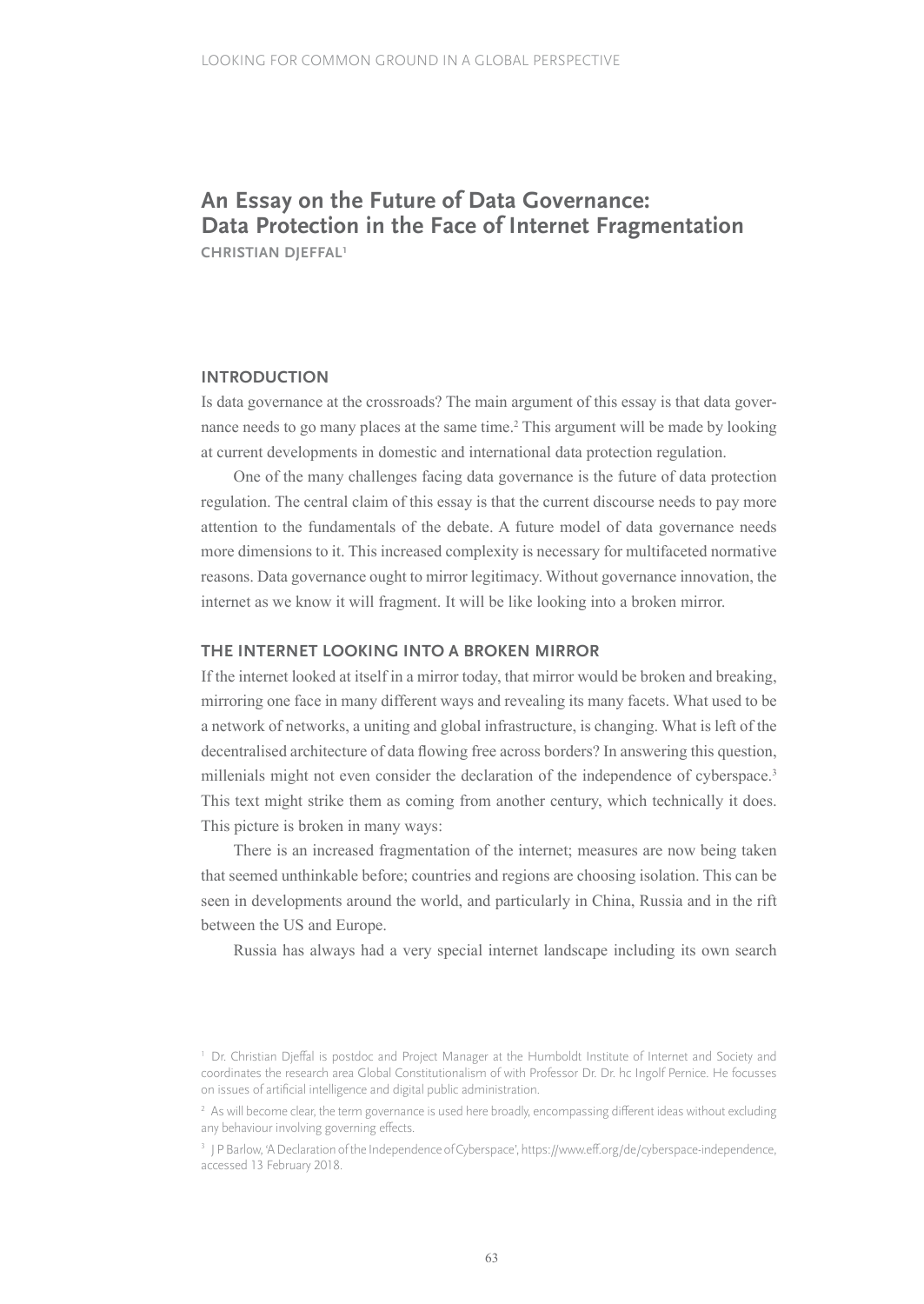# An Essay on the Future of Data Governance: Data Protection in the Face of Internet Fragmentation

**CHRISTIAN DJEFFAL**[1]

## INTRODUCTION

Is data governance at the crossroads? The main argument of this essay is that data governance needs to go many places at the same time.[2] This argument will be made by looking at current developments in domestic and international data protection regulation.

One of the many challenges facing data governance is the future of data protection regulation. The central claim of this essay is that the current discourse needs to pay more attention to the fundamentals of the debate. A future model of data governance needs more dimensions to it. This increased complexity is necessary for multifaceted normative reasons. Data governance ought to mirror legitimacy. Without governance innovation, the internet as we know it will fragment. It will be like looking into a broken mirror.

## THE INTERNET LOOKING INTO A BROKEN MIRROR

If the internet looked at itself in a mirror today, that mirror would be broken and breaking, mirroring one face in many different ways and revealing its many facets. What used to be a network of networks, a uniting and global infrastructure, is changing. What is left of the decentralised architecture of data flowing free across borders? In answering this question, millenials might not even consider the declaration of the independence of cyberspace.[3] This text might strike them as coming from another century, which technically it does. This picture is broken in many ways:

There is an increased fragmentation of the internet; measures are now being taken that seemed unthinkable before; countries and regions are choosing isolation. This can be seen in developments around the world, and particularly in China, Russia and in the rift between the US and Europe.

Russia has always had a very special internet landscape including its own search

---

[1] Dr. Christian Djeffal is postdoc and Project Manager at the Humboldt Institute of Internet and Society and coordinates the research area Global Constitutionalism of with Professor Dr. Dr. hc Ingolf Pernice. He focusses on issues of artificial intelligence and digital public administration.

[2] As will become clear, the term governance is used here broadly, encompassing different ideas without excluding any behaviour involving governing effects.

[3] J P Barlow, 'A Declaration of the Independence of Cyberspace', https://www.eff.org/de/cyberspace-independence, accessed 13 February 2018.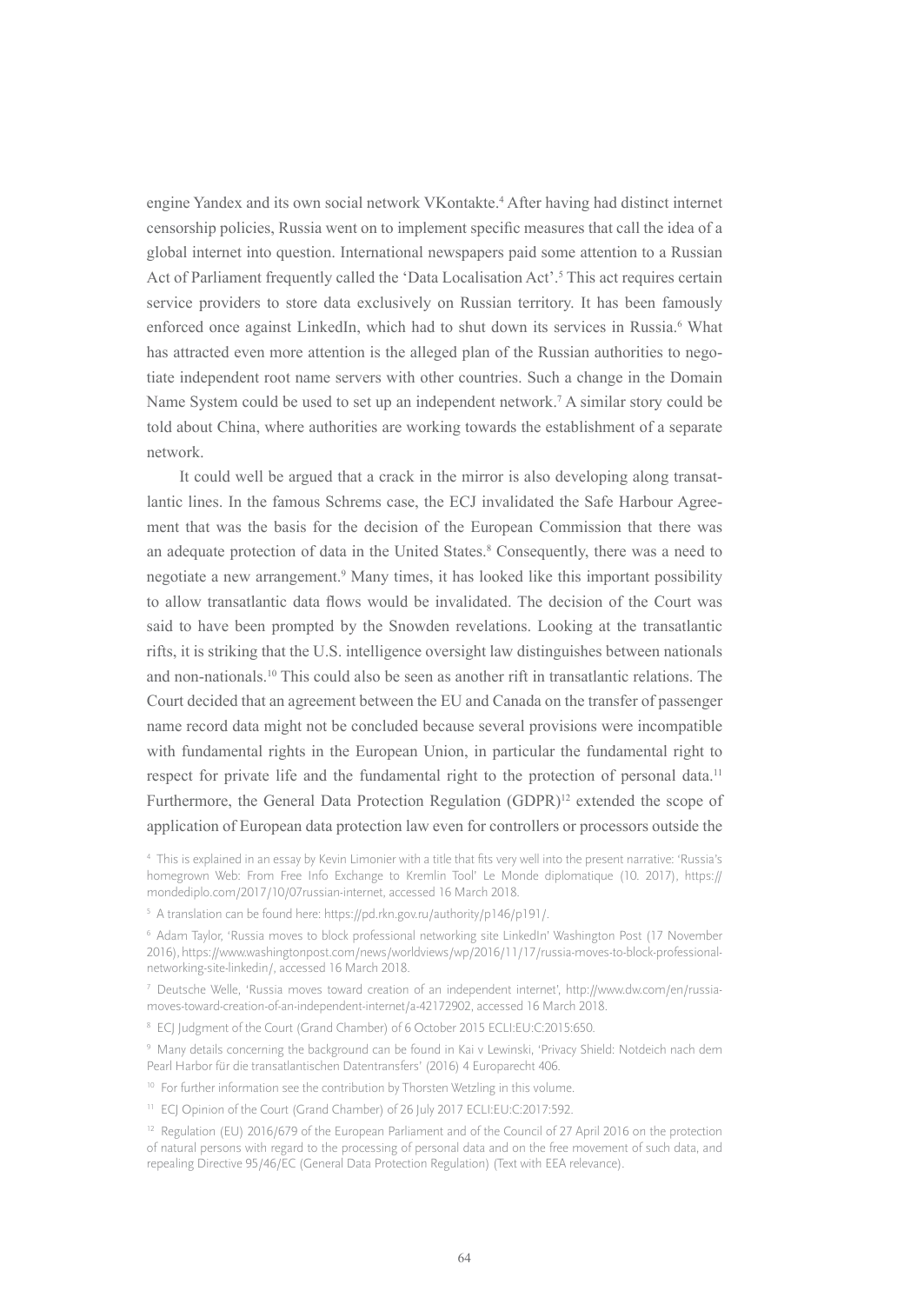engine Yandex and its own social network VKontakte.[4] After having had distinct internet censorship policies, Russia went on to implement specific measures that call the idea of a global internet into question. International newspapers paid some attention to a Russian Act of Parliament frequently called the 'Data Localisation Act'.[5] This act requires certain service providers to store data exclusively on Russian territory. It has been famously enforced once against LinkedIn, which had to shut down its services in Russia.[6] What has attracted even more attention is the alleged plan of the Russian authorities to negotiate independent root name servers with other countries. Such a change in the Domain Name System could be used to set up an independent network.[7] A similar story could be told about China, where authorities are working towards the establishment of a separate network.

It could well be argued that a crack in the mirror is also developing along transatlantic lines. In the famous Schrems case, the ECJ invalidated the Safe Harbour Agreement that was the basis for the decision of the European Commission that there was an adequate protection of data in the United States.[8] Consequently, there was a need to negotiate a new arrangement.[9] Many times, it has looked like this important possibility to allow transatlantic data flows would be invalidated. The decision of the Court was said to have been prompted by the Snowden revelations. Looking at the transatlantic rifts, it is striking that the U.S. intelligence oversight law distinguishes between nationals and non-nationals.[10] This could also be seen as another rift in transatlantic relations. The Court decided that an agreement between the EU and Canada on the transfer of passenger name record data might not be concluded because several provisions were incompatible with fundamental rights in the European Union, in particular the fundamental right to respect for private life and the fundamental right to the protection of personal data.[11] Furthermore, the General Data Protection Regulation (GDPR)[12] extended the scope of application of European data protection law even for controllers or processors outside the

[4] This is explained in an essay by Kevin Limonier with a title that fits very well into the present narrative: 'Russia's homegrown Web: From Free Info Exchange to Kremlin Tool' Le Monde diplomatique (10. 2017), https://mondediplo.com/2017/10/07russian-internet, accessed 16 March 2018.

[5] A translation can be found here: https://pd.rkn.gov.ru/authority/p146/p191/.

[6] Adam Taylor, 'Russia moves to block professional networking site LinkedIn' Washington Post (17 November 2016), https://www.washingtonpost.com/news/worldviews/wp/2016/11/17/russia-moves-to-block-professional-networking-site-linkedin/, accessed 16 March 2018.

[7] Deutsche Welle, 'Russia moves toward creation of an independent internet', http://www.dw.com/en/russia-moves-toward-creation-of-an-independent-internet/a-42172902, accessed 16 March 2018.

[8] ECJ Judgment of the Court (Grand Chamber) of 6 October 2015 ECLI:EU:C:2015:650.

[9] Many details concerning the background can be found in Kai v Lewinski, 'Privacy Shield: Notdeich nach dem Pearl Harbor für die transatlantischen Datentransfers' (2016) 4 Europarecht 406.

[10] For further information see the contribution by Thorsten Wetzling in this volume.

[11] ECJ Opinion of the Court (Grand Chamber) of 26 July 2017 ECLI:EU:C:2017:592.

[12] Regulation (EU) 2016/679 of the European Parliament and of the Council of 27 April 2016 on the protection of natural persons with regard to the processing of personal data and on the free movement of such data, and repealing Directive 95/46/EC (General Data Protection Regulation) (Text with EEA relevance).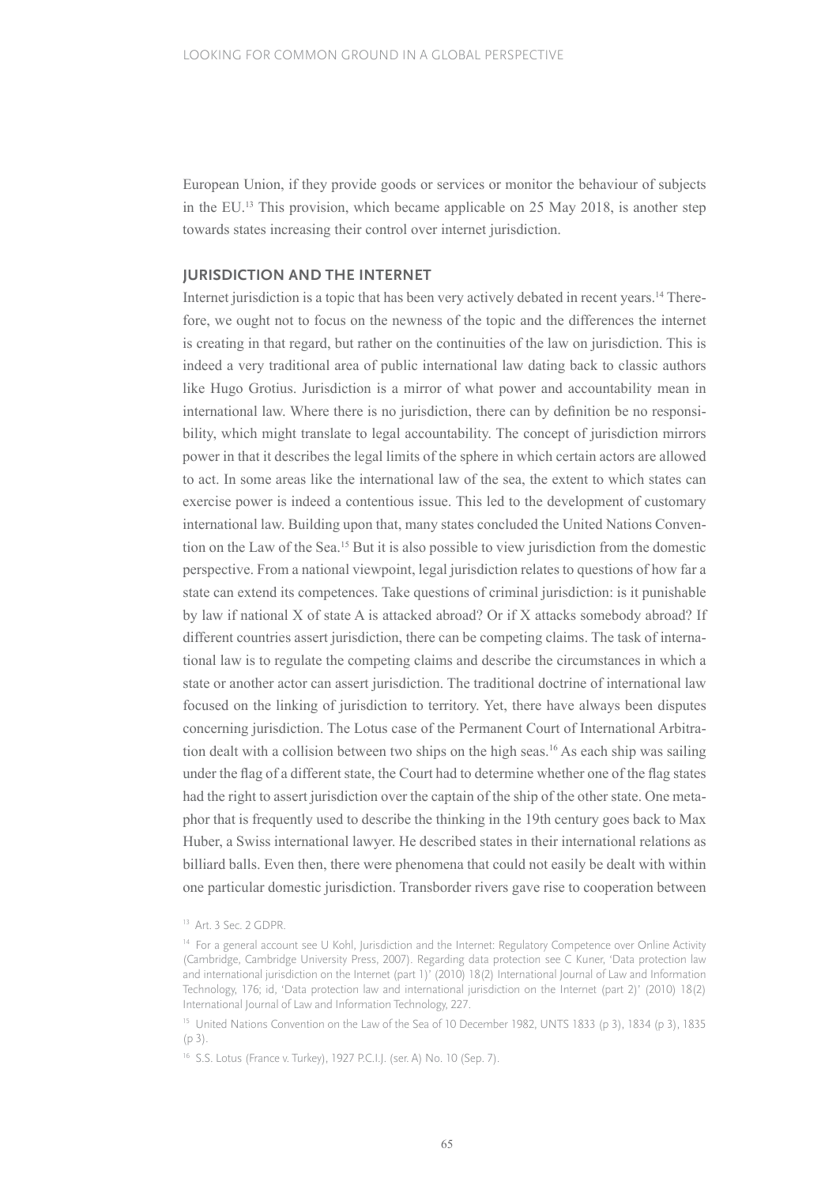European Union, if they provide goods or services or monitor the behaviour of subjects in the EU.[13] This provision, which became applicable on 25 May 2018, is another step towards states increasing their control over internet jurisdiction.

## JURISDICTION AND THE INTERNET

Internet jurisdiction is a topic that has been very actively debated in recent years.[14] Therefore, we ought not to focus on the newness of the topic and the differences the internet is creating in that regard, but rather on the continuities of the law on jurisdiction. This is indeed a very traditional area of public international law dating back to classic authors like Hugo Grotius. Jurisdiction is a mirror of what power and accountability mean in international law. Where there is no jurisdiction, there can by definition be no responsibility, which might translate to legal accountability. The concept of jurisdiction mirrors power in that it describes the legal limits of the sphere in which certain actors are allowed to act. In some areas like the international law of the sea, the extent to which states can exercise power is indeed a contentious issue. This led to the development of customary international law. Building upon that, many states concluded the United Nations Convention on the Law of the Sea.[15] But it is also possible to view jurisdiction from the domestic perspective. From a national viewpoint, legal jurisdiction relates to questions of how far a state can extend its competences. Take questions of criminal jurisdiction: is it punishable by law if national X of state A is attacked abroad? Or if X attacks somebody abroad? If different countries assert jurisdiction, there can be competing claims. The task of international law is to regulate the competing claims and describe the circumstances in which a state or another actor can assert jurisdiction. The traditional doctrine of international law focused on the linking of jurisdiction to territory. Yet, there have always been disputes concerning jurisdiction. The Lotus case of the Permanent Court of International Arbitration dealt with a collision between two ships on the high seas.[16] As each ship was sailing under the flag of a different state, the Court had to determine whether one of the flag states had the right to assert jurisdiction over the captain of the ship of the other state. One metaphor that is frequently used to describe the thinking in the 19th century goes back to Max Huber, a Swiss international lawyer. He described states in their international relations as billiard balls. Even then, there were phenomena that could not easily be dealt with within one particular domestic jurisdiction. Transborder rivers gave rise to cooperation between

---

[13] Art. 3 Sec. 2 GDPR.

[14] For a general account see U Kohl, Jurisdiction and the Internet: Regulatory Competence over Online Activity (Cambridge, Cambridge University Press, 2007). Regarding data protection see C Kuner, 'Data protection law and international jurisdiction on the Internet (part 1)' (2010) 18(2) International Journal of Law and Information Technology, 176; id, 'Data protection law and international jurisdiction on the Internet (part 2)' (2010) 18(2) International Journal of Law and Information Technology, 227.

[15] United Nations Convention on the Law of the Sea of 10 December 1982, UNTS 1833 (p 3), 1834 (p 3), 1835 (p 3).

[16] S.S. Lotus (France v. Turkey), 1927 P.C.I.J. (ser. A) No. 10 (Sep. 7).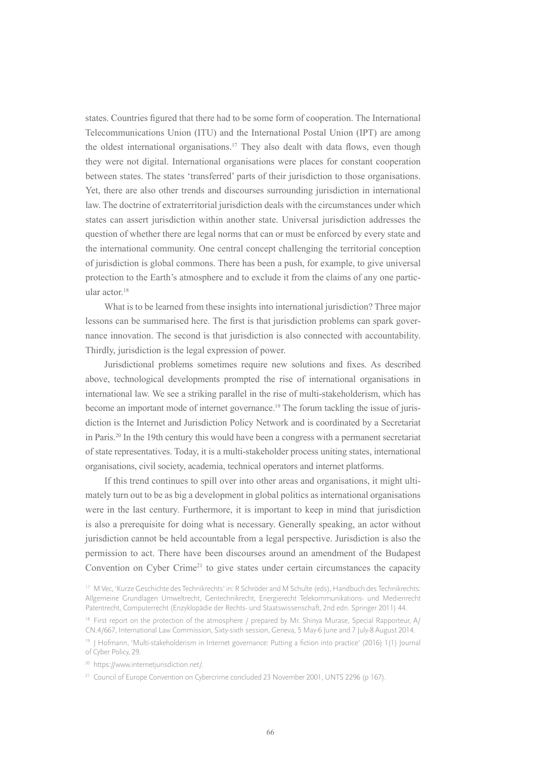states. Countries figured that there had to be some form of cooperation. The International Telecommunications Union (ITU) and the International Postal Union (IPT) are among the oldest international organisations.[17] They also dealt with data flows, even though they were not digital. International organisations were places for constant cooperation between states. The states 'transferred' parts of their jurisdiction to those organisations. Yet, there are also other trends and discourses surrounding jurisdiction in international law. The doctrine of extraterritorial jurisdiction deals with the circumstances under which states can assert jurisdiction within another state. Universal jurisdiction addresses the question of whether there are legal norms that can or must be enforced by every state and the international community. One central concept challenging the territorial conception of jurisdiction is global commons. There has been a push, for example, to give universal protection to the Earth's atmosphere and to exclude it from the claims of any one particular actor.[18]

What is to be learned from these insights into international jurisdiction? Three major lessons can be summarised here. The first is that jurisdiction problems can spark governance innovation. The second is that jurisdiction is also connected with accountability. Thirdly, jurisdiction is the legal expression of power.

Jurisdictional problems sometimes require new solutions and fixes. As described above, technological developments prompted the rise of international organisations in international law. We see a striking parallel in the rise of multi-stakeholderism, which has become an important mode of internet governance.[19] The forum tackling the issue of jurisdiction is the Internet and Jurisdiction Policy Network and is coordinated by a Secretariat in Paris.[20] In the 19th century this would have been a congress with a permanent secretariat of state representatives. Today, it is a multi-stakeholder process uniting states, international organisations, civil society, academia, technical operators and internet platforms.

If this trend continues to spill over into other areas and organisations, it might ultimately turn out to be as big a development in global politics as international organisations were in the last century. Furthermore, it is important to keep in mind that jurisdiction is also a prerequisite for doing what is necessary. Generally speaking, an actor without jurisdiction cannot be held accountable from a legal perspective. Jurisdiction is also the permission to act. There have been discourses around an amendment of the Budapest Convention on Cyber Crime[21] to give states under certain circumstances the capacity

[17] M Vec, 'Kurze Geschichte des Technikrechts' in: R Schröder and M Schulte (eds), Handbuch des Technikrechts: Allgemeine Grundlagen Umweltrecht, Gentechnikrecht, Energierecht Telekommunikations- und Medienrecht Patentrecht, Computerrecht (Enzyklopädie der Rechts- und Staatswissenschaft, 2nd edn. Springer 2011) 44.

[18] First report on the protection of the atmosphere / prepared by Mr. Shinya Murase, Special Rapporteur, A/CN.4/667, International Law Commission, Sixty-sixth session, Geneva, 5 May-6 June and 7 July-8 August 2014.

[19] J Hofmann, 'Multi-stakeholderism in Internet governance: Putting a fiction into practice' (2016) 1(1) Journal of Cyber Policy, 29.

[20] https://www.internetjurisdiction.net/.

[21] Council of Europe Convention on Cybercrime concluded 23 November 2001, UNTS 2296 (p 167).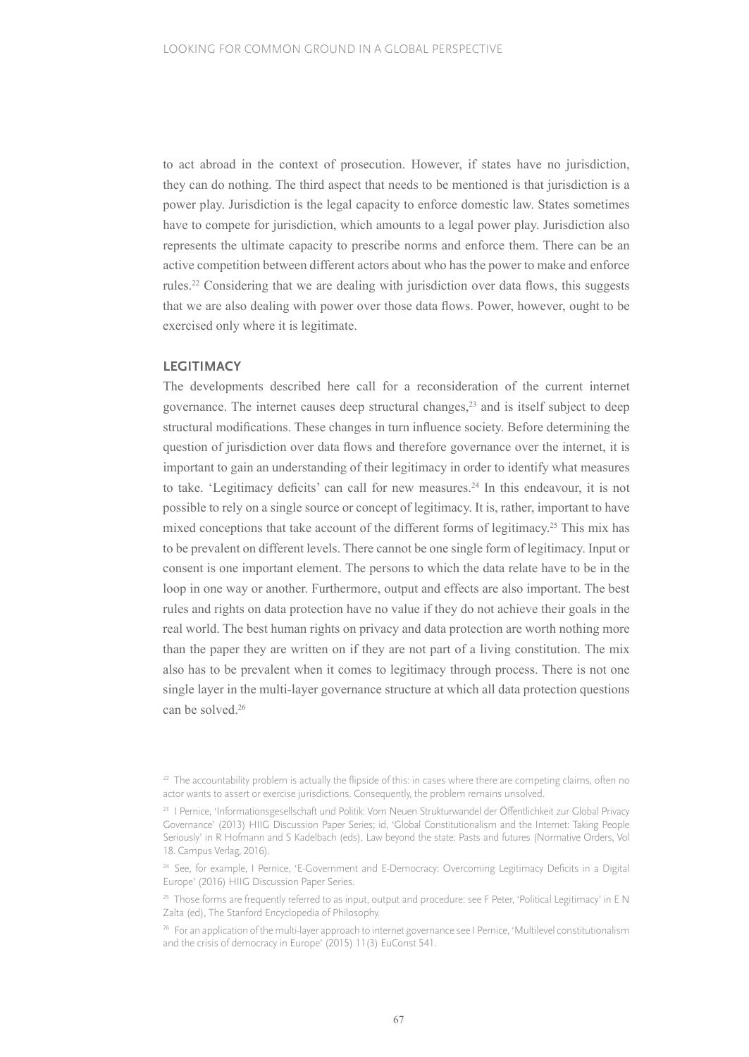to act abroad in the context of prosecution. However, if states have no jurisdiction, they can do nothing. The third aspect that needs to be mentioned is that jurisdiction is a power play. Jurisdiction is the legal capacity to enforce domestic law. States sometimes have to compete for jurisdiction, which amounts to a legal power play. Jurisdiction also represents the ultimate capacity to prescribe norms and enforce them. There can be an active competition between different actors about who has the power to make and enforce rules.[22] Considering that we are dealing with jurisdiction over data flows, this suggests that we are also dealing with power over those data flows. Power, however, ought to be exercised only where it is legitimate.

## LEGITIMACY

The developments described here call for a reconsideration of the current internet governance. The internet causes deep structural changes,[23] and is itself subject to deep structural modifications. These changes in turn influence society. Before determining the question of jurisdiction over data flows and therefore governance over the internet, it is important to gain an understanding of their legitimacy in order to identify what measures to take. 'Legitimacy deficits' can call for new measures.[24] In this endeavour, it is not possible to rely on a single source or concept of legitimacy. It is, rather, important to have mixed conceptions that take account of the different forms of legitimacy.[25] This mix has to be prevalent on different levels. There cannot be one single form of legitimacy. Input or consent is one important element. The persons to which the data relate have to be in the loop in one way or another. Furthermore, output and effects are also important. The best rules and rights on data protection have no value if they do not achieve their goals in the real world. The best human rights on privacy and data protection are worth nothing more than the paper they are written on if they are not part of a living constitution. The mix also has to be prevalent when it comes to legitimacy through process. There is not one single layer in the multi-layer governance structure at which all data protection questions can be solved.[26]

[22] The accountability problem is actually the flipside of this: in cases where there are competing claims, often no actor wants to assert or exercise jurisdictions. Consequently, the problem remains unsolved.

[23] I Pernice, 'Informationsgesellschaft und Politik: Vom Neuen Strukturwandel der Öffentlichkeit zur Global Privacy Governance' (2013) HIIG Discussion Paper Series; id, 'Global Constitutionalism and the Internet: Taking People Seriously' in R Hofmann and S Kadelbach (eds), Law beyond the state: Pasts and futures (Normative Orders, Vol 18. Campus Verlag, 2016).

[24] See, for example, I Pernice, 'E-Government and E-Democracy: Overcoming Legitimacy Deficits in a Digital Europe' (2016) HIIG Discussion Paper Series.

[25] Those forms are frequently referred to as input, output and procedure: see F Peter, 'Political Legitimacy' in E N Zalta (ed), The Stanford Encyclopedia of Philosophy.

[26] For an application of the multi-layer approach to internet governance see I Pernice, 'Multilevel constitutionalism and the crisis of democracy in Europe' (2015) 11(3) EuConst 541.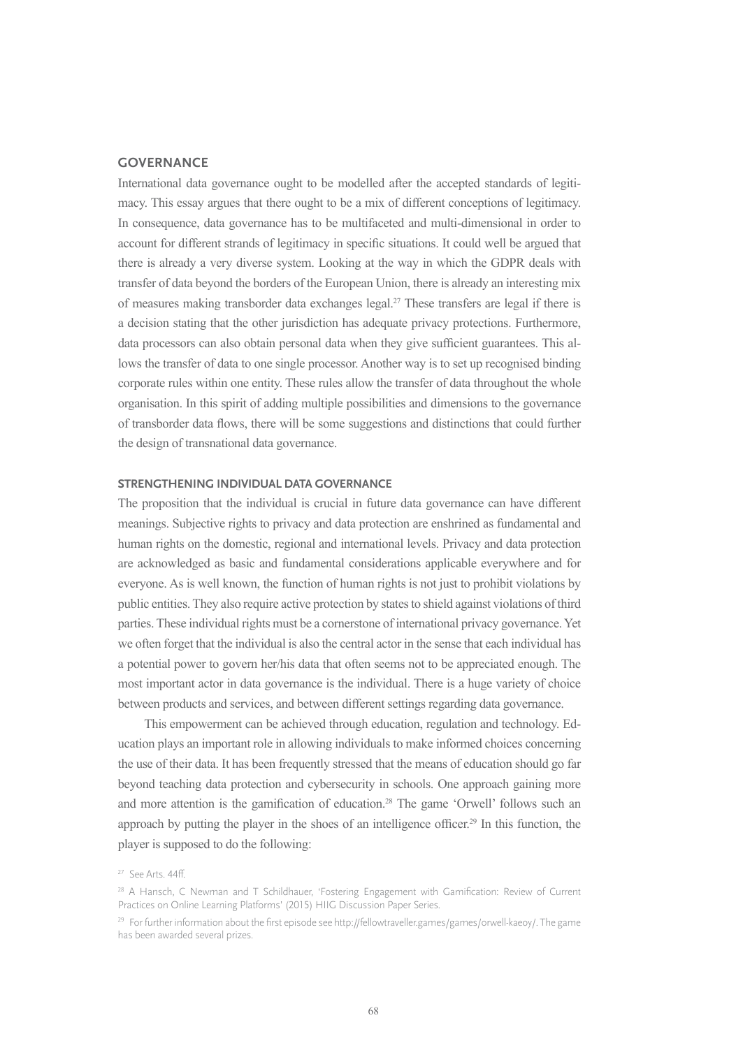## GOVERNANCE

International data governance ought to be modelled after the accepted standards of legitimacy. This essay argues that there ought to be a mix of different conceptions of legitimacy. In consequence, data governance has to be multifaceted and multi-dimensional in order to account for different strands of legitimacy in specific situations. It could well be argued that there is already a very diverse system. Looking at the way in which the GDPR deals with transfer of data beyond the borders of the European Union, there is already an interesting mix of measures making transborder data exchanges legal.[27] These transfers are legal if there is a decision stating that the other jurisdiction has adequate privacy protections. Furthermore, data processors can also obtain personal data when they give sufficient guarantees. This allows the transfer of data to one single processor. Another way is to set up recognised binding corporate rules within one entity. These rules allow the transfer of data throughout the whole organisation. In this spirit of adding multiple possibilities and dimensions to the governance of transborder data flows, there will be some suggestions and distinctions that could further the design of transnational data governance.

### STRENGTHENING INDIVIDUAL DATA GOVERNANCE

The proposition that the individual is crucial in future data governance can have different meanings. Subjective rights to privacy and data protection are enshrined as fundamental and human rights on the domestic, regional and international levels. Privacy and data protection are acknowledged as basic and fundamental considerations applicable everywhere and for everyone. As is well known, the function of human rights is not just to prohibit violations by public entities. They also require active protection by states to shield against violations of third parties. These individual rights must be a cornerstone of international privacy governance. Yet we often forget that the individual is also the central actor in the sense that each individual has a potential power to govern her/his data that often seems not to be appreciated enough. The most important actor in data governance is the individual. There is a huge variety of choice between products and services, and between different settings regarding data governance.

This empowerment can be achieved through education, regulation and technology. Education plays an important role in allowing individuals to make informed choices concerning the use of their data. It has been frequently stressed that the means of education should go far beyond teaching data protection and cybersecurity in schools. One approach gaining more and more attention is the gamification of education.[28] The game 'Orwell' follows such an approach by putting the player in the shoes of an intelligence officer.[29] In this function, the player is supposed to do the following:

[27] See Arts. 44ff.

[28] A Hansch, C Newman and T Schildhauer, 'Fostering Engagement with Gamification: Review of Current Practices on Online Learning Platforms' (2015) HIIG Discussion Paper Series.

[29] For further information about the first episode see http://fellowtraveller.games/games/orwell-kaeoy/. The game has been awarded several prizes.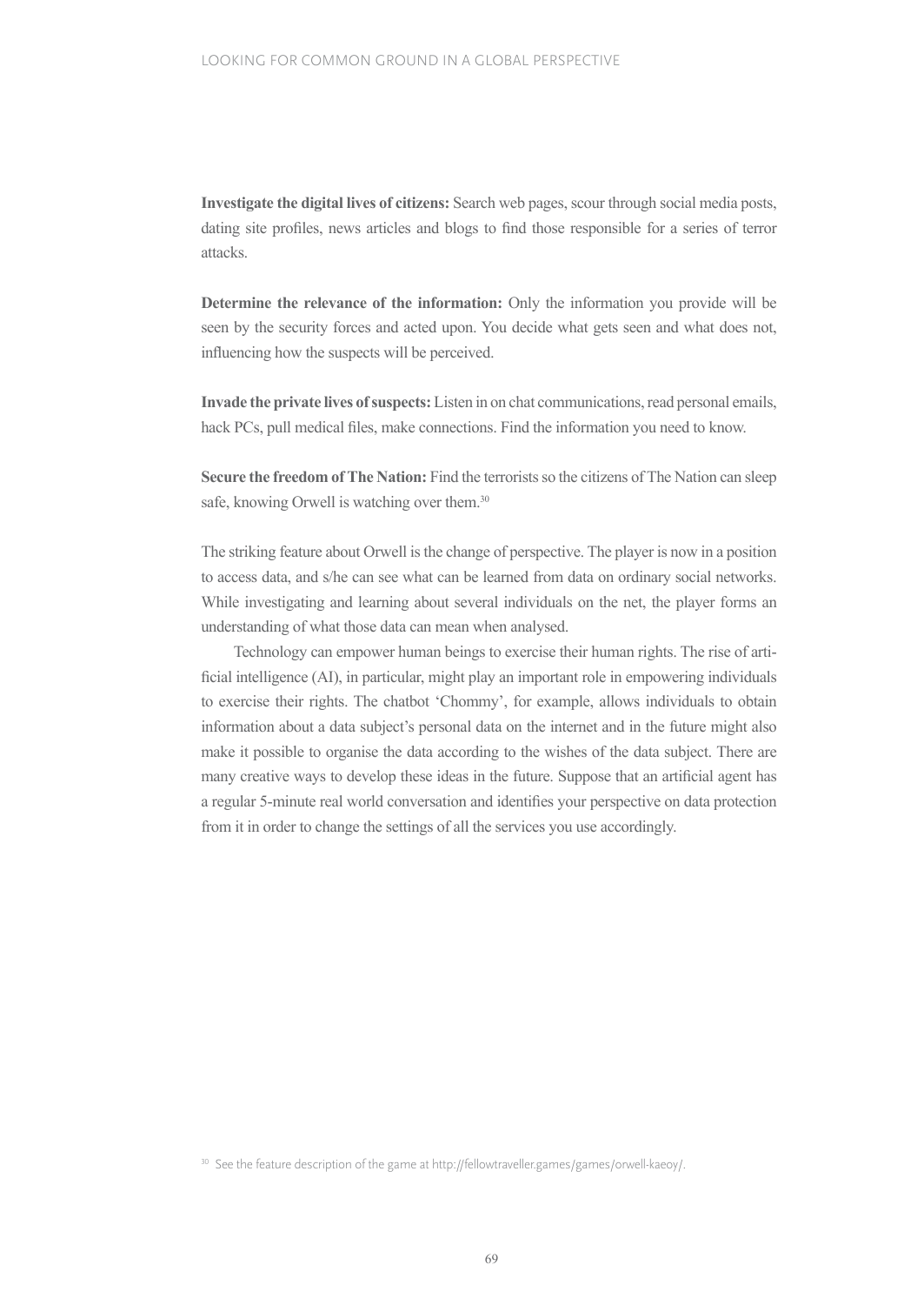**Investigate the digital lives of citizens:** Search web pages, scour through social media posts, dating site profiles, news articles and blogs to find those responsible for a series of terror attacks.

**Determine the relevance of the information:** Only the information you provide will be seen by the security forces and acted upon. You decide what gets seen and what does not, influencing how the suspects will be perceived.

**Invade the private lives of suspects:** Listen in on chat communications, read personal emails, hack PCs, pull medical files, make connections. Find the information you need to know.

**Secure the freedom of The Nation:** Find the terrorists so the citizens of The Nation can sleep safe, knowing Orwell is watching over them.[30]

The striking feature about Orwell is the change of perspective. The player is now in a position to access data, and s/he can see what can be learned from data on ordinary social networks. While investigating and learning about several individuals on the net, the player forms an understanding of what those data can mean when analysed.

Technology can empower human beings to exercise their human rights. The rise of artificial intelligence (AI), in particular, might play an important role in empowering individuals to exercise their rights. The chatbot 'Chommy', for example, allows individuals to obtain information about a data subject's personal data on the internet and in the future might also make it possible to organise the data according to the wishes of the data subject. There are many creative ways to develop these ideas in the future. Suppose that an artificial agent has a regular 5-minute real world conversation and identifies your perspective on data protection from it in order to change the settings of all the services you use accordingly.

[30] See the feature description of the game at http://fellowtraveller.games/games/orwell-kaeoy/.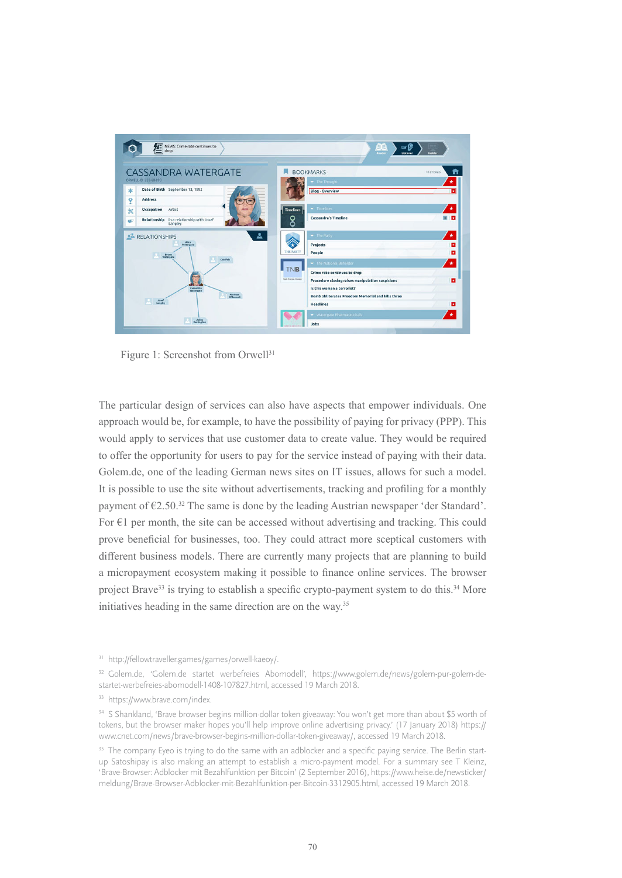Figure 1: Screenshot from Orwell[31]

The particular design of services can also have aspects that empower individuals. One approach would be, for example, to have the possibility of paying for privacy (PPP). This would apply to services that use customer data to create value. They would be required to offer the opportunity for users to pay for the service instead of paying with their data. Golem.de, one of the leading German news sites on IT issues, allows for such a model. It is possible to use the site without advertisements, tracking and profiling for a monthly payment of €2.50.[32] The same is done by the leading Austrian newspaper 'der Standard'. For €1 per month, the site can be accessed without advertising and tracking. This could prove beneficial for businesses, too. They could attract more sceptical customers with different business models. There are currently many projects that are planning to build a micropayment ecosystem making it possible to finance online services. The browser project Brave[33] is trying to establish a specific crypto-payment system to do this.[34] More initiatives heading in the same direction are on the way.[35]

[31] http://fellowtraveller.games/games/orwell-kaeoy/.

[32] Golem.de, 'Golem.de startet werbefreies Abomodell', https://www.golem.de/news/golem-pur-golem-de-startet-werbefreies-abomodell-1408-107827.html, accessed 19 March 2018.

[33] https://www.brave.com/index.

[34] S Shankland, 'Brave browser begins million-dollar token giveaway: You won't get more than about $5 worth of tokens, but the browser maker hopes you'll help improve online advertising privacy.' (17 January 2018) https://www.cnet.com/news/brave-browser-begins-million-dollar-token-giveaway/, accessed 19 March 2018.

[35] The company Eyeo is trying to do the same with an adblocker and a specific paying service. The Berlin start-up Satoshipay is also making an attempt to establish a micro-payment model. For a summary see T Kleinz, 'Brave-Browser: Adblocker mit Bezahlfunktion per Bitcoin' (2 September 2016), https://www.heise.de/newsticker/meldung/Brave-Browser-Adblocker-mit-Bezahlfunktion-per-Bitcoin-3312905.html, accessed 19 March 2018.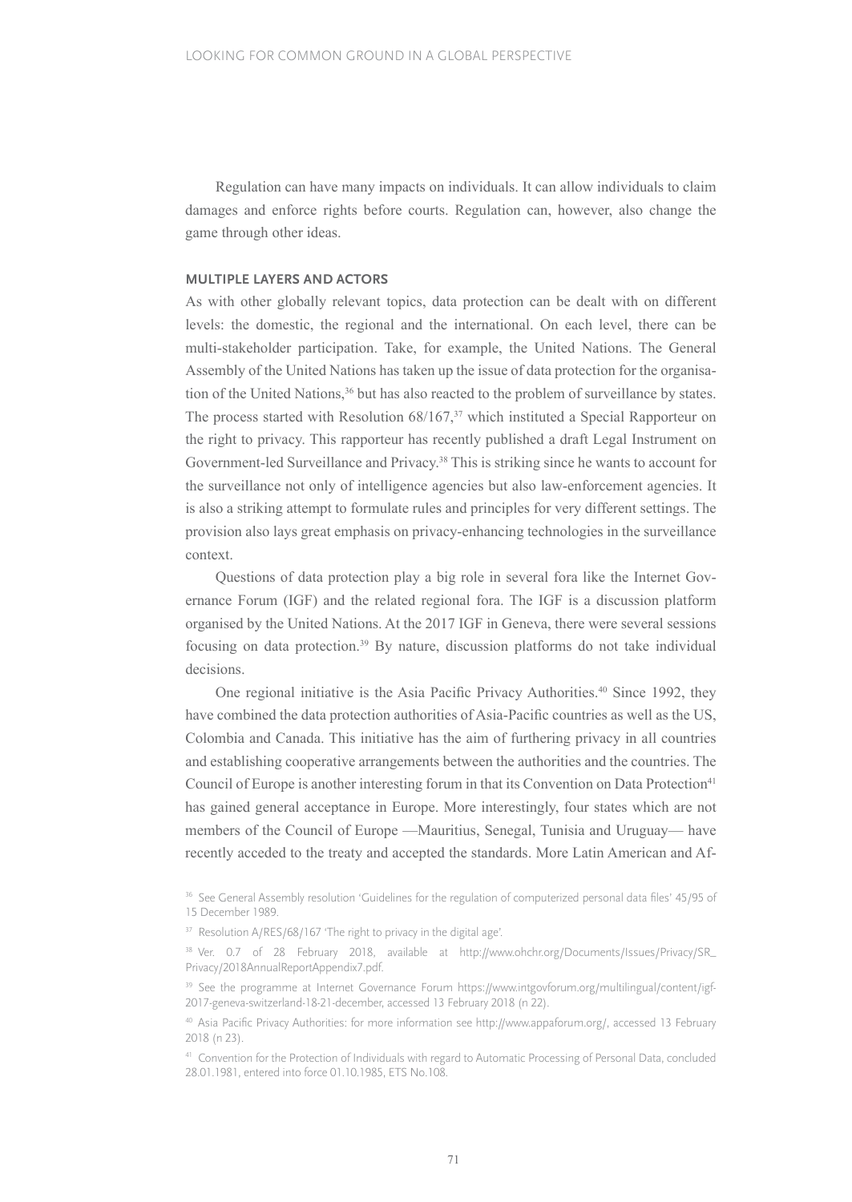Regulation can have many impacts on individuals. It can allow individuals to claim damages and enforce rights before courts. Regulation can, however, also change the game through other ideas.

### MULTIPLE LAYERS AND ACTORS

As with other globally relevant topics, data protection can be dealt with on different levels: the domestic, the regional and the international. On each level, there can be multi-stakeholder participation. Take, for example, the United Nations. The General Assembly of the United Nations has taken up the issue of data protection for the organisation of the United Nations,[36] but has also reacted to the problem of surveillance by states. The process started with Resolution 68/167,[37] which instituted a Special Rapporteur on the right to privacy. This rapporteur has recently published a draft Legal Instrument on Government-led Surveillance and Privacy.[38] This is striking since he wants to account for the surveillance not only of intelligence agencies but also law-enforcement agencies. It is also a striking attempt to formulate rules and principles for very different settings. The provision also lays great emphasis on privacy-enhancing technologies in the surveillance context.

Questions of data protection play a big role in several fora like the Internet Governance Forum (IGF) and the related regional fora. The IGF is a discussion platform organised by the United Nations. At the 2017 IGF in Geneva, there were several sessions focusing on data protection.[39] By nature, discussion platforms do not take individual decisions.

One regional initiative is the Asia Pacific Privacy Authorities.[40] Since 1992, they have combined the data protection authorities of Asia-Pacific countries as well as the US, Colombia and Canada. This initiative has the aim of furthering privacy in all countries and establishing cooperative arrangements between the authorities and the countries. The Council of Europe is another interesting forum in that its Convention on Data Protection[41] has gained general acceptance in Europe. More interestingly, four states which are not members of the Council of Europe —Mauritius, Senegal, Tunisia and Uruguay— have recently acceded to the treaty and accepted the standards. More Latin American and Af-

[36] See General Assembly resolution 'Guidelines for the regulation of computerized personal data files' 45/95 of 15 December 1989.

[37] Resolution A/RES/68/167 'The right to privacy in the digital age'.

[38] Ver. 0.7 of 28 February 2018, available at http://www.ohchr.org/Documents/Issues/Privacy/SR_Privacy/2018AnnualReportAppendix7.pdf.

[39] See the programme at Internet Governance Forum https://www.intgovforum.org/multilingual/content/igf-2017-geneva-switzerland-18-21-december, accessed 13 February 2018 (n 22).

[40] Asia Pacific Privacy Authorities: for more information see http://www.appaforum.org/, accessed 13 February 2018 (n 23).

[41] Convention for the Protection of Individuals with regard to Automatic Processing of Personal Data, concluded 28.01.1981, entered into force 01.10.1985, ETS No.108.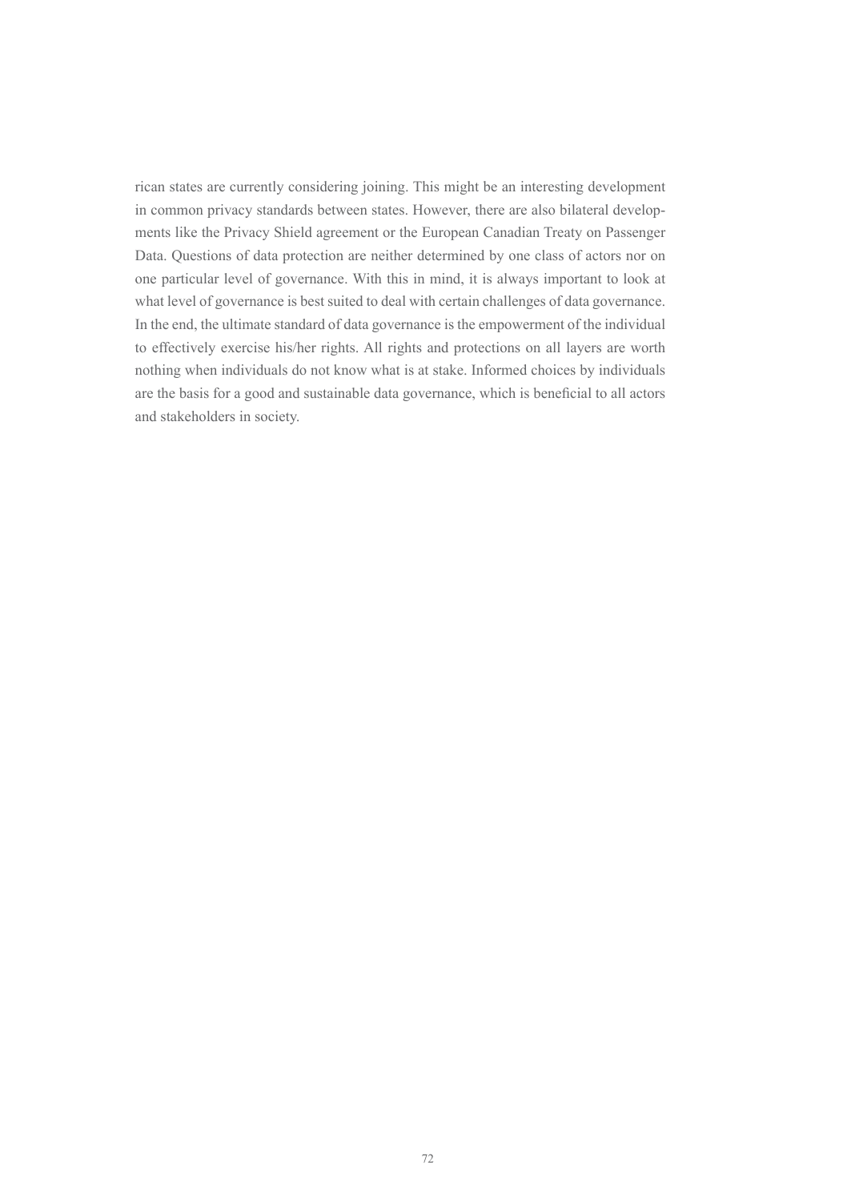rican states are currently considering joining. This might be an interesting development in common privacy standards between states. However, there are also bilateral developments like the Privacy Shield agreement or the European Canadian Treaty on Passenger Data. Questions of data protection are neither determined by one class of actors nor on one particular level of governance. With this in mind, it is always important to look at what level of governance is best suited to deal with certain challenges of data governance. In the end, the ultimate standard of data governance is the empowerment of the individual to effectively exercise his/her rights. All rights and protections on all layers are worth nothing when individuals do not know what is at stake. Informed choices by individuals are the basis for a good and sustainable data governance, which is beneficial to all actors and stakeholders in society.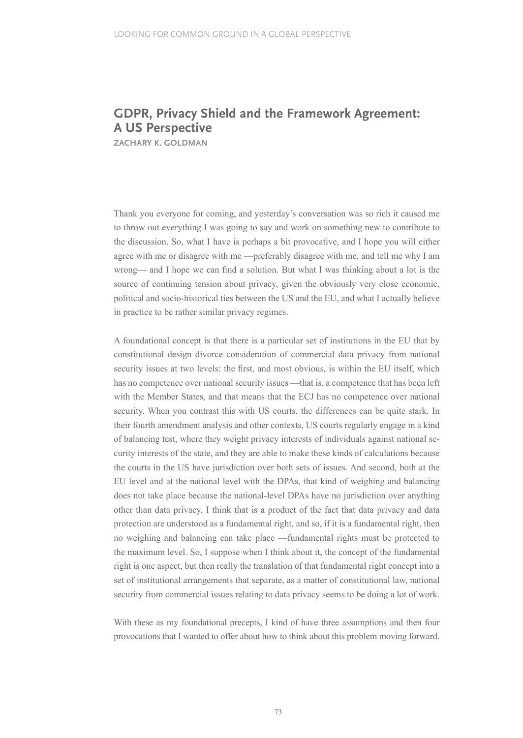## GDPR, Privacy Shield and the Framework Agreement: A US Perspective

**ZACHARY K. GOLDMAN**

Thank you everyone for coming, and yesterday's conversation was so rich it caused me to throw out everything I was going to say and work on something new to contribute to the discussion. So, what I have is perhaps a bit provocative, and I hope you will either agree with me or disagree with me —preferably disagree with me, and tell me why I am wrong— and I hope we can find a solution. But what I was thinking about a lot is the source of continuing tension about privacy, given the obviously very close economic, political and socio-historical ties between the US and the EU, and what I actually believe in practice to be rather similar privacy regimes.

A foundational concept is that there is a particular set of institutions in the EU that by constitutional design divorce consideration of commercial data privacy from national security issues at two levels: the first, and most obvious, is within the EU itself, which has no competence over national security issues —that is, a competence that has been left with the Member States, and that means that the ECJ has no competence over national security. When you contrast this with US courts, the differences can be quite stark. In their fourth amendment analysis and other contexts, US courts regularly engage in a kind of balancing test, where they weight privacy interests of individuals against national security interests of the state, and they are able to make these kinds of calculations because the courts in the US have jurisdiction over both sets of issues. And second, both at the EU level and at the national level with the DPAs, that kind of weighing and balancing does not take place because the national-level DPAs have no jurisdiction over anything other than data privacy. I think that is a product of the fact that data privacy and data protection are understood as a fundamental right, and so, if it is a fundamental right, then no weighing and balancing can take place —fundamental rights must be protected to the maximum level. So, I suppose when I think about it, the concept of the fundamental right is one aspect, but then really the translation of that fundamental right concept into a set of institutional arrangements that separate, as a matter of constitutional law, national security from commercial issues relating to data privacy seems to be doing a lot of work.

With these as my foundational precepts, I kind of have three assumptions and then four provocations that I wanted to offer about how to think about this problem moving forward.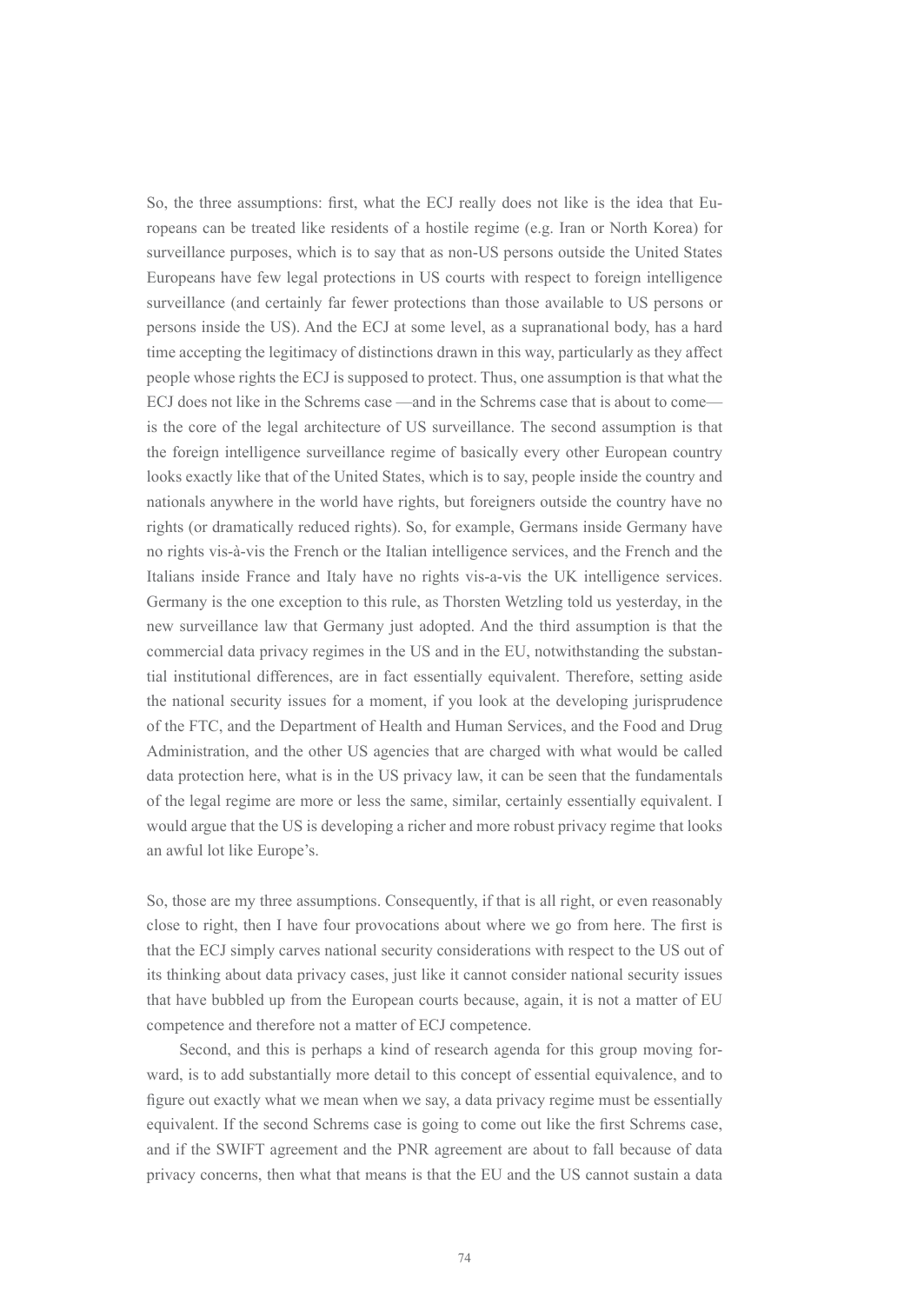So, the three assumptions: first, what the ECJ really does not like is the idea that Europeans can be treated like residents of a hostile regime (e.g. Iran or North Korea) for surveillance purposes, which is to say that as non-US persons outside the United States Europeans have few legal protections in US courts with respect to foreign intelligence surveillance (and certainly far fewer protections than those available to US persons or persons inside the US). And the ECJ at some level, as a supranational body, has a hard time accepting the legitimacy of distinctions drawn in this way, particularly as they affect people whose rights the ECJ is supposed to protect. Thus, one assumption is that what the ECJ does not like in the Schrems case —and in the Schrems case that is about to come— is the core of the legal architecture of US surveillance. The second assumption is that the foreign intelligence surveillance regime of basically every other European country looks exactly like that of the United States, which is to say, people inside the country and nationals anywhere in the world have rights, but foreigners outside the country have no rights (or dramatically reduced rights). So, for example, Germans inside Germany have no rights vis-à-vis the French or the Italian intelligence services, and the French and the Italians inside France and Italy have no rights vis-a-vis the UK intelligence services. Germany is the one exception to this rule, as Thorsten Wetzling told us yesterday, in the new surveillance law that Germany just adopted. And the third assumption is that the commercial data privacy regimes in the US and in the EU, notwithstanding the substantial institutional differences, are in fact essentially equivalent. Therefore, setting aside the national security issues for a moment, if you look at the developing jurisprudence of the FTC, and the Department of Health and Human Services, and the Food and Drug Administration, and the other US agencies that are charged with what would be called data protection here, what is in the US privacy law, it can be seen that the fundamentals of the legal regime are more or less the same, similar, certainly essentially equivalent. I would argue that the US is developing a richer and more robust privacy regime that looks an awful lot like Europe's.

So, those are my three assumptions. Consequently, if that is all right, or even reasonably close to right, then I have four provocations about where we go from here. The first is that the ECJ simply carves national security considerations with respect to the US out of its thinking about data privacy cases, just like it cannot consider national security issues that have bubbled up from the European courts because, again, it is not a matter of EU competence and therefore not a matter of ECJ competence.

Second, and this is perhaps a kind of research agenda for this group moving forward, is to add substantially more detail to this concept of essential equivalence, and to figure out exactly what we mean when we say, a data privacy regime must be essentially equivalent. If the second Schrems case is going to come out like the first Schrems case, and if the SWIFT agreement and the PNR agreement are about to fall because of data privacy concerns, then what that means is that the EU and the US cannot sustain a data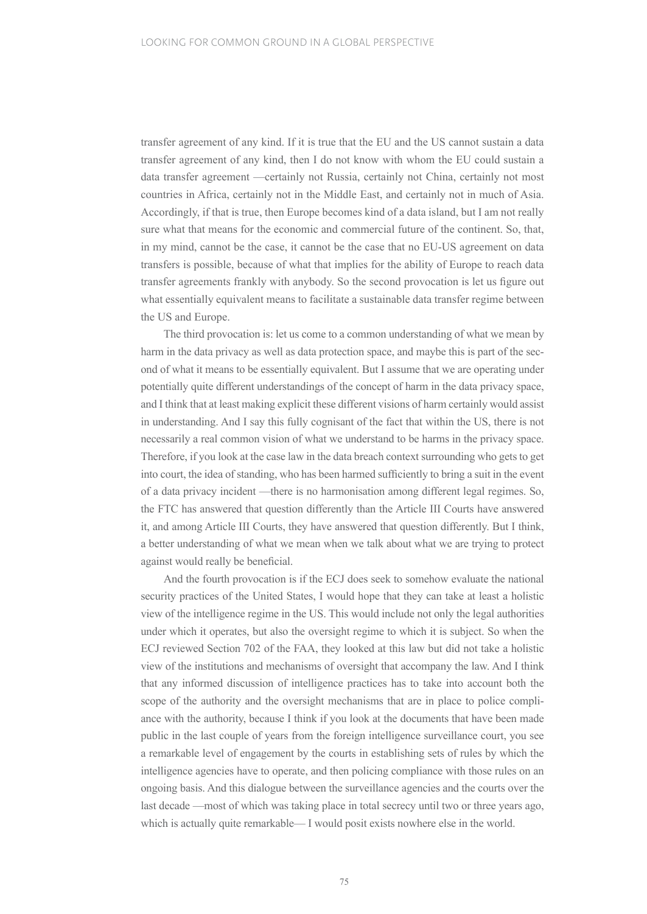transfer agreement of any kind. If it is true that the EU and the US cannot sustain a data transfer agreement of any kind, then I do not know with whom the EU could sustain a data transfer agreement —certainly not Russia, certainly not China, certainly not most countries in Africa, certainly not in the Middle East, and certainly not in much of Asia. Accordingly, if that is true, then Europe becomes kind of a data island, but I am not really sure what that means for the economic and commercial future of the continent. So, that, in my mind, cannot be the case, it cannot be the case that no EU-US agreement on data transfers is possible, because of what that implies for the ability of Europe to reach data transfer agreements frankly with anybody. So the second provocation is let us figure out what essentially equivalent means to facilitate a sustainable data transfer regime between the US and Europe.

The third provocation is: let us come to a common understanding of what we mean by harm in the data privacy as well as data protection space, and maybe this is part of the second of what it means to be essentially equivalent. But I assume that we are operating under potentially quite different understandings of the concept of harm in the data privacy space, and I think that at least making explicit these different visions of harm certainly would assist in understanding. And I say this fully cognisant of the fact that within the US, there is not necessarily a real common vision of what we understand to be harms in the privacy space. Therefore, if you look at the case law in the data breach context surrounding who gets to get into court, the idea of standing, who has been harmed sufficiently to bring a suit in the event of a data privacy incident —there is no harmonisation among different legal regimes. So, the FTC has answered that question differently than the Article III Courts have answered it, and among Article III Courts, they have answered that question differently. But I think, a better understanding of what we mean when we talk about what we are trying to protect against would really be beneficial.

And the fourth provocation is if the ECJ does seek to somehow evaluate the national security practices of the United States, I would hope that they can take at least a holistic view of the intelligence regime in the US. This would include not only the legal authorities under which it operates, but also the oversight regime to which it is subject. So when the ECJ reviewed Section 702 of the FAA, they looked at this law but did not take a holistic view of the institutions and mechanisms of oversight that accompany the law. And I think that any informed discussion of intelligence practices has to take into account both the scope of the authority and the oversight mechanisms that are in place to police compliance with the authority, because I think if you look at the documents that have been made public in the last couple of years from the foreign intelligence surveillance court, you see a remarkable level of engagement by the courts in establishing sets of rules by which the intelligence agencies have to operate, and then policing compliance with those rules on an ongoing basis. And this dialogue between the surveillance agencies and the courts over the last decade —most of which was taking place in total secrecy until two or three years ago, which is actually quite remarkable— I would posit exists nowhere else in the world.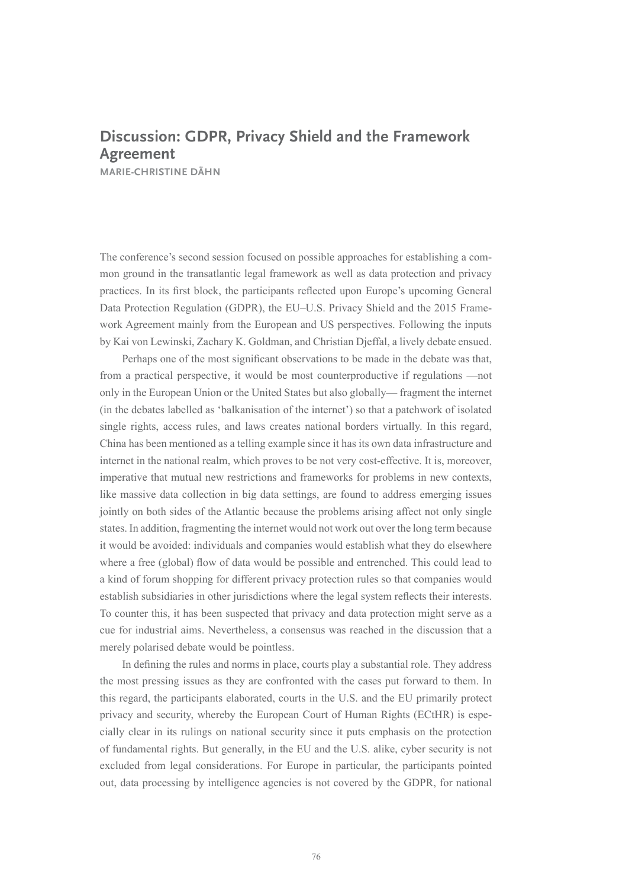# Discussion: GDPR, Privacy Shield and the Framework Agreement

MARIE-CHRISTINE DÄHN

The conference's second session focused on possible approaches for establishing a common ground in the transatlantic legal framework as well as data protection and privacy practices. In its first block, the participants reflected upon Europe's upcoming General Data Protection Regulation (GDPR), the EU–U.S. Privacy Shield and the 2015 Framework Agreement mainly from the European and US perspectives. Following the inputs by Kai von Lewinski, Zachary K. Goldman, and Christian Djeffal, a lively debate ensued.

Perhaps one of the most significant observations to be made in the debate was that, from a practical perspective, it would be most counterproductive if regulations —not only in the European Union or the United States but also globally— fragment the internet (in the debates labelled as 'balkanisation of the internet') so that a patchwork of isolated single rights, access rules, and laws creates national borders virtually. In this regard, China has been mentioned as a telling example since it has its own data infrastructure and internet in the national realm, which proves to be not very cost-effective. It is, moreover, imperative that mutual new restrictions and frameworks for problems in new contexts, like massive data collection in big data settings, are found to address emerging issues jointly on both sides of the Atlantic because the problems arising affect not only single states. In addition, fragmenting the internet would not work out over the long term because it would be avoided: individuals and companies would establish what they do elsewhere where a free (global) flow of data would be possible and entrenched. This could lead to a kind of forum shopping for different privacy protection rules so that companies would establish subsidiaries in other jurisdictions where the legal system reflects their interests. To counter this, it has been suspected that privacy and data protection might serve as a cue for industrial aims. Nevertheless, a consensus was reached in the discussion that a merely polarised debate would be pointless.

In defining the rules and norms in place, courts play a substantial role. They address the most pressing issues as they are confronted with the cases put forward to them. In this regard, the participants elaborated, courts in the U.S. and the EU primarily protect privacy and security, whereby the European Court of Human Rights (ECtHR) is especially clear in its rulings on national security since it puts emphasis on the protection of fundamental rights. But generally, in the EU and the U.S. alike, cyber security is not excluded from legal considerations. For Europe in particular, the participants pointed out, data processing by intelligence agencies is not covered by the GDPR, for national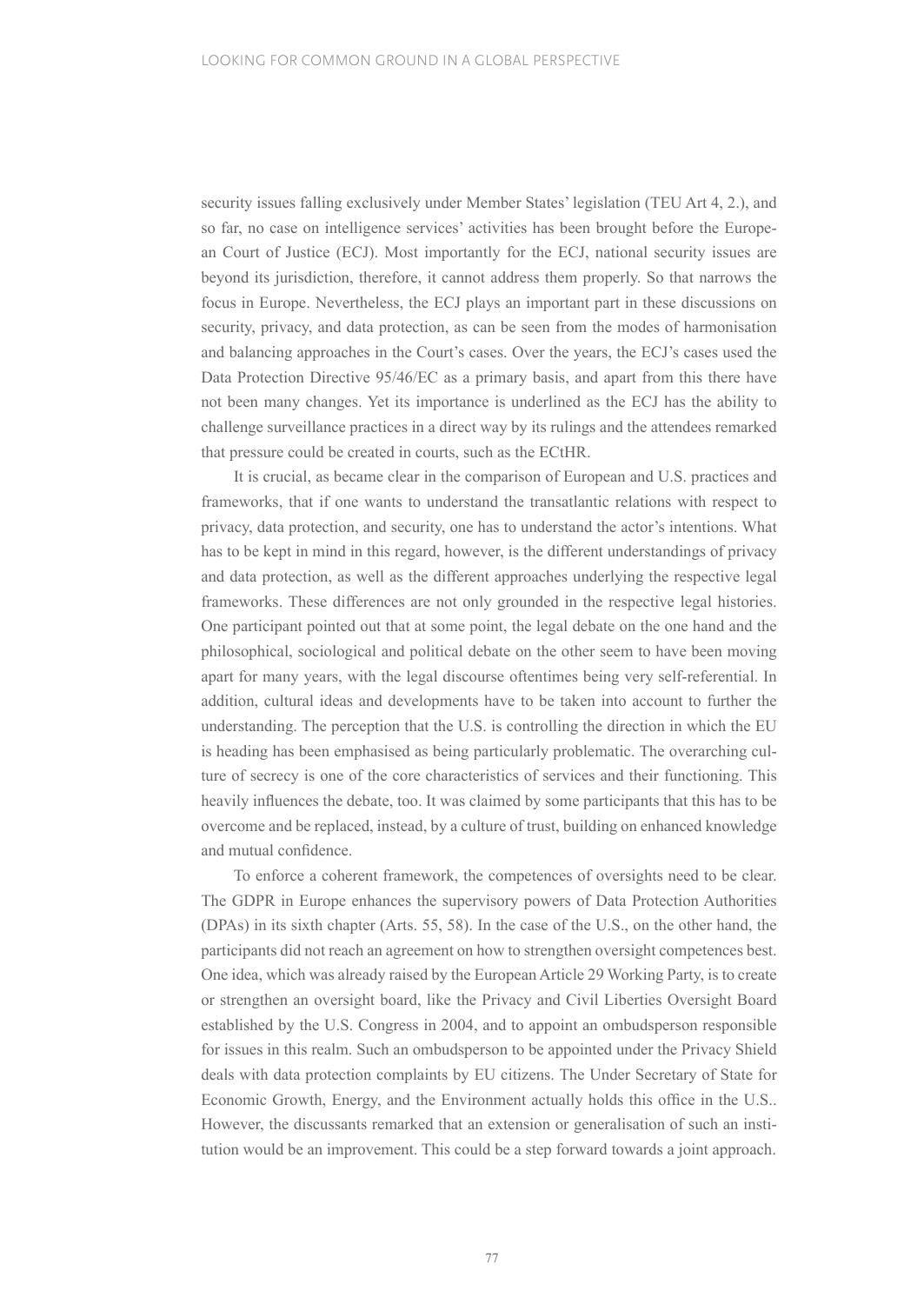security issues falling exclusively under Member States' legislation (TEU Art 4, 2.), and so far, no case on intelligence services' activities has been brought before the European Court of Justice (ECJ). Most importantly for the ECJ, national security issues are beyond its jurisdiction, therefore, it cannot address them properly. So that narrows the focus in Europe. Nevertheless, the ECJ plays an important part in these discussions on security, privacy, and data protection, as can be seen from the modes of harmonisation and balancing approaches in the Court's cases. Over the years, the ECJ's cases used the Data Protection Directive 95/46/EC as a primary basis, and apart from this there have not been many changes. Yet its importance is underlined as the ECJ has the ability to challenge surveillance practices in a direct way by its rulings and the attendees remarked that pressure could be created in courts, such as the ECtHR.

It is crucial, as became clear in the comparison of European and U.S. practices and frameworks, that if one wants to understand the transatlantic relations with respect to privacy, data protection, and security, one has to understand the actor's intentions. What has to be kept in mind in this regard, however, is the different understandings of privacy and data protection, as well as the different approaches underlying the respective legal frameworks. These differences are not only grounded in the respective legal histories. One participant pointed out that at some point, the legal debate on the one hand and the philosophical, sociological and political debate on the other seem to have been moving apart for many years, with the legal discourse oftentimes being very self-referential. In addition, cultural ideas and developments have to be taken into account to further the understanding. The perception that the U.S. is controlling the direction in which the EU is heading has been emphasised as being particularly problematic. The overarching culture of secrecy is one of the core characteristics of services and their functioning. This heavily influences the debate, too. It was claimed by some participants that this has to be overcome and be replaced, instead, by a culture of trust, building on enhanced knowledge and mutual confidence.

To enforce a coherent framework, the competences of oversights need to be clear. The GDPR in Europe enhances the supervisory powers of Data Protection Authorities (DPAs) in its sixth chapter (Arts. 55, 58). In the case of the U.S., on the other hand, the participants did not reach an agreement on how to strengthen oversight competences best. One idea, which was already raised by the European Article 29 Working Party, is to create or strengthen an oversight board, like the Privacy and Civil Liberties Oversight Board established by the U.S. Congress in 2004, and to appoint an ombudsperson responsible for issues in this realm. Such an ombudsperson to be appointed under the Privacy Shield deals with data protection complaints by EU citizens. The Under Secretary of State for Economic Growth, Energy, and the Environment actually holds this office in the U.S.. However, the discussants remarked that an extension or generalisation of such an institution would be an improvement. This could be a step forward towards a joint approach.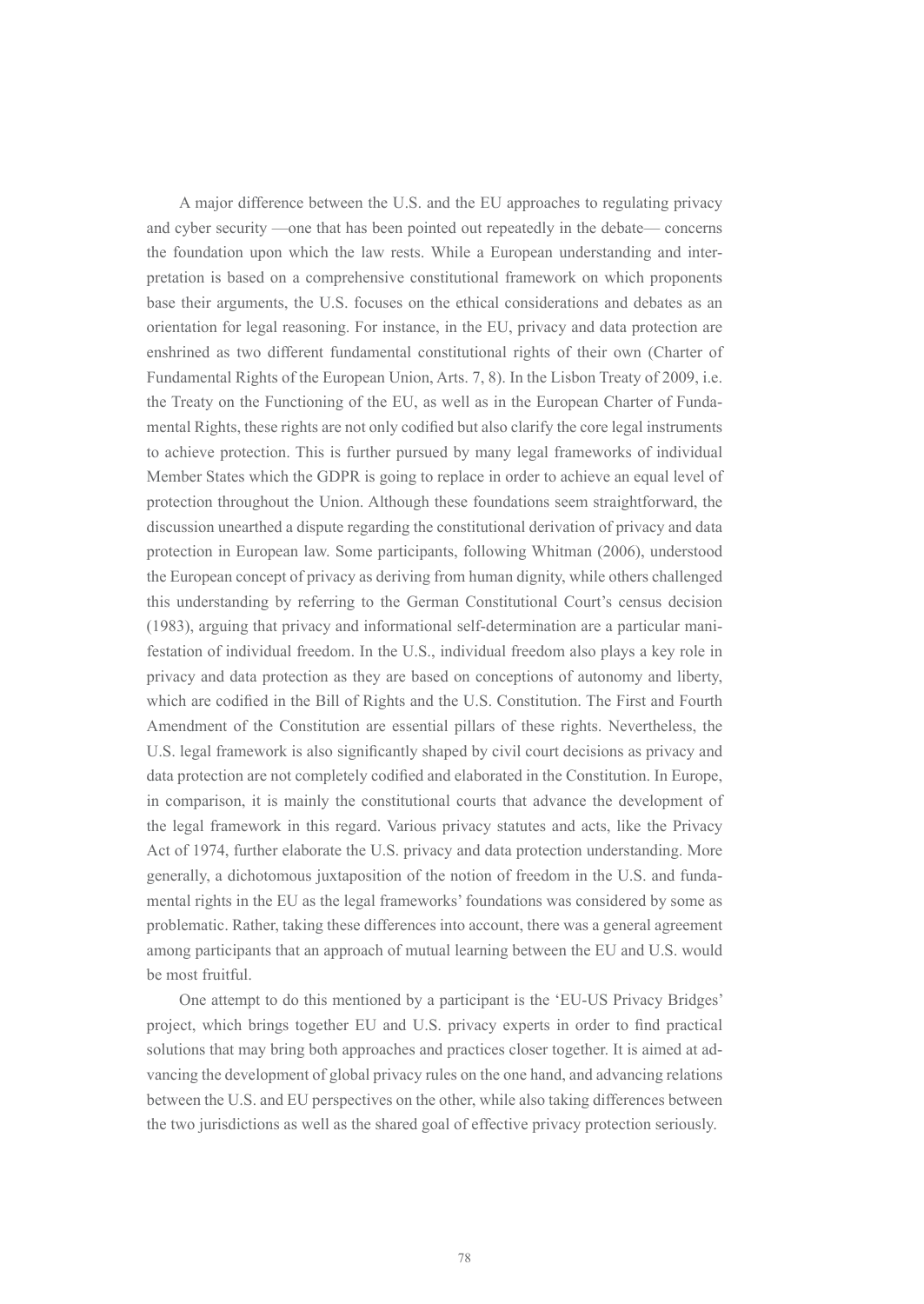A major difference between the U.S. and the EU approaches to regulating privacy and cyber security —one that has been pointed out repeatedly in the debate— concerns the foundation upon which the law rests. While a European understanding and interpretation is based on a comprehensive constitutional framework on which proponents base their arguments, the U.S. focuses on the ethical considerations and debates as an orientation for legal reasoning. For instance, in the EU, privacy and data protection are enshrined as two different fundamental constitutional rights of their own (Charter of Fundamental Rights of the European Union, Arts. 7, 8). In the Lisbon Treaty of 2009, i.e. the Treaty on the Functioning of the EU, as well as in the European Charter of Fundamental Rights, these rights are not only codified but also clarify the core legal instruments to achieve protection. This is further pursued by many legal frameworks of individual Member States which the GDPR is going to replace in order to achieve an equal level of protection throughout the Union. Although these foundations seem straightforward, the discussion unearthed a dispute regarding the constitutional derivation of privacy and data protection in European law. Some participants, following Whitman (2006), understood the European concept of privacy as deriving from human dignity, while others challenged this understanding by referring to the German Constitutional Court's census decision (1983), arguing that privacy and informational self-determination are a particular manifestation of individual freedom. In the U.S., individual freedom also plays a key role in privacy and data protection as they are based on conceptions of autonomy and liberty, which are codified in the Bill of Rights and the U.S. Constitution. The First and Fourth Amendment of the Constitution are essential pillars of these rights. Nevertheless, the U.S. legal framework is also significantly shaped by civil court decisions as privacy and data protection are not completely codified and elaborated in the Constitution. In Europe, in comparison, it is mainly the constitutional courts that advance the development of the legal framework in this regard. Various privacy statutes and acts, like the Privacy Act of 1974, further elaborate the U.S. privacy and data protection understanding. More generally, a dichotomous juxtaposition of the notion of freedom in the U.S. and fundamental rights in the EU as the legal frameworks' foundations was considered by some as problematic. Rather, taking these differences into account, there was a general agreement among participants that an approach of mutual learning between the EU and U.S. would be most fruitful.

One attempt to do this mentioned by a participant is the 'EU-US Privacy Bridges' project, which brings together EU and U.S. privacy experts in order to find practical solutions that may bring both approaches and practices closer together. It is aimed at advancing the development of global privacy rules on the one hand, and advancing relations between the U.S. and EU perspectives on the other, while also taking differences between the two jurisdictions as well as the shared goal of effective privacy protection seriously.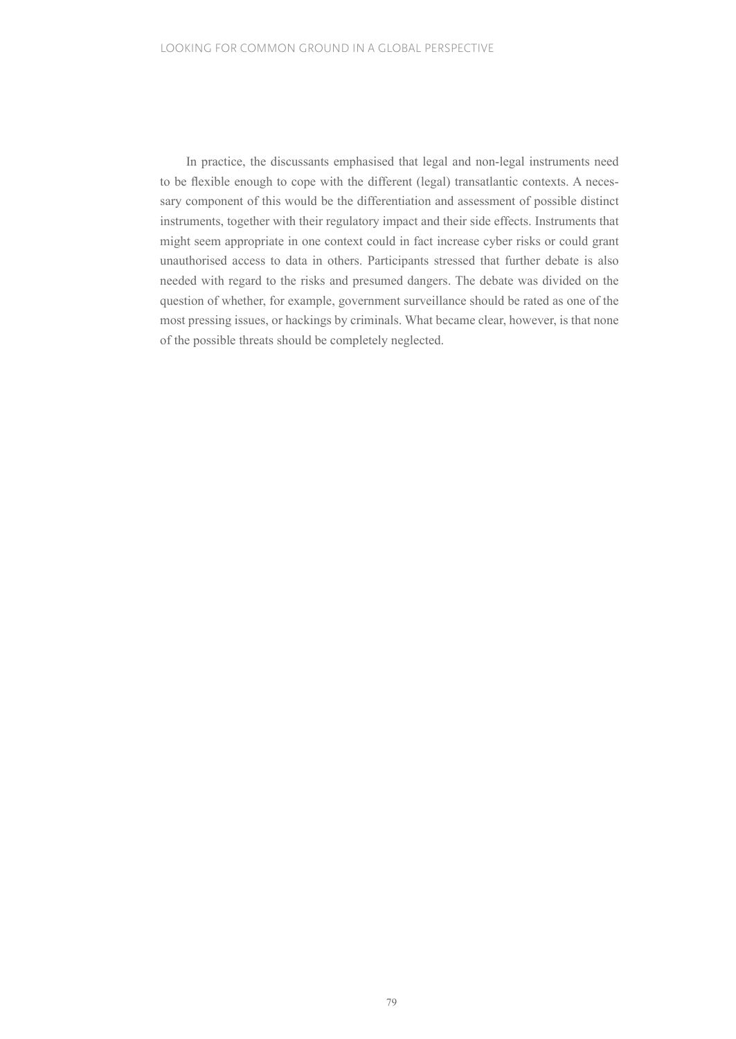In practice, the discussants emphasised that legal and non-legal instruments need to be flexible enough to cope with the different (legal) transatlantic contexts. A necessary component of this would be the differentiation and assessment of possible distinct instruments, together with their regulatory impact and their side effects. Instruments that might seem appropriate in one context could in fact increase cyber risks or could grant unauthorised access to data in others. Participants stressed that further debate is also needed with regard to the risks and presumed dangers. The debate was divided on the question of whether, for example, government surveillance should be rated as one of the most pressing issues, or hackings by criminals. What became clear, however, is that none of the possible threats should be completely neglected.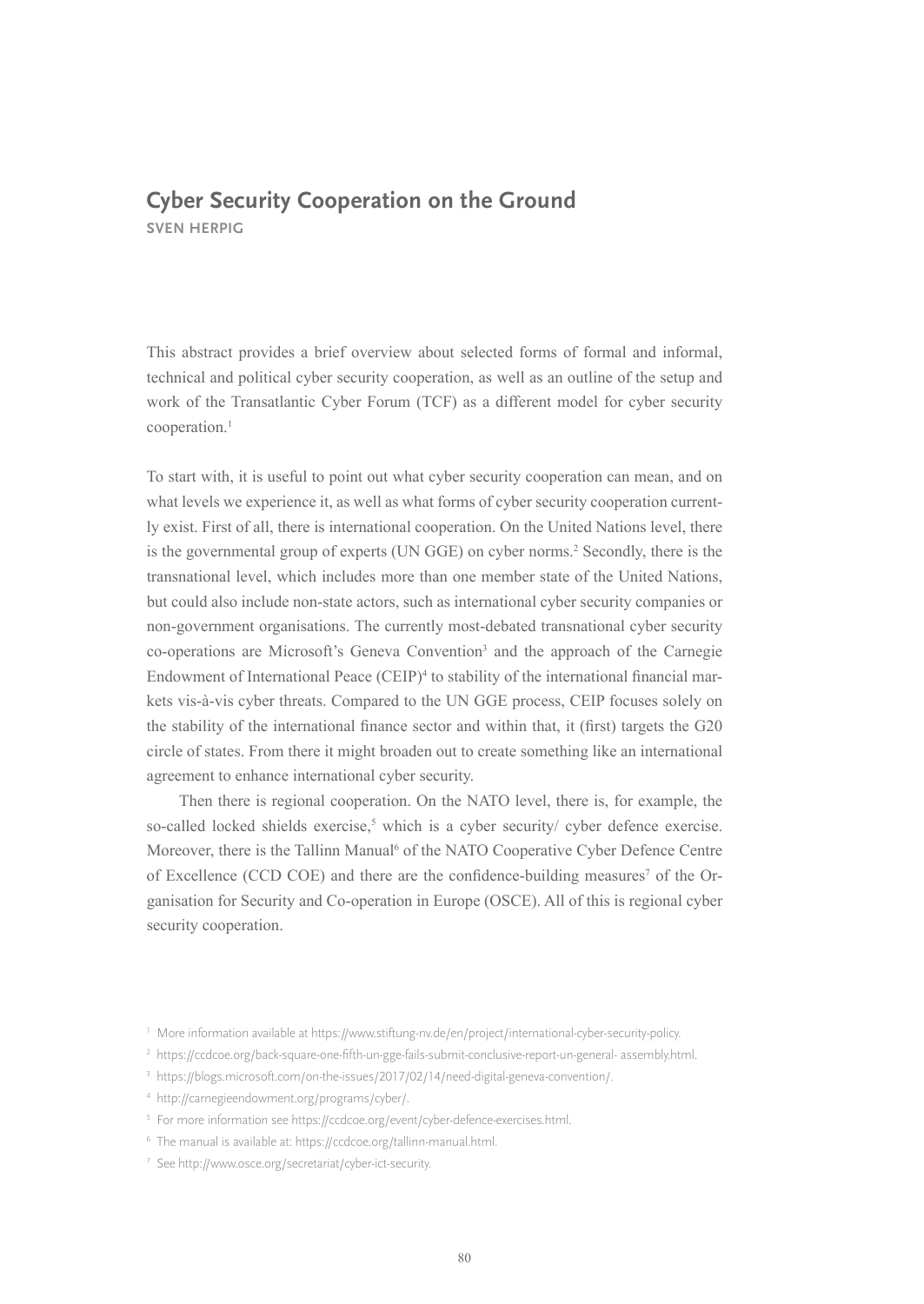## Cyber Security Cooperation on the Ground

**SVEN HERPIG**

This abstract provides a brief overview about selected forms of formal and informal, technical and political cyber security cooperation, as well as an outline of the setup and work of the Transatlantic Cyber Forum (TCF) as a different model for cyber security cooperation.[1]

To start with, it is useful to point out what cyber security cooperation can mean, and on what levels we experience it, as well as what forms of cyber security cooperation currently exist. First of all, there is international cooperation. On the United Nations level, there is the governmental group of experts (UN GGE) on cyber norms.[2] Secondly, there is the transnational level, which includes more than one member state of the United Nations, but could also include non-state actors, such as international cyber security companies or non-government organisations. The currently most-debated transnational cyber security co-operations are Microsoft's Geneva Convention[3] and the approach of the Carnegie Endowment of International Peace (CEIP)[4] to stability of the international financial markets vis-à-vis cyber threats. Compared to the UN GGE process, CEIP focuses solely on the stability of the international finance sector and within that, it (first) targets the G20 circle of states. From there it might broaden out to create something like an international agreement to enhance international cyber security.

Then there is regional cooperation. On the NATO level, there is, for example, the so-called locked shields exercise,[5] which is a cyber security/ cyber defence exercise. Moreover, there is the Tallinn Manual[6] of the NATO Cooperative Cyber Defence Centre of Excellence (CCD COE) and there are the confidence-building measures[7] of the Organisation for Security and Co-operation in Europe (OSCE). All of this is regional cyber security cooperation.

---

[1] More information available at https://www.stiftung-nv.de/en/project/international-cyber-security-policy.

[2] https://ccdcoe.org/back-square-one-fifth-un-gge-fails-submit-conclusive-report-un-general- assembly.html.

[3] https://blogs.microsoft.com/on-the-issues/2017/02/14/need-digital-geneva-convention/.

[4] http://carnegieendowment.org/programs/cyber/.

[5] For more information see https://ccdcoe.org/event/cyber-defence-exercises.html.

[6] The manual is available at: https://ccdcoe.org/tallinn-manual.html.

[7] See http://www.osce.org/secretariat/cyber-ict-security.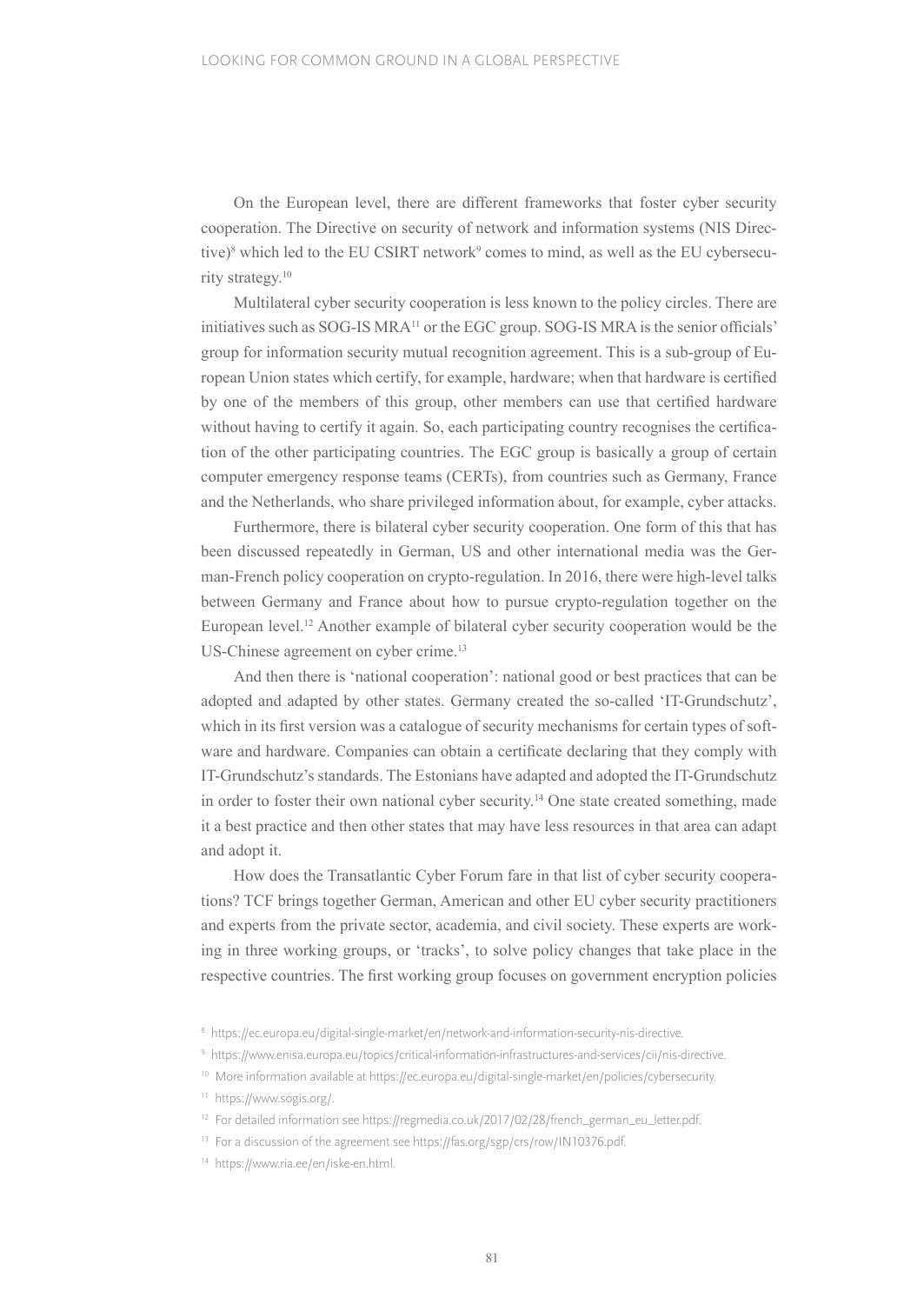On the European level, there are different frameworks that foster cyber security cooperation. The Directive on security of network and information systems (NIS Directive)[8] which led to the EU CSIRT network[9] comes to mind, as well as the EU cybersecurity strategy.[10]

Multilateral cyber security cooperation is less known to the policy circles. There are initiatives such as SOG-IS MRA[11] or the EGC group. SOG-IS MRA is the senior officials' group for information security mutual recognition agreement. This is a sub-group of European Union states which certify, for example, hardware; when that hardware is certified by one of the members of this group, other members can use that certified hardware without having to certify it again. So, each participating country recognises the certification of the other participating countries. The EGC group is basically a group of certain computer emergency response teams (CERTs), from countries such as Germany, France and the Netherlands, who share privileged information about, for example, cyber attacks.

Furthermore, there is bilateral cyber security cooperation. One form of this that has been discussed repeatedly in German, US and other international media was the German-French policy cooperation on crypto-regulation. In 2016, there were high-level talks between Germany and France about how to pursue crypto-regulation together on the European level.[12] Another example of bilateral cyber security cooperation would be the US-Chinese agreement on cyber crime.[13]

And then there is 'national cooperation': national good or best practices that can be adopted and adapted by other states. Germany created the so-called 'IT-Grundschutz', which in its first version was a catalogue of security mechanisms for certain types of software and hardware. Companies can obtain a certificate declaring that they comply with IT-Grundschutz's standards. The Estonians have adapted and adopted the IT-Grundschutz in order to foster their own national cyber security.[14] One state created something, made it a best practice and then other states that may have less resources in that area can adapt and adopt it.

How does the Transatlantic Cyber Forum fare in that list of cyber security cooperations? TCF brings together German, American and other EU cyber security practitioners and experts from the private sector, academia, and civil society. These experts are working in three working groups, or 'tracks', to solve policy changes that take place in the respective countries. The first working group focuses on government encryption policies

[8] https://ec.europa.eu/digital-single-market/en/network-and-information-security-nis-directive.

[9] https://www.enisa.europa.eu/topics/critical-information-infrastructures-and-services/cii/nis-directive.

[10] More information available at https://ec.europa.eu/digital-single-market/en/policies/cybersecurity.

[11] https://www.sogis.org/.

[12] For detailed information see https://regmedia.co.uk/2017/02/28/french_german_eu_letter.pdf.

[13] For a discussion of the agreement see https://fas.org/sgp/crs/row/IN10376.pdf.

[14] https://www.ria.ee/en/iske-en.html.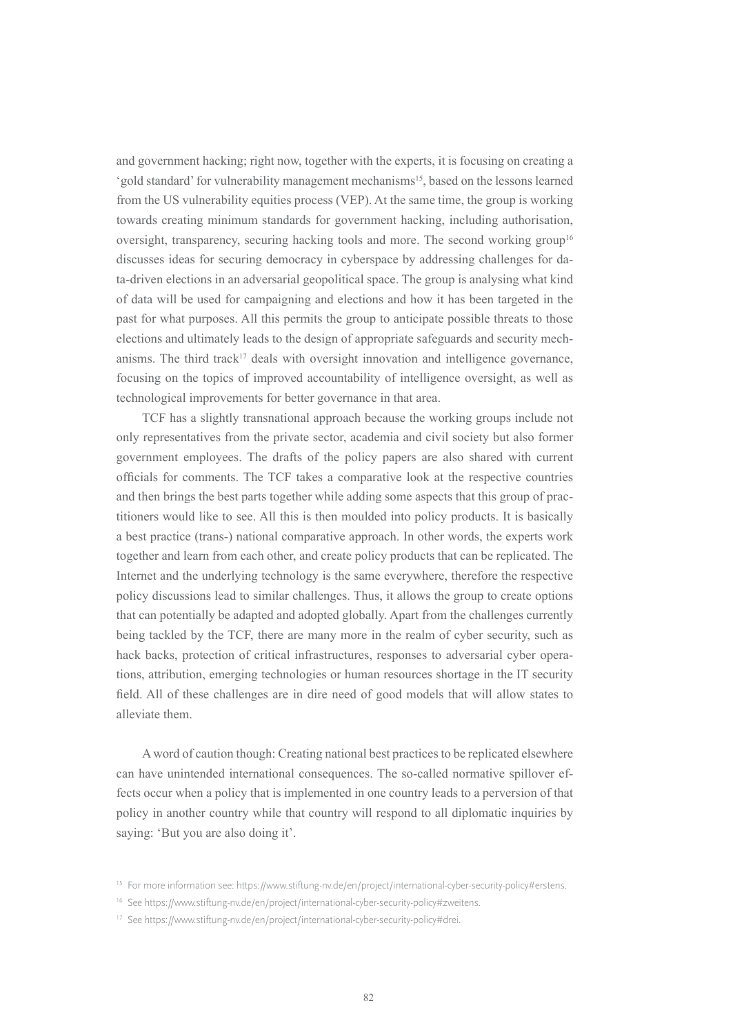and government hacking; right now, together with the experts, it is focusing on creating a 'gold standard' for vulnerability management mechanisms[15], based on the lessons learned from the US vulnerability equities process (VEP). At the same time, the group is working towards creating minimum standards for government hacking, including authorisation, oversight, transparency, securing hacking tools and more. The second working group[16] discusses ideas for securing democracy in cyberspace by addressing challenges for data-driven elections in an adversarial geopolitical space. The group is analysing what kind of data will be used for campaigning and elections and how it has been targeted in the past for what purposes. All this permits the group to anticipate possible threats to those elections and ultimately leads to the design of appropriate safeguards and security mechanisms. The third track[17] deals with oversight innovation and intelligence governance, focusing on the topics of improved accountability of intelligence oversight, as well as technological improvements for better governance in that area.

TCF has a slightly transnational approach because the working groups include not only representatives from the private sector, academia and civil society but also former government employees. The drafts of the policy papers are also shared with current officials for comments. The TCF takes a comparative look at the respective countries and then brings the best parts together while adding some aspects that this group of practitioners would like to see. All this is then moulded into policy products. It is basically a best practice (trans-) national comparative approach. In other words, the experts work together and learn from each other, and create policy products that can be replicated. The Internet and the underlying technology is the same everywhere, therefore the respective policy discussions lead to similar challenges. Thus, it allows the group to create options that can potentially be adapted and adopted globally. Apart from the challenges currently being tackled by the TCF, there are many more in the realm of cyber security, such as hack backs, protection of critical infrastructures, responses to adversarial cyber operations, attribution, emerging technologies or human resources shortage in the IT security field. All of these challenges are in dire need of good models that will allow states to alleviate them.

A word of caution though: Creating national best practices to be replicated elsewhere can have unintended international consequences. The so-called normative spillover effects occur when a policy that is implemented in one country leads to a perversion of that policy in another country while that country will respond to all diplomatic inquiries by saying: 'But you are also doing it'.

[15] For more information see: https://www.stiftung-nv.de/en/project/international-cyber-security-policy#erstens.

[16] See https://www.stiftung-nv.de/en/project/international-cyber-security-policy#zweitens.

[17] See https://www.stiftung-nv.de/en/project/international-cyber-security-policy#drei.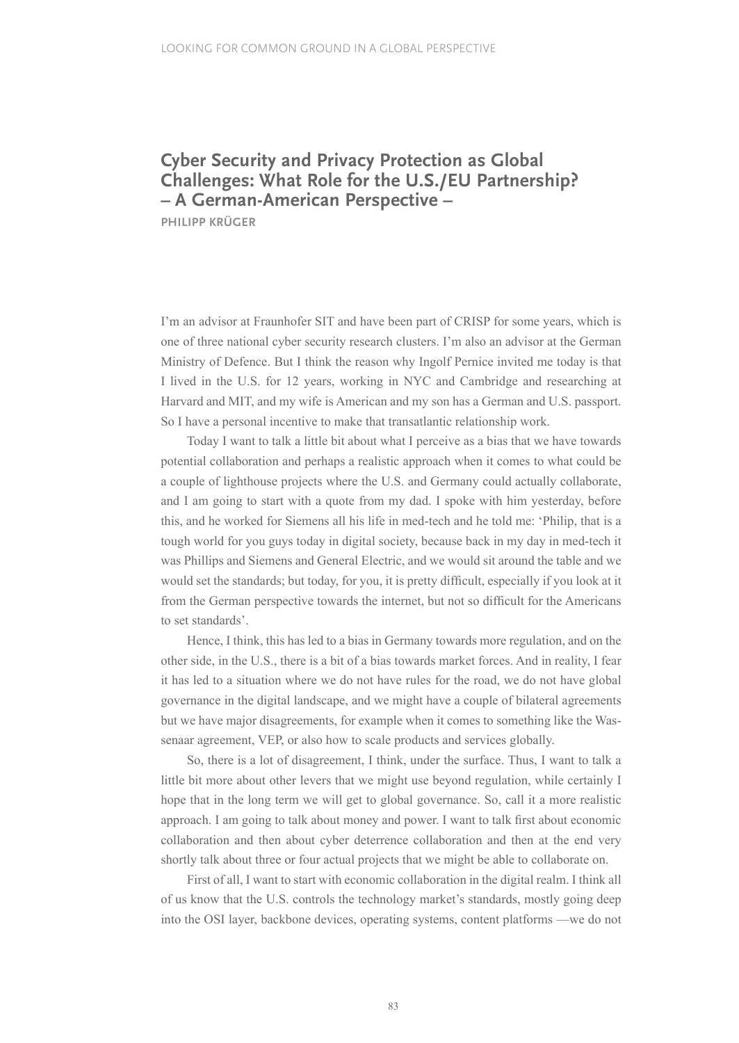# Cyber Security and Privacy Protection as Global Challenges: What Role for the U.S./EU Partnership? – A German-American Perspective –

**PHILIPP KRÜGER**

I'm an advisor at Fraunhofer SIT and have been part of CRISP for some years, which is one of three national cyber security research clusters. I'm also an advisor at the German Ministry of Defence. But I think the reason why Ingolf Pernice invited me today is that I lived in the U.S. for 12 years, working in NYC and Cambridge and researching at Harvard and MIT, and my wife is American and my son has a German and U.S. passport. So I have a personal incentive to make that transatlantic relationship work.

Today I want to talk a little bit about what I perceive as a bias that we have towards potential collaboration and perhaps a realistic approach when it comes to what could be a couple of lighthouse projects where the U.S. and Germany could actually collaborate, and I am going to start with a quote from my dad. I spoke with him yesterday, before this, and he worked for Siemens all his life in med-tech and he told me: 'Philip, that is a tough world for you guys today in digital society, because back in my day in med-tech it was Phillips and Siemens and General Electric, and we would sit around the table and we would set the standards; but today, for you, it is pretty difficult, especially if you look at it from the German perspective towards the internet, but not so difficult for the Americans to set standards'.

Hence, I think, this has led to a bias in Germany towards more regulation, and on the other side, in the U.S., there is a bit of a bias towards market forces. And in reality, I fear it has led to a situation where we do not have rules for the road, we do not have global governance in the digital landscape, and we might have a couple of bilateral agreements but we have major disagreements, for example when it comes to something like the Wassenaar agreement, VEP, or also how to scale products and services globally.

So, there is a lot of disagreement, I think, under the surface. Thus, I want to talk a little bit more about other levers that we might use beyond regulation, while certainly I hope that in the long term we will get to global governance. So, call it a more realistic approach. I am going to talk about money and power. I want to talk first about economic collaboration and then about cyber deterrence collaboration and then at the end very shortly talk about three or four actual projects that we might be able to collaborate on.

First of all, I want to start with economic collaboration in the digital realm. I think all of us know that the U.S. controls the technology market's standards, mostly going deep into the OSI layer, backbone devices, operating systems, content platforms —we do not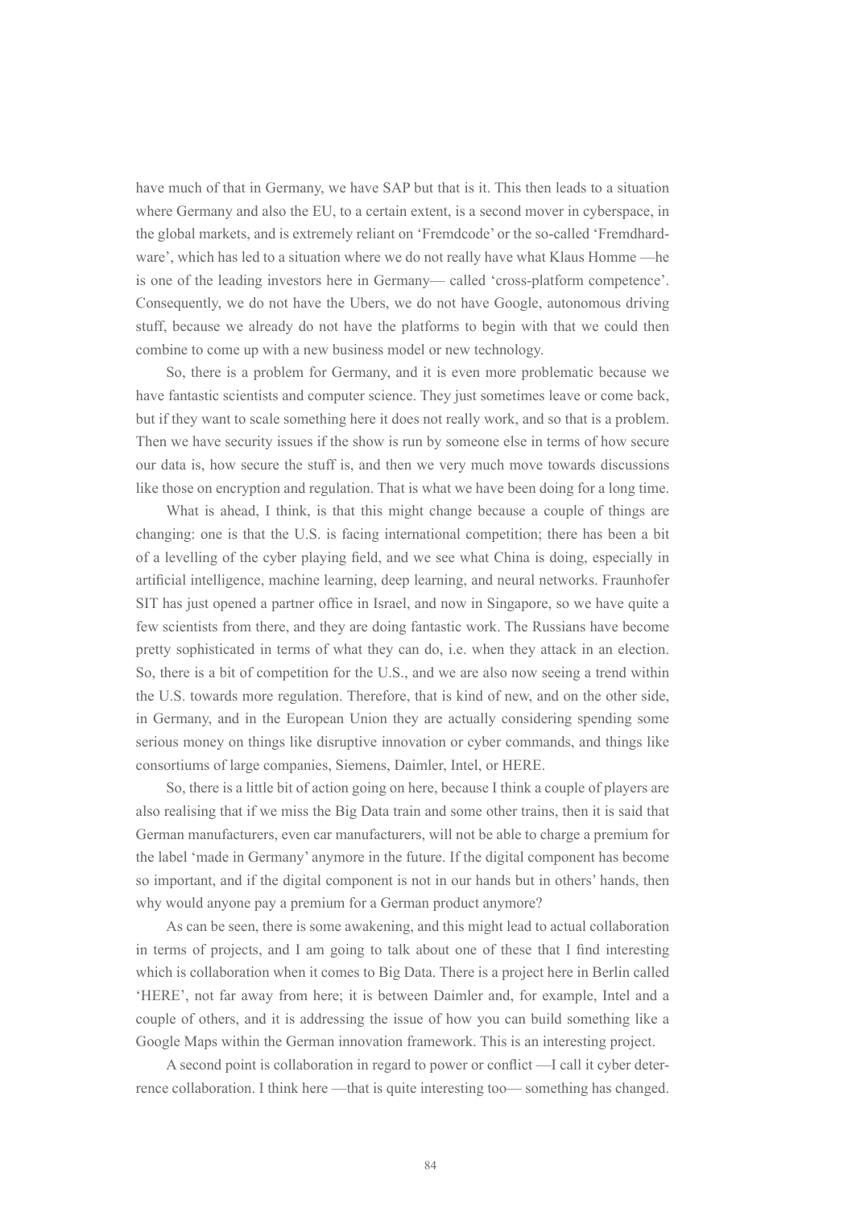have much of that in Germany, we have SAP but that is it. This then leads to a situation where Germany and also the EU, to a certain extent, is a second mover in cyberspace, in the global markets, and is extremely reliant on 'Fremdcode' or the so-called 'Fremdhardware', which has led to a situation where we do not really have what Klaus Homme —he is one of the leading investors here in Germany— called 'cross-platform competence'. Consequently, we do not have the Ubers, we do not have Google, autonomous driving stuff, because we already do not have the platforms to begin with that we could then combine to come up with a new business model or new technology.

So, there is a problem for Germany, and it is even more problematic because we have fantastic scientists and computer science. They just sometimes leave or come back, but if they want to scale something here it does not really work, and so that is a problem. Then we have security issues if the show is run by someone else in terms of how secure our data is, how secure the stuff is, and then we very much move towards discussions like those on encryption and regulation. That is what we have been doing for a long time.

What is ahead, I think, is that this might change because a couple of things are changing: one is that the U.S. is facing international competition; there has been a bit of a levelling of the cyber playing field, and we see what China is doing, especially in artificial intelligence, machine learning, deep learning, and neural networks. Fraunhofer SIT has just opened a partner office in Israel, and now in Singapore, so we have quite a few scientists from there, and they are doing fantastic work. The Russians have become pretty sophisticated in terms of what they can do, i.e. when they attack in an election. So, there is a bit of competition for the U.S., and we are also now seeing a trend within the U.S. towards more regulation. Therefore, that is kind of new, and on the other side, in Germany, and in the European Union they are actually considering spending some serious money on things like disruptive innovation or cyber commands, and things like consortiums of large companies, Siemens, Daimler, Intel, or HERE.

So, there is a little bit of action going on here, because I think a couple of players are also realising that if we miss the Big Data train and some other trains, then it is said that German manufacturers, even car manufacturers, will not be able to charge a premium for the label 'made in Germany' anymore in the future. If the digital component has become so important, and if the digital component is not in our hands but in others' hands, then why would anyone pay a premium for a German product anymore?

As can be seen, there is some awakening, and this might lead to actual collaboration in terms of projects, and I am going to talk about one of these that I find interesting which is collaboration when it comes to Big Data. There is a project here in Berlin called 'HERE', not far away from here; it is between Daimler and, for example, Intel and a couple of others, and it is addressing the issue of how you can build something like a Google Maps within the German innovation framework. This is an interesting project.

A second point is collaboration in regard to power or conflict —I call it cyber deterrence collaboration. I think here —that is quite interesting too— something has changed.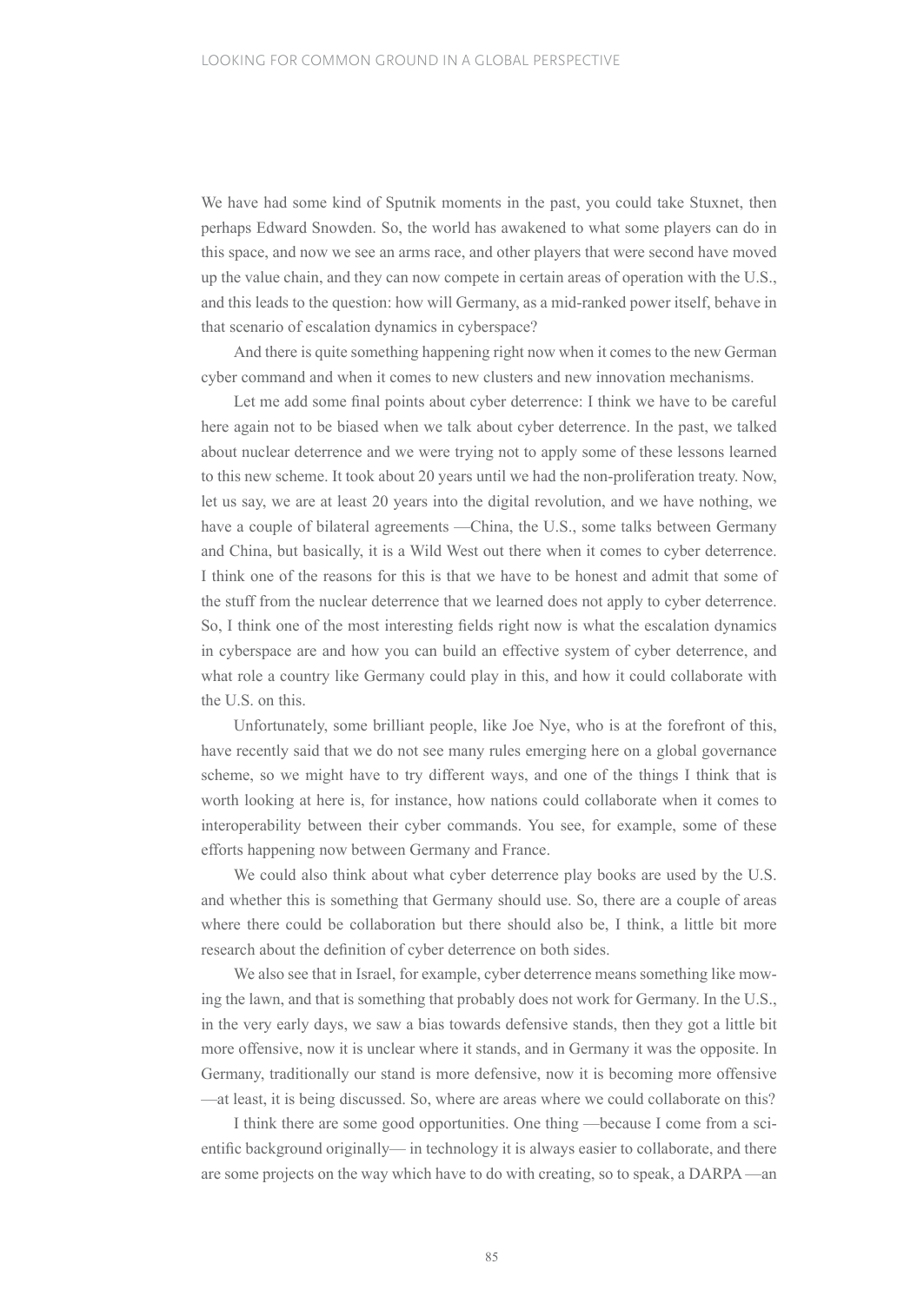We have had some kind of Sputnik moments in the past, you could take Stuxnet, then perhaps Edward Snowden. So, the world has awakened to what some players can do in this space, and now we see an arms race, and other players that were second have moved up the value chain, and they can now compete in certain areas of operation with the U.S., and this leads to the question: how will Germany, as a mid-ranked power itself, behave in that scenario of escalation dynamics in cyberspace?

And there is quite something happening right now when it comes to the new German cyber command and when it comes to new clusters and new innovation mechanisms.

Let me add some final points about cyber deterrence: I think we have to be careful here again not to be biased when we talk about cyber deterrence. In the past, we talked about nuclear deterrence and we were trying not to apply some of these lessons learned to this new scheme. It took about 20 years until we had the non-proliferation treaty. Now, let us say, we are at least 20 years into the digital revolution, and we have nothing, we have a couple of bilateral agreements —China, the U.S., some talks between Germany and China, but basically, it is a Wild West out there when it comes to cyber deterrence. I think one of the reasons for this is that we have to be honest and admit that some of the stuff from the nuclear deterrence that we learned does not apply to cyber deterrence. So, I think one of the most interesting fields right now is what the escalation dynamics in cyberspace are and how you can build an effective system of cyber deterrence, and what role a country like Germany could play in this, and how it could collaborate with the U.S. on this.

Unfortunately, some brilliant people, like Joe Nye, who is at the forefront of this, have recently said that we do not see many rules emerging here on a global governance scheme, so we might have to try different ways, and one of the things I think that is worth looking at here is, for instance, how nations could collaborate when it comes to interoperability between their cyber commands. You see, for example, some of these efforts happening now between Germany and France.

We could also think about what cyber deterrence play books are used by the U.S. and whether this is something that Germany should use. So, there are a couple of areas where there could be collaboration but there should also be, I think, a little bit more research about the definition of cyber deterrence on both sides.

We also see that in Israel, for example, cyber deterrence means something like mowing the lawn, and that is something that probably does not work for Germany. In the U.S., in the very early days, we saw a bias towards defensive stands, then they got a little bit more offensive, now it is unclear where it stands, and in Germany it was the opposite. In Germany, traditionally our stand is more defensive, now it is becoming more offensive —at least, it is being discussed. So, where are areas where we could collaborate on this?

I think there are some good opportunities. One thing —because I come from a scientific background originally— in technology it is always easier to collaborate, and there are some projects on the way which have to do with creating, so to speak, a DARPA —an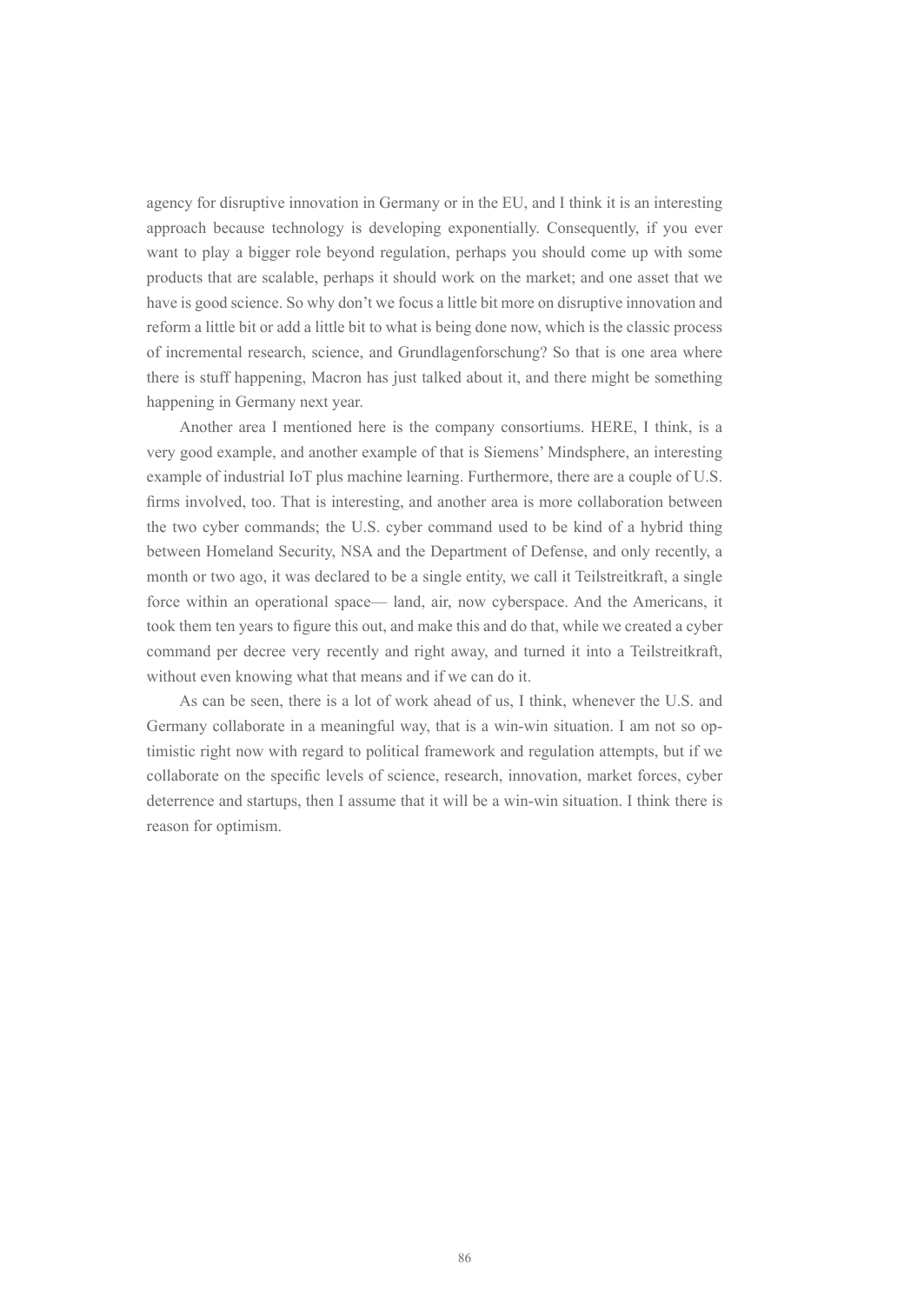agency for disruptive innovation in Germany or in the EU, and I think it is an interesting approach because technology is developing exponentially. Consequently, if you ever want to play a bigger role beyond regulation, perhaps you should come up with some products that are scalable, perhaps it should work on the market; and one asset that we have is good science. So why don't we focus a little bit more on disruptive innovation and reform a little bit or add a little bit to what is being done now, which is the classic process of incremental research, science, and Grundlagenforschung? So that is one area where there is stuff happening, Macron has just talked about it, and there might be something happening in Germany next year.

Another area I mentioned here is the company consortiums. HERE, I think, is a very good example, and another example of that is Siemens' Mindsphere, an interesting example of industrial IoT plus machine learning. Furthermore, there are a couple of U.S. firms involved, too. That is interesting, and another area is more collaboration between the two cyber commands; the U.S. cyber command used to be kind of a hybrid thing between Homeland Security, NSA and the Department of Defense, and only recently, a month or two ago, it was declared to be a single entity, we call it Teilstreitkraft, a single force within an operational space— land, air, now cyberspace. And the Americans, it took them ten years to figure this out, and make this and do that, while we created a cyber command per decree very recently and right away, and turned it into a Teilstreitkraft, without even knowing what that means and if we can do it.

As can be seen, there is a lot of work ahead of us, I think, whenever the U.S. and Germany collaborate in a meaningful way, that is a win-win situation. I am not so optimistic right now with regard to political framework and regulation attempts, but if we collaborate on the specific levels of science, research, innovation, market forces, cyber deterrence and startups, then I assume that it will be a win-win situation. I think there is reason for optimism.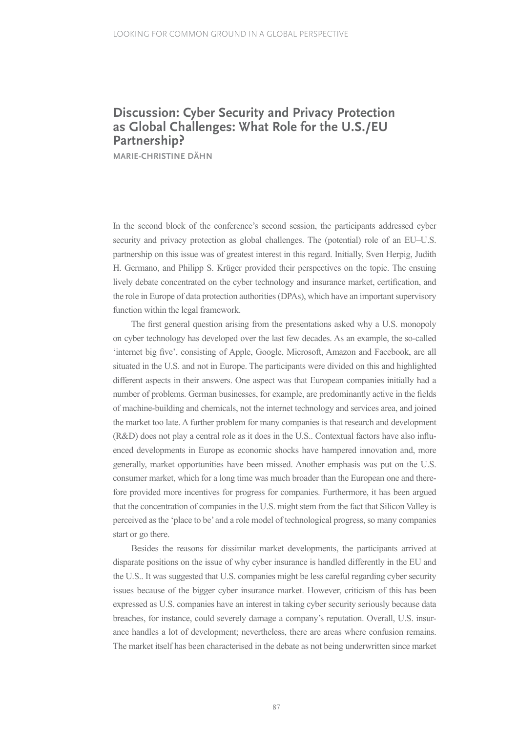## Discussion: Cyber Security and Privacy Protection as Global Challenges: What Role for the U.S./EU Partnership?

MARIE-CHRISTINE DÄHN

In the second block of the conference's second session, the participants addressed cyber security and privacy protection as global challenges. The (potential) role of an EU–U.S. partnership on this issue was of greatest interest in this regard. Initially, Sven Herpig, Judith H. Germano, and Philipp S. Krüger provided their perspectives on the topic. The ensuing lively debate concentrated on the cyber technology and insurance market, certification, and the role in Europe of data protection authorities (DPAs), which have an important supervisory function within the legal framework.

The first general question arising from the presentations asked why a U.S. monopoly on cyber technology has developed over the last few decades. As an example, the so-called 'internet big five', consisting of Apple, Google, Microsoft, Amazon and Facebook, are all situated in the U.S. and not in Europe. The participants were divided on this and highlighted different aspects in their answers. One aspect was that European companies initially had a number of problems. German businesses, for example, are predominantly active in the fields of machine-building and chemicals, not the internet technology and services area, and joined the market too late. A further problem for many companies is that research and development (R&D) does not play a central role as it does in the U.S.. Contextual factors have also influenced developments in Europe as economic shocks have hampered innovation and, more generally, market opportunities have been missed. Another emphasis was put on the U.S. consumer market, which for a long time was much broader than the European one and therefore provided more incentives for progress for companies. Furthermore, it has been argued that the concentration of companies in the U.S. might stem from the fact that Silicon Valley is perceived as the 'place to be' and a role model of technological progress, so many companies start or go there.

Besides the reasons for dissimilar market developments, the participants arrived at disparate positions on the issue of why cyber insurance is handled differently in the EU and the U.S.. It was suggested that U.S. companies might be less careful regarding cyber security issues because of the bigger cyber insurance market. However, criticism of this has been expressed as U.S. companies have an interest in taking cyber security seriously because data breaches, for instance, could severely damage a company's reputation. Overall, U.S. insurance handles a lot of development; nevertheless, there are areas where confusion remains. The market itself has been characterised in the debate as not being underwritten since market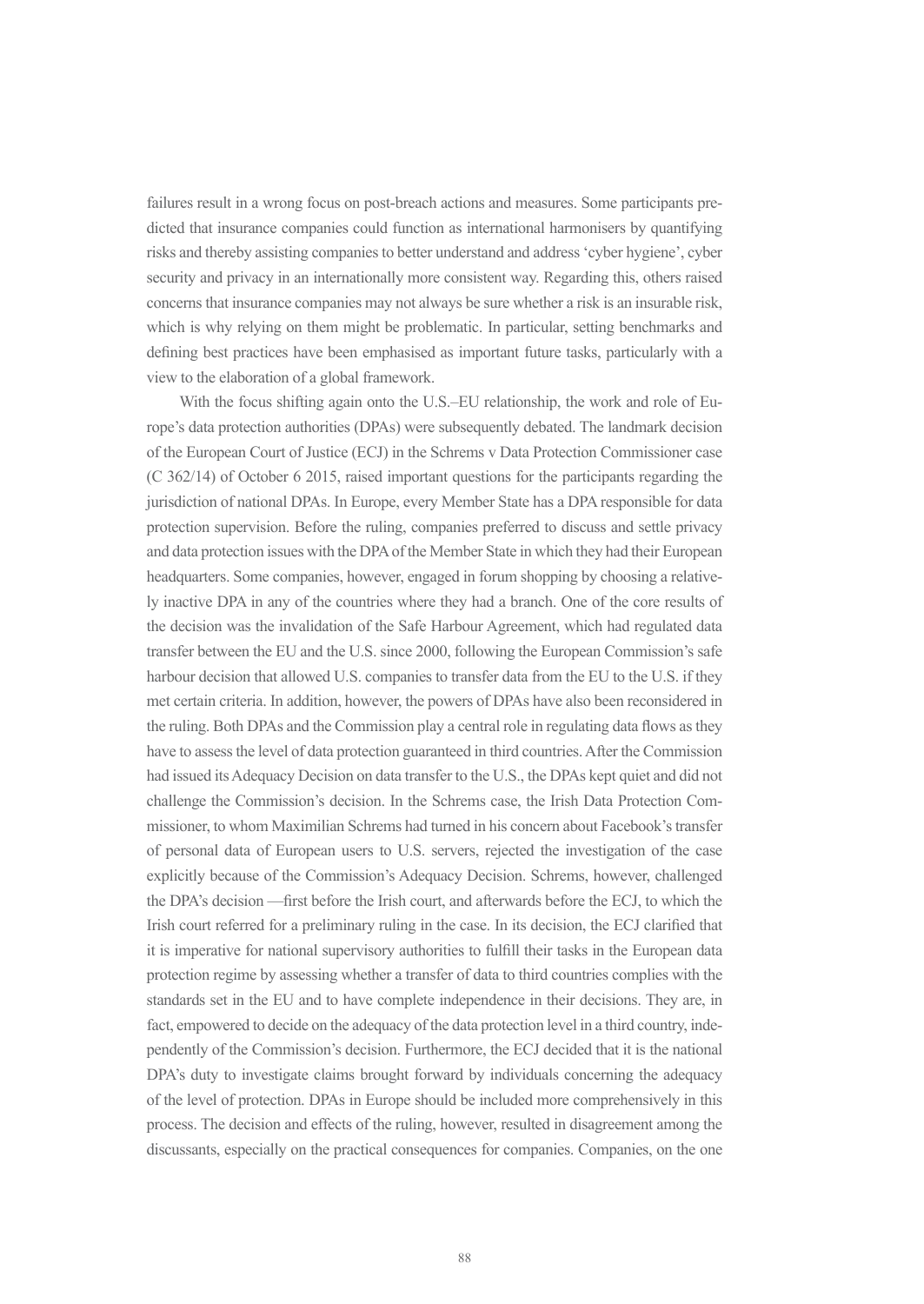failures result in a wrong focus on post-breach actions and measures. Some participants predicted that insurance companies could function as international harmonisers by quantifying risks and thereby assisting companies to better understand and address 'cyber hygiene', cyber security and privacy in an internationally more consistent way. Regarding this, others raised concerns that insurance companies may not always be sure whether a risk is an insurable risk, which is why relying on them might be problematic. In particular, setting benchmarks and defining best practices have been emphasised as important future tasks, particularly with a view to the elaboration of a global framework.

With the focus shifting again onto the U.S.–EU relationship, the work and role of Europe's data protection authorities (DPAs) were subsequently debated. The landmark decision of the European Court of Justice (ECJ) in the Schrems v Data Protection Commissioner case (C 362/14) of October 6 2015, raised important questions for the participants regarding the jurisdiction of national DPAs. In Europe, every Member State has a DPA responsible for data protection supervision. Before the ruling, companies preferred to discuss and settle privacy and data protection issues with the DPA of the Member State in which they had their European headquarters. Some companies, however, engaged in forum shopping by choosing a relatively inactive DPA in any of the countries where they had a branch. One of the core results of the decision was the invalidation of the Safe Harbour Agreement, which had regulated data transfer between the EU and the U.S. since 2000, following the European Commission's safe harbour decision that allowed U.S. companies to transfer data from the EU to the U.S. if they met certain criteria. In addition, however, the powers of DPAs have also been reconsidered in the ruling. Both DPAs and the Commission play a central role in regulating data flows as they have to assess the level of data protection guaranteed in third countries. After the Commission had issued its Adequacy Decision on data transfer to the U.S., the DPAs kept quiet and did not challenge the Commission's decision. In the Schrems case, the Irish Data Protection Commissioner, to whom Maximilian Schrems had turned in his concern about Facebook's transfer of personal data of European users to U.S. servers, rejected the investigation of the case explicitly because of the Commission's Adequacy Decision. Schrems, however, challenged the DPA's decision —first before the Irish court, and afterwards before the ECJ, to which the Irish court referred for a preliminary ruling in the case. In its decision, the ECJ clarified that it is imperative for national supervisory authorities to fulfill their tasks in the European data protection regime by assessing whether a transfer of data to third countries complies with the standards set in the EU and to have complete independence in their decisions. They are, in fact, empowered to decide on the adequacy of the data protection level in a third country, independently of the Commission's decision. Furthermore, the ECJ decided that it is the national DPA's duty to investigate claims brought forward by individuals concerning the adequacy of the level of protection. DPAs in Europe should be included more comprehensively in this process. The decision and effects of the ruling, however, resulted in disagreement among the discussants, especially on the practical consequences for companies. Companies, on the one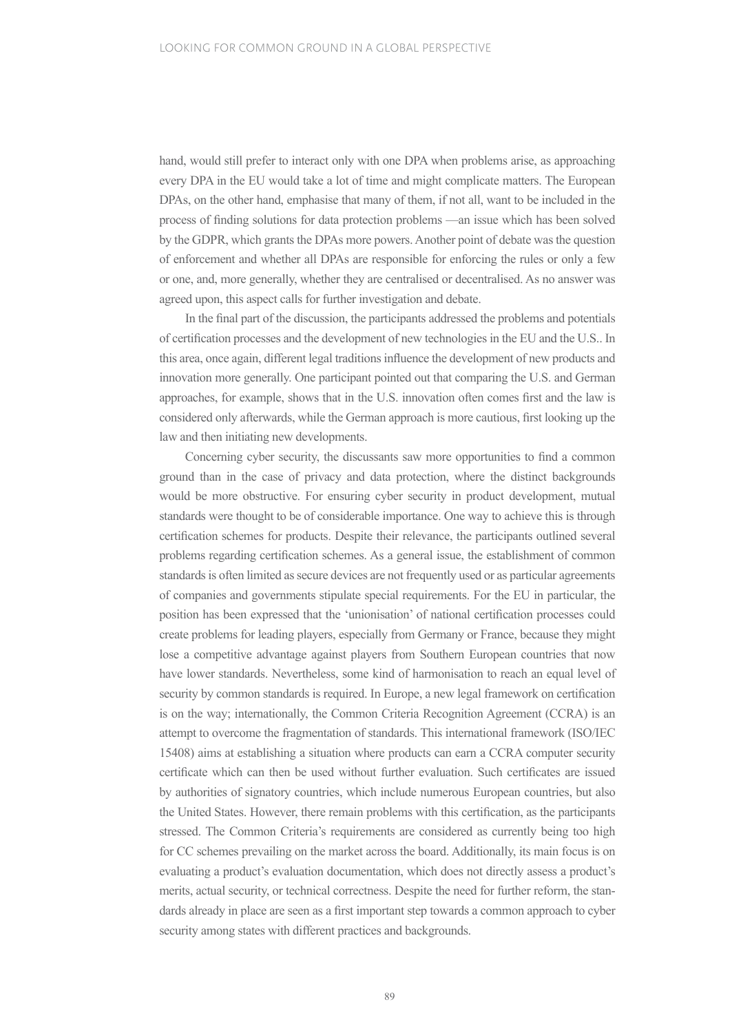hand, would still prefer to interact only with one DPA when problems arise, as approaching every DPA in the EU would take a lot of time and might complicate matters. The European DPAs, on the other hand, emphasise that many of them, if not all, want to be included in the process of finding solutions for data protection problems —an issue which has been solved by the GDPR, which grants the DPAs more powers. Another point of debate was the question of enforcement and whether all DPAs are responsible for enforcing the rules or only a few or one, and, more generally, whether they are centralised or decentralised. As no answer was agreed upon, this aspect calls for further investigation and debate.

In the final part of the discussion, the participants addressed the problems and potentials of certification processes and the development of new technologies in the EU and the U.S.. In this area, once again, different legal traditions influence the development of new products and innovation more generally. One participant pointed out that comparing the U.S. and German approaches, for example, shows that in the U.S. innovation often comes first and the law is considered only afterwards, while the German approach is more cautious, first looking up the law and then initiating new developments.

Concerning cyber security, the discussants saw more opportunities to find a common ground than in the case of privacy and data protection, where the distinct backgrounds would be more obstructive. For ensuring cyber security in product development, mutual standards were thought to be of considerable importance. One way to achieve this is through certification schemes for products. Despite their relevance, the participants outlined several problems regarding certification schemes. As a general issue, the establishment of common standards is often limited as secure devices are not frequently used or as particular agreements of companies and governments stipulate special requirements. For the EU in particular, the position has been expressed that the 'unionisation' of national certification processes could create problems for leading players, especially from Germany or France, because they might lose a competitive advantage against players from Southern European countries that now have lower standards. Nevertheless, some kind of harmonisation to reach an equal level of security by common standards is required. In Europe, a new legal framework on certification is on the way; internationally, the Common Criteria Recognition Agreement (CCRA) is an attempt to overcome the fragmentation of standards. This international framework (ISO/IEC 15408) aims at establishing a situation where products can earn a CCRA computer security certificate which can then be used without further evaluation. Such certificates are issued by authorities of signatory countries, which include numerous European countries, but also the United States. However, there remain problems with this certification, as the participants stressed. The Common Criteria's requirements are considered as currently being too high for CC schemes prevailing on the market across the board. Additionally, its main focus is on evaluating a product's evaluation documentation, which does not directly assess a product's merits, actual security, or technical correctness. Despite the need for further reform, the standards already in place are seen as a first important step towards a common approach to cyber security among states with different practices and backgrounds.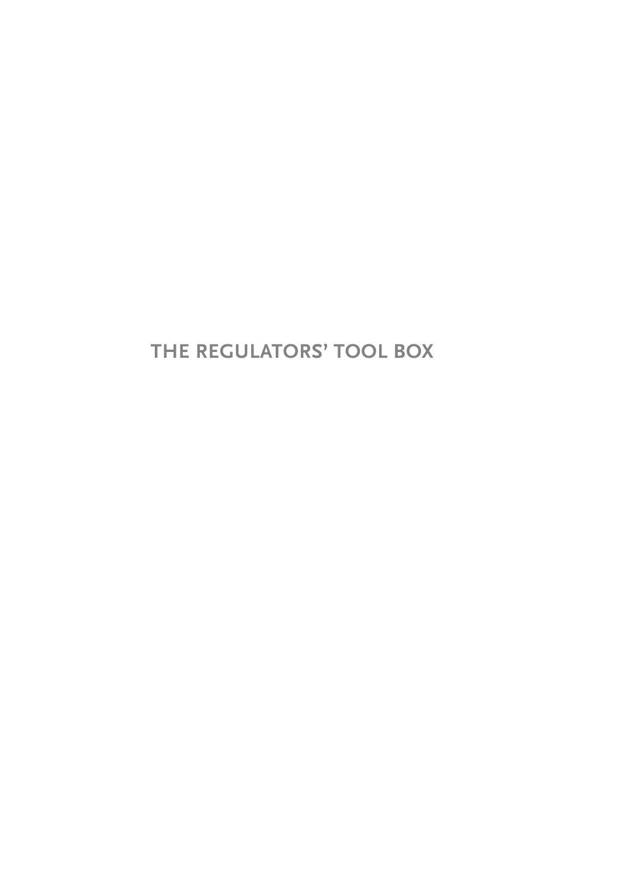# THE REGULATORS' TOOL BOX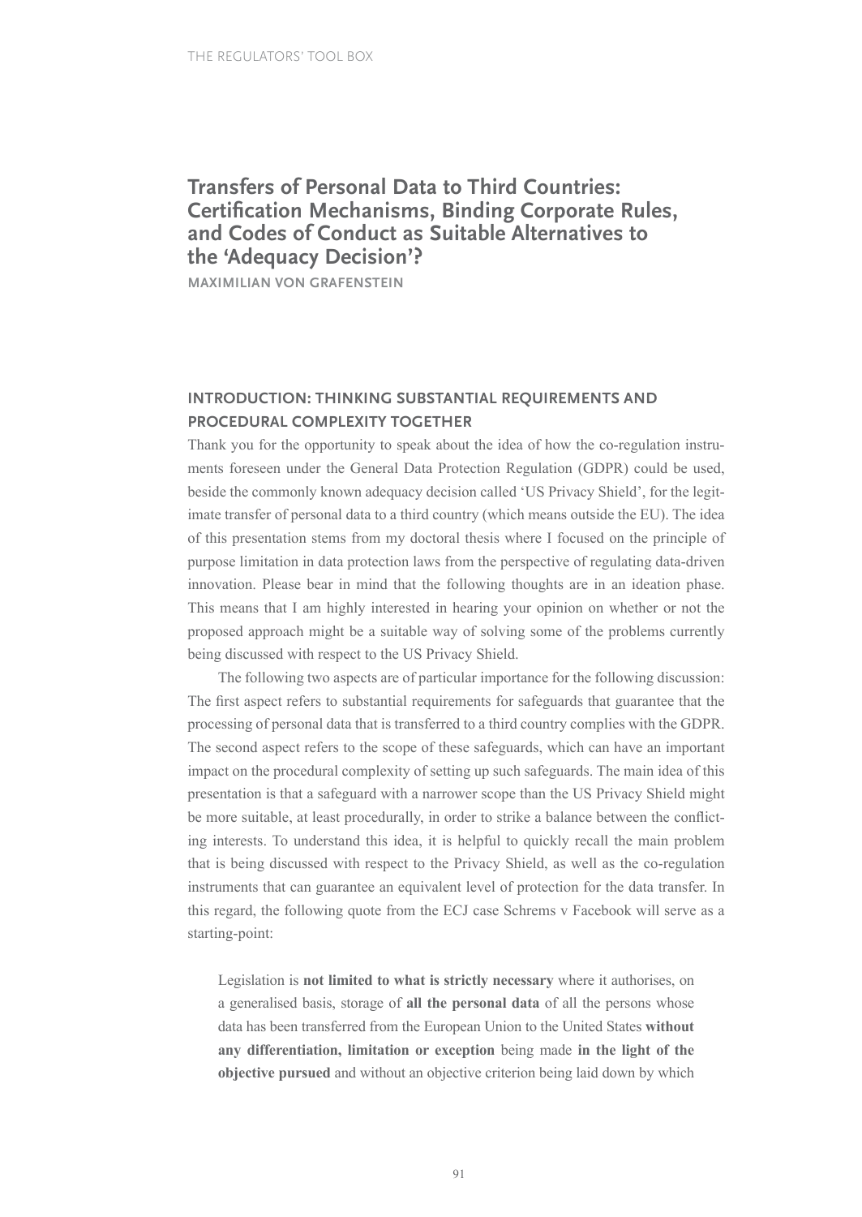# Transfers of Personal Data to Third Countries: Certification Mechanisms, Binding Corporate Rules, and Codes of Conduct as Suitable Alternatives to the 'Adequacy Decision'?

**MAXIMILIAN VON GRAFENSTEIN**

## INTRODUCTION: THINKING SUBSTANTIAL REQUIREMENTS AND PROCEDURAL COMPLEXITY TOGETHER

Thank you for the opportunity to speak about the idea of how the co-regulation instruments foreseen under the General Data Protection Regulation (GDPR) could be used, beside the commonly known adequacy decision called 'US Privacy Shield', for the legitimate transfer of personal data to a third country (which means outside the EU). The idea of this presentation stems from my doctoral thesis where I focused on the principle of purpose limitation in data protection laws from the perspective of regulating data-driven innovation. Please bear in mind that the following thoughts are in an ideation phase. This means that I am highly interested in hearing your opinion on whether or not the proposed approach might be a suitable way of solving some of the problems currently being discussed with respect to the US Privacy Shield.

The following two aspects are of particular importance for the following discussion: The first aspect refers to substantial requirements for safeguards that guarantee that the processing of personal data that is transferred to a third country complies with the GDPR. The second aspect refers to the scope of these safeguards, which can have an important impact on the procedural complexity of setting up such safeguards. The main idea of this presentation is that a safeguard with a narrower scope than the US Privacy Shield might be more suitable, at least procedurally, in order to strike a balance between the conflicting interests. To understand this idea, it is helpful to quickly recall the main problem that is being discussed with respect to the Privacy Shield, as well as the co-regulation instruments that can guarantee an equivalent level of protection for the data transfer. In this regard, the following quote from the ECJ case Schrems v Facebook will serve as a starting-point:

> Legislation is **not limited to what is strictly necessary** where it authorises, on a generalised basis, storage of **all the personal data** of all the persons whose data has been transferred from the European Union to the United States **without any differentiation, limitation or exception** being made **in the light of the objective pursued** and without an objective criterion being laid down by which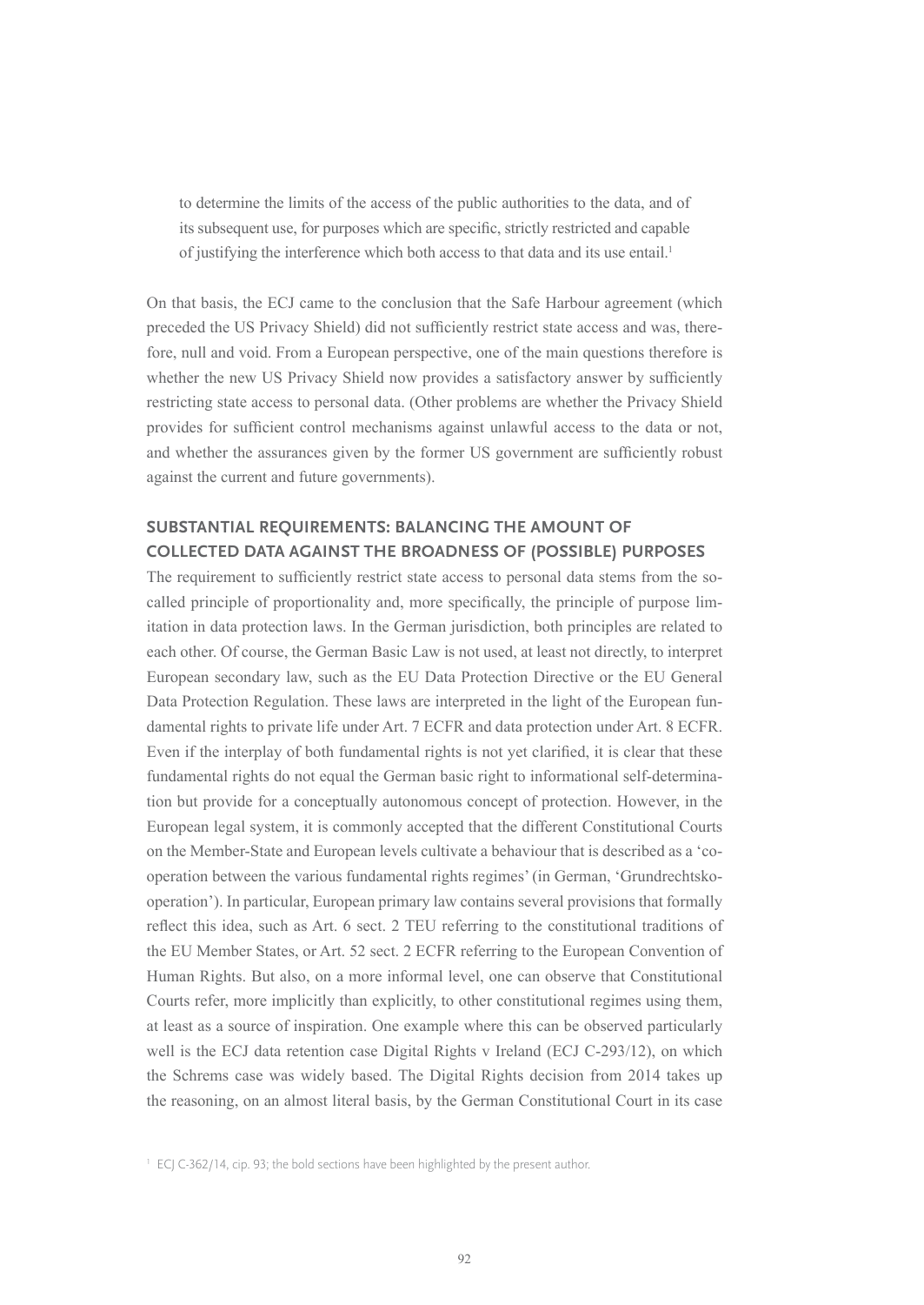to determine the limits of the access of the public authorities to the data, and of its subsequent use, for purposes which are specific, strictly restricted and capable of justifying the interference which both access to that data and its use entail.[1]

On that basis, the ECJ came to the conclusion that the Safe Harbour agreement (which preceded the US Privacy Shield) did not sufficiently restrict state access and was, therefore, null and void. From a European perspective, one of the main questions therefore is whether the new US Privacy Shield now provides a satisfactory answer by sufficiently restricting state access to personal data. (Other problems are whether the Privacy Shield provides for sufficient control mechanisms against unlawful access to the data or not, and whether the assurances given by the former US government are sufficiently robust against the current and future governments).

## SUBSTANTIAL REQUIREMENTS: BALANCING THE AMOUNT OF COLLECTED DATA AGAINST THE BROADNESS OF (POSSIBLE) PURPOSES

The requirement to sufficiently restrict state access to personal data stems from the so-called principle of proportionality and, more specifically, the principle of purpose limitation in data protection laws. In the German jurisdiction, both principles are related to each other. Of course, the German Basic Law is not used, at least not directly, to interpret European secondary law, such as the EU Data Protection Directive or the EU General Data Protection Regulation. These laws are interpreted in the light of the European fundamental rights to private life under Art. 7 ECFR and data protection under Art. 8 ECFR. Even if the interplay of both fundamental rights is not yet clarified, it is clear that these fundamental rights do not equal the German basic right to informational self-determination but provide for a conceptually autonomous concept of protection. However, in the European legal system, it is commonly accepted that the different Constitutional Courts on the Member-State and European levels cultivate a behaviour that is described as a 'co-operation between the various fundamental rights regimes' (in German, 'Grundrechtskooperation'). In particular, European primary law contains several provisions that formally reflect this idea, such as Art. 6 sect. 2 TEU referring to the constitutional traditions of the EU Member States, or Art. 52 sect. 2 ECFR referring to the European Convention of Human Rights. But also, on a more informal level, one can observe that Constitutional Courts refer, more implicitly than explicitly, to other constitutional regimes using them, at least as a source of inspiration. One example where this can be observed particularly well is the ECJ data retention case Digital Rights v Ireland (ECJ C-293/12), on which the Schrems case was widely based. The Digital Rights decision from 2014 takes up the reasoning, on an almost literal basis, by the German Constitutional Court in its case

[1] ECJ C-362/14, cip. 93; the bold sections have been highlighted by the present author.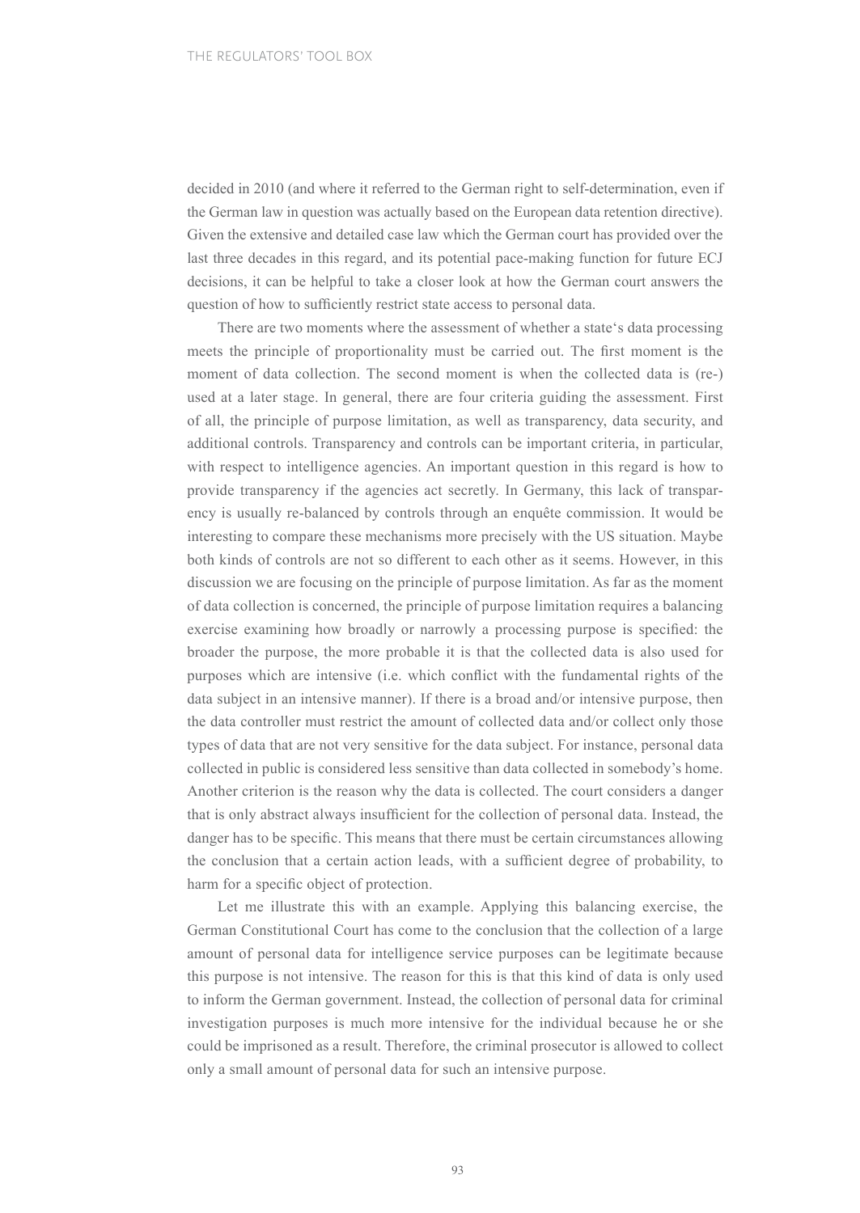decided in 2010 (and where it referred to the German right to self-determination, even if the German law in question was actually based on the European data retention directive). Given the extensive and detailed case law which the German court has provided over the last three decades in this regard, and its potential pace-making function for future ECJ decisions, it can be helpful to take a closer look at how the German court answers the question of how to sufficiently restrict state access to personal data.

There are two moments where the assessment of whether a state‘s data processing meets the principle of proportionality must be carried out. The first moment is the moment of data collection. The second moment is when the collected data is (re-) used at a later stage. In general, there are four criteria guiding the assessment. First of all, the principle of purpose limitation, as well as transparency, data security, and additional controls. Transparency and controls can be important criteria, in particular, with respect to intelligence agencies. An important question in this regard is how to provide transparency if the agencies act secretly. In Germany, this lack of transparency is usually re-balanced by controls through an enquête commission. It would be interesting to compare these mechanisms more precisely with the US situation. Maybe both kinds of controls are not so different to each other as it seems. However, in this discussion we are focusing on the principle of purpose limitation. As far as the moment of data collection is concerned, the principle of purpose limitation requires a balancing exercise examining how broadly or narrowly a processing purpose is specified: the broader the purpose, the more probable it is that the collected data is also used for purposes which are intensive (i.e. which conflict with the fundamental rights of the data subject in an intensive manner). If there is a broad and/or intensive purpose, then the data controller must restrict the amount of collected data and/or collect only those types of data that are not very sensitive for the data subject. For instance, personal data collected in public is considered less sensitive than data collected in somebody’s home. Another criterion is the reason why the data is collected. The court considers a danger that is only abstract always insufficient for the collection of personal data. Instead, the danger has to be specific. This means that there must be certain circumstances allowing the conclusion that a certain action leads, with a sufficient degree of probability, to harm for a specific object of protection.

Let me illustrate this with an example. Applying this balancing exercise, the German Constitutional Court has come to the conclusion that the collection of a large amount of personal data for intelligence service purposes can be legitimate because this purpose is not intensive. The reason for this is that this kind of data is only used to inform the German government. Instead, the collection of personal data for criminal investigation purposes is much more intensive for the individual because he or she could be imprisoned as a result. Therefore, the criminal prosecutor is allowed to collect only a small amount of personal data for such an intensive purpose.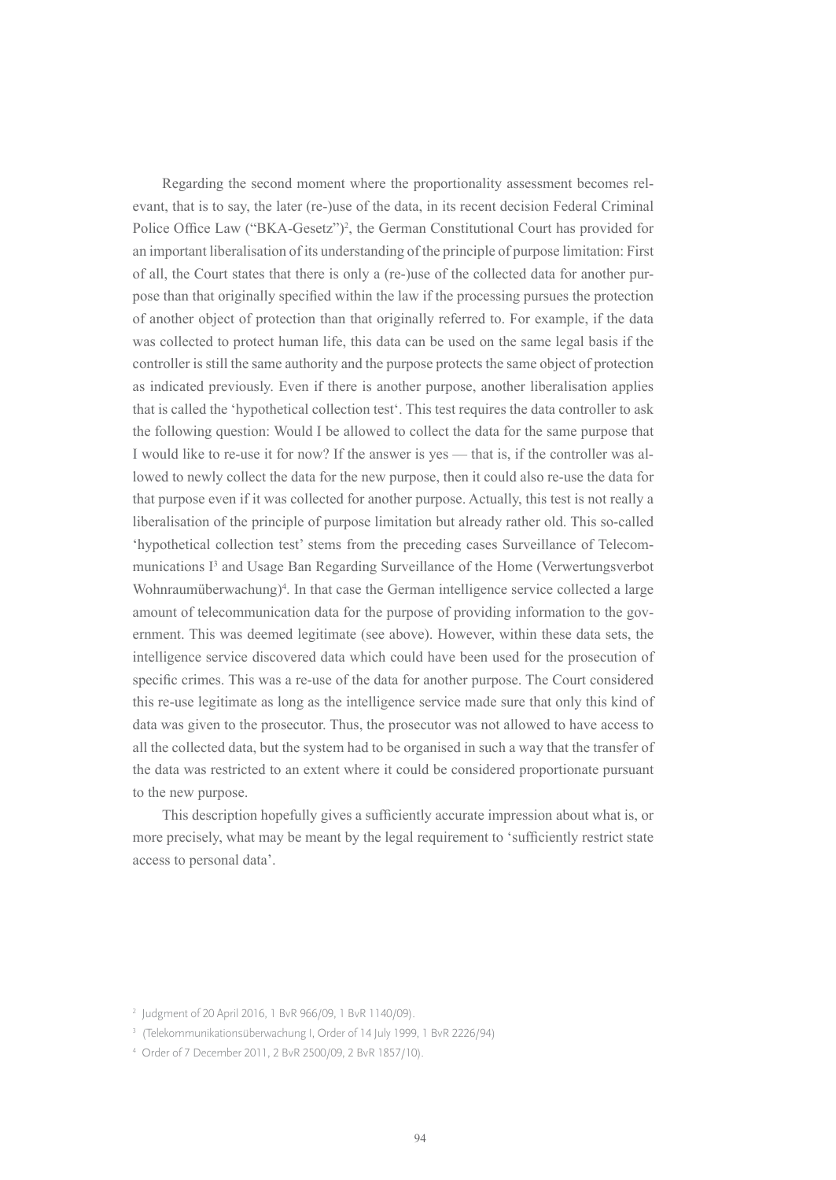Regarding the second moment where the proportionality assessment becomes relevant, that is to say, the later (re-)use of the data, in its recent decision Federal Criminal Police Office Law ("BKA-Gesetz")[2], the German Constitutional Court has provided for an important liberalisation of its understanding of the principle of purpose limitation: First of all, the Court states that there is only a (re-)use of the collected data for another purpose than that originally specified within the law if the processing pursues the protection of another object of protection than that originally referred to. For example, if the data was collected to protect human life, this data can be used on the same legal basis if the controller is still the same authority and the purpose protects the same object of protection as indicated previously. Even if there is another purpose, another liberalisation applies that is called the 'hypothetical collection test'. This test requires the data controller to ask the following question: Would I be allowed to collect the data for the same purpose that I would like to re-use it for now? If the answer is yes — that is, if the controller was allowed to newly collect the data for the new purpose, then it could also re-use the data for that purpose even if it was collected for another purpose. Actually, this test is not really a liberalisation of the principle of purpose limitation but already rather old. This so-called 'hypothetical collection test' stems from the preceding cases Surveillance of Telecommunications I[3] and Usage Ban Regarding Surveillance of the Home (Verwertungsverbot Wohnraumüberwachung)[4]. In that case the German intelligence service collected a large amount of telecommunication data for the purpose of providing information to the government. This was deemed legitimate (see above). However, within these data sets, the intelligence service discovered data which could have been used for the prosecution of specific crimes. This was a re-use of the data for another purpose. The Court considered this re-use legitimate as long as the intelligence service made sure that only this kind of data was given to the prosecutor. Thus, the prosecutor was not allowed to have access to all the collected data, but the system had to be organised in such a way that the transfer of the data was restricted to an extent where it could be considered proportionate pursuant to the new purpose.

This description hopefully gives a sufficiently accurate impression about what is, or more precisely, what may be meant by the legal requirement to 'sufficiently restrict state access to personal data'.

[2] Judgment of 20 April 2016, 1 BvR 966/09, 1 BvR 1140/09).

[3] (Telekommunikationsüberwachung I, Order of 14 July 1999, 1 BvR 2226/94)

[4] Order of 7 December 2011, 2 BvR 2500/09, 2 BvR 1857/10).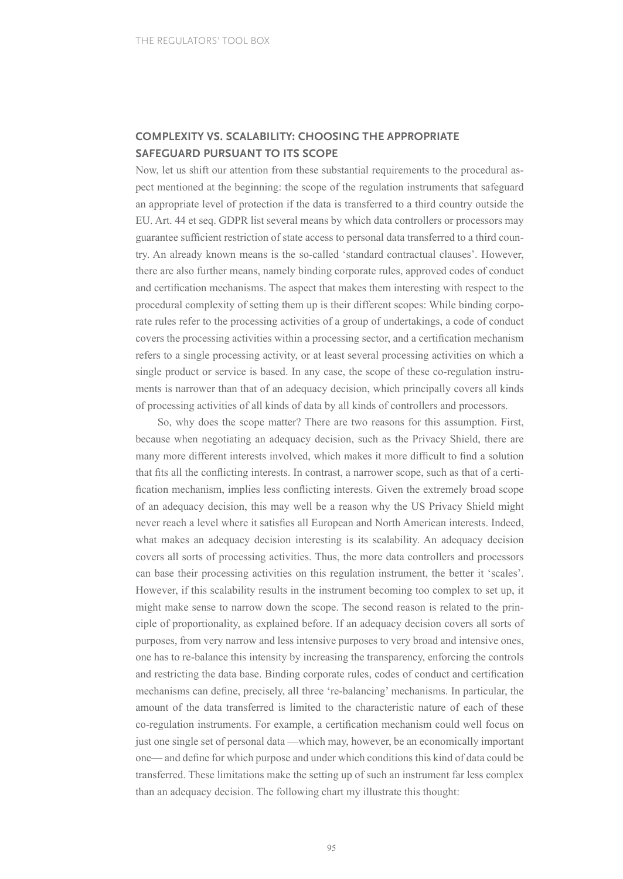## COMPLEXITY VS. SCALABILITY: CHOOSING THE APPROPRIATE SAFEGUARD PURSUANT TO ITS SCOPE

Now, let us shift our attention from these substantial requirements to the procedural aspect mentioned at the beginning: the scope of the regulation instruments that safeguard an appropriate level of protection if the data is transferred to a third country outside the EU. Art. 44 et seq. GDPR list several means by which data controllers or processors may guarantee sufficient restriction of state access to personal data transferred to a third country. An already known means is the so-called 'standard contractual clauses'. However, there are also further means, namely binding corporate rules, approved codes of conduct and certification mechanisms. The aspect that makes them interesting with respect to the procedural complexity of setting them up is their different scopes: While binding corporate rules refer to the processing activities of a group of undertakings, a code of conduct covers the processing activities within a processing sector, and a certification mechanism refers to a single processing activity, or at least several processing activities on which a single product or service is based. In any case, the scope of these co-regulation instruments is narrower than that of an adequacy decision, which principally covers all kinds of processing activities of all kinds of data by all kinds of controllers and processors.

So, why does the scope matter? There are two reasons for this assumption. First, because when negotiating an adequacy decision, such as the Privacy Shield, there are many more different interests involved, which makes it more difficult to find a solution that fits all the conflicting interests. In contrast, a narrower scope, such as that of a certification mechanism, implies less conflicting interests. Given the extremely broad scope of an adequacy decision, this may well be a reason why the US Privacy Shield might never reach a level where it satisfies all European and North American interests. Indeed, what makes an adequacy decision interesting is its scalability. An adequacy decision covers all sorts of processing activities. Thus, the more data controllers and processors can base their processing activities on this regulation instrument, the better it 'scales'. However, if this scalability results in the instrument becoming too complex to set up, it might make sense to narrow down the scope. The second reason is related to the principle of proportionality, as explained before. If an adequacy decision covers all sorts of purposes, from very narrow and less intensive purposes to very broad and intensive ones, one has to re-balance this intensity by increasing the transparency, enforcing the controls and restricting the data base. Binding corporate rules, codes of conduct and certification mechanisms can define, precisely, all three 're-balancing' mechanisms. In particular, the amount of the data transferred is limited to the characteristic nature of each of these co-regulation instruments. For example, a certification mechanism could well focus on just one single set of personal data —which may, however, be an economically important one— and define for which purpose and under which conditions this kind of data could be transferred. These limitations make the setting up of such an instrument far less complex than an adequacy decision. The following chart my illustrate this thought: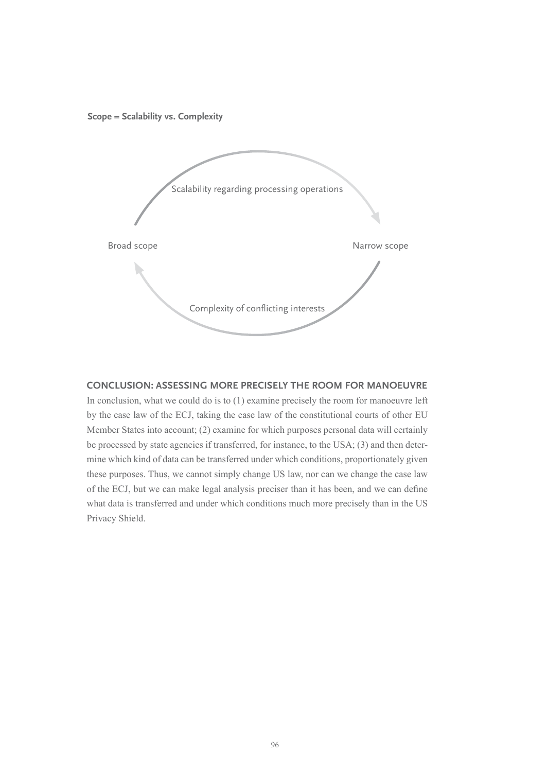**Scope = Scalability vs. Complexity**

Scalability regarding processing operations

Broad scope

Narrow scope

Complexity of conflicting interests

## CONCLUSION: ASSESSING MORE PRECISELY THE ROOM FOR MANOEUVRE

In conclusion, what we could do is to (1) examine precisely the room for manoeuvre left by the case law of the ECJ, taking the case law of the constitutional courts of other EU Member States into account; (2) examine for which purposes personal data will certainly be processed by state agencies if transferred, for instance, to the USA; (3) and then determine which kind of data can be transferred under which conditions, proportionately given these purposes. Thus, we cannot simply change US law, nor can we change the case law of the ECJ, but we can make legal analysis preciser than it has been, and we can define what data is transferred and under which conditions much more precisely than in the US Privacy Shield.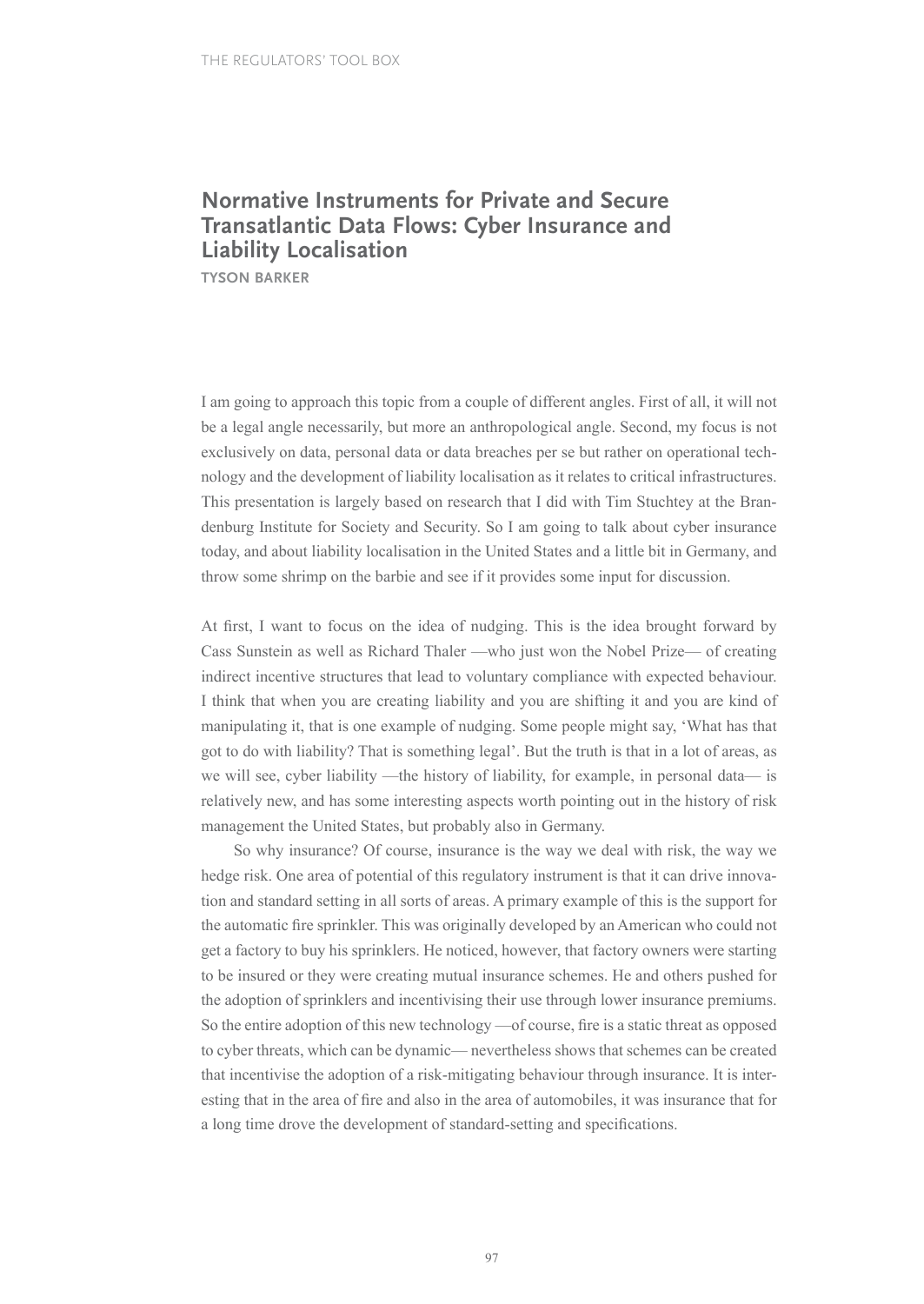## Normative Instruments for Private and Secure Transatlantic Data Flows: Cyber Insurance and Liability Localisation

**TYSON BARKER**

I am going to approach this topic from a couple of different angles. First of all, it will not be a legal angle necessarily, but more an anthropological angle. Second, my focus is not exclusively on data, personal data or data breaches per se but rather on operational technology and the development of liability localisation as it relates to critical infrastructures. This presentation is largely based on research that I did with Tim Stuchtey at the Brandenburg Institute for Society and Security. So I am going to talk about cyber insurance today, and about liability localisation in the United States and a little bit in Germany, and throw some shrimp on the barbie and see if it provides some input for discussion.

At first, I want to focus on the idea of nudging. This is the idea brought forward by Cass Sunstein as well as Richard Thaler —who just won the Nobel Prize— of creating indirect incentive structures that lead to voluntary compliance with expected behaviour. I think that when you are creating liability and you are shifting it and you are kind of manipulating it, that is one example of nudging. Some people might say, 'What has that got to do with liability? That is something legal'. But the truth is that in a lot of areas, as we will see, cyber liability —the history of liability, for example, in personal data— is relatively new, and has some interesting aspects worth pointing out in the history of risk management the United States, but probably also in Germany.

So why insurance? Of course, insurance is the way we deal with risk, the way we hedge risk. One area of potential of this regulatory instrument is that it can drive innovation and standard setting in all sorts of areas. A primary example of this is the support for the automatic fire sprinkler. This was originally developed by an American who could not get a factory to buy his sprinklers. He noticed, however, that factory owners were starting to be insured or they were creating mutual insurance schemes. He and others pushed for the adoption of sprinklers and incentivising their use through lower insurance premiums. So the entire adoption of this new technology —of course, fire is a static threat as opposed to cyber threats, which can be dynamic— nevertheless shows that schemes can be created that incentivise the adoption of a risk-mitigating behaviour through insurance. It is interesting that in the area of fire and also in the area of automobiles, it was insurance that for a long time drove the development of standard-setting and specifications.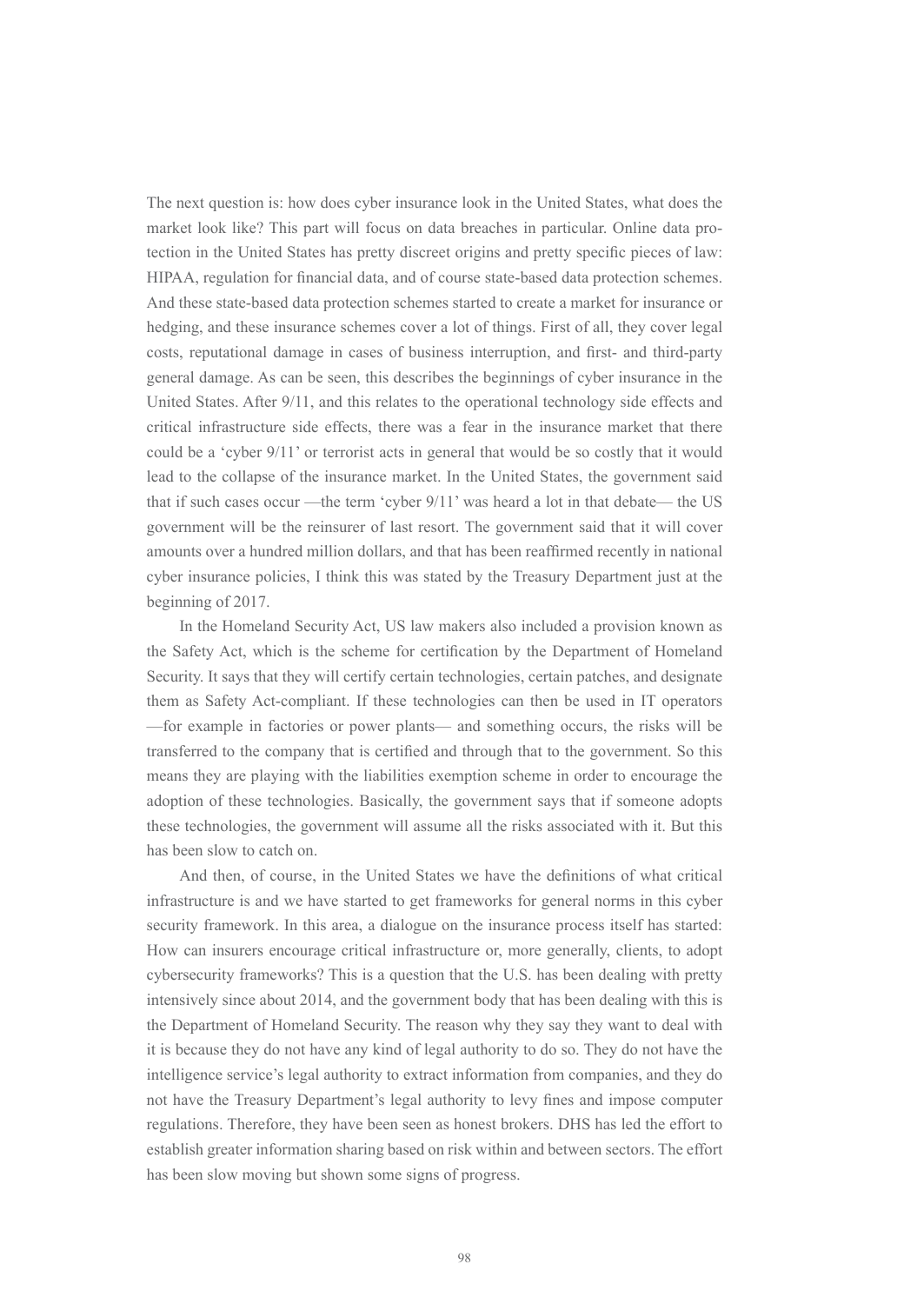The next question is: how does cyber insurance look in the United States, what does the market look like? This part will focus on data breaches in particular. Online data protection in the United States has pretty discreet origins and pretty specific pieces of law: HIPAA, regulation for financial data, and of course state-based data protection schemes. And these state-based data protection schemes started to create a market for insurance or hedging, and these insurance schemes cover a lot of things. First of all, they cover legal costs, reputational damage in cases of business interruption, and first- and third-party general damage. As can be seen, this describes the beginnings of cyber insurance in the United States. After 9/11, and this relates to the operational technology side effects and critical infrastructure side effects, there was a fear in the insurance market that there could be a 'cyber 9/11' or terrorist acts in general that would be so costly that it would lead to the collapse of the insurance market. In the United States, the government said that if such cases occur —the term 'cyber 9/11' was heard a lot in that debate— the US government will be the reinsurer of last resort. The government said that it will cover amounts over a hundred million dollars, and that has been reaffirmed recently in national cyber insurance policies, I think this was stated by the Treasury Department just at the beginning of 2017.

In the Homeland Security Act, US law makers also included a provision known as the Safety Act, which is the scheme for certification by the Department of Homeland Security. It says that they will certify certain technologies, certain patches, and designate them as Safety Act-compliant. If these technologies can then be used in IT operators —for example in factories or power plants— and something occurs, the risks will be transferred to the company that is certified and through that to the government. So this means they are playing with the liabilities exemption scheme in order to encourage the adoption of these technologies. Basically, the government says that if someone adopts these technologies, the government will assume all the risks associated with it. But this has been slow to catch on.

And then, of course, in the United States we have the definitions of what critical infrastructure is and we have started to get frameworks for general norms in this cyber security framework. In this area, a dialogue on the insurance process itself has started: How can insurers encourage critical infrastructure or, more generally, clients, to adopt cybersecurity frameworks? This is a question that the U.S. has been dealing with pretty intensively since about 2014, and the government body that has been dealing with this is the Department of Homeland Security. The reason why they say they want to deal with it is because they do not have any kind of legal authority to do so. They do not have the intelligence service's legal authority to extract information from companies, and they do not have the Treasury Department's legal authority to levy fines and impose computer regulations. Therefore, they have been seen as honest brokers. DHS has led the effort to establish greater information sharing based on risk within and between sectors. The effort has been slow moving but shown some signs of progress.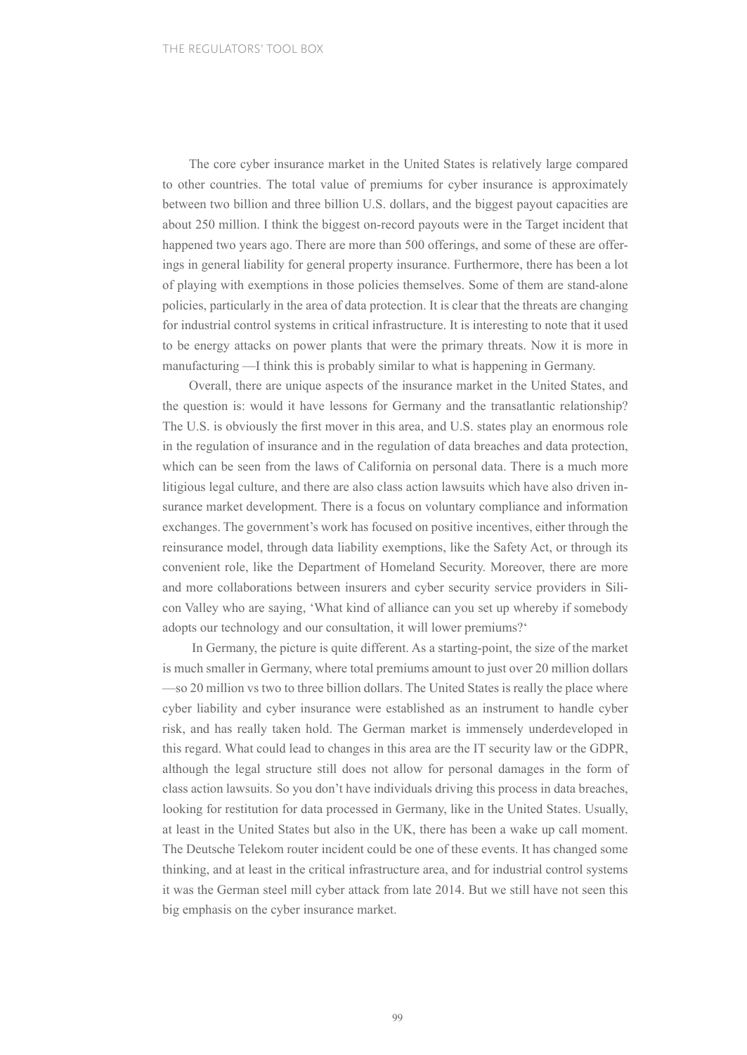The core cyber insurance market in the United States is relatively large compared to other countries. The total value of premiums for cyber insurance is approximately between two billion and three billion U.S. dollars, and the biggest payout capacities are about 250 million. I think the biggest on-record payouts were in the Target incident that happened two years ago. There are more than 500 offerings, and some of these are offerings in general liability for general property insurance. Furthermore, there has been a lot of playing with exemptions in those policies themselves. Some of them are stand-alone policies, particularly in the area of data protection. It is clear that the threats are changing for industrial control systems in critical infrastructure. It is interesting to note that it used to be energy attacks on power plants that were the primary threats. Now it is more in manufacturing —I think this is probably similar to what is happening in Germany.

Overall, there are unique aspects of the insurance market in the United States, and the question is: would it have lessons for Germany and the transatlantic relationship? The U.S. is obviously the first mover in this area, and U.S. states play an enormous role in the regulation of insurance and in the regulation of data breaches and data protection, which can be seen from the laws of California on personal data. There is a much more litigious legal culture, and there are also class action lawsuits which have also driven insurance market development. There is a focus on voluntary compliance and information exchanges. The government's work has focused on positive incentives, either through the reinsurance model, through data liability exemptions, like the Safety Act, or through its convenient role, like the Department of Homeland Security. Moreover, there are more and more collaborations between insurers and cyber security service providers in Silicon Valley who are saying, 'What kind of alliance can you set up whereby if somebody adopts our technology and our consultation, it will lower premiums?'

In Germany, the picture is quite different. As a starting-point, the size of the market is much smaller in Germany, where total premiums amount to just over 20 million dollars —so 20 million vs two to three billion dollars. The United States is really the place where cyber liability and cyber insurance were established as an instrument to handle cyber risk, and has really taken hold. The German market is immensely underdeveloped in this regard. What could lead to changes in this area are the IT security law or the GDPR, although the legal structure still does not allow for personal damages in the form of class action lawsuits. So you don't have individuals driving this process in data breaches, looking for restitution for data processed in Germany, like in the United States. Usually, at least in the United States but also in the UK, there has been a wake up call moment. The Deutsche Telekom router incident could be one of these events. It has changed some thinking, and at least in the critical infrastructure area, and for industrial control systems it was the German steel mill cyber attack from late 2014. But we still have not seen this big emphasis on the cyber insurance market.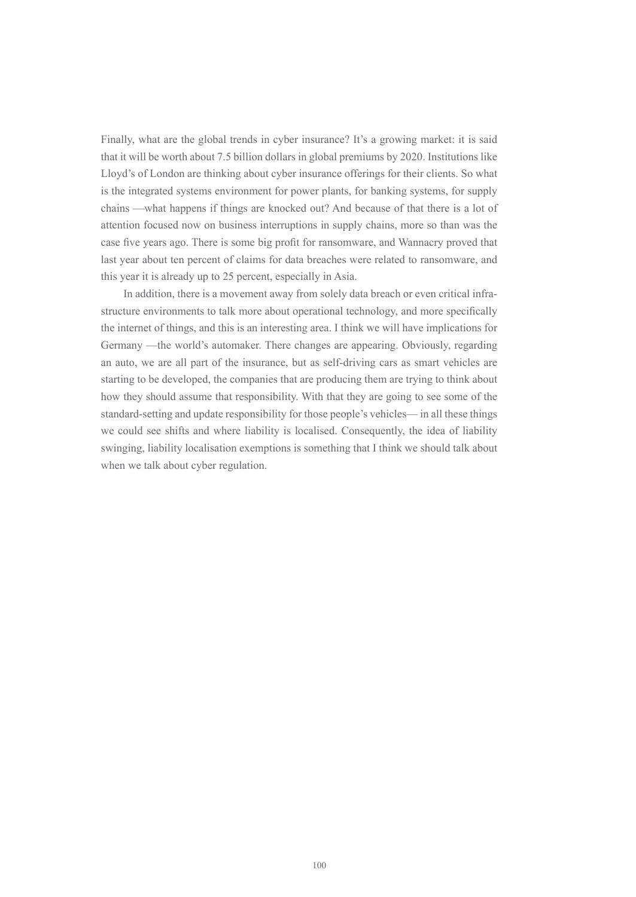Finally, what are the global trends in cyber insurance? It's a growing market: it is said that it will be worth about 7.5 billion dollars in global premiums by 2020. Institutions like Lloyd's of London are thinking about cyber insurance offerings for their clients. So what is the integrated systems environment for power plants, for banking systems, for supply chains —what happens if things are knocked out? And because of that there is a lot of attention focused now on business interruptions in supply chains, more so than was the case five years ago. There is some big profit for ransomware, and Wannacry proved that last year about ten percent of claims for data breaches were related to ransomware, and this year it is already up to 25 percent, especially in Asia.

In addition, there is a movement away from solely data breach or even critical infrastructure environments to talk more about operational technology, and more specifically the internet of things, and this is an interesting area. I think we will have implications for Germany —the world's automaker. There changes are appearing. Obviously, regarding an auto, we are all part of the insurance, but as self-driving cars as smart vehicles are starting to be developed, the companies that are producing them are trying to think about how they should assume that responsibility. With that they are going to see some of the standard-setting and update responsibility for those people's vehicles— in all these things we could see shifts and where liability is localised. Consequently, the idea of liability swinging, liability localisation exemptions is something that I think we should talk about when we talk about cyber regulation.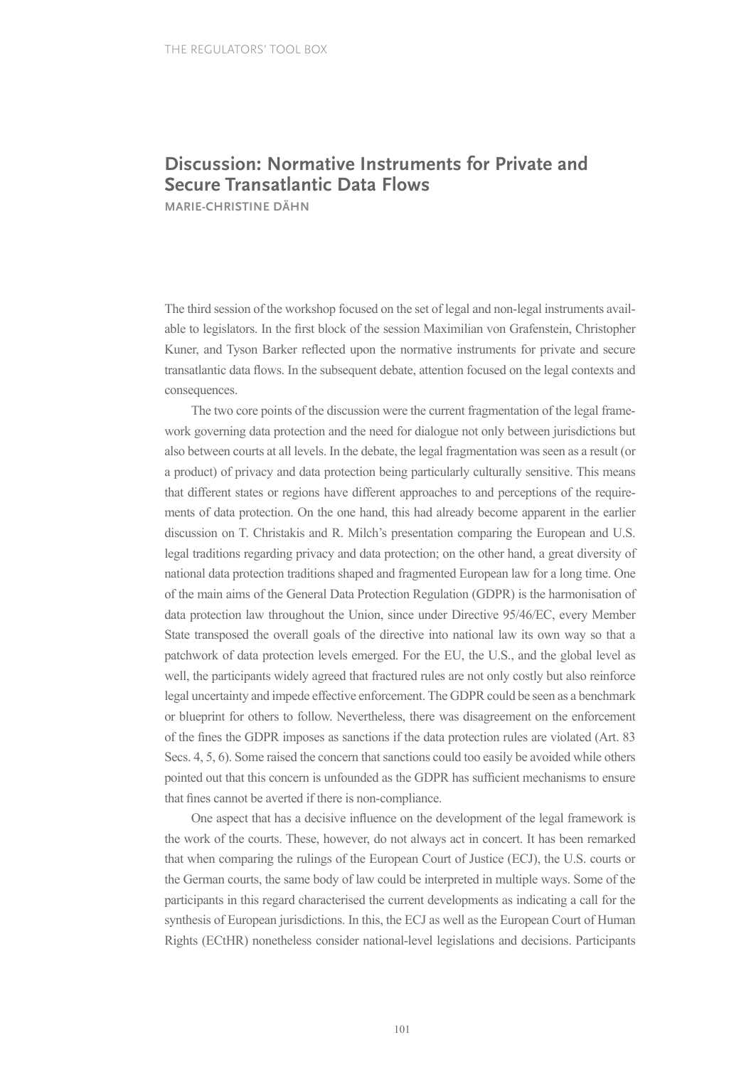## Discussion: Normative Instruments for Private and Secure Transatlantic Data Flows

**MARIE-CHRISTINE DÄHN**

The third session of the workshop focused on the set of legal and non-legal instruments available to legislators. In the first block of the session Maximilian von Grafenstein, Christopher Kuner, and Tyson Barker reflected upon the normative instruments for private and secure transatlantic data flows. In the subsequent debate, attention focused on the legal contexts and consequences.

The two core points of the discussion were the current fragmentation of the legal framework governing data protection and the need for dialogue not only between jurisdictions but also between courts at all levels. In the debate, the legal fragmentation was seen as a result (or a product) of privacy and data protection being particularly culturally sensitive. This means that different states or regions have different approaches to and perceptions of the requirements of data protection. On the one hand, this had already become apparent in the earlier discussion on T. Christakis and R. Milch's presentation comparing the European and U.S. legal traditions regarding privacy and data protection; on the other hand, a great diversity of national data protection traditions shaped and fragmented European law for a long time. One of the main aims of the General Data Protection Regulation (GDPR) is the harmonisation of data protection law throughout the Union, since under Directive 95/46/EC, every Member State transposed the overall goals of the directive into national law its own way so that a patchwork of data protection levels emerged. For the EU, the U.S., and the global level as well, the participants widely agreed that fractured rules are not only costly but also reinforce legal uncertainty and impede effective enforcement. The GDPR could be seen as a benchmark or blueprint for others to follow. Nevertheless, there was disagreement on the enforcement of the fines the GDPR imposes as sanctions if the data protection rules are violated (Art. 83 Secs. 4, 5, 6). Some raised the concern that sanctions could too easily be avoided while others pointed out that this concern is unfounded as the GDPR has sufficient mechanisms to ensure that fines cannot be averted if there is non-compliance.

One aspect that has a decisive influence on the development of the legal framework is the work of the courts. These, however, do not always act in concert. It has been remarked that when comparing the rulings of the European Court of Justice (ECJ), the U.S. courts or the German courts, the same body of law could be interpreted in multiple ways. Some of the participants in this regard characterised the current developments as indicating a call for the synthesis of European jurisdictions. In this, the ECJ as well as the European Court of Human Rights (ECtHR) nonetheless consider national-level legislations and decisions. Participants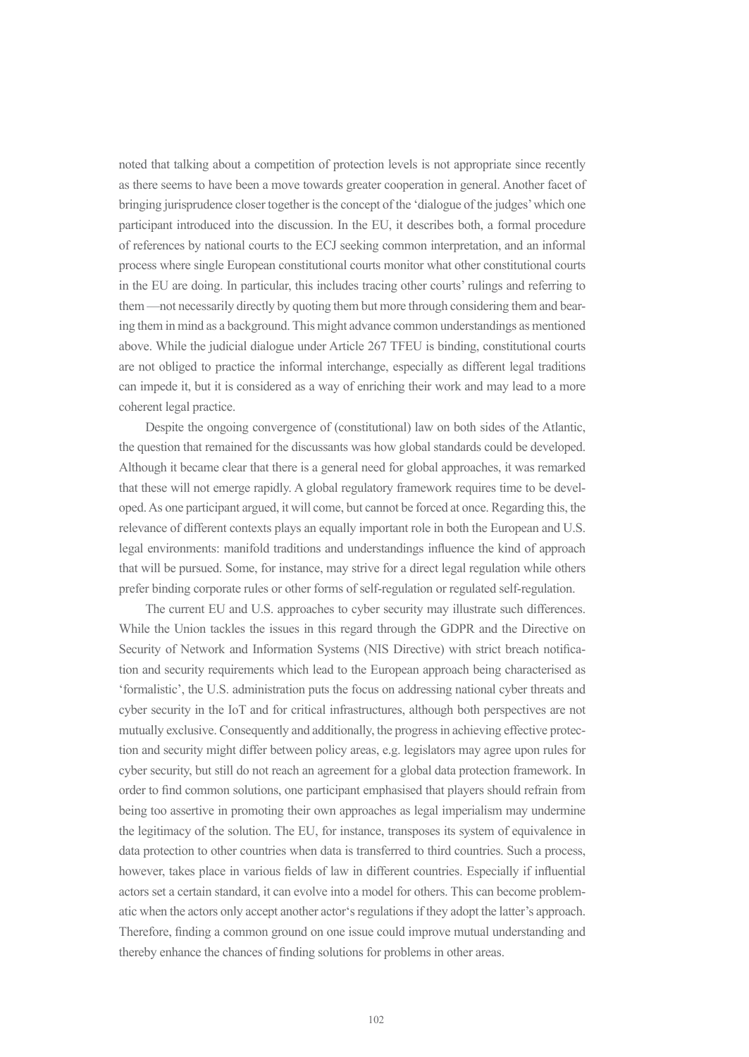noted that talking about a competition of protection levels is not appropriate since recently as there seems to have been a move towards greater cooperation in general. Another facet of bringing jurisprudence closer together is the concept of the 'dialogue of the judges' which one participant introduced into the discussion. In the EU, it describes both, a formal procedure of references by national courts to the ECJ seeking common interpretation, and an informal process where single European constitutional courts monitor what other constitutional courts in the EU are doing. In particular, this includes tracing other courts' rulings and referring to them —not necessarily directly by quoting them but more through considering them and bearing them in mind as a background. This might advance common understandings as mentioned above. While the judicial dialogue under Article 267 TFEU is binding, constitutional courts are not obliged to practice the informal interchange, especially as different legal traditions can impede it, but it is considered as a way of enriching their work and may lead to a more coherent legal practice.

Despite the ongoing convergence of (constitutional) law on both sides of the Atlantic, the question that remained for the discussants was how global standards could be developed. Although it became clear that there is a general need for global approaches, it was remarked that these will not emerge rapidly. A global regulatory framework requires time to be developed. As one participant argued, it will come, but cannot be forced at once. Regarding this, the relevance of different contexts plays an equally important role in both the European and U.S. legal environments: manifold traditions and understandings influence the kind of approach that will be pursued. Some, for instance, may strive for a direct legal regulation while others prefer binding corporate rules or other forms of self-regulation or regulated self-regulation.

The current EU and U.S. approaches to cyber security may illustrate such differences. While the Union tackles the issues in this regard through the GDPR and the Directive on Security of Network and Information Systems (NIS Directive) with strict breach notification and security requirements which lead to the European approach being characterised as 'formalistic', the U.S. administration puts the focus on addressing national cyber threats and cyber security in the IoT and for critical infrastructures, although both perspectives are not mutually exclusive. Consequently and additionally, the progress in achieving effective protection and security might differ between policy areas, e.g. legislators may agree upon rules for cyber security, but still do not reach an agreement for a global data protection framework. In order to find common solutions, one participant emphasised that players should refrain from being too assertive in promoting their own approaches as legal imperialism may undermine the legitimacy of the solution. The EU, for instance, transposes its system of equivalence in data protection to other countries when data is transferred to third countries. Such a process, however, takes place in various fields of law in different countries. Especially if influential actors set a certain standard, it can evolve into a model for others. This can become problematic when the actors only accept another actor's regulations if they adopt the latter's approach. Therefore, finding a common ground on one issue could improve mutual understanding and thereby enhance the chances of finding solutions for problems in other areas.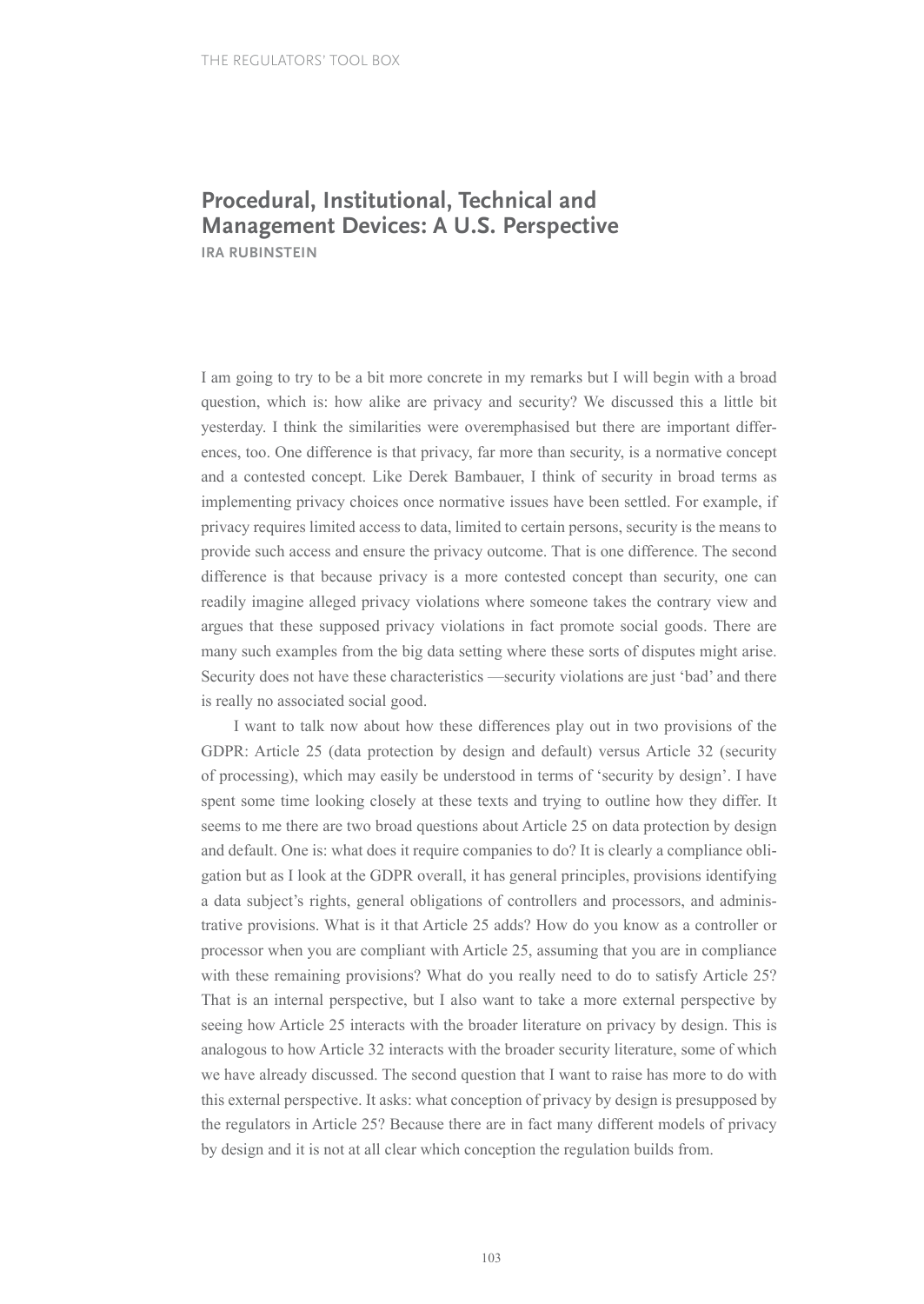## Procedural, Institutional, Technical and Management Devices: A U.S. Perspective

**IRA RUBINSTEIN**

I am going to try to be a bit more concrete in my remarks but I will begin with a broad question, which is: how alike are privacy and security? We discussed this a little bit yesterday. I think the similarities were overemphasised but there are important differences, too. One difference is that privacy, far more than security, is a normative concept and a contested concept. Like Derek Bambauer, I think of security in broad terms as implementing privacy choices once normative issues have been settled. For example, if privacy requires limited access to data, limited to certain persons, security is the means to provide such access and ensure the privacy outcome. That is one difference. The second difference is that because privacy is a more contested concept than security, one can readily imagine alleged privacy violations where someone takes the contrary view and argues that these supposed privacy violations in fact promote social goods. There are many such examples from the big data setting where these sorts of disputes might arise. Security does not have these characteristics —security violations are just 'bad' and there is really no associated social good.

I want to talk now about how these differences play out in two provisions of the GDPR: Article 25 (data protection by design and default) versus Article 32 (security of processing), which may easily be understood in terms of 'security by design'. I have spent some time looking closely at these texts and trying to outline how they differ. It seems to me there are two broad questions about Article 25 on data protection by design and default. One is: what does it require companies to do? It is clearly a compliance obligation but as I look at the GDPR overall, it has general principles, provisions identifying a data subject's rights, general obligations of controllers and processors, and administrative provisions. What is it that Article 25 adds? How do you know as a controller or processor when you are compliant with Article 25, assuming that you are in compliance with these remaining provisions? What do you really need to do to satisfy Article 25? That is an internal perspective, but I also want to take a more external perspective by seeing how Article 25 interacts with the broader literature on privacy by design. This is analogous to how Article 32 interacts with the broader security literature, some of which we have already discussed. The second question that I want to raise has more to do with this external perspective. It asks: what conception of privacy by design is presupposed by the regulators in Article 25? Because there are in fact many different models of privacy by design and it is not at all clear which conception the regulation builds from.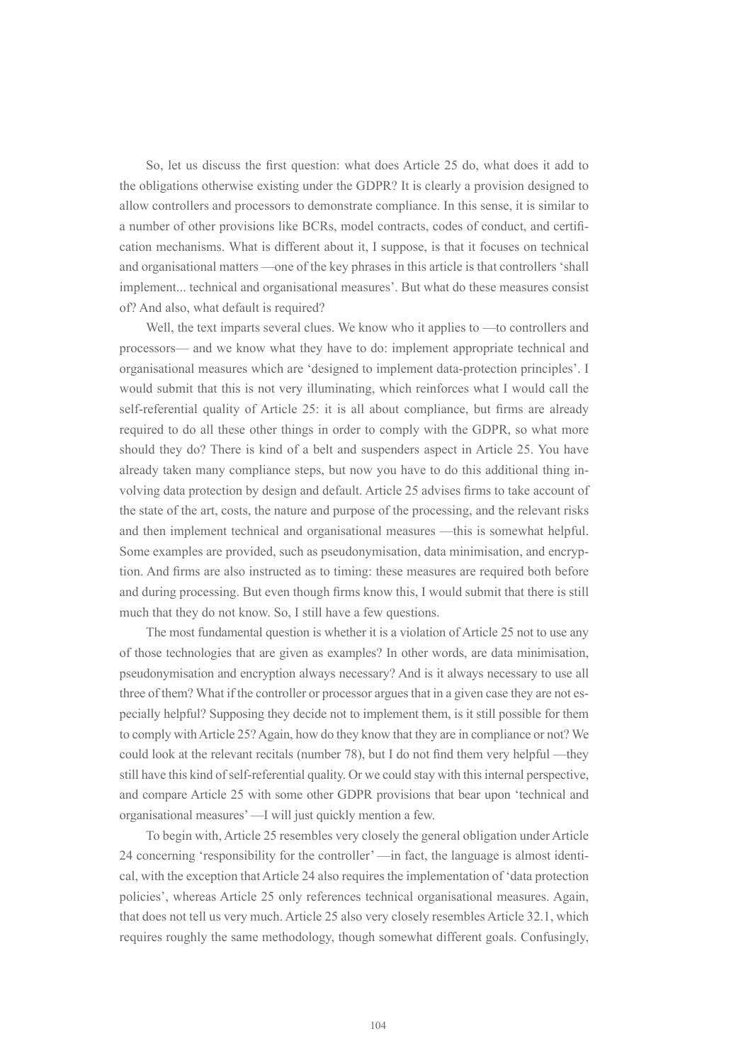So, let us discuss the first question: what does Article 25 do, what does it add to the obligations otherwise existing under the GDPR? It is clearly a provision designed to allow controllers and processors to demonstrate compliance. In this sense, it is similar to a number of other provisions like BCRs, model contracts, codes of conduct, and certification mechanisms. What is different about it, I suppose, is that it focuses on technical and organisational matters —one of the key phrases in this article is that controllers 'shall implement... technical and organisational measures'. But what do these measures consist of? And also, what default is required?

Well, the text imparts several clues. We know who it applies to —to controllers and processors— and we know what they have to do: implement appropriate technical and organisational measures which are 'designed to implement data-protection principles'. I would submit that this is not very illuminating, which reinforces what I would call the self-referential quality of Article 25: it is all about compliance, but firms are already required to do all these other things in order to comply with the GDPR, so what more should they do? There is kind of a belt and suspenders aspect in Article 25. You have already taken many compliance steps, but now you have to do this additional thing involving data protection by design and default. Article 25 advises firms to take account of the state of the art, costs, the nature and purpose of the processing, and the relevant risks and then implement technical and organisational measures —this is somewhat helpful. Some examples are provided, such as pseudonymisation, data minimisation, and encryption. And firms are also instructed as to timing: these measures are required both before and during processing. But even though firms know this, I would submit that there is still much that they do not know. So, I still have a few questions.

The most fundamental question is whether it is a violation of Article 25 not to use any of those technologies that are given as examples? In other words, are data minimisation, pseudonymisation and encryption always necessary? And is it always necessary to use all three of them? What if the controller or processor argues that in a given case they are not especially helpful? Supposing they decide not to implement them, is it still possible for them to comply with Article 25? Again, how do they know that they are in compliance or not? We could look at the relevant recitals (number 78), but I do not find them very helpful —they still have this kind of self-referential quality. Or we could stay with this internal perspective, and compare Article 25 with some other GDPR provisions that bear upon 'technical and organisational measures' —I will just quickly mention a few.

To begin with, Article 25 resembles very closely the general obligation under Article 24 concerning 'responsibility for the controller' —in fact, the language is almost identical, with the exception that Article 24 also requires the implementation of 'data protection policies', whereas Article 25 only references technical organisational measures. Again, that does not tell us very much. Article 25 also very closely resembles Article 32.1, which requires roughly the same methodology, though somewhat different goals. Confusingly,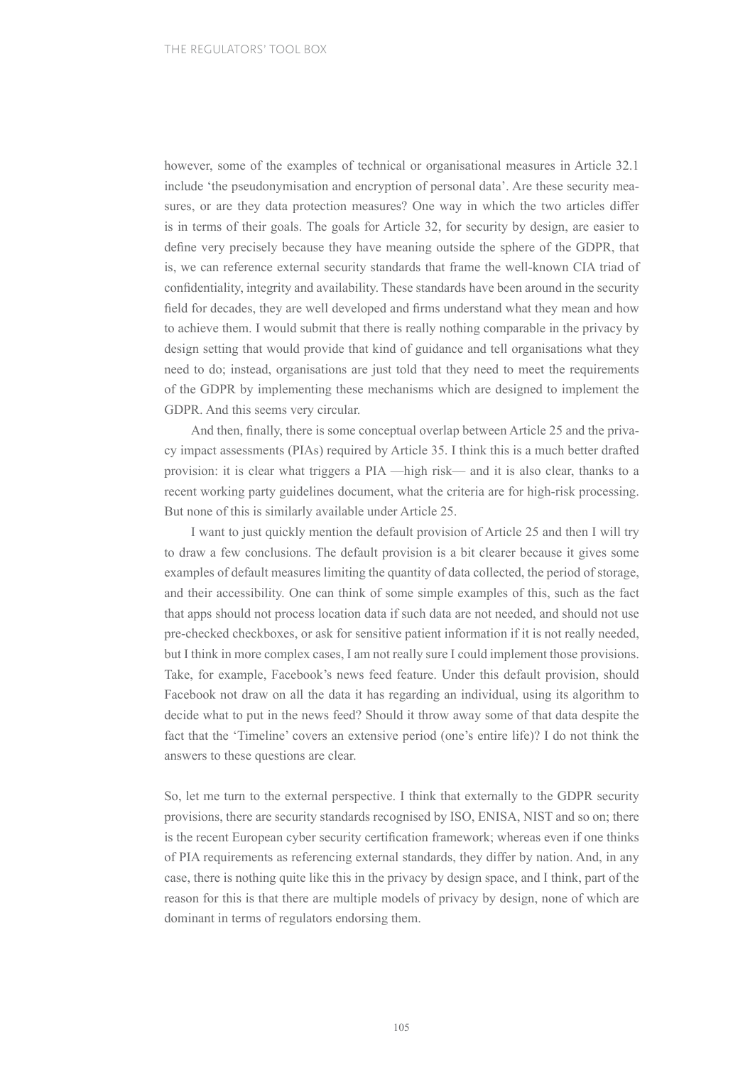however, some of the examples of technical or organisational measures in Article 32.1 include 'the pseudonymisation and encryption of personal data'. Are these security measures, or are they data protection measures? One way in which the two articles differ is in terms of their goals. The goals for Article 32, for security by design, are easier to define very precisely because they have meaning outside the sphere of the GDPR, that is, we can reference external security standards that frame the well-known CIA triad of confidentiality, integrity and availability. These standards have been around in the security field for decades, they are well developed and firms understand what they mean and how to achieve them. I would submit that there is really nothing comparable in the privacy by design setting that would provide that kind of guidance and tell organisations what they need to do; instead, organisations are just told that they need to meet the requirements of the GDPR by implementing these mechanisms which are designed to implement the GDPR. And this seems very circular.

And then, finally, there is some conceptual overlap between Article 25 and the privacy impact assessments (PIAs) required by Article 35. I think this is a much better drafted provision: it is clear what triggers a PIA —high risk— and it is also clear, thanks to a recent working party guidelines document, what the criteria are for high-risk processing. But none of this is similarly available under Article 25.

I want to just quickly mention the default provision of Article 25 and then I will try to draw a few conclusions. The default provision is a bit clearer because it gives some examples of default measures limiting the quantity of data collected, the period of storage, and their accessibility. One can think of some simple examples of this, such as the fact that apps should not process location data if such data are not needed, and should not use pre-checked checkboxes, or ask for sensitive patient information if it is not really needed, but I think in more complex cases, I am not really sure I could implement those provisions. Take, for example, Facebook's news feed feature. Under this default provision, should Facebook not draw on all the data it has regarding an individual, using its algorithm to decide what to put in the news feed? Should it throw away some of that data despite the fact that the 'Timeline' covers an extensive period (one's entire life)? I do not think the answers to these questions are clear.

So, let me turn to the external perspective. I think that externally to the GDPR security provisions, there are security standards recognised by ISO, ENISA, NIST and so on; there is the recent European cyber security certification framework; whereas even if one thinks of PIA requirements as referencing external standards, they differ by nation. And, in any case, there is nothing quite like this in the privacy by design space, and I think, part of the reason for this is that there are multiple models of privacy by design, none of which are dominant in terms of regulators endorsing them.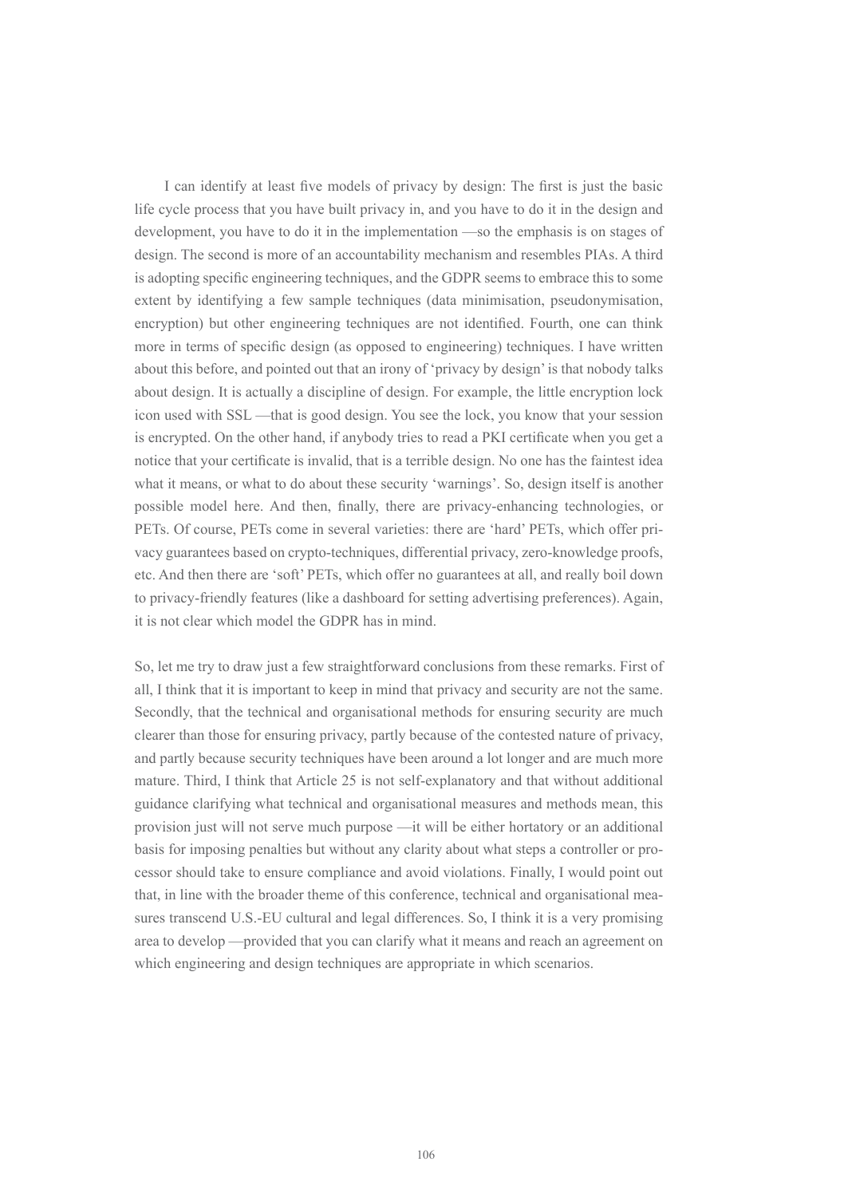I can identify at least five models of privacy by design: The first is just the basic life cycle process that you have built privacy in, and you have to do it in the design and development, you have to do it in the implementation —so the emphasis is on stages of design. The second is more of an accountability mechanism and resembles PIAs. A third is adopting specific engineering techniques, and the GDPR seems to embrace this to some extent by identifying a few sample techniques (data minimisation, pseudonymisation, encryption) but other engineering techniques are not identified. Fourth, one can think more in terms of specific design (as opposed to engineering) techniques. I have written about this before, and pointed out that an irony of 'privacy by design' is that nobody talks about design. It is actually a discipline of design. For example, the little encryption lock icon used with SSL —that is good design. You see the lock, you know that your session is encrypted. On the other hand, if anybody tries to read a PKI certificate when you get a notice that your certificate is invalid, that is a terrible design. No one has the faintest idea what it means, or what to do about these security 'warnings'. So, design itself is another possible model here. And then, finally, there are privacy-enhancing technologies, or PETs. Of course, PETs come in several varieties: there are 'hard' PETs, which offer privacy guarantees based on crypto-techniques, differential privacy, zero-knowledge proofs, etc. And then there are 'soft' PETs, which offer no guarantees at all, and really boil down to privacy-friendly features (like a dashboard for setting advertising preferences). Again, it is not clear which model the GDPR has in mind.

So, let me try to draw just a few straightforward conclusions from these remarks. First of all, I think that it is important to keep in mind that privacy and security are not the same. Secondly, that the technical and organisational methods for ensuring security are much clearer than those for ensuring privacy, partly because of the contested nature of privacy, and partly because security techniques have been around a lot longer and are much more mature. Third, I think that Article 25 is not self-explanatory and that without additional guidance clarifying what technical and organisational measures and methods mean, this provision just will not serve much purpose —it will be either hortatory or an additional basis for imposing penalties but without any clarity about what steps a controller or processor should take to ensure compliance and avoid violations. Finally, I would point out that, in line with the broader theme of this conference, technical and organisational measures transcend U.S.-EU cultural and legal differences. So, I think it is a very promising area to develop —provided that you can clarify what it means and reach an agreement on which engineering and design techniques are appropriate in which scenarios.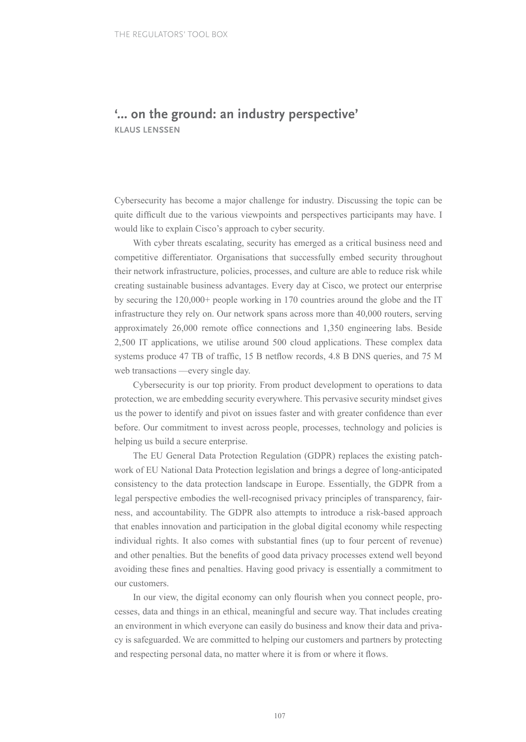## '... on the ground: an industry perspective'

**KLAUS LENSSEN**

Cybersecurity has become a major challenge for industry. Discussing the topic can be quite difficult due to the various viewpoints and perspectives participants may have. I would like to explain Cisco's approach to cyber security.

With cyber threats escalating, security has emerged as a critical business need and competitive differentiator. Organisations that successfully embed security throughout their network infrastructure, policies, processes, and culture are able to reduce risk while creating sustainable business advantages. Every day at Cisco, we protect our enterprise by securing the 120,000+ people working in 170 countries around the globe and the IT infrastructure they rely on. Our network spans across more than 40,000 routers, serving approximately 26,000 remote office connections and 1,350 engineering labs. Beside 2,500 IT applications, we utilise around 500 cloud applications. These complex data systems produce 47 TB of traffic, 15 B netflow records, 4.8 B DNS queries, and 75 M web transactions —every single day.

Cybersecurity is our top priority. From product development to operations to data protection, we are embedding security everywhere. This pervasive security mindset gives us the power to identify and pivot on issues faster and with greater confidence than ever before. Our commitment to invest across people, processes, technology and policies is helping us build a secure enterprise.

The EU General Data Protection Regulation (GDPR) replaces the existing patchwork of EU National Data Protection legislation and brings a degree of long-anticipated consistency to the data protection landscape in Europe. Essentially, the GDPR from a legal perspective embodies the well-recognised privacy principles of transparency, fairness, and accountability. The GDPR also attempts to introduce a risk-based approach that enables innovation and participation in the global digital economy while respecting individual rights. It also comes with substantial fines (up to four percent of revenue) and other penalties. But the benefits of good data privacy processes extend well beyond avoiding these fines and penalties. Having good privacy is essentially a commitment to our customers.

In our view, the digital economy can only flourish when you connect people, processes, data and things in an ethical, meaningful and secure way. That includes creating an environment in which everyone can easily do business and know their data and privacy is safeguarded. We are committed to helping our customers and partners by protecting and respecting personal data, no matter where it is from or where it flows.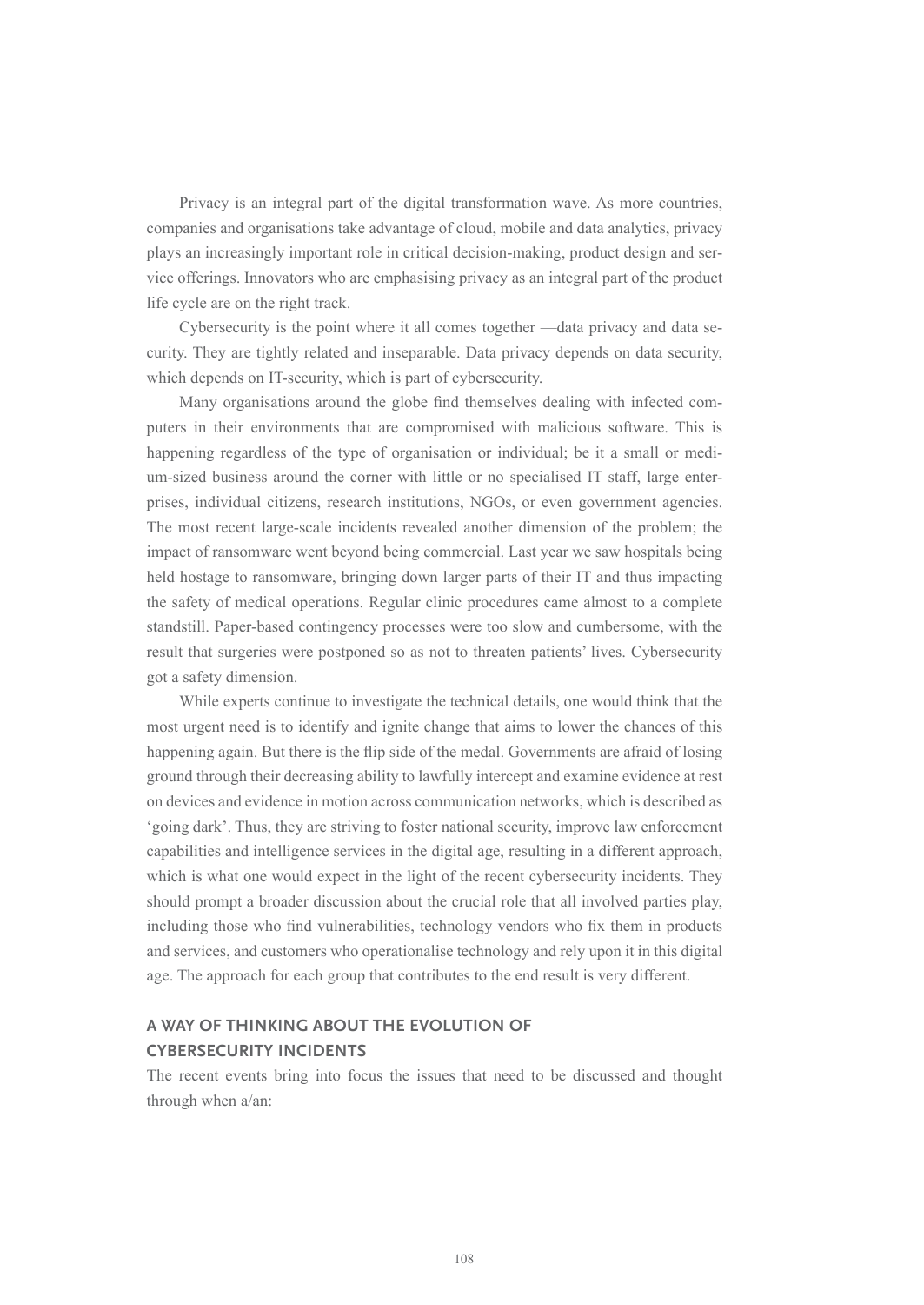Privacy is an integral part of the digital transformation wave. As more countries, companies and organisations take advantage of cloud, mobile and data analytics, privacy plays an increasingly important role in critical decision-making, product design and service offerings. Innovators who are emphasising privacy as an integral part of the product life cycle are on the right track.

Cybersecurity is the point where it all comes together —data privacy and data security. They are tightly related and inseparable. Data privacy depends on data security, which depends on IT-security, which is part of cybersecurity.

Many organisations around the globe find themselves dealing with infected computers in their environments that are compromised with malicious software. This is happening regardless of the type of organisation or individual; be it a small or medium-sized business around the corner with little or no specialised IT staff, large enterprises, individual citizens, research institutions, NGOs, or even government agencies. The most recent large-scale incidents revealed another dimension of the problem; the impact of ransomware went beyond being commercial. Last year we saw hospitals being held hostage to ransomware, bringing down larger parts of their IT and thus impacting the safety of medical operations. Regular clinic procedures came almost to a complete standstill. Paper-based contingency processes were too slow and cumbersome, with the result that surgeries were postponed so as not to threaten patients' lives. Cybersecurity got a safety dimension.

While experts continue to investigate the technical details, one would think that the most urgent need is to identify and ignite change that aims to lower the chances of this happening again. But there is the flip side of the medal. Governments are afraid of losing ground through their decreasing ability to lawfully intercept and examine evidence at rest on devices and evidence in motion across communication networks, which is described as 'going dark'. Thus, they are striving to foster national security, improve law enforcement capabilities and intelligence services in the digital age, resulting in a different approach, which is what one would expect in the light of the recent cybersecurity incidents. They should prompt a broader discussion about the crucial role that all involved parties play, including those who find vulnerabilities, technology vendors who fix them in products and services, and customers who operationalise technology and rely upon it in this digital age. The approach for each group that contributes to the end result is very different.

## A WAY OF THINKING ABOUT THE EVOLUTION OF CYBERSECURITY INCIDENTS

The recent events bring into focus the issues that need to be discussed and thought through when a/an: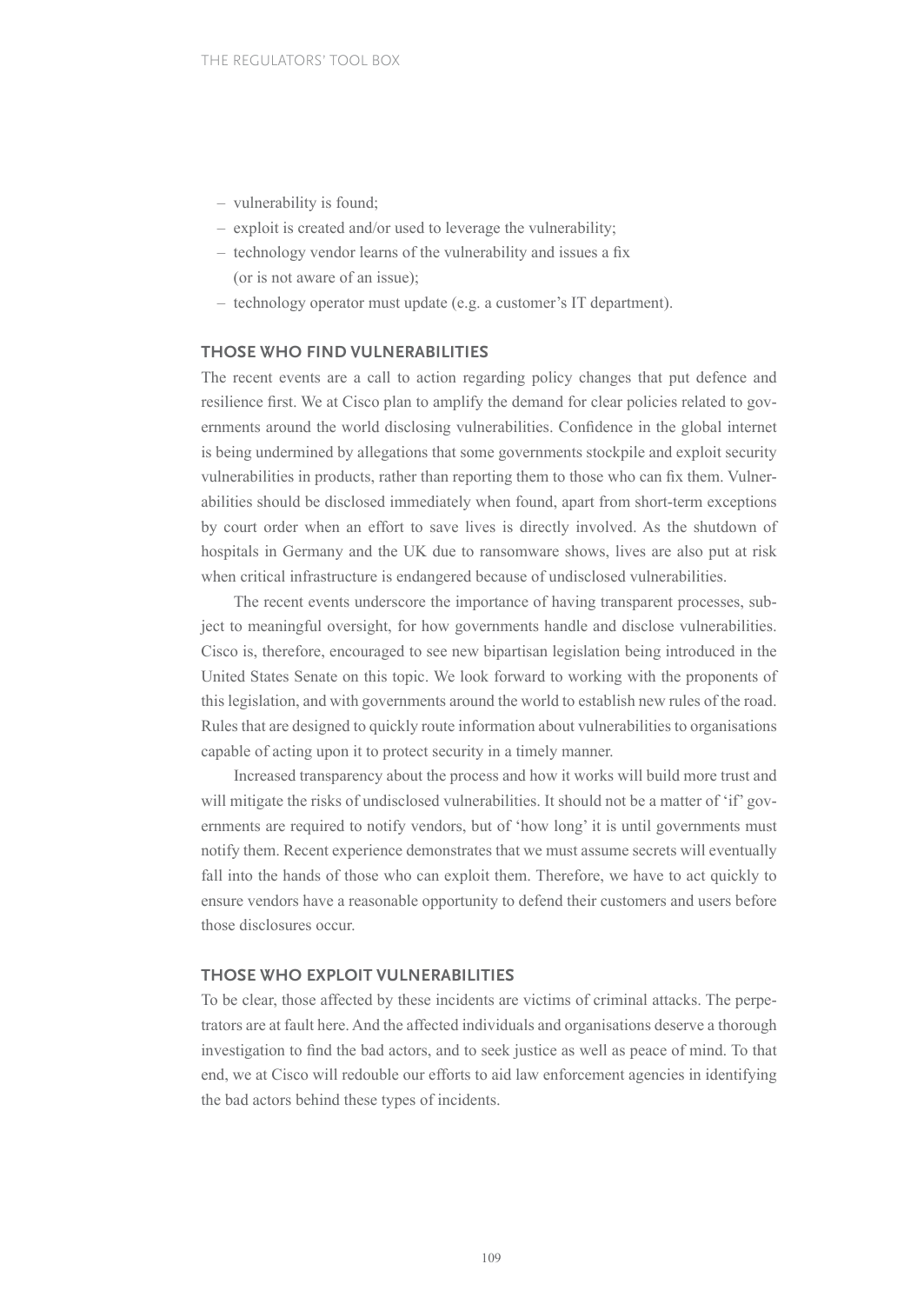- vulnerability is found;
- exploit is created and/or used to leverage the vulnerability;
- technology vendor learns of the vulnerability and issues a fix (or is not aware of an issue);
- technology operator must update (e.g. a customer's IT department).

### THOSE WHO FIND VULNERABILITIES

The recent events are a call to action regarding policy changes that put defence and resilience first. We at Cisco plan to amplify the demand for clear policies related to governments around the world disclosing vulnerabilities. Confidence in the global internet is being undermined by allegations that some governments stockpile and exploit security vulnerabilities in products, rather than reporting them to those who can fix them. Vulnerabilities should be disclosed immediately when found, apart from short-term exceptions by court order when an effort to save lives is directly involved. As the shutdown of hospitals in Germany and the UK due to ransomware shows, lives are also put at risk when critical infrastructure is endangered because of undisclosed vulnerabilities.

The recent events underscore the importance of having transparent processes, subject to meaningful oversight, for how governments handle and disclose vulnerabilities. Cisco is, therefore, encouraged to see new bipartisan legislation being introduced in the United States Senate on this topic. We look forward to working with the proponents of this legislation, and with governments around the world to establish new rules of the road. Rules that are designed to quickly route information about vulnerabilities to organisations capable of acting upon it to protect security in a timely manner.

Increased transparency about the process and how it works will build more trust and will mitigate the risks of undisclosed vulnerabilities. It should not be a matter of 'if' governments are required to notify vendors, but of 'how long' it is until governments must notify them. Recent experience demonstrates that we must assume secrets will eventually fall into the hands of those who can exploit them. Therefore, we have to act quickly to ensure vendors have a reasonable opportunity to defend their customers and users before those disclosures occur.

### THOSE WHO EXPLOIT VULNERABILITIES

To be clear, those affected by these incidents are victims of criminal attacks. The perpetrators are at fault here. And the affected individuals and organisations deserve a thorough investigation to find the bad actors, and to seek justice as well as peace of mind. To that end, we at Cisco will redouble our efforts to aid law enforcement agencies in identifying the bad actors behind these types of incidents.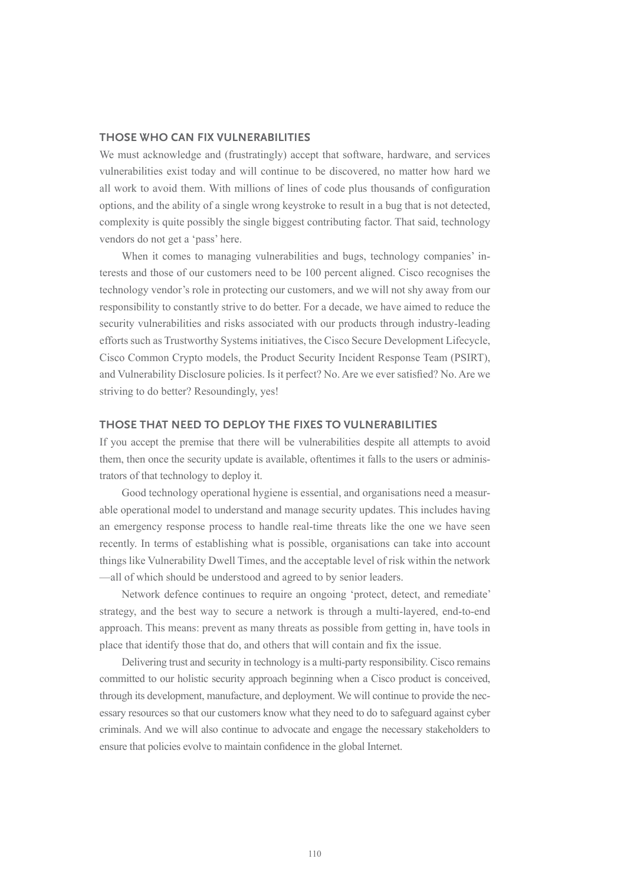### THOSE WHO CAN FIX VULNERABILITIES

We must acknowledge and (frustratingly) accept that software, hardware, and services vulnerabilities exist today and will continue to be discovered, no matter how hard we all work to avoid them. With millions of lines of code plus thousands of configuration options, and the ability of a single wrong keystroke to result in a bug that is not detected, complexity is quite possibly the single biggest contributing factor. That said, technology vendors do not get a 'pass' here.

When it comes to managing vulnerabilities and bugs, technology companies' interests and those of our customers need to be 100 percent aligned. Cisco recognises the technology vendor's role in protecting our customers, and we will not shy away from our responsibility to constantly strive to do better. For a decade, we have aimed to reduce the security vulnerabilities and risks associated with our products through industry-leading efforts such as Trustworthy Systems initiatives, the Cisco Secure Development Lifecycle, Cisco Common Crypto models, the Product Security Incident Response Team (PSIRT), and Vulnerability Disclosure policies. Is it perfect? No. Are we ever satisfied? No. Are we striving to do better? Resoundingly, yes!

### THOSE THAT NEED TO DEPLOY THE FIXES TO VULNERABILITIES

If you accept the premise that there will be vulnerabilities despite all attempts to avoid them, then once the security update is available, oftentimes it falls to the users or administrators of that technology to deploy it.

Good technology operational hygiene is essential, and organisations need a measurable operational model to understand and manage security updates. This includes having an emergency response process to handle real-time threats like the one we have seen recently. In terms of establishing what is possible, organisations can take into account things like Vulnerability Dwell Times, and the acceptable level of risk within the network —all of which should be understood and agreed to by senior leaders.

Network defence continues to require an ongoing 'protect, detect, and remediate' strategy, and the best way to secure a network is through a multi-layered, end-to-end approach. This means: prevent as many threats as possible from getting in, have tools in place that identify those that do, and others that will contain and fix the issue.

Delivering trust and security in technology is a multi-party responsibility. Cisco remains committed to our holistic security approach beginning when a Cisco product is conceived, through its development, manufacture, and deployment. We will continue to provide the necessary resources so that our customers know what they need to do to safeguard against cyber criminals. And we will also continue to advocate and engage the necessary stakeholders to ensure that policies evolve to maintain confidence in the global Internet.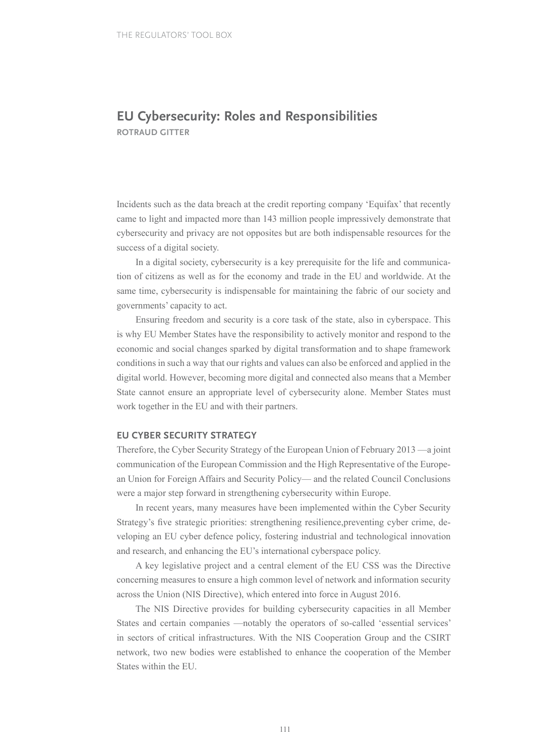# EU Cybersecurity: Roles and Responsibilities

**ROTRAUD GITTER**

Incidents such as the data breach at the credit reporting company 'Equifax' that recently came to light and impacted more than 143 million people impressively demonstrate that cybersecurity and privacy are not opposites but are both indispensable resources for the success of a digital society.

In a digital society, cybersecurity is a key prerequisite for the life and communication of citizens as well as for the economy and trade in the EU and worldwide. At the same time, cybersecurity is indispensable for maintaining the fabric of our society and governments' capacity to act.

Ensuring freedom and security is a core task of the state, also in cyberspace. This is why EU Member States have the responsibility to actively monitor and respond to the economic and social changes sparked by digital transformation and to shape framework conditions in such a way that our rights and values can also be enforced and applied in the digital world. However, becoming more digital and connected also means that a Member State cannot ensure an appropriate level of cybersecurity alone. Member States must work together in the EU and with their partners.

## EU CYBER SECURITY STRATEGY

Therefore, the Cyber Security Strategy of the European Union of February 2013 —a joint communication of the European Commission and the High Representative of the European Union for Foreign Affairs and Security Policy— and the related Council Conclusions were a major step forward in strengthening cybersecurity within Europe.

In recent years, many measures have been implemented within the Cyber Security Strategy's five strategic priorities: strengthening resilience,preventing cyber crime, developing an EU cyber defence policy, fostering industrial and technological innovation and research, and enhancing the EU's international cyberspace policy.

A key legislative project and a central element of the EU CSS was the Directive concerning measures to ensure a high common level of network and information security across the Union (NIS Directive), which entered into force in August 2016.

The NIS Directive provides for building cybersecurity capacities in all Member States and certain companies —notably the operators of so-called 'essential services' in sectors of critical infrastructures. With the NIS Cooperation Group and the CSIRT network, two new bodies were established to enhance the cooperation of the Member States within the EU.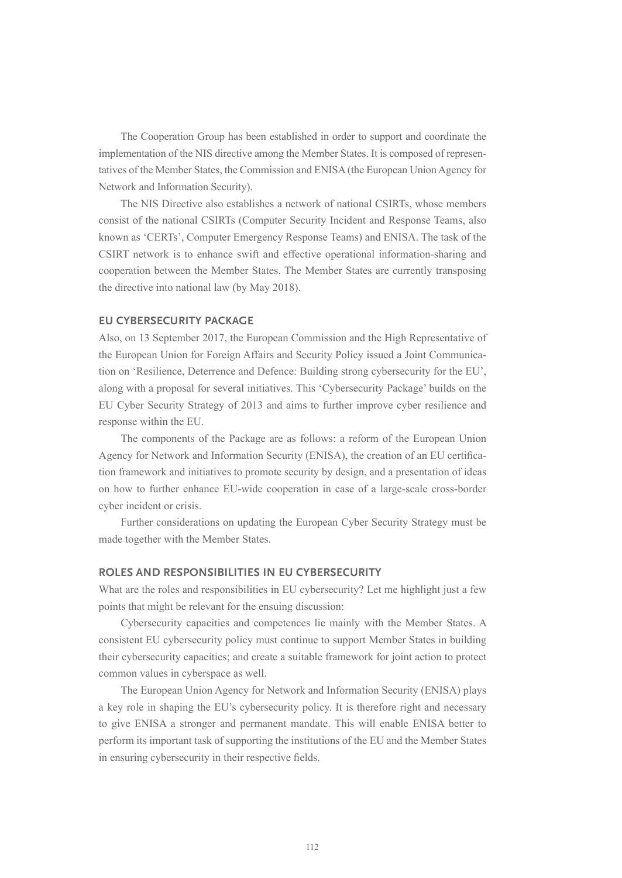The Cooperation Group has been established in order to support and coordinate the implementation of the NIS directive among the Member States. It is composed of representatives of the Member States, the Commission and ENISA (the European Union Agency for Network and Information Security).

The NIS Directive also establishes a network of national CSIRTs, whose members consist of the national CSIRTs (Computer Security Incident and Response Teams, also known as 'CERTs', Computer Emergency Response Teams) and ENISA. The task of the CSIRT network is to enhance swift and effective operational information-sharing and cooperation between the Member States. The Member States are currently transposing the directive into national law (by May 2018).

## EU CYBERSECURITY PACKAGE

Also, on 13 September 2017, the European Commission and the High Representative of the European Union for Foreign Affairs and Security Policy issued a Joint Communication on 'Resilience, Deterrence and Defence: Building strong cybersecurity for the EU', along with a proposal for several initiatives. This 'Cybersecurity Package' builds on the EU Cyber Security Strategy of 2013 and aims to further improve cyber resilience and response within the EU.

The components of the Package are as follows: a reform of the European Union Agency for Network and Information Security (ENISA), the creation of an EU certification framework and initiatives to promote security by design, and a presentation of ideas on how to further enhance EU-wide cooperation in case of a large-scale cross-border cyber incident or crisis.

Further considerations on updating the European Cyber Security Strategy must be made together with the Member States.

## ROLES AND RESPONSIBILITIES IN EU CYBERSECURITY

What are the roles and responsibilities in EU cybersecurity? Let me highlight just a few points that might be relevant for the ensuing discussion:

Cybersecurity capacities and competences lie mainly with the Member States. A consistent EU cybersecurity policy must continue to support Member States in building their cybersecurity capacities; and create a suitable framework for joint action to protect common values in cyberspace as well.

The European Union Agency for Network and Information Security (ENISA) plays a key role in shaping the EU's cybersecurity policy. It is therefore right and necessary to give ENISA a stronger and permanent mandate. This will enable ENISA better to perform its important task of supporting the institutions of the EU and the Member States in ensuring cybersecurity in their respective fields.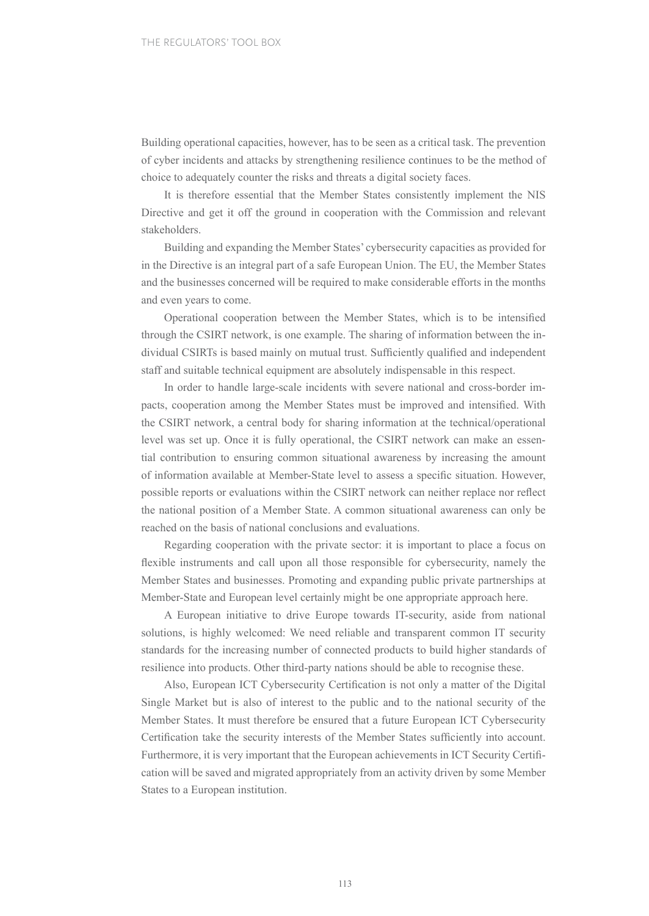Building operational capacities, however, has to be seen as a critical task. The prevention of cyber incidents and attacks by strengthening resilience continues to be the method of choice to adequately counter the risks and threats a digital society faces.

It is therefore essential that the Member States consistently implement the NIS Directive and get it off the ground in cooperation with the Commission and relevant stakeholders.

Building and expanding the Member States' cybersecurity capacities as provided for in the Directive is an integral part of a safe European Union. The EU, the Member States and the businesses concerned will be required to make considerable efforts in the months and even years to come.

Operational cooperation between the Member States, which is to be intensified through the CSIRT network, is one example. The sharing of information between the individual CSIRTs is based mainly on mutual trust. Sufficiently qualified and independent staff and suitable technical equipment are absolutely indispensable in this respect.

In order to handle large-scale incidents with severe national and cross-border impacts, cooperation among the Member States must be improved and intensified. With the CSIRT network, a central body for sharing information at the technical/operational level was set up. Once it is fully operational, the CSIRT network can make an essential contribution to ensuring common situational awareness by increasing the amount of information available at Member-State level to assess a specific situation. However, possible reports or evaluations within the CSIRT network can neither replace nor reflect the national position of a Member State. A common situational awareness can only be reached on the basis of national conclusions and evaluations.

Regarding cooperation with the private sector: it is important to place a focus on flexible instruments and call upon all those responsible for cybersecurity, namely the Member States and businesses. Promoting and expanding public private partnerships at Member-State and European level certainly might be one appropriate approach here.

A European initiative to drive Europe towards IT-security, aside from national solutions, is highly welcomed: We need reliable and transparent common IT security standards for the increasing number of connected products to build higher standards of resilience into products. Other third-party nations should be able to recognise these.

Also, European ICT Cybersecurity Certification is not only a matter of the Digital Single Market but is also of interest to the public and to the national security of the Member States. It must therefore be ensured that a future European ICT Cybersecurity Certification take the security interests of the Member States sufficiently into account. Furthermore, it is very important that the European achievements in ICT Security Certification will be saved and migrated appropriately from an activity driven by some Member States to a European institution.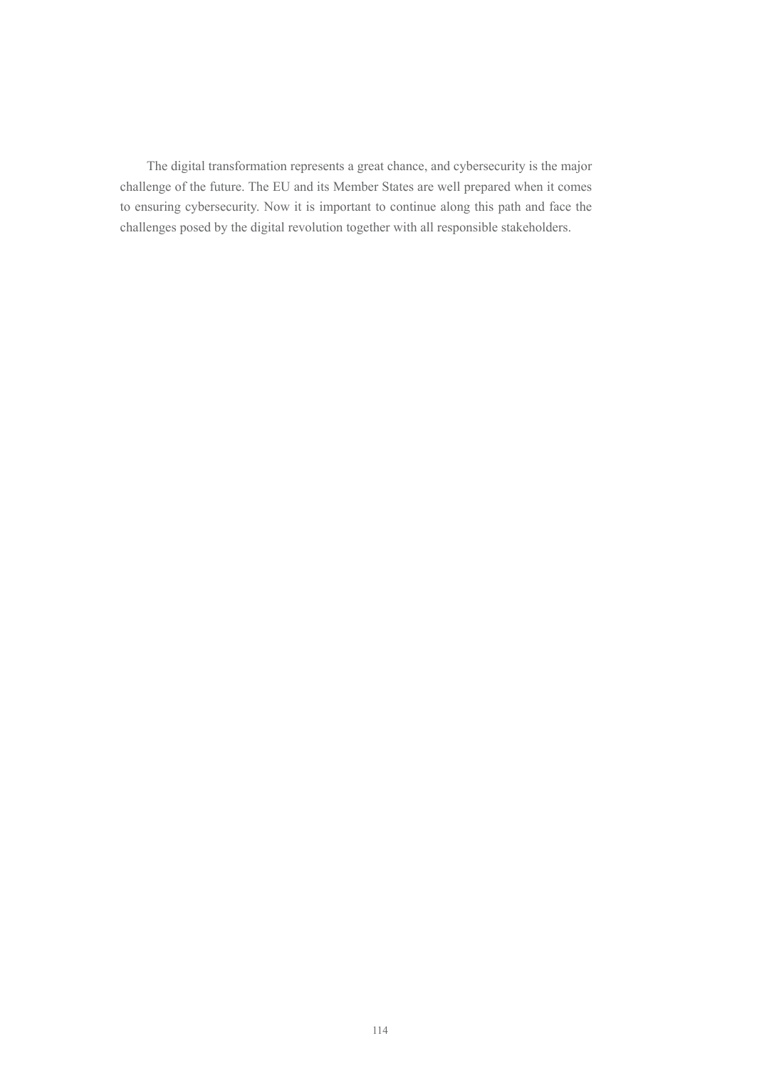The digital transformation represents a great chance, and cybersecurity is the major challenge of the future. The EU and its Member States are well prepared when it comes to ensuring cybersecurity. Now it is important to continue along this path and face the challenges posed by the digital revolution together with all responsible stakeholders.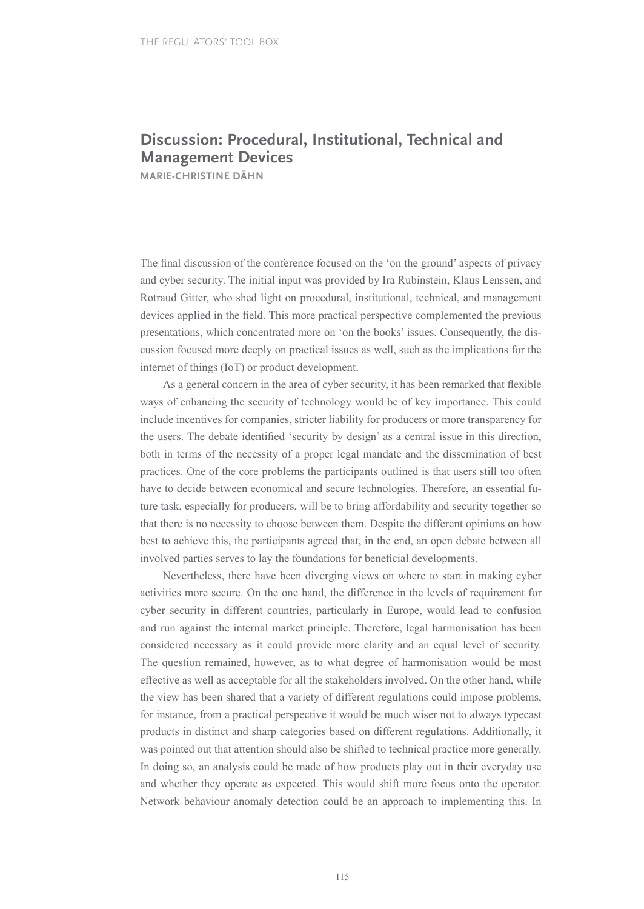## Discussion: Procedural, Institutional, Technical and Management Devices

MARIE-CHRISTINE DÄHN

The final discussion of the conference focused on the 'on the ground' aspects of privacy and cyber security. The initial input was provided by Ira Rubinstein, Klaus Lenssen, and Rotraud Gitter, who shed light on procedural, institutional, technical, and management devices applied in the field. This more practical perspective complemented the previous presentations, which concentrated more on 'on the books' issues. Consequently, the discussion focused more deeply on practical issues as well, such as the implications for the internet of things (IoT) or product development.

As a general concern in the area of cyber security, it has been remarked that flexible ways of enhancing the security of technology would be of key importance. This could include incentives for companies, stricter liability for producers or more transparency for the users. The debate identified 'security by design' as a central issue in this direction, both in terms of the necessity of a proper legal mandate and the dissemination of best practices. One of the core problems the participants outlined is that users still too often have to decide between economical and secure technologies. Therefore, an essential future task, especially for producers, will be to bring affordability and security together so that there is no necessity to choose between them. Despite the different opinions on how best to achieve this, the participants agreed that, in the end, an open debate between all involved parties serves to lay the foundations for beneficial developments.

Nevertheless, there have been diverging views on where to start in making cyber activities more secure. On the one hand, the difference in the levels of requirement for cyber security in different countries, particularly in Europe, would lead to confusion and run against the internal market principle. Therefore, legal harmonisation has been considered necessary as it could provide more clarity and an equal level of security. The question remained, however, as to what degree of harmonisation would be most effective as well as acceptable for all the stakeholders involved. On the other hand, while the view has been shared that a variety of different regulations could impose problems, for instance, from a practical perspective it would be much wiser not to always typecast products in distinct and sharp categories based on different regulations. Additionally, it was pointed out that attention should also be shifted to technical practice more generally. In doing so, an analysis could be made of how products play out in their everyday use and whether they operate as expected. This would shift more focus onto the operator. Network behaviour anomaly detection could be an approach to implementing this. In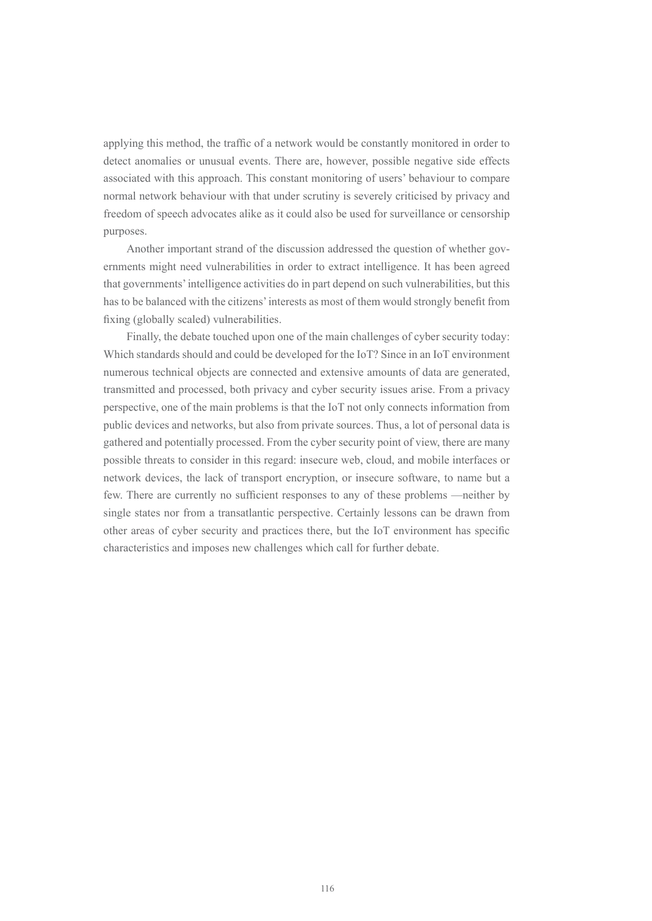applying this method, the traffic of a network would be constantly monitored in order to detect anomalies or unusual events. There are, however, possible negative side effects associated with this approach. This constant monitoring of users' behaviour to compare normal network behaviour with that under scrutiny is severely criticised by privacy and freedom of speech advocates alike as it could also be used for surveillance or censorship purposes.

Another important strand of the discussion addressed the question of whether governments might need vulnerabilities in order to extract intelligence. It has been agreed that governments' intelligence activities do in part depend on such vulnerabilities, but this has to be balanced with the citizens' interests as most of them would strongly benefit from fixing (globally scaled) vulnerabilities.

Finally, the debate touched upon one of the main challenges of cyber security today: Which standards should and could be developed for the IoT? Since in an IoT environment numerous technical objects are connected and extensive amounts of data are generated, transmitted and processed, both privacy and cyber security issues arise. From a privacy perspective, one of the main problems is that the IoT not only connects information from public devices and networks, but also from private sources. Thus, a lot of personal data is gathered and potentially processed. From the cyber security point of view, there are many possible threats to consider in this regard: insecure web, cloud, and mobile interfaces or network devices, the lack of transport encryption, or insecure software, to name but a few. There are currently no sufficient responses to any of these problems —neither by single states nor from a transatlantic perspective. Certainly lessons can be drawn from other areas of cyber security and practices there, but the IoT environment has specific characteristics and imposes new challenges which call for further debate.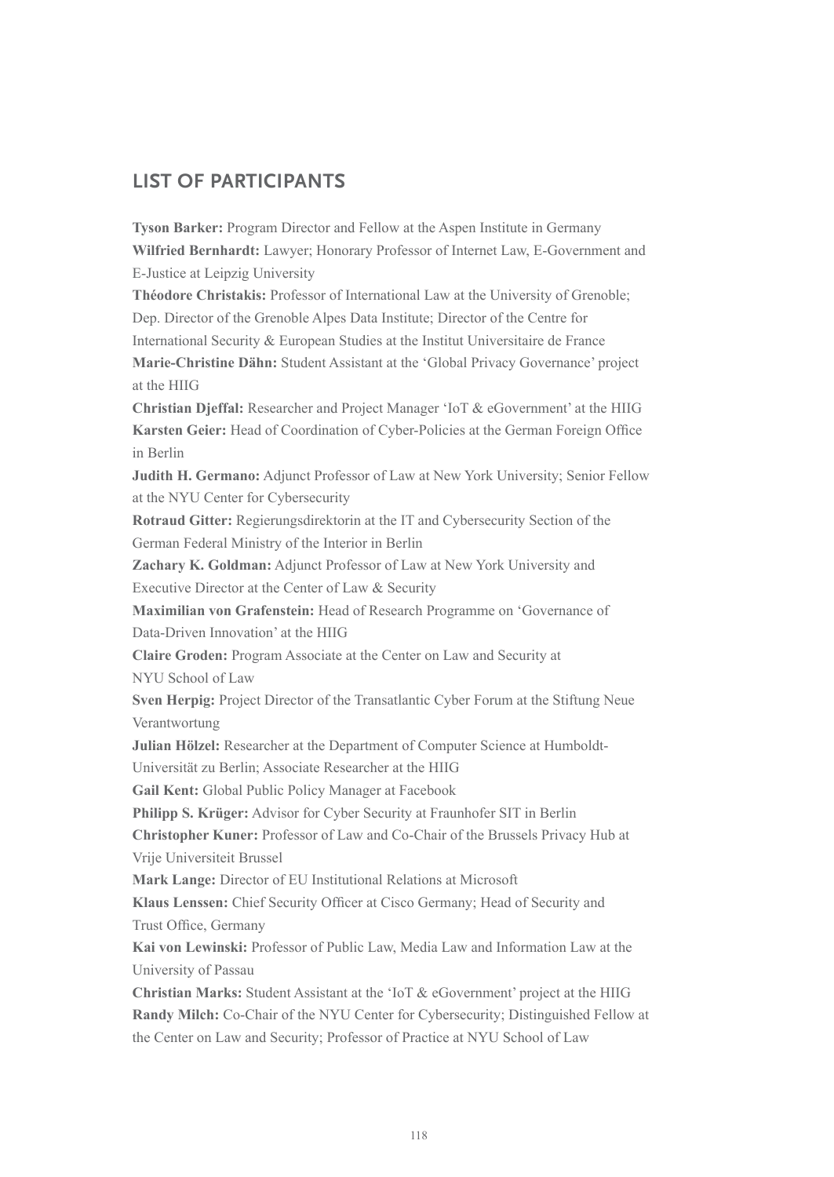## LIST OF PARTICIPANTS

**Tyson Barker:** Program Director and Fellow at the Aspen Institute in Germany

**Wilfried Bernhardt:** Lawyer; Honorary Professor of Internet Law, E-Government and E-Justice at Leipzig University

**Théodore Christakis:** Professor of International Law at the University of Grenoble; Dep. Director of the Grenoble Alpes Data Institute; Director of the Centre for International Security & European Studies at the Institut Universitaire de France

**Marie-Christine Dähn:** Student Assistant at the 'Global Privacy Governance' project at the HIIG

**Christian Djeffal:** Researcher and Project Manager 'IoT & eGovernment' at the HIIG

**Karsten Geier:** Head of Coordination of Cyber-Policies at the German Foreign Office in Berlin

**Judith H. Germano:** Adjunct Professor of Law at New York University; Senior Fellow at the NYU Center for Cybersecurity

**Rotraud Gitter:** Regierungsdirektorin at the IT and Cybersecurity Section of the German Federal Ministry of the Interior in Berlin

**Zachary K. Goldman:** Adjunct Professor of Law at New York University and Executive Director at the Center of Law & Security

**Maximilian von Grafenstein:** Head of Research Programme on 'Governance of Data-Driven Innovation' at the HIIG

**Claire Groden:** Program Associate at the Center on Law and Security at NYU School of Law

**Sven Herpig:** Project Director of the Transatlantic Cyber Forum at the Stiftung Neue Verantwortung

**Julian Hölzel:** Researcher at the Department of Computer Science at Humboldt-Universität zu Berlin; Associate Researcher at the HIIG

**Gail Kent:** Global Public Policy Manager at Facebook

**Philipp S. Krüger:** Advisor for Cyber Security at Fraunhofer SIT in Berlin

**Christopher Kuner:** Professor of Law and Co-Chair of the Brussels Privacy Hub at Vrije Universiteit Brussel

**Mark Lange:** Director of EU Institutional Relations at Microsoft

**Klaus Lenssen:** Chief Security Officer at Cisco Germany; Head of Security and Trust Office, Germany

**Kai von Lewinski:** Professor of Public Law, Media Law and Information Law at the University of Passau

**Christian Marks:** Student Assistant at the 'IoT & eGovernment' project at the HIIG

**Randy Milch:** Co-Chair of the NYU Center for Cybersecurity; Distinguished Fellow at the Center on Law and Security; Professor of Practice at NYU School of Law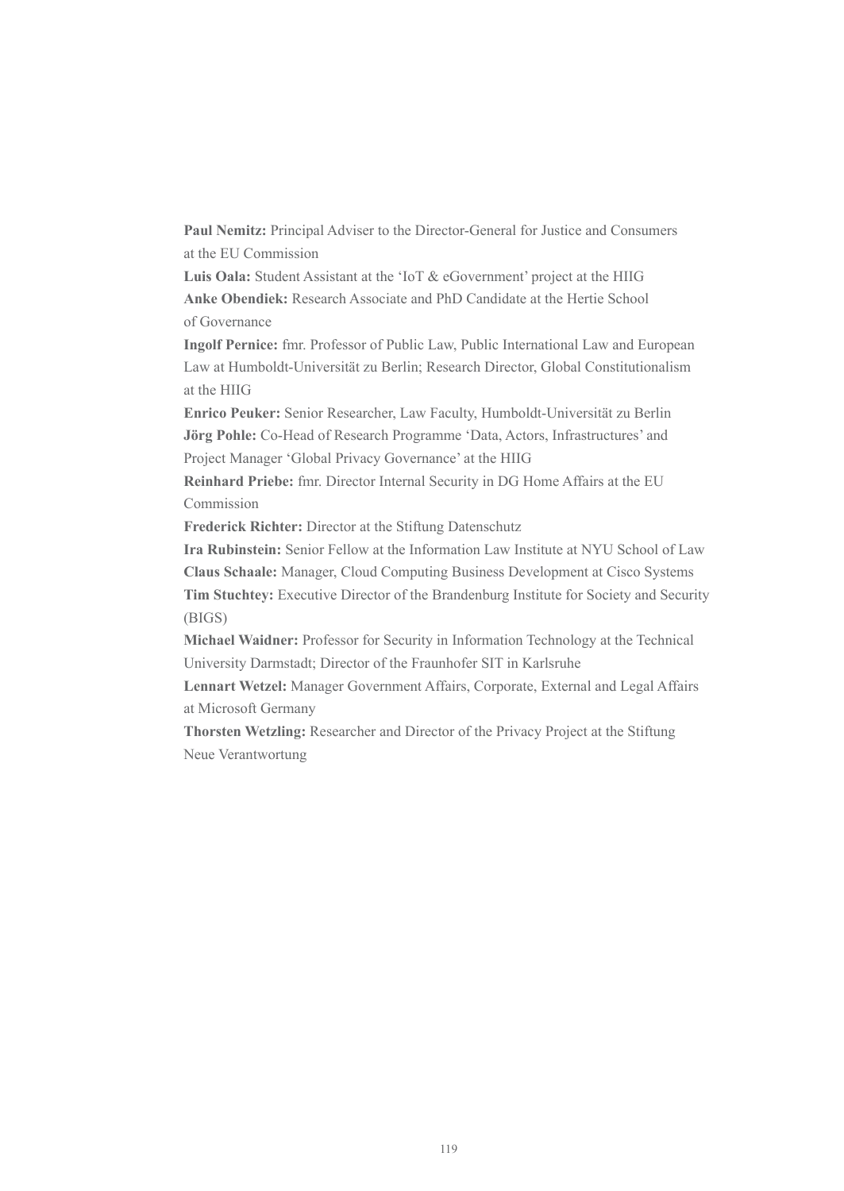**Paul Nemitz:** Principal Adviser to the Director-General for Justice and Consumers at the EU Commission

**Luis Oala:** Student Assistant at the 'IoT & eGovernment' project at the HIIG

**Anke Obendiek:** Research Associate and PhD Candidate at the Hertie School of Governance

**Ingolf Pernice:** fmr. Professor of Public Law, Public International Law and European Law at Humboldt-Universität zu Berlin; Research Director, Global Constitutionalism at the HIIG

**Enrico Peuker:** Senior Researcher, Law Faculty, Humboldt-Universität zu Berlin

**Jörg Pohle:** Co-Head of Research Programme 'Data, Actors, Infrastructures' and Project Manager 'Global Privacy Governance' at the HIIG

**Reinhard Priebe:** fmr. Director Internal Security in DG Home Affairs at the EU Commission

**Frederick Richter:** Director at the Stiftung Datenschutz

**Ira Rubinstein:** Senior Fellow at the Information Law Institute at NYU School of Law

**Claus Schaale:** Manager, Cloud Computing Business Development at Cisco Systems

**Tim Stuchtey:** Executive Director of the Brandenburg Institute for Society and Security (BIGS)

**Michael Waidner:** Professor for Security in Information Technology at the Technical University Darmstadt; Director of the Fraunhofer SIT in Karlsruhe

**Lennart Wetzel:** Manager Government Affairs, Corporate, External and Legal Affairs at Microsoft Germany

**Thorsten Wetzling:** Researcher and Director of the Privacy Project at the Stiftung Neue Verantwortung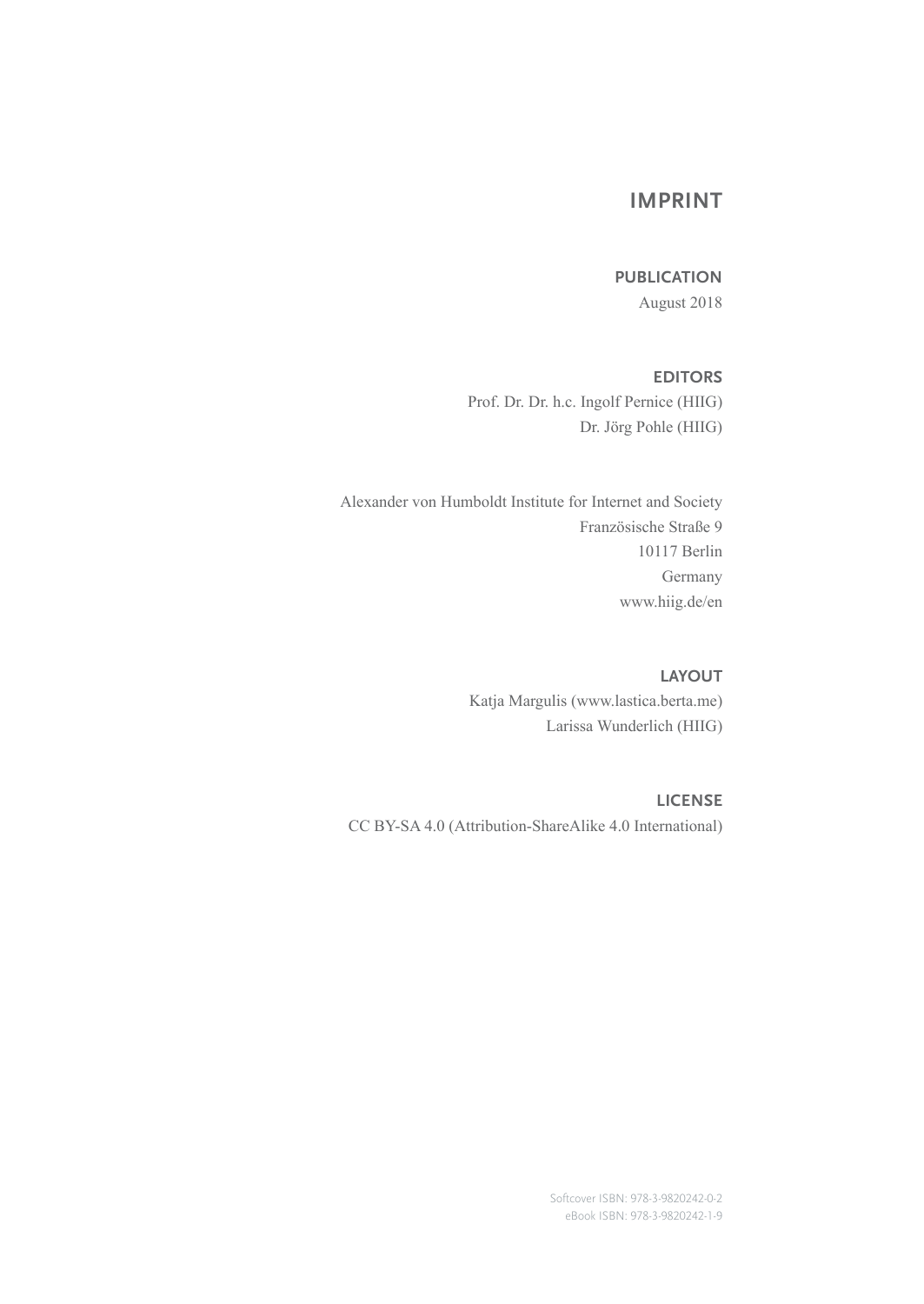# IMPRINT

## PUBLICATION

August 2018

## EDITORS

Prof. Dr. Dr. h.c. Ingolf Pernice (HIIG)
Dr. Jörg Pohle (HIIG)

Alexander von Humboldt Institute for Internet and Society
Französische Straße 9
10117 Berlin
Germany
www.hiig.de/en

## LAYOUT

Katja Margulis (www.lastica.berta.me)
Larissa Wunderlich (HIIG)

## LICENSE

CC BY-SA 4.0 (Attribution-ShareAlike 4.0 International)

Softcover ISBN: 978-3-9820242-0-2
eBook ISBN: 978-3-9820242-1-9